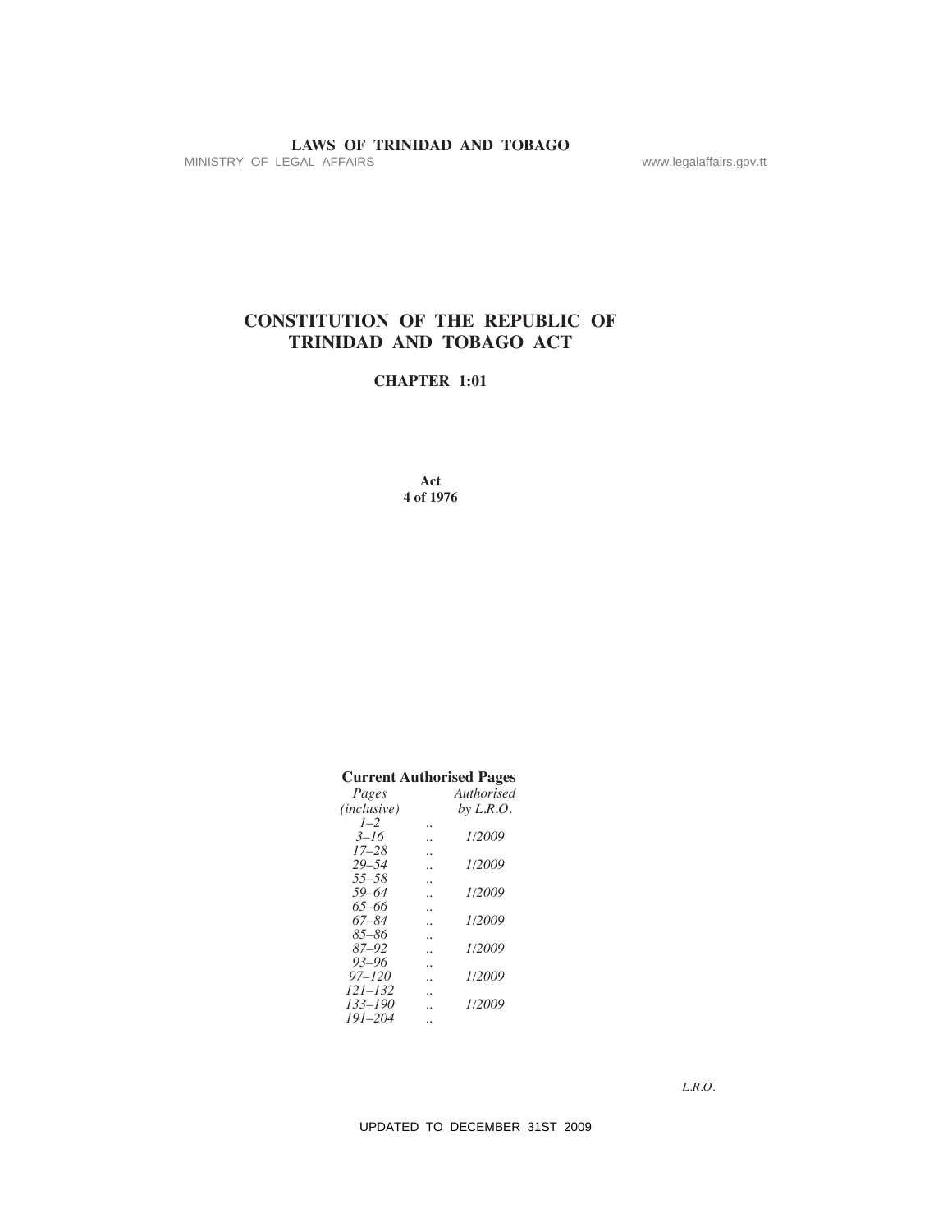**LAWS OF TRINIDAD AND TOBAGO**

MINISTRY OF LEGAL AFFAIRS www.legalaffairs.gov.tt

# CONSTITUTION OF THE REPUBLIC OF TRINIDAD AND TOBAGO ACT

## CHAPTER 1:01

**Act**
**4 of 1976**

**Current Authorised Pages**

| *Pages (inclusive)* | | *Authorised by L.R.O.* |
|---|---|---|
| *1–2* | .. | |
| *3–16* | .. | *1/2009* |
| *17–28* | .. | |
| *29–54* | .. | *1/2009* |
| *55–58* | .. | |
| *59–64* | .. | *1/2009* |
| *65–66* | .. | |
| *67–84* | .. | *1/2009* |
| *85–86* | .. | |
| *87–92* | .. | *1/2009* |
| *93–96* | .. | |
| *97–120* | .. | *1/2009* |
| *121–132* | .. | |
| *133–190* | .. | *1/2009* |
| *191–204* | .. | |

*L.R.O.*

UPDATED TO DECEMBER 31ST 2009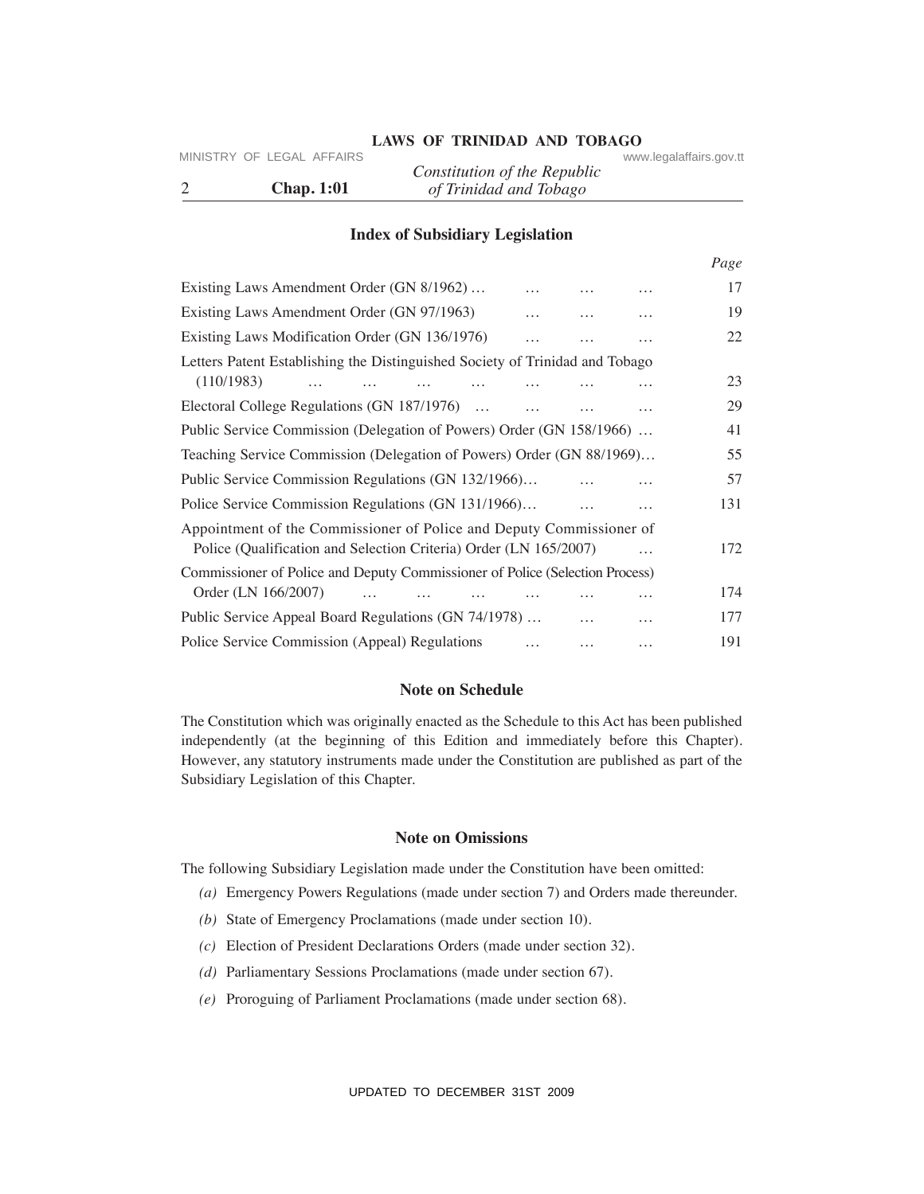## Index of Subsidiary Legislation

| | Page |
|---|---|
| Existing Laws Amendment Order (GN 8/1962) | 17 |
| Existing Laws Amendment Order (GN 97/1963) | 19 |
| Existing Laws Modification Order (GN 136/1976) | 22 |
| Letters Patent Establishing the Distinguished Society of Trinidad and Tobago (110/1983) | 23 |
| Electoral College Regulations (GN 187/1976) | 29 |
| Public Service Commission (Delegation of Powers) Order (GN 158/1966) | 41 |
| Teaching Service Commission (Delegation of Powers) Order (GN 88/1969) | 55 |
| Public Service Commission Regulations (GN 132/1966) | 57 |
| Police Service Commission Regulations (GN 131/1966) | 131 |
| Appointment of the Commissioner of Police and Deputy Commissioner of Police (Qualification and Selection Criteria) Order (LN 165/2007) | 172 |
| Commissioner of Police and Deputy Commissioner of Police (Selection Process) Order (LN 166/2007) | 174 |
| Public Service Appeal Board Regulations (GN 74/1978) | 177 |
| Police Service Commission (Appeal) Regulations | 191 |

## Note on Schedule

The Constitution which was originally enacted as the Schedule to this Act has been published independently (at the beginning of this Edition and immediately before this Chapter). However, any statutory instruments made under the Constitution are published as part of the Subsidiary Legislation of this Chapter.

## Note on Omissions

The following Subsidiary Legislation made under the Constitution have been omitted:

*(a)* Emergency Powers Regulations (made under section 7) and Orders made thereunder.

*(b)* State of Emergency Proclamations (made under section 10).

*(c)* Election of President Declarations Orders (made under section 32).

*(d)* Parliamentary Sessions Proclamations (made under section 67).

*(e)* Proroguing of Parliament Proclamations (made under section 68).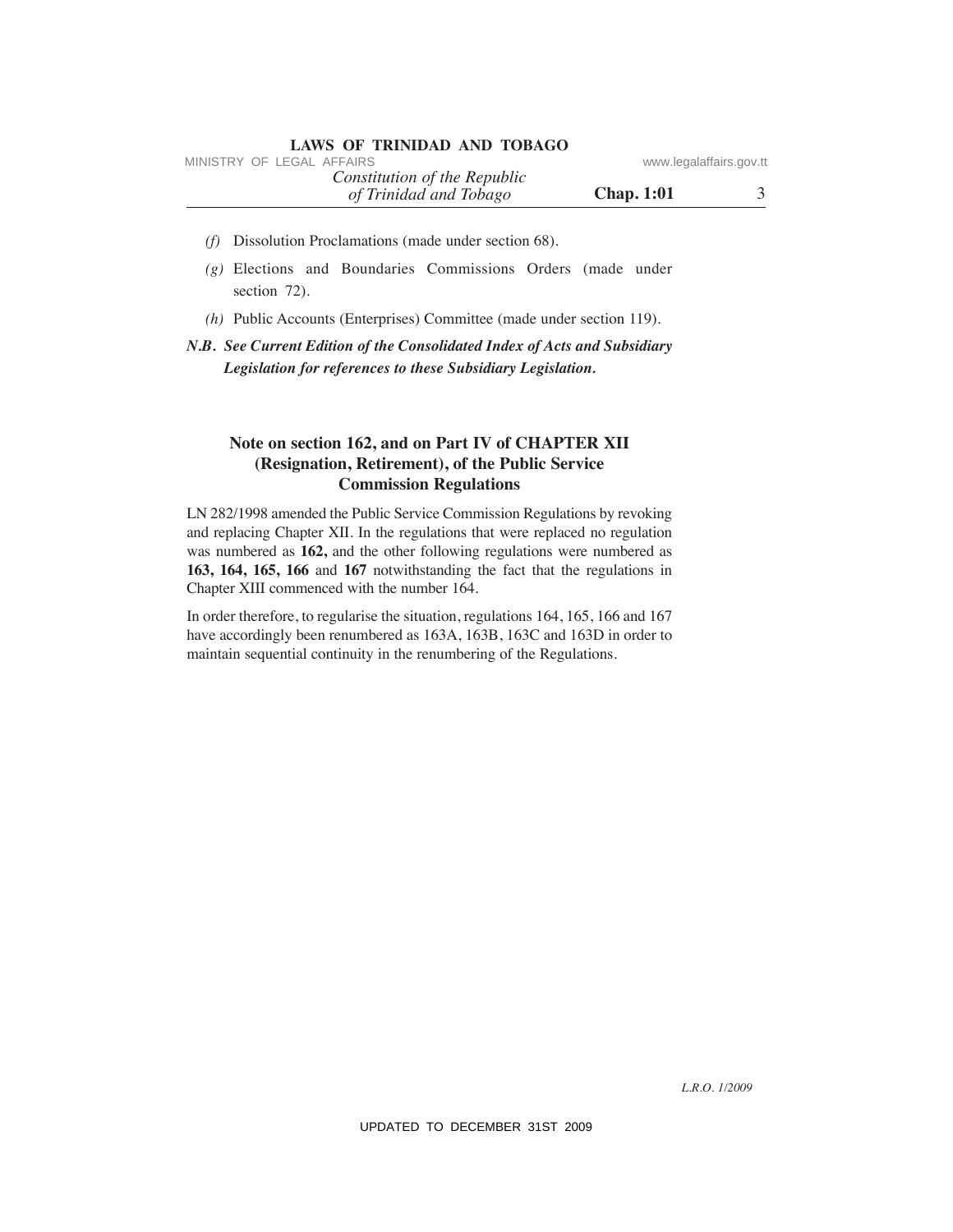*(f)* Dissolution Proclamations (made under section 68).

*(g)* Elections and Boundaries Commissions Orders (made under section 72).

*(h)* Public Accounts (Enterprises) Committee (made under section 119).

***N.B. See Current Edition of the Consolidated Index of Acts and Subsidiary Legislation for references to these Subsidiary Legislation.***

## Note on section 162, and on Part IV of CHAPTER XII (Resignation, Retirement), of the Public Service Commission Regulations

LN 282/1998 amended the Public Service Commission Regulations by revoking and replacing Chapter XII. In the regulations that were replaced no regulation was numbered as **162,** and the other following regulations were numbered as **163, 164, 165, 166** and **167** notwithstanding the fact that the regulations in Chapter XIII commenced with the number 164.

In order therefore, to regularise the situation, regulations 164, 165, 166 and 167 have accordingly been renumbered as 163A, 163B, 163C and 163D in order to maintain sequential continuity in the renumbering of the Regulations.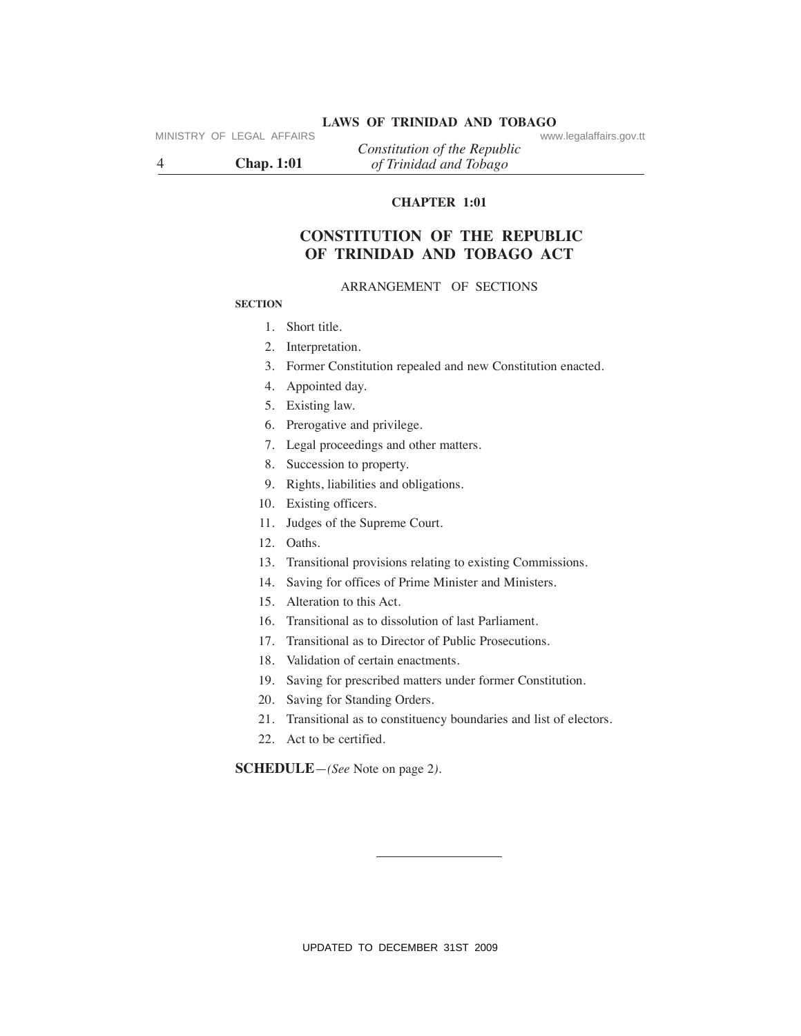# CHAPTER 1:01

## CONSTITUTION OF THE REPUBLIC OF TRINIDAD AND TOBAGO ACT

ARRANGEMENT OF SECTIONS

**SECTION**

1. Short title.
2. Interpretation.
3. Former Constitution repealed and new Constitution enacted.
4. Appointed day.
5. Existing law.
6. Prerogative and privilege.
7. Legal proceedings and other matters.
8. Succession to property.
9. Rights, liabilities and obligations.
10. Existing officers.
11. Judges of the Supreme Court.
12. Oaths.
13. Transitional provisions relating to existing Commissions.
14. Saving for offices of Prime Minister and Ministers.
15. Alteration to this Act.
16. Transitional as to dissolution of last Parliament.
17. Transitional as to Director of Public Prosecutions.
18. Validation of certain enactments.
19. Saving for prescribed matters under former Constitution.
20. Saving for Standing Orders.
21. Transitional as to constituency boundaries and list of electors.
22. Act to be certified.

**SCHEDULE**—*(See* Note on page 2*)*.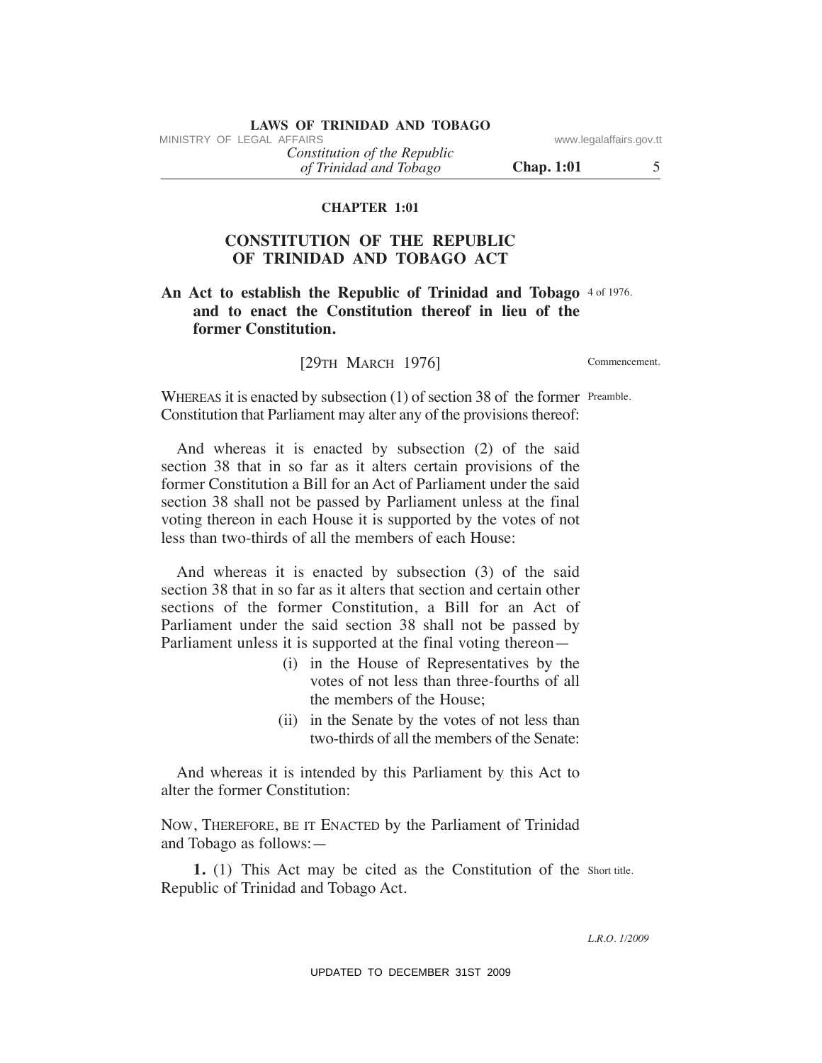## CHAPTER 1:01

# CONSTITUTION OF THE REPUBLIC OF TRINIDAD AND TOBAGO ACT

**An Act to establish the Republic of Trinidad and Tobago and to enact the Constitution thereof in lieu of the former Constitution.** 4 of 1976.

[29TH MARCH 1976] Commencement.

Preamble.

WHEREAS it is enacted by subsection (1) of section 38 of the former Constitution that Parliament may alter any of the provisions thereof:

And whereas it is enacted by subsection (2) of the said section 38 that in so far as it alters certain provisions of the former Constitution a Bill for an Act of Parliament under the said section 38 shall not be passed by Parliament unless at the final voting thereon in each House it is supported by the votes of not less than two-thirds of all the members of each House:

And whereas it is enacted by subsection (3) of the said section 38 that in so far as it alters that section and certain other sections of the former Constitution, a Bill for an Act of Parliament under the said section 38 shall not be passed by Parliament unless it is supported at the final voting thereon—

(i) in the House of Representatives by the votes of not less than three-fourths of all the members of the House;

(ii) in the Senate by the votes of not less than two-thirds of all the members of the Senate:

And whereas it is intended by this Parliament by this Act to alter the former Constitution:

NOW, THEREFORE, BE IT ENACTED by the Parliament of Trinidad and Tobago as follows:—

Short title.

**1.** (1) This Act may be cited as the Constitution of the Republic of Trinidad and Tobago Act.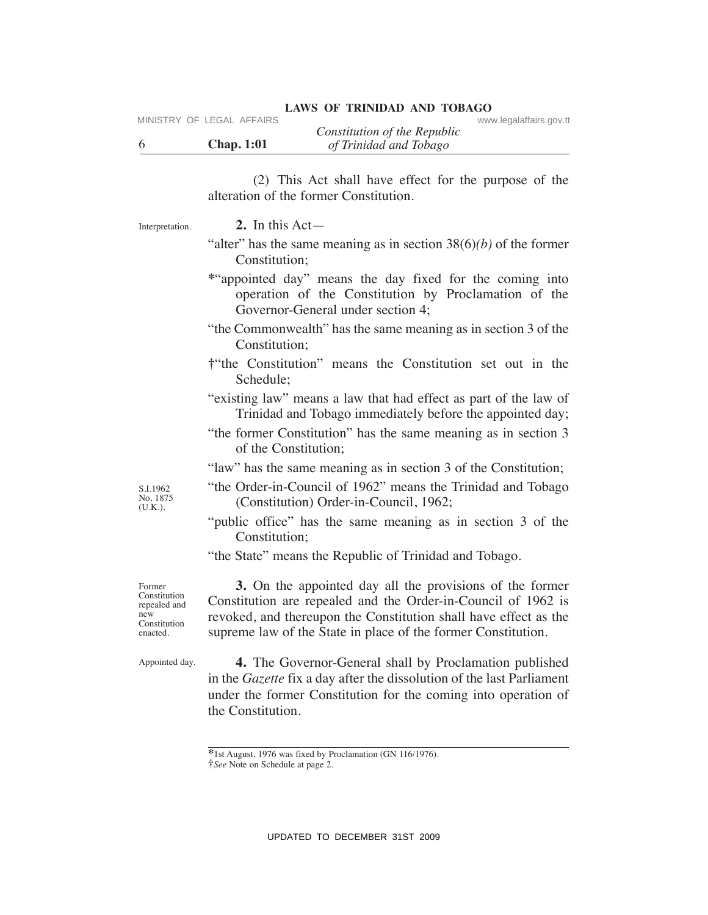(2) This Act shall have effect for the purpose of the alteration of the former Constitution.

Interpretation.

**2.** In this Act—

"alter" has the same meaning as in section 38(6)*(b)* of the former Constitution;

*"appointed day" means the day fixed for the coming into operation of the Constitution by Proclamation of the Governor-General under section 4;

"the Commonwealth" has the same meaning as in section 3 of the Constitution;

†"the Constitution" means the Constitution set out in the Schedule;

"existing law" means a law that had effect as part of the law of Trinidad and Tobago immediately before the appointed day;

"the former Constitution" has the same meaning as in section 3 of the Constitution;

"law" has the same meaning as in section 3 of the Constitution;

S.I.1962 No. 1875 (U.K.).

"the Order-in-Council of 1962" means the Trinidad and Tobago (Constitution) Order-in-Council, 1962;

"public office" has the same meaning as in section 3 of the Constitution;

"the State" means the Republic of Trinidad and Tobago.

Former Constitution repealed and new Constitution enacted.

**3.** On the appointed day all the provisions of the former Constitution are repealed and the Order-in-Council of 1962 is revoked, and thereupon the Constitution shall have effect as the supreme law of the State in place of the former Constitution.

Appointed day.

**4.** The Governor-General shall by Proclamation published in the *Gazette* fix a day after the dissolution of the last Parliament under the former Constitution for the coming into operation of the Constitution.

---

*1st August, 1976 was fixed by Proclamation (GN 116/1976).

†*See* Note on Schedule at page 2.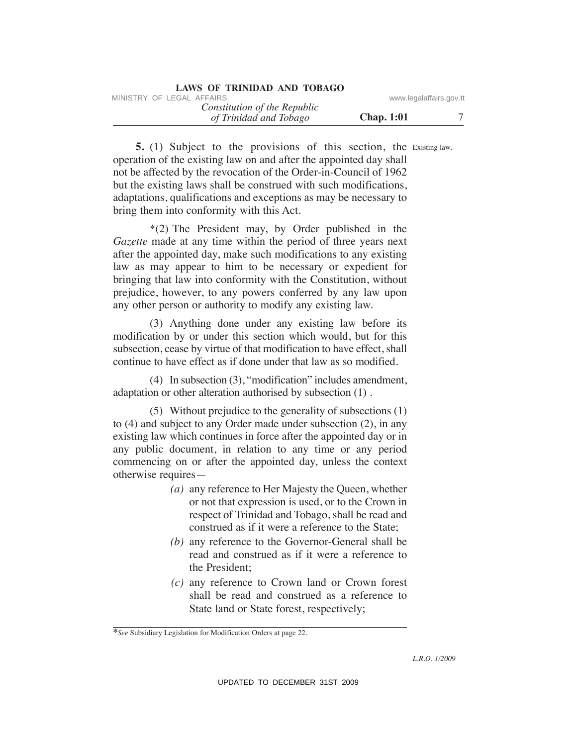**5.** (1) Subject to the provisions of this section, the operation of the existing law on and after the appointed day shall not be affected by the revocation of the Order-in-Council of 1962 but the existing laws shall be construed with such modifications, adaptations, qualifications and exceptions as may be necessary to bring them into conformity with this Act.

Existing law.

*(2) The President may, by Order published in the *Gazette* made at any time within the period of three years next after the appointed day, make such modifications to any existing law as may appear to him to be necessary or expedient for bringing that law into conformity with the Constitution, without prejudice, however, to any powers conferred by any law upon any other person or authority to modify any existing law.

(3) Anything done under any existing law before its modification by or under this section which would, but for this subsection, cease by virtue of that modification to have effect, shall continue to have effect as if done under that law as so modified.

(4) In subsection (3), "modification" includes amendment, adaptation or other alteration authorised by subsection (1) .

(5) Without prejudice to the generality of subsections (1) to (4) and subject to any Order made under subsection (2), in any existing law which continues in force after the appointed day or in any public document, in relation to any time or any period commencing on or after the appointed day, unless the context otherwise requires—

*(a)* any reference to Her Majesty the Queen, whether or not that expression is used, or to the Crown in respect of Trinidad and Tobago, shall be read and construed as if it were a reference to the State;

*(b)* any reference to the Governor-General shall be read and construed as if it were a reference to the President;

*(c)* any reference to Crown land or Crown forest shall be read and construed as a reference to State land or State forest, respectively;

---

**See* Subsidiary Legislation for Modification Orders at page 22.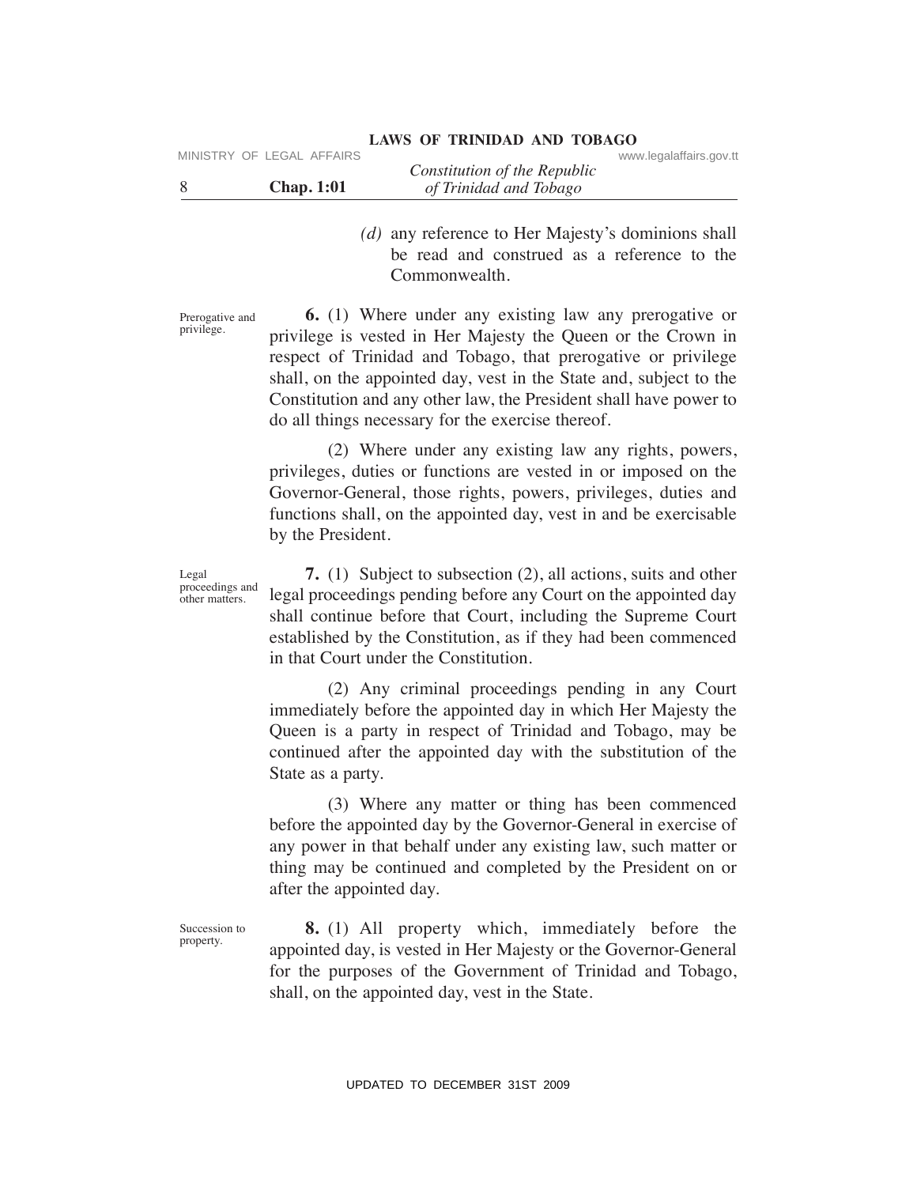*(d)* any reference to Her Majesty's dominions shall be read and construed as a reference to the Commonwealth.

Prerogative and privilege.

**6.** (1) Where under any existing law any prerogative or privilege is vested in Her Majesty the Queen or the Crown in respect of Trinidad and Tobago, that prerogative or privilege shall, on the appointed day, vest in the State and, subject to the Constitution and any other law, the President shall have power to do all things necessary for the exercise thereof.

(2) Where under any existing law any rights, powers, privileges, duties or functions are vested in or imposed on the Governor-General, those rights, powers, privileges, duties and functions shall, on the appointed day, vest in and be exercisable by the President.

Legal proceedings and other matters.

**7.** (1) Subject to subsection (2), all actions, suits and other legal proceedings pending before any Court on the appointed day shall continue before that Court, including the Supreme Court established by the Constitution, as if they had been commenced in that Court under the Constitution.

(2) Any criminal proceedings pending in any Court immediately before the appointed day in which Her Majesty the Queen is a party in respect of Trinidad and Tobago, may be continued after the appointed day with the substitution of the State as a party.

(3) Where any matter or thing has been commenced before the appointed day by the Governor-General in exercise of any power in that behalf under any existing law, such matter or thing may be continued and completed by the President on or after the appointed day.

Succession to property.

**8.** (1) All property which, immediately before the appointed day, is vested in Her Majesty or the Governor-General for the purposes of the Government of Trinidad and Tobago, shall, on the appointed day, vest in the State.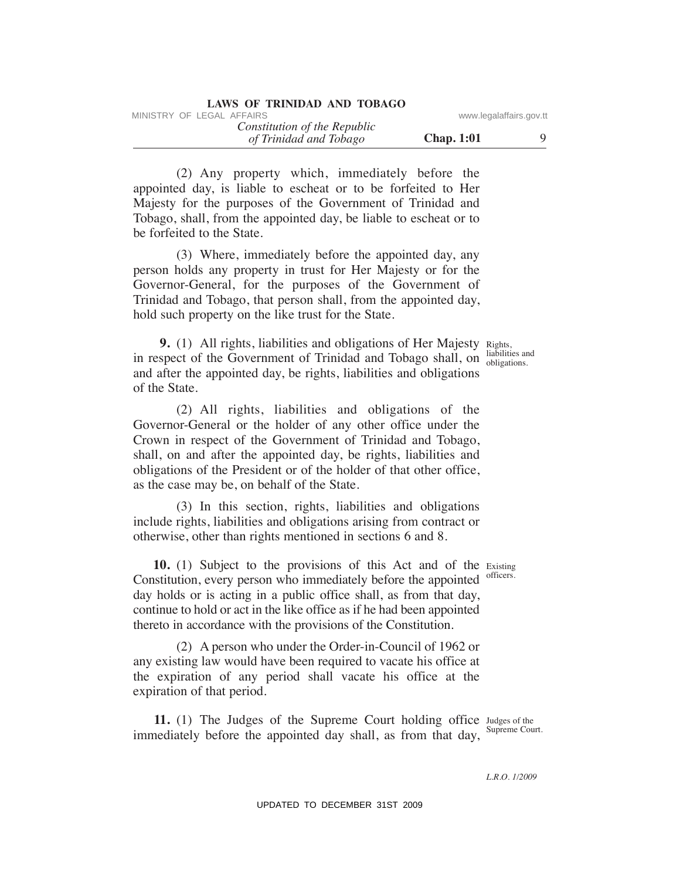(2) Any property which, immediately before the appointed day, is liable to escheat or to be forfeited to Her Majesty for the purposes of the Government of Trinidad and Tobago, shall, from the appointed day, be liable to escheat or to be forfeited to the State.

(3) Where, immediately before the appointed day, any person holds any property in trust for Her Majesty or for the Governor-General, for the purposes of the Government of Trinidad and Tobago, that person shall, from the appointed day, hold such property on the like trust for the State.

Rights, liabilities and obligations.

**9.** (1) All rights, liabilities and obligations of Her Majesty in respect of the Government of Trinidad and Tobago shall, on and after the appointed day, be rights, liabilities and obligations of the State.

(2) All rights, liabilities and obligations of the Governor-General or the holder of any other office under the Crown in respect of the Government of Trinidad and Tobago, shall, on and after the appointed day, be rights, liabilities and obligations of the President or of the holder of that other office, as the case may be, on behalf of the State.

(3) In this section, rights, liabilities and obligations include rights, liabilities and obligations arising from contract or otherwise, other than rights mentioned in sections 6 and 8.

Existing officers.

**10.** (1) Subject to the provisions of this Act and of the Constitution, every person who immediately before the appointed day holds or is acting in a public office shall, as from that day, continue to hold or act in the like office as if he had been appointed thereto in accordance with the provisions of the Constitution.

(2) A person who under the Order-in-Council of 1962 or any existing law would have been required to vacate his office at the expiration of any period shall vacate his office at the expiration of that period.

Judges of the Supreme Court.

**11.** (1) The Judges of the Supreme Court holding office immediately before the appointed day shall, as from that day,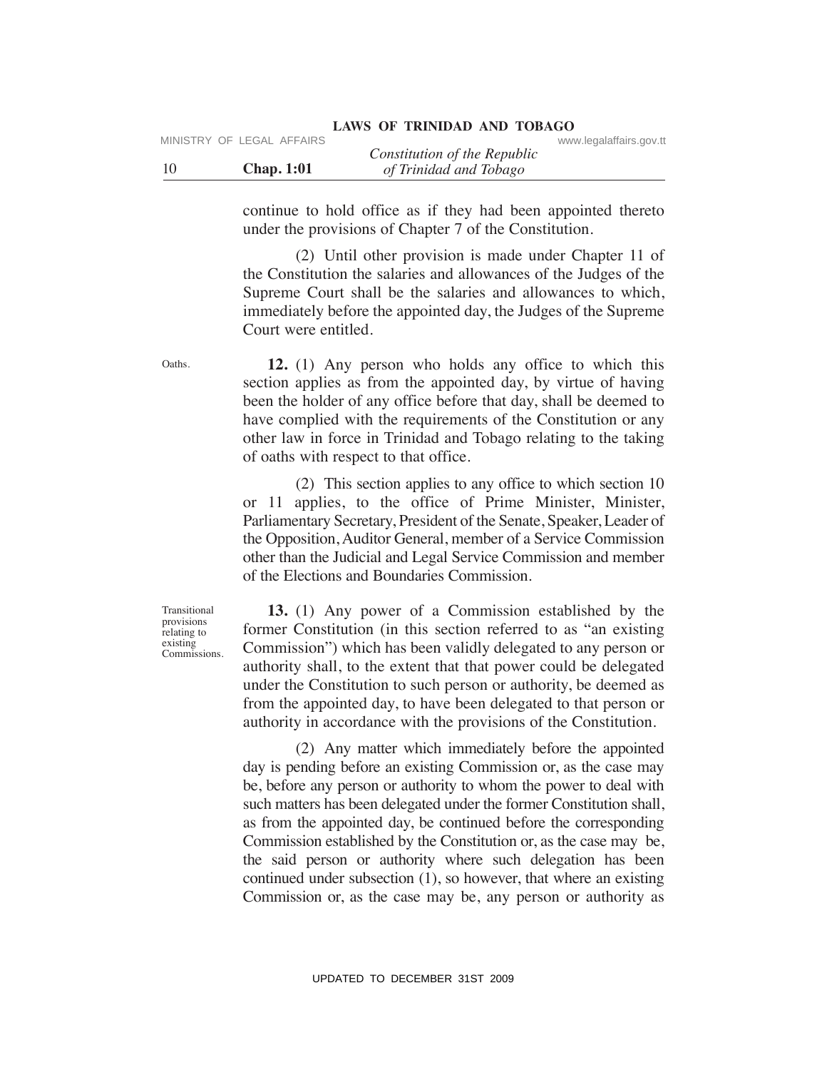continue to hold office as if they had been appointed thereto under the provisions of Chapter 7 of the Constitution.

(2) Until other provision is made under Chapter 11 of the Constitution the salaries and allowances of the Judges of the Supreme Court shall be the salaries and allowances to which, immediately before the appointed day, the Judges of the Supreme Court were entitled.

Oaths.

**12.** (1) Any person who holds any office to which this section applies as from the appointed day, by virtue of having been the holder of any office before that day, shall be deemed to have complied with the requirements of the Constitution or any other law in force in Trinidad and Tobago relating to the taking of oaths with respect to that office.

(2) This section applies to any office to which section 10 or 11 applies, to the office of Prime Minister, Minister, Parliamentary Secretary, President of the Senate, Speaker, Leader of the Opposition, Auditor General, member of a Service Commission other than the Judicial and Legal Service Commission and member of the Elections and Boundaries Commission.

Transitional provisions relating to existing Commissions.

**13.** (1) Any power of a Commission established by the former Constitution (in this section referred to as "an existing Commission") which has been validly delegated to any person or authority shall, to the extent that that power could be delegated under the Constitution to such person or authority, be deemed as from the appointed day, to have been delegated to that person or authority in accordance with the provisions of the Constitution.

(2) Any matter which immediately before the appointed day is pending before an existing Commission or, as the case may be, before any person or authority to whom the power to deal with such matters has been delegated under the former Constitution shall, as from the appointed day, be continued before the corresponding Commission established by the Constitution or, as the case may be, the said person or authority where such delegation has been continued under subsection (1), so however, that where an existing Commission or, as the case may be, any person or authority as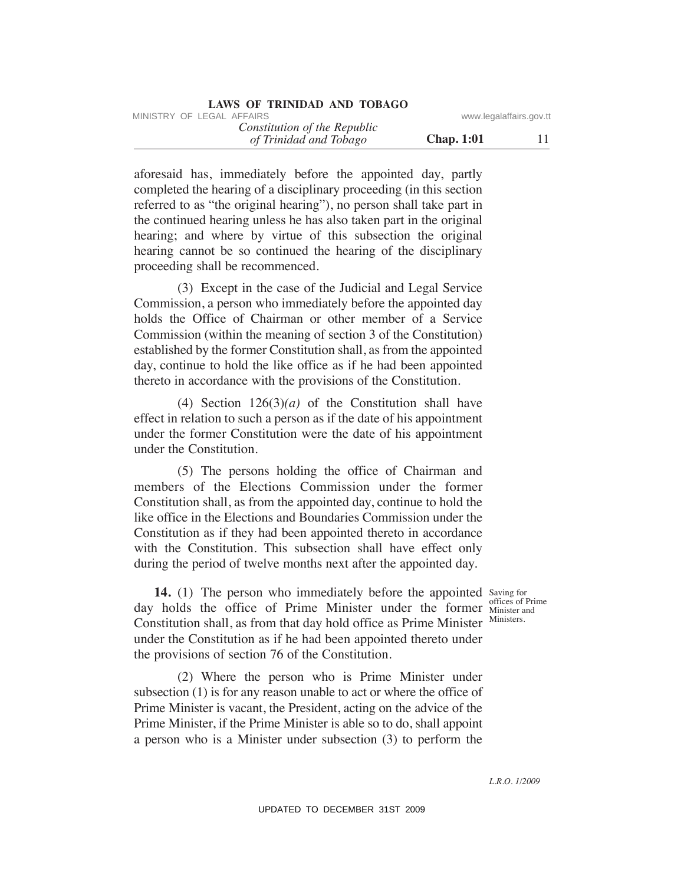aforesaid has, immediately before the appointed day, partly completed the hearing of a disciplinary proceeding (in this section referred to as "the original hearing"), no person shall take part in the continued hearing unless he has also taken part in the original hearing; and where by virtue of this subsection the original hearing cannot be so continued the hearing of the disciplinary proceeding shall be recommenced.

(3) Except in the case of the Judicial and Legal Service Commission, a person who immediately before the appointed day holds the Office of Chairman or other member of a Service Commission (within the meaning of section 3 of the Constitution) established by the former Constitution shall, as from the appointed day, continue to hold the like office as if he had been appointed thereto in accordance with the provisions of the Constitution.

(4) Section 126(3)*(a)* of the Constitution shall have effect in relation to such a person as if the date of his appointment under the former Constitution were the date of his appointment under the Constitution.

(5) The persons holding the office of Chairman and members of the Elections Commission under the former Constitution shall, as from the appointed day, continue to hold the like office in the Elections and Boundaries Commission under the Constitution as if they had been appointed thereto in accordance with the Constitution. This subsection shall have effect only during the period of twelve months next after the appointed day.

Saving for offices of Prime Minister and Ministers.

**14.** (1) The person who immediately before the appointed day holds the office of Prime Minister under the former Constitution shall, as from that day hold office as Prime Minister under the Constitution as if he had been appointed thereto under the provisions of section 76 of the Constitution.

(2) Where the person who is Prime Minister under subsection (1) is for any reason unable to act or where the office of Prime Minister is vacant, the President, acting on the advice of the Prime Minister, if the Prime Minister is able so to do, shall appoint a person who is a Minister under subsection (3) to perform the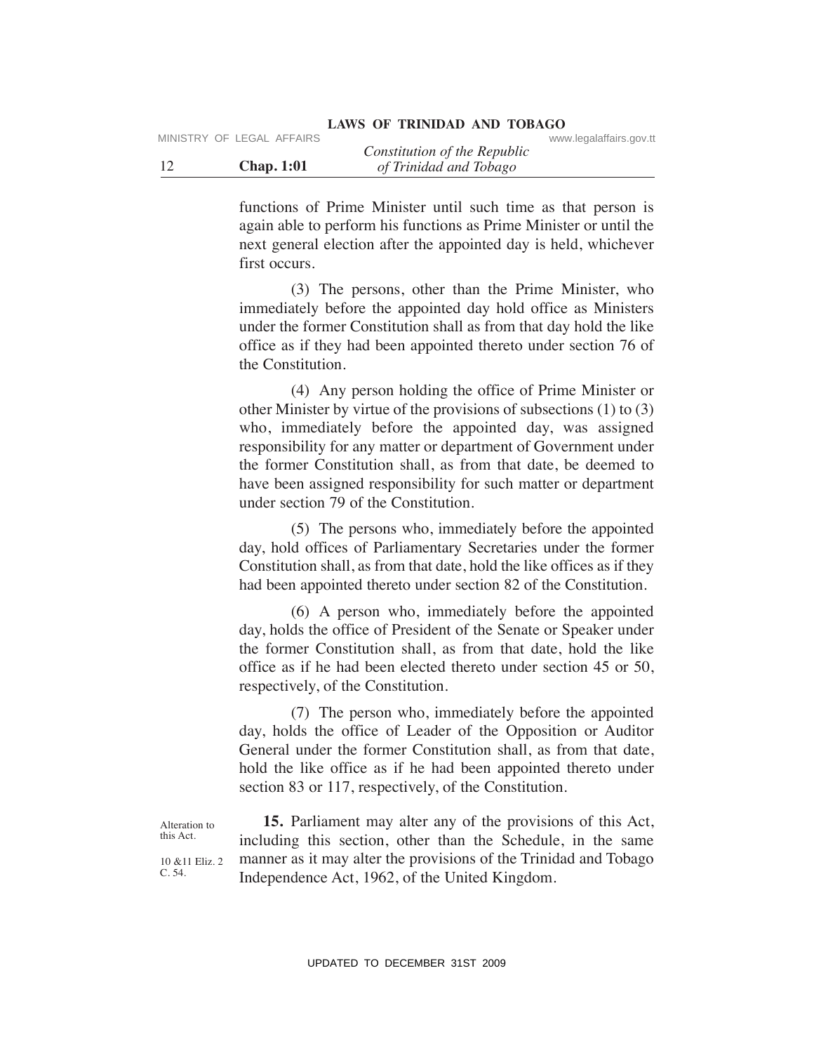functions of Prime Minister until such time as that person is again able to perform his functions as Prime Minister or until the next general election after the appointed day is held, whichever first occurs.

(3) The persons, other than the Prime Minister, who immediately before the appointed day hold office as Ministers under the former Constitution shall as from that day hold the like office as if they had been appointed thereto under section 76 of the Constitution.

(4) Any person holding the office of Prime Minister or other Minister by virtue of the provisions of subsections (1) to (3) who, immediately before the appointed day, was assigned responsibility for any matter or department of Government under the former Constitution shall, as from that date, be deemed to have been assigned responsibility for such matter or department under section 79 of the Constitution.

(5) The persons who, immediately before the appointed day, hold offices of Parliamentary Secretaries under the former Constitution shall, as from that date, hold the like offices as if they had been appointed thereto under section 82 of the Constitution.

(6) A person who, immediately before the appointed day, holds the office of President of the Senate or Speaker under the former Constitution shall, as from that date, hold the like office as if he had been elected thereto under section 45 or 50, respectively, of the Constitution.

(7) The person who, immediately before the appointed day, holds the office of Leader of the Opposition or Auditor General under the former Constitution shall, as from that date, hold the like office as if he had been appointed thereto under section 83 or 117, respectively, of the Constitution.

Alteration to this Act.

10 &11 Eliz. 2 C. 54.

**15.** Parliament may alter any of the provisions of this Act, including this section, other than the Schedule, in the same manner as it may alter the provisions of the Trinidad and Tobago Independence Act, 1962, of the United Kingdom.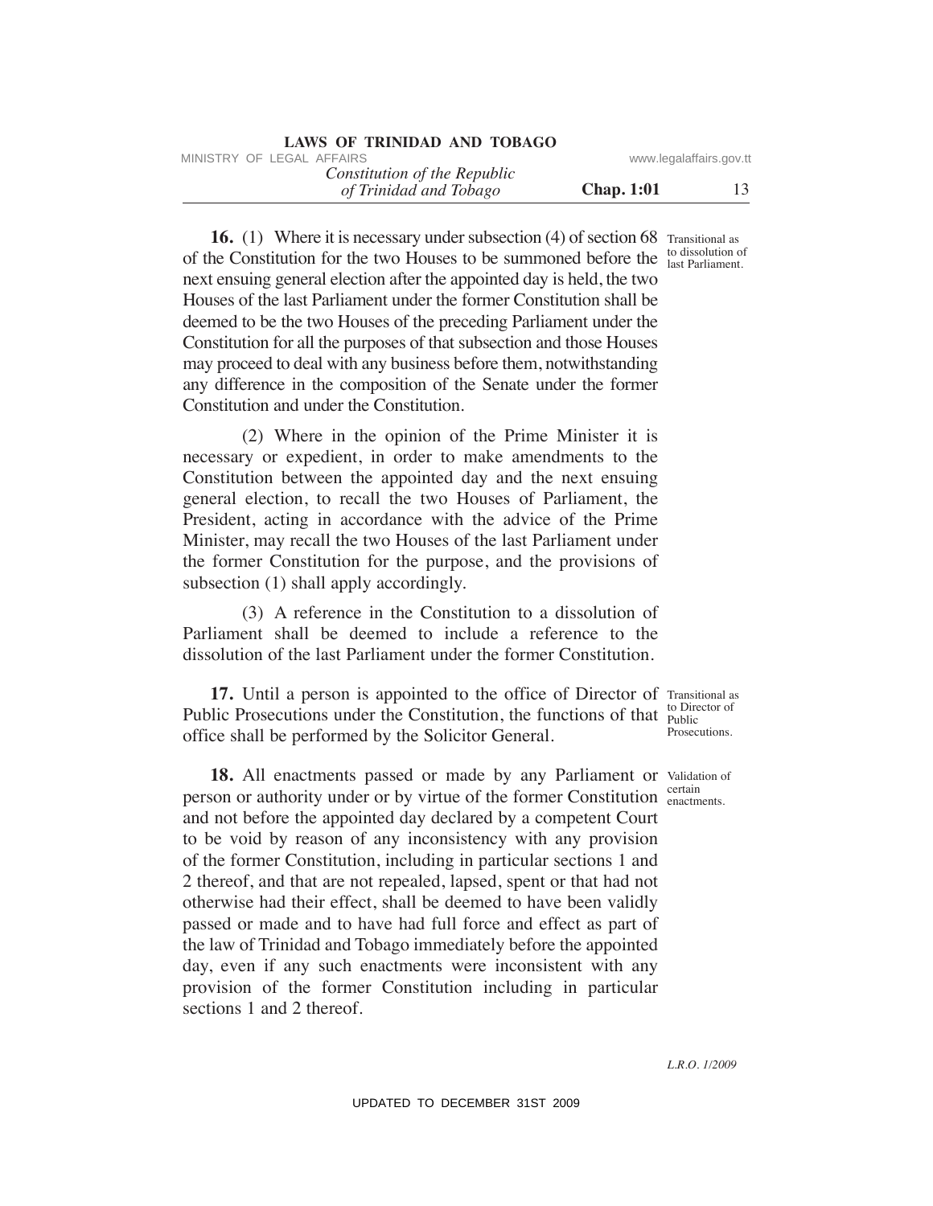**16.** (1) Where it is necessary under subsection (4) of section 68 of the Constitution for the two Houses to be summoned before the next ensuing general election after the appointed day is held, the two Houses of the last Parliament under the former Constitution shall be deemed to be the two Houses of the preceding Parliament under the Constitution for all the purposes of that subsection and those Houses may proceed to deal with any business before them, notwithstanding any difference in the composition of the Senate under the former Constitution and under the Constitution.

Transitional as to dissolution of last Parliament.

(2) Where in the opinion of the Prime Minister it is necessary or expedient, in order to make amendments to the Constitution between the appointed day and the next ensuing general election, to recall the two Houses of Parliament, the President, acting in accordance with the advice of the Prime Minister, may recall the two Houses of the last Parliament under the former Constitution for the purpose, and the provisions of subsection (1) shall apply accordingly.

(3) A reference in the Constitution to a dissolution of Parliament shall be deemed to include a reference to the dissolution of the last Parliament under the former Constitution.

**17.** Until a person is appointed to the office of Director of Public Prosecutions under the Constitution, the functions of that office shall be performed by the Solicitor General.

Transitional as to Director of Public Prosecutions.

**18.** All enactments passed or made by any Parliament or person or authority under or by virtue of the former Constitution and not before the appointed day declared by a competent Court to be void by reason of any inconsistency with any provision of the former Constitution, including in particular sections 1 and 2 thereof, and that are not repealed, lapsed, spent or that had not otherwise had their effect, shall be deemed to have been validly passed or made and to have had full force and effect as part of the law of Trinidad and Tobago immediately before the appointed day, even if any such enactments were inconsistent with any provision of the former Constitution including in particular sections 1 and 2 thereof.

Validation of certain enactments.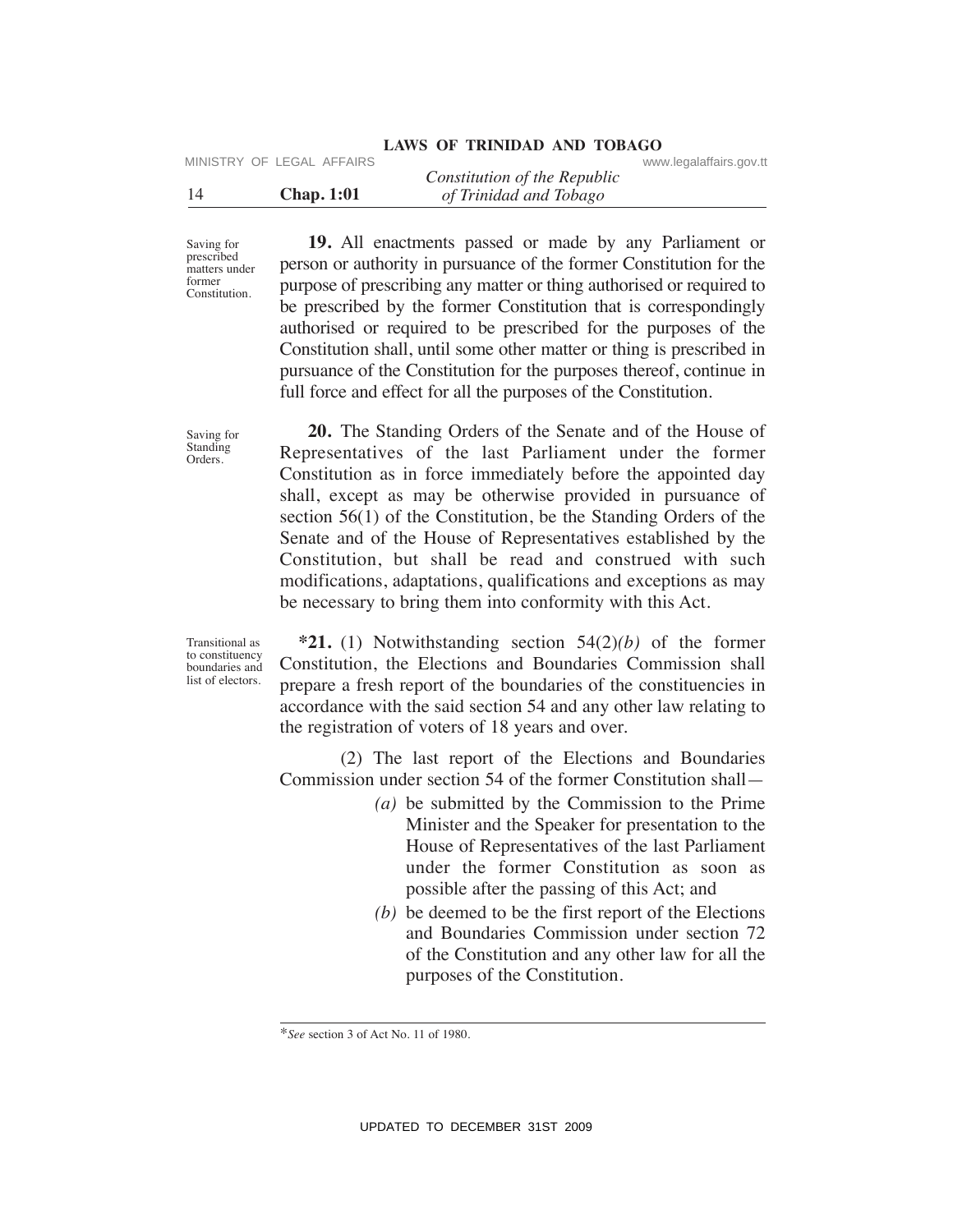Saving for prescribed matters under former Constitution.

**19.** All enactments passed or made by any Parliament or person or authority in pursuance of the former Constitution for the purpose of prescribing any matter or thing authorised or required to be prescribed by the former Constitution that is correspondingly authorised or required to be prescribed for the purposes of the Constitution shall, until some other matter or thing is prescribed in pursuance of the Constitution for the purposes thereof, continue in full force and effect for all the purposes of the Constitution.

Saving for Standing Orders.

**20.** The Standing Orders of the Senate and of the House of Representatives of the last Parliament under the former Constitution as in force immediately before the appointed day shall, except as may be otherwise provided in pursuance of section 56(1) of the Constitution, be the Standing Orders of the Senate and of the House of Representatives established by the Constitution, but shall be read and construed with such modifications, adaptations, qualifications and exceptions as may be necessary to bring them into conformity with this Act.

Transitional as to constituency boundaries and list of electors.

**\*21.** (1) Notwithstanding section 54(2)*(b)* of the former Constitution, the Elections and Boundaries Commission shall prepare a fresh report of the boundaries of the constituencies in accordance with the said section 54 and any other law relating to the registration of voters of 18 years and over.

(2) The last report of the Elections and Boundaries Commission under section 54 of the former Constitution shall—

*(a)* be submitted by the Commission to the Prime Minister and the Speaker for presentation to the House of Representatives of the last Parliament under the former Constitution as soon as possible after the passing of this Act; and

*(b)* be deemed to be the first report of the Elections and Boundaries Commission under section 72 of the Constitution and any other law for all the purposes of the Constitution.

---

\**See* section 3 of Act No. 11 of 1980.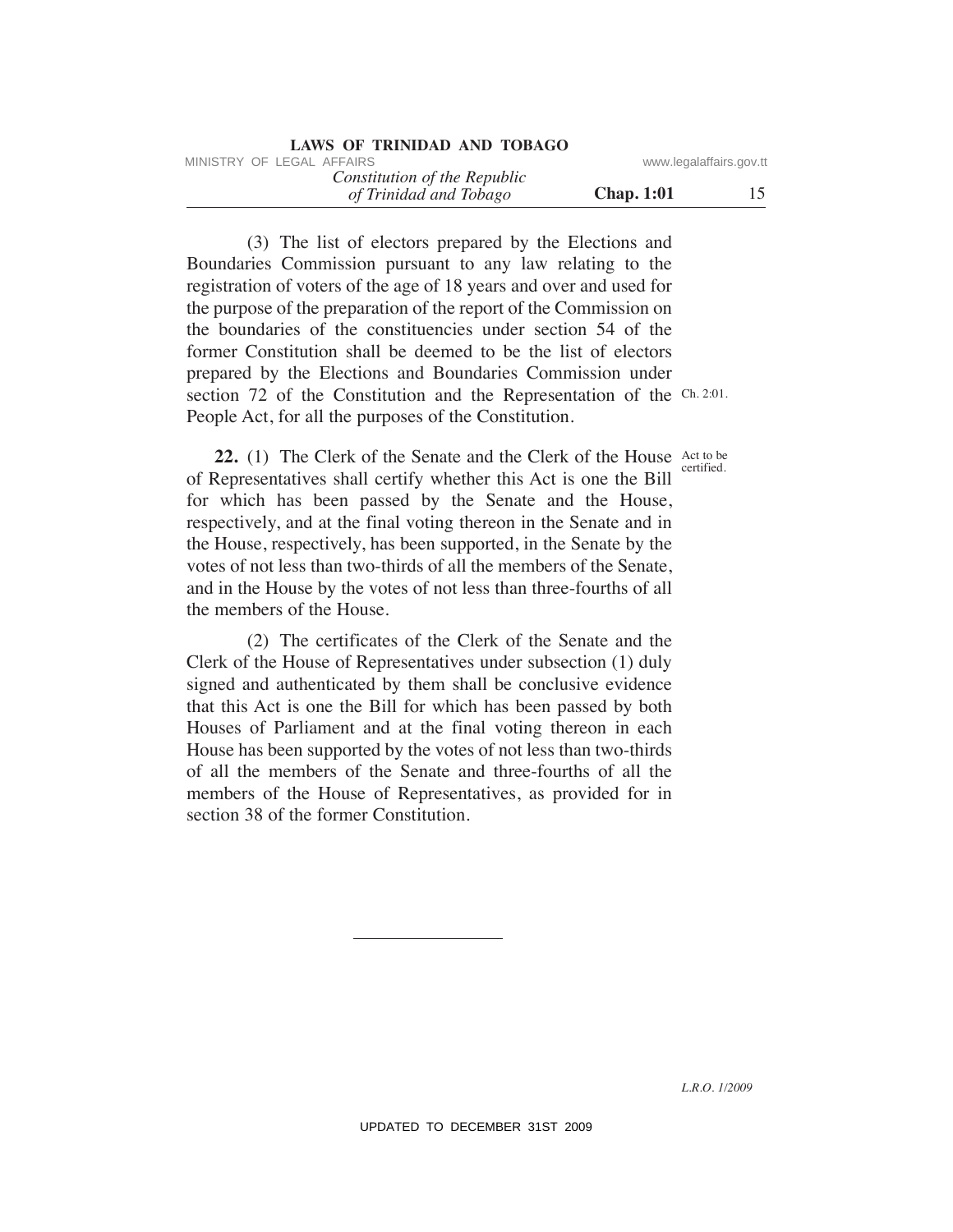(3) The list of electors prepared by the Elections and Boundaries Commission pursuant to any law relating to the registration of voters of the age of 18 years and over and used for the purpose of the preparation of the report of the Commission on the boundaries of the constituencies under section 54 of the former Constitution shall be deemed to be the list of electors prepared by the Elections and Boundaries Commission under section 72 of the Constitution and the Representation of the People Act, for all the purposes of the Constitution.

Ch. 2:01.

Act to be certified.

**22.** (1) The Clerk of the Senate and the Clerk of the House of Representatives shall certify whether this Act is one the Bill for which has been passed by the Senate and the House, respectively, and at the final voting thereon in the Senate and in the House, respectively, has been supported, in the Senate by the votes of not less than two-thirds of all the members of the Senate, and in the House by the votes of not less than three-fourths of all the members of the House.

(2) The certificates of the Clerk of the Senate and the Clerk of the House of Representatives under subsection (1) duly signed and authenticated by them shall be conclusive evidence that this Act is one the Bill for which has been passed by both Houses of Parliament and at the final voting thereon in each House has been supported by the votes of not less than two-thirds of all the members of the Senate and three-fourths of all the members of the House of Representatives, as provided for in section 38 of the former Constitution.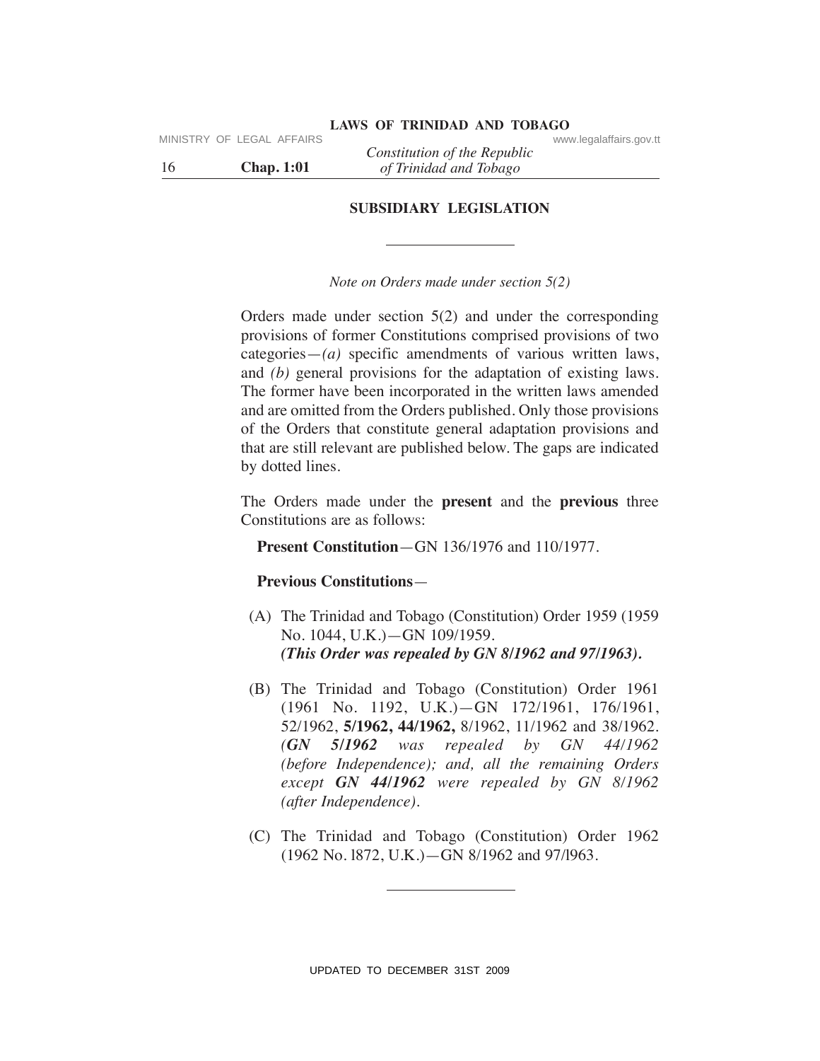## SUBSIDIARY LEGISLATION

---

*Note on Orders made under section 5(2)*

Orders made under section 5(2) and under the corresponding provisions of former Constitutions comprised provisions of two categories—*(a)* specific amendments of various written laws, and *(b)* general provisions for the adaptation of existing laws. The former have been incorporated in the written laws amended and are omitted from the Orders published. Only those provisions of the Orders that constitute general adaptation provisions and that are still relevant are published below. The gaps are indicated by dotted lines.

The Orders made under the **present** and the **previous** three Constitutions are as follows:

**Present Constitution**—GN 136/1976 and 110/1977.

**Previous Constitutions**—

(A) The Trinidad and Tobago (Constitution) Order 1959 (1959 No. 1044, U.K.)—GN 109/1959.
***(This Order was repealed by GN 8/1962 and 97/1963).***

(B) The Trinidad and Tobago (Constitution) Order 1961 (1961 No. 1192, U.K.)—GN 172/1961, 176/1961, 52/1962, **5/1962, 44/1962,** 8/1962, 11/1962 and 38/1962. *(**GN 5/1962** was repealed by GN 44/1962 (before Independence); and, all the remaining Orders except **GN 44/1962** were repealed by GN 8/1962 (after Independence).*

(C) The Trinidad and Tobago (Constitution) Order 1962 (1962 No. l872, U.K.)—GN 8/1962 and 97/l963.

---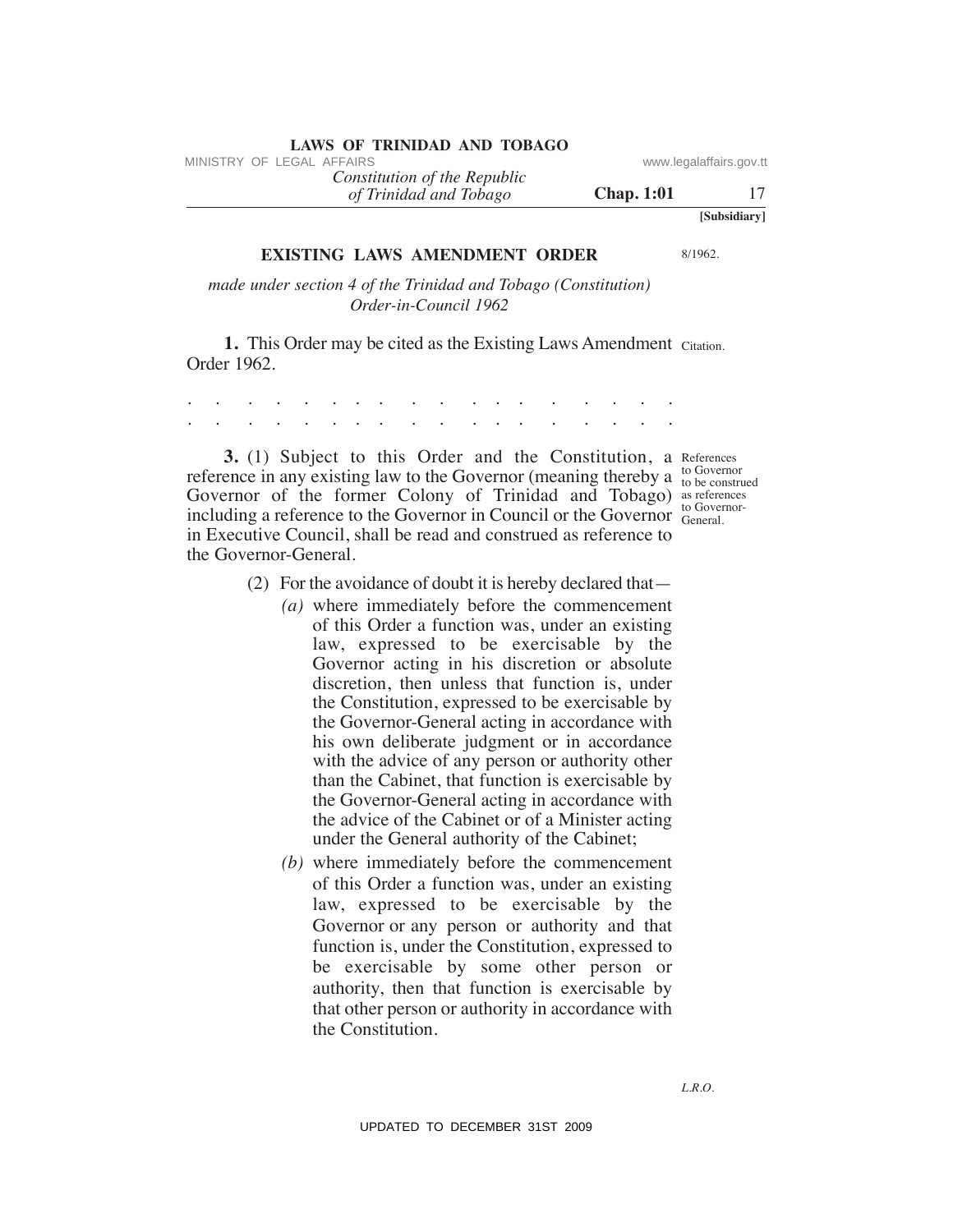[Subsidiary]

## EXISTING LAWS AMENDMENT ORDER

8/1962.

*made under section 4 of the Trinidad and Tobago (Constitution) Order-in-Council 1962*

Citation.

**1.** This Order may be cited as the Existing Laws Amendment Order 1962.

. . . . . . . . . . . . . . . . . . .
. . . . . . . . . . . . . . . . . . .

References to Governor to be construed as references to Governor-General.

**3.** (1) Subject to this Order and the Constitution, a reference in any existing law to the Governor (meaning thereby a Governor of the former Colony of Trinidad and Tobago) including a reference to the Governor in Council or the Governor in Executive Council, shall be read and construed as reference to the Governor-General.

(2) For the avoidance of doubt it is hereby declared that—

*(a)* where immediately before the commencement of this Order a function was, under an existing law, expressed to be exercisable by the Governor acting in his discretion or absolute discretion, then unless that function is, under the Constitution, expressed to be exercisable by the Governor-General acting in accordance with his own deliberate judgment or in accordance with the advice of any person or authority other than the Cabinet, that function is exercisable by the Governor-General acting in accordance with the advice of the Cabinet or of a Minister acting under the General authority of the Cabinet;

*(b)* where immediately before the commencement of this Order a function was, under an existing law, expressed to be exercisable by the Governor or any person or authority and that function is, under the Constitution, expressed to be exercisable by some other person or authority, then that function is exercisable by that other person or authority in accordance with the Constitution.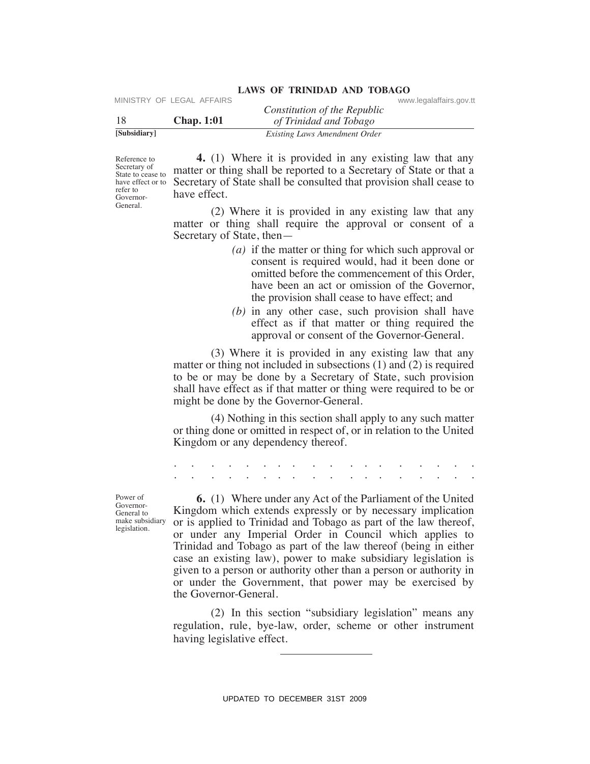Reference to Secretary of State to cease to have effect or to refer to Governor-General.

**4.** (1) Where it is provided in any existing law that any matter or thing shall be reported to a Secretary of State or that a Secretary of State shall be consulted that provision shall cease to have effect.

(2) Where it is provided in any existing law that any matter or thing shall require the approval or consent of a Secretary of State, then—

*(a)* if the matter or thing for which such approval or consent is required would, had it been done or omitted before the commencement of this Order, have been an act or omission of the Governor, the provision shall cease to have effect; and

*(b)* in any other case, such provision shall have effect as if that matter or thing required the approval or consent of the Governor-General.

(3) Where it is provided in any existing law that any matter or thing not included in subsections (1) and (2) is required to be or may be done by a Secretary of State, such provision shall have effect as if that matter or thing were required to be or might be done by the Governor-General.

(4) Nothing in this section shall apply to any such matter or thing done or omitted in respect of, or in relation to the United Kingdom or any dependency thereof.

. . . . . . . . . . . . . . . . . . . .

. . . . . . . . . . . . . . . . . . . .

Power of Governor-General to make subsidiary legislation.

**6.** (1) Where under any Act of the Parliament of the United Kingdom which extends expressly or by necessary implication or is applied to Trinidad and Tobago as part of the law thereof, or under any Imperial Order in Council which applies to Trinidad and Tobago as part of the law thereof (being in either case an existing law), power to make subsidiary legislation is given to a person or authority other than a person or authority in or under the Government, that power may be exercised by the Governor-General.

(2) In this section "subsidiary legislation" means any regulation, rule, bye-law, order, scheme or other instrument having legislative effect.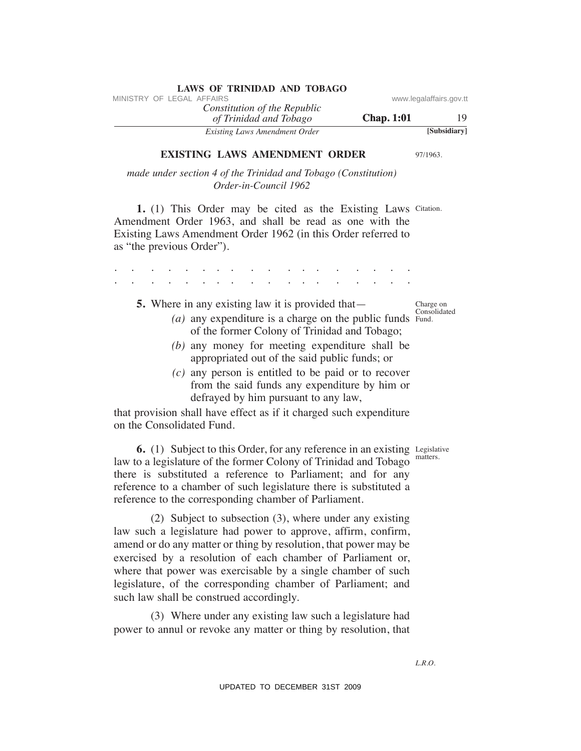## EXISTING LAWS AMENDMENT ORDER

97/1963.

*made under section 4 of the Trinidad and Tobago (Constitution) Order-in-Council 1962*

Citation.

**1.** (1) This Order may be cited as the Existing Laws Amendment Order 1963, and shall be read as one with the Existing Laws Amendment Order 1962 (in this Order referred to as "the previous Order").

. . . . . . . . . . . . . . . . . . . . . .
. . . . . . . . . . . . . . . . . . . . . .

Charge on Consolidated Fund.

**5.** Where in any existing law it is provided that—

*(a)* any expenditure is a charge on the public funds of the former Colony of Trinidad and Tobago;

*(b)* any money for meeting expenditure shall be appropriated out of the said public funds; or

*(c)* any person is entitled to be paid or to recover from the said funds any expenditure by him or defrayed by him pursuant to any law,

that provision shall have effect as if it charged such expenditure on the Consolidated Fund.

Legislative matters.

**6.** (1) Subject to this Order, for any reference in an existing law to a legislature of the former Colony of Trinidad and Tobago there is substituted a reference to Parliament; and for any reference to a chamber of such legislature there is substituted a reference to the corresponding chamber of Parliament.

(2) Subject to subsection (3), where under any existing law such a legislature had power to approve, affirm, confirm, amend or do any matter or thing by resolution, that power may be exercised by a resolution of each chamber of Parliament or, where that power was exercisable by a single chamber of such legislature, of the corresponding chamber of Parliament; and such law shall be construed accordingly.

(3) Where under any existing law such a legislature had power to annul or revoke any matter or thing by resolution, that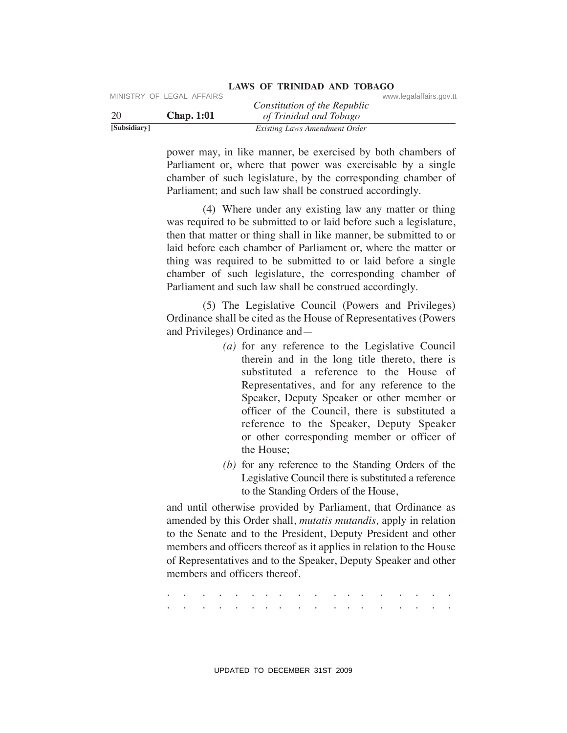power may, in like manner, be exercised by both chambers of Parliament or, where that power was exercisable by a single chamber of such legislature, by the corresponding chamber of Parliament; and such law shall be construed accordingly.

(4) Where under any existing law any matter or thing was required to be submitted to or laid before such a legislature, then that matter or thing shall in like manner, be submitted to or laid before each chamber of Parliament or, where the matter or thing was required to be submitted to or laid before a single chamber of such legislature, the corresponding chamber of Parliament and such law shall be construed accordingly.

(5) The Legislative Council (Powers and Privileges) Ordinance shall be cited as the House of Representatives (Powers and Privileges) Ordinance and—

*(a)* for any reference to the Legislative Council therein and in the long title thereto, there is substituted a reference to the House of Representatives, and for any reference to the Speaker, Deputy Speaker or other member or officer of the Council, there is substituted a reference to the Speaker, Deputy Speaker or other corresponding member or officer of the House;

*(b)* for any reference to the Standing Orders of the Legislative Council there is substituted a reference to the Standing Orders of the House,

and until otherwise provided by Parliament, that Ordinance as amended by this Order shall, *mutatis mutandis,* apply in relation to the Senate and to the President, Deputy President and other members and officers thereof as it applies in relation to the House of Representatives and to the Speaker, Deputy Speaker and other members and officers thereof.

. . . . . . . . . . . . . . . . . . . . .

. . . . . . . . . . . . . . . . . . . . .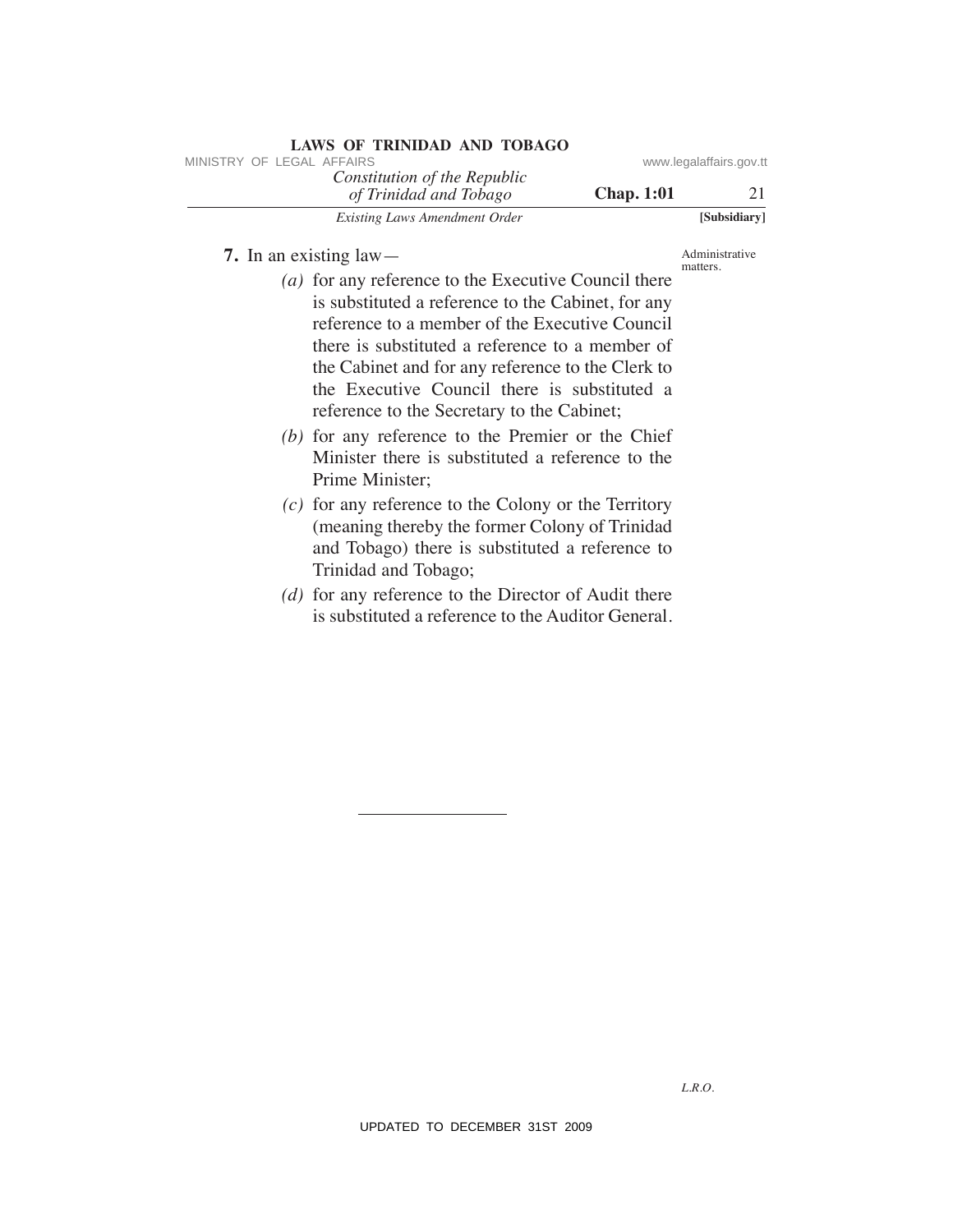**7.** In an existing law—

Administrative matters.

*(a)* for any reference to the Executive Council there is substituted a reference to the Cabinet, for any reference to a member of the Executive Council there is substituted a reference to a member of the Cabinet and for any reference to the Clerk to the Executive Council there is substituted a reference to the Secretary to the Cabinet;

*(b)* for any reference to the Premier or the Chief Minister there is substituted a reference to the Prime Minister;

*(c)* for any reference to the Colony or the Territory (meaning thereby the former Colony of Trinidad and Tobago) there is substituted a reference to Trinidad and Tobago;

*(d)* for any reference to the Director of Audit there is substituted a reference to the Auditor General.

---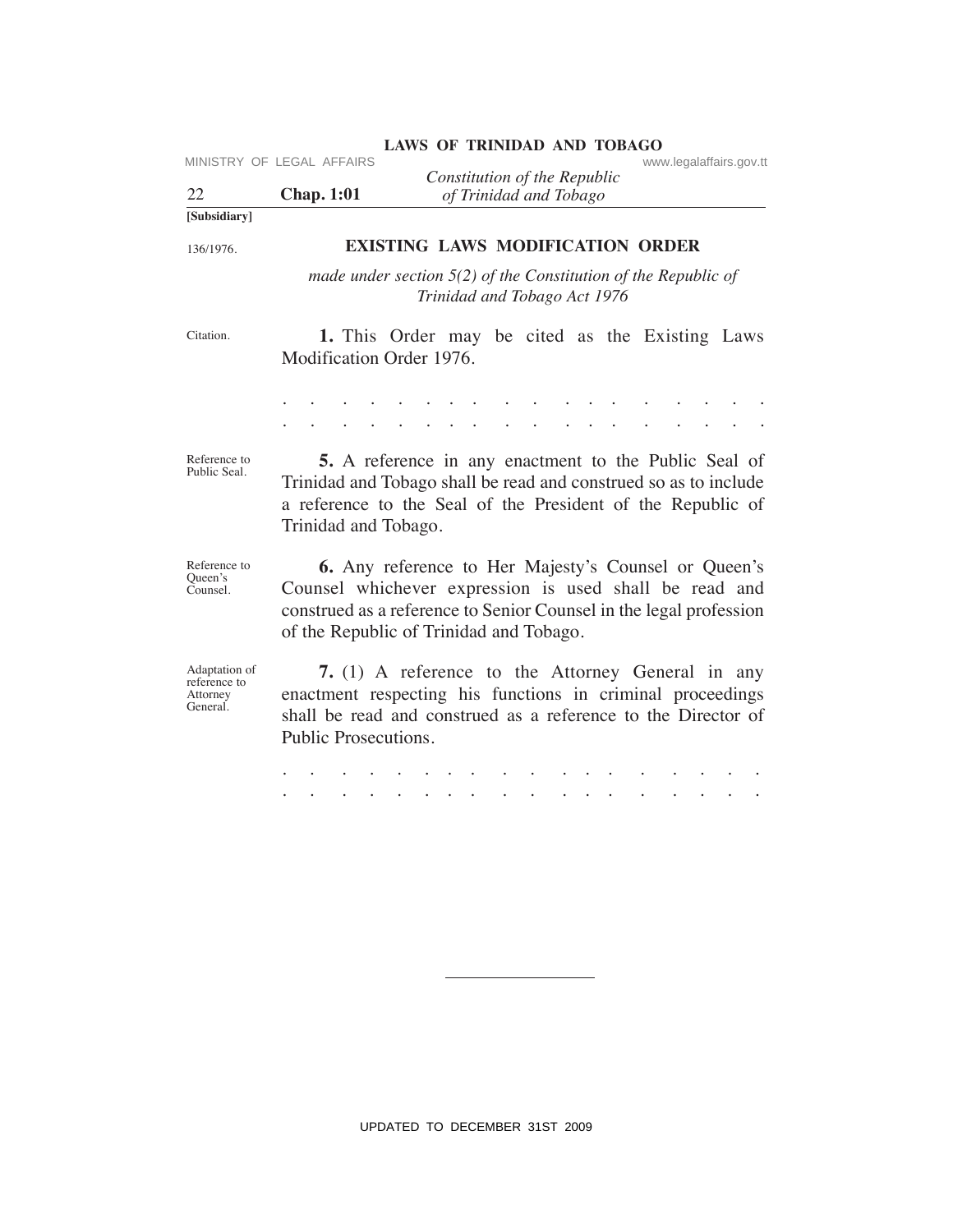[Subsidiary]

136/1976.

## EXISTING LAWS MODIFICATION ORDER

*made under section 5(2) of the Constitution of the Republic of Trinidad and Tobago Act 1976*

Citation.

**1.** This Order may be cited as the Existing Laws Modification Order 1976.

. . . . . . . . . . . . . . . . . . . . . .
. . . . . . . . . . . . . . . . . . . . . .

Reference to Public Seal.

**5.** A reference in any enactment to the Public Seal of Trinidad and Tobago shall be read and construed so as to include a reference to the Seal of the President of the Republic of Trinidad and Tobago.

Reference to Queen's Counsel.

**6.** Any reference to Her Majesty's Counsel or Queen's Counsel whichever expression is used shall be read and construed as a reference to Senior Counsel in the legal profession of the Republic of Trinidad and Tobago.

Adaptation of reference to Attorney General.

**7.** (1) A reference to the Attorney General in any enactment respecting his functions in criminal proceedings shall be read and construed as a reference to the Director of Public Prosecutions.

. . . . . . . . . . . . . . . . . . . . . .
. . . . . . . . . . . . . . . . . . . . . .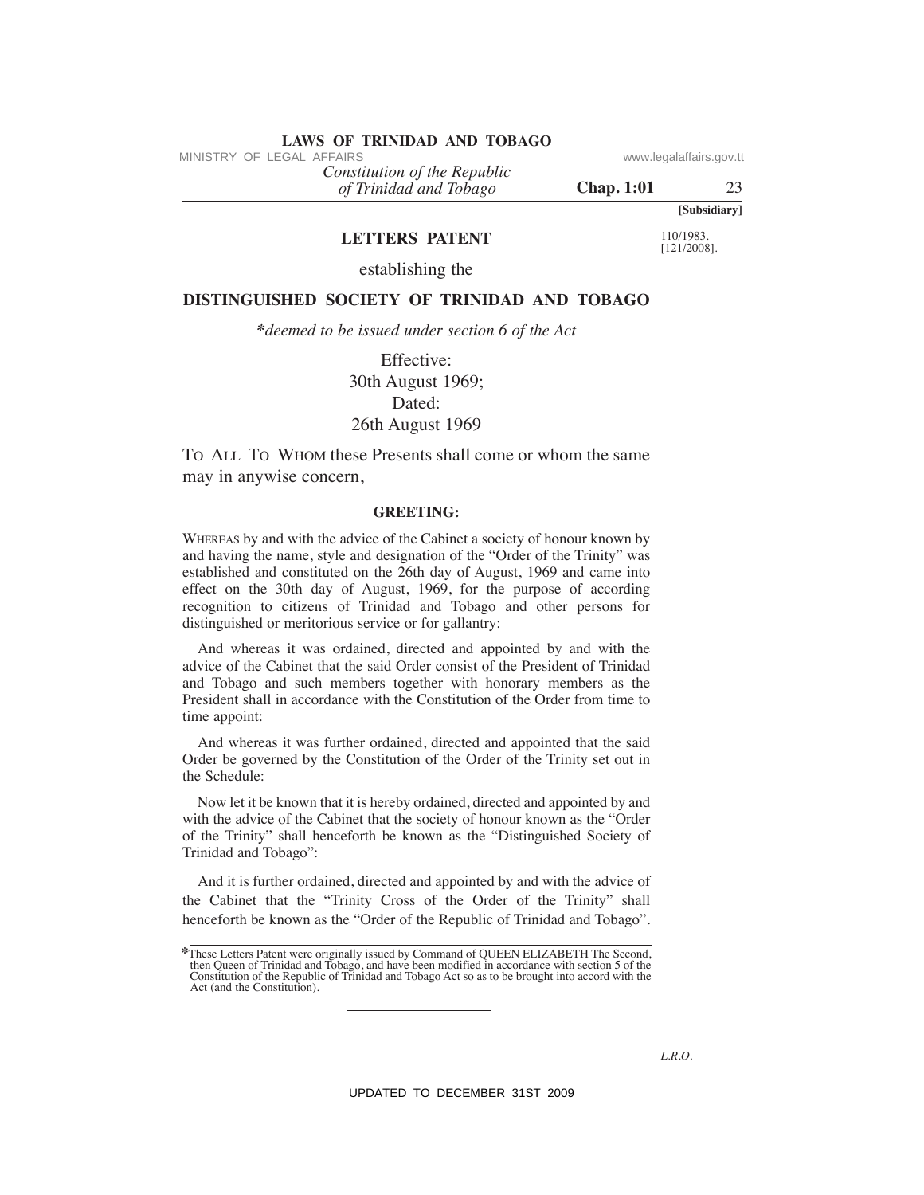**[Subsidiary]**

110/1983.
[121/2008].

# LETTERS PATENT

establishing the

## DISTINGUISHED SOCIETY OF TRINIDAD AND TOBAGO

\**deemed to be issued under section 6 of the Act*

Effective:
30th August 1969;
Dated:
26th August 1969

TO ALL TO WHOM these Presents shall come or whom the same may in anywise concern,

**GREETING:**

WHEREAS by and with the advice of the Cabinet a society of honour known by and having the name, style and designation of the "Order of the Trinity" was established and constituted on the 26th day of August, 1969 and came into effect on the 30th day of August, 1969, for the purpose of according recognition to citizens of Trinidad and Tobago and other persons for distinguished or meritorious service or for gallantry:

And whereas it was ordained, directed and appointed by and with the advice of the Cabinet that the said Order consist of the President of Trinidad and Tobago and such members together with honorary members as the President shall in accordance with the Constitution of the Order from time to time appoint:

And whereas it was further ordained, directed and appointed that the said Order be governed by the Constitution of the Order of the Trinity set out in the Schedule:

Now let it be known that it is hereby ordained, directed and appointed by and with the advice of the Cabinet that the society of honour known as the "Order of the Trinity" shall henceforth be known as the "Distinguished Society of Trinidad and Tobago":

And it is further ordained, directed and appointed by and with the advice of the Cabinet that the "Trinity Cross of the Order of the Trinity" shall henceforth be known as the "Order of the Republic of Trinidad and Tobago".

\*These Letters Patent were originally issued by Command of QUEEN ELIZABETH The Second, then Queen of Trinidad and Tobago, and have been modified in accordance with section 5 of the Constitution of the Republic of Trinidad and Tobago Act so as to be brought into accord with the Act (and the Constitution).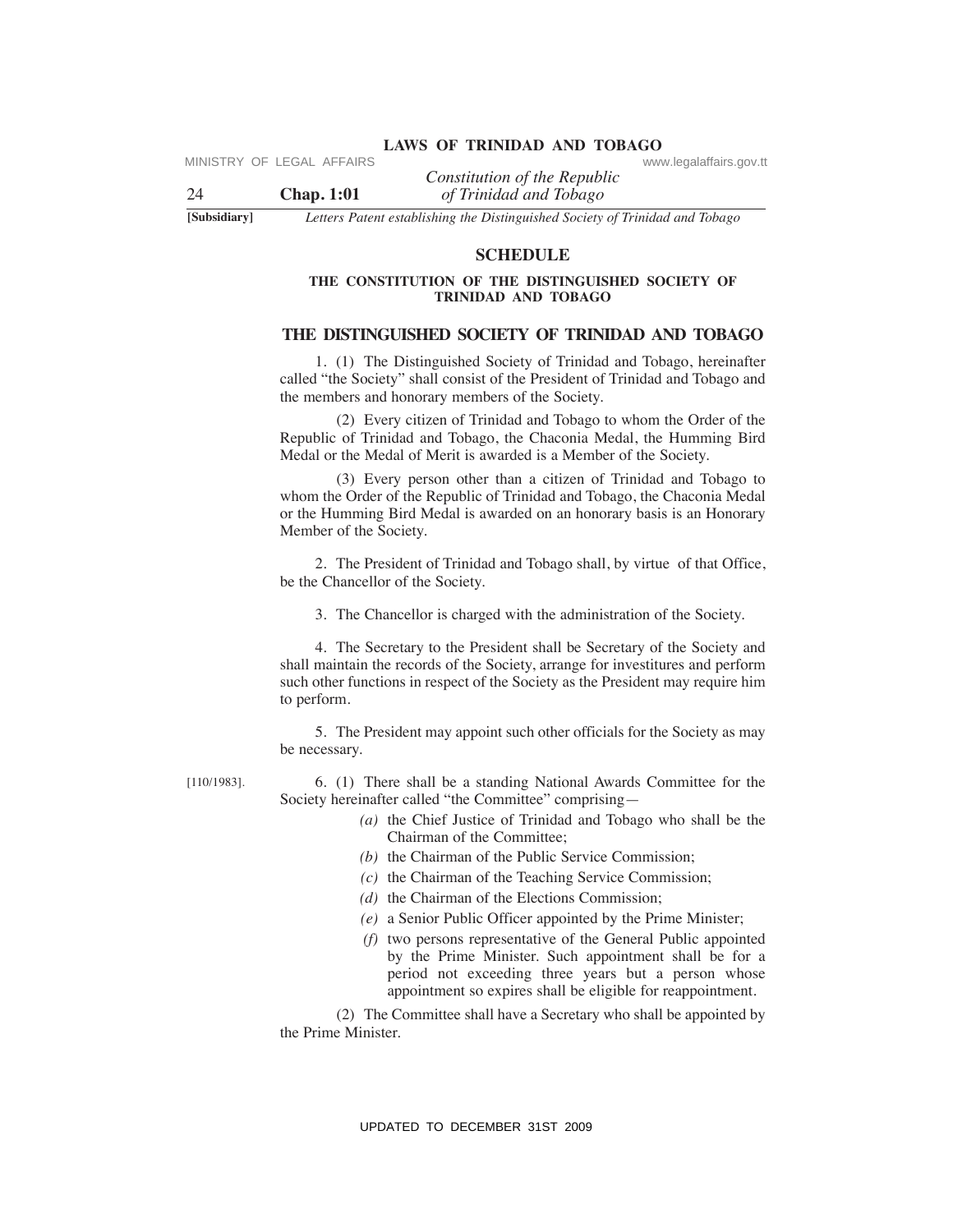## SCHEDULE

### THE CONSTITUTION OF THE DISTINGUISHED SOCIETY OF TRINIDAD AND TOBAGO

### THE DISTINGUISHED SOCIETY OF TRINIDAD AND TOBAGO

1. (1) The Distinguished Society of Trinidad and Tobago, hereinafter called "the Society" shall consist of the President of Trinidad and Tobago and the members and honorary members of the Society.

(2) Every citizen of Trinidad and Tobago to whom the Order of the Republic of Trinidad and Tobago, the Chaconia Medal, the Humming Bird Medal or the Medal of Merit is awarded is a Member of the Society.

(3) Every person other than a citizen of Trinidad and Tobago to whom the Order of the Republic of Trinidad and Tobago, the Chaconia Medal or the Humming Bird Medal is awarded on an honorary basis is an Honorary Member of the Society.

2. The President of Trinidad and Tobago shall, by virtue of that Office, be the Chancellor of the Society.

3. The Chancellor is charged with the administration of the Society.

4. The Secretary to the President shall be Secretary of the Society and shall maintain the records of the Society, arrange for investitures and perform such other functions in respect of the Society as the President may require him to perform.

5. The President may appoint such other officials for the Society as may be necessary.

[110/1983].

6. (1) There shall be a standing National Awards Committee for the Society hereinafter called "the Committee" comprising—

*(a)* the Chief Justice of Trinidad and Tobago who shall be the Chairman of the Committee;

*(b)* the Chairman of the Public Service Commission;

*(c)* the Chairman of the Teaching Service Commission;

*(d)* the Chairman of the Elections Commission;

*(e)* a Senior Public Officer appointed by the Prime Minister;

*(f)* two persons representative of the General Public appointed by the Prime Minister. Such appointment shall be for a period not exceeding three years but a person whose appointment so expires shall be eligible for reappointment.

(2) The Committee shall have a Secretary who shall be appointed by the Prime Minister.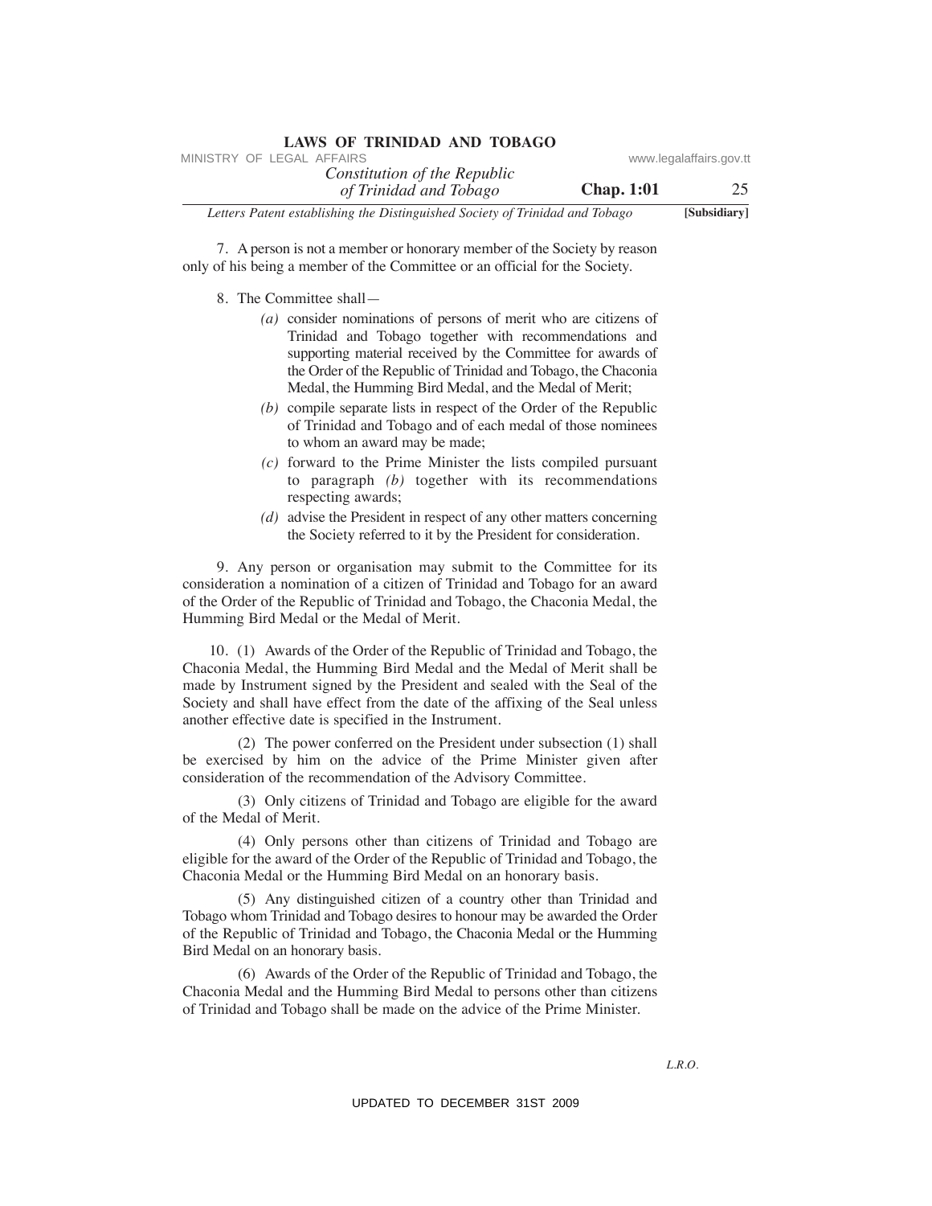7. A person is not a member or honorary member of the Society by reason only of his being a member of the Committee or an official for the Society.

8. The Committee shall—

*(a)* consider nominations of persons of merit who are citizens of Trinidad and Tobago together with recommendations and supporting material received by the Committee for awards of the Order of the Republic of Trinidad and Tobago, the Chaconia Medal, the Humming Bird Medal, and the Medal of Merit;

*(b)* compile separate lists in respect of the Order of the Republic of Trinidad and Tobago and of each medal of those nominees to whom an award may be made;

*(c)* forward to the Prime Minister the lists compiled pursuant to paragraph *(b)* together with its recommendations respecting awards;

*(d)* advise the President in respect of any other matters concerning the Society referred to it by the President for consideration.

9. Any person or organisation may submit to the Committee for its consideration a nomination of a citizen of Trinidad and Tobago for an award of the Order of the Republic of Trinidad and Tobago, the Chaconia Medal, the Humming Bird Medal or the Medal of Merit.

10. (1) Awards of the Order of the Republic of Trinidad and Tobago, the Chaconia Medal, the Humming Bird Medal and the Medal of Merit shall be made by Instrument signed by the President and sealed with the Seal of the Society and shall have effect from the date of the affixing of the Seal unless another effective date is specified in the Instrument.

(2) The power conferred on the President under subsection (1) shall be exercised by him on the advice of the Prime Minister given after consideration of the recommendation of the Advisory Committee.

(3) Only citizens of Trinidad and Tobago are eligible for the award of the Medal of Merit.

(4) Only persons other than citizens of Trinidad and Tobago are eligible for the award of the Order of the Republic of Trinidad and Tobago, the Chaconia Medal or the Humming Bird Medal on an honorary basis.

(5) Any distinguished citizen of a country other than Trinidad and Tobago whom Trinidad and Tobago desires to honour may be awarded the Order of the Republic of Trinidad and Tobago, the Chaconia Medal or the Humming Bird Medal on an honorary basis.

(6) Awards of the Order of the Republic of Trinidad and Tobago, the Chaconia Medal and the Humming Bird Medal to persons other than citizens of Trinidad and Tobago shall be made on the advice of the Prime Minister.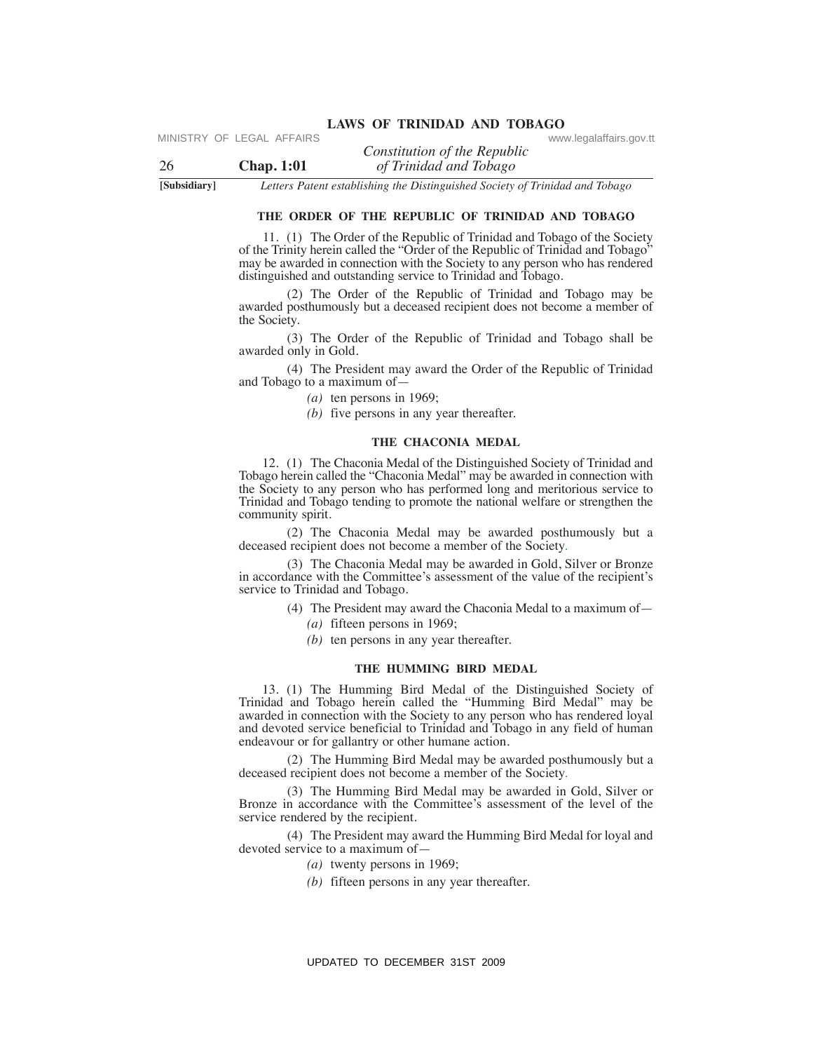## THE ORDER OF THE REPUBLIC OF TRINIDAD AND TOBAGO

11. (1) The Order of the Republic of Trinidad and Tobago of the Society of the Trinity herein called the "Order of the Republic of Trinidad and Tobago" may be awarded in connection with the Society to any person who has rendered distinguished and outstanding service to Trinidad and Tobago.

(2) The Order of the Republic of Trinidad and Tobago may be awarded posthumously but a deceased recipient does not become a member of the Society.

(3) The Order of the Republic of Trinidad and Tobago shall be awarded only in Gold.

(4) The President may award the Order of the Republic of Trinidad and Tobago to a maximum of—

*(a)* ten persons in 1969;

*(b)* five persons in any year thereafter.

## THE CHACONIA MEDAL

12. (1) The Chaconia Medal of the Distinguished Society of Trinidad and Tobago herein called the "Chaconia Medal" may be awarded in connection with the Society to any person who has performed long and meritorious service to Trinidad and Tobago tending to promote the national welfare or strengthen the community spirit.

(2) The Chaconia Medal may be awarded posthumously but a deceased recipient does not become a member of the Society.

(3) The Chaconia Medal may be awarded in Gold, Silver or Bronze in accordance with the Committee's assessment of the value of the recipient's service to Trinidad and Tobago.

(4) The President may award the Chaconia Medal to a maximum of—

*(a)* fifteen persons in 1969;

*(b)* ten persons in any year thereafter.

## THE HUMMING BIRD MEDAL

13. (1) The Humming Bird Medal of the Distinguished Society of Trinidad and Tobago herein called the "Humming Bird Medal" may be awarded in connection with the Society to any person who has rendered loyal and devoted service beneficial to Trinidad and Tobago in any field of human endeavour or for gallantry or other humane action.

(2) The Humming Bird Medal may be awarded posthumously but a deceased recipient does not become a member of the Society.

(3) The Humming Bird Medal may be awarded in Gold, Silver or Bronze in accordance with the Committee's assessment of the level of the service rendered by the recipient.

(4) The President may award the Humming Bird Medal for loyal and devoted service to a maximum of—

*(a)* twenty persons in 1969;

*(b)* fifteen persons in any year thereafter.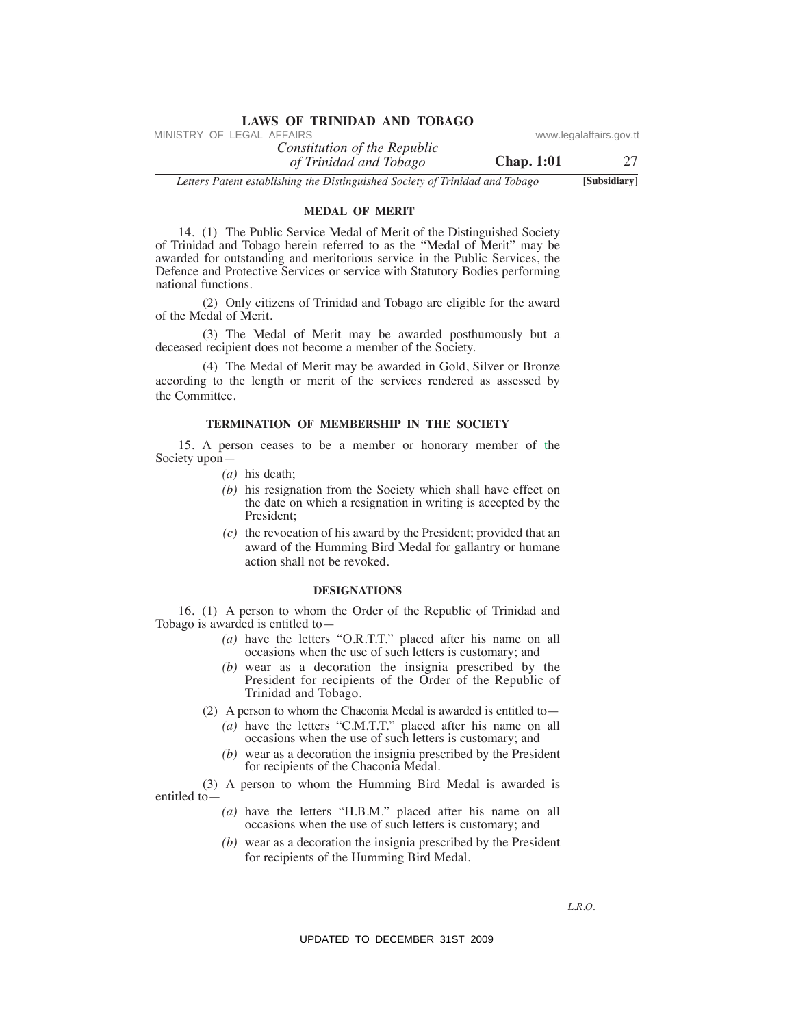## MEDAL OF MERIT

14. (1) The Public Service Medal of Merit of the Distinguished Society of Trinidad and Tobago herein referred to as the "Medal of Merit" may be awarded for outstanding and meritorious service in the Public Services, the Defence and Protective Services or service with Statutory Bodies performing national functions.

(2) Only citizens of Trinidad and Tobago are eligible for the award of the Medal of Merit.

(3) The Medal of Merit may be awarded posthumously but a deceased recipient does not become a member of the Society.

(4) The Medal of Merit may be awarded in Gold, Silver or Bronze according to the length or merit of the services rendered as assessed by the Committee.

## TERMINATION OF MEMBERSHIP IN THE SOCIETY

15. A person ceases to be a member or honorary member of the Society upon—

*(a)* his death;

*(b)* his resignation from the Society which shall have effect on the date on which a resignation in writing is accepted by the President;

*(c)* the revocation of his award by the President; provided that an award of the Humming Bird Medal for gallantry or humane action shall not be revoked.

## DESIGNATIONS

16. (1) A person to whom the Order of the Republic of Trinidad and Tobago is awarded is entitled to—

*(a)* have the letters "O.R.T.T." placed after his name on all occasions when the use of such letters is customary; and

*(b)* wear as a decoration the insignia prescribed by the President for recipients of the Order of the Republic of Trinidad and Tobago.

(2) A person to whom the Chaconia Medal is awarded is entitled to—

*(a)* have the letters "C.M.T.T." placed after his name on all occasions when the use of such letters is customary; and

*(b)* wear as a decoration the insignia prescribed by the President for recipients of the Chaconia Medal.

(3) A person to whom the Humming Bird Medal is awarded is entitled to—

*(a)* have the letters "H.B.M." placed after his name on all occasions when the use of such letters is customary; and

*(b)* wear as a decoration the insignia prescribed by the President for recipients of the Humming Bird Medal.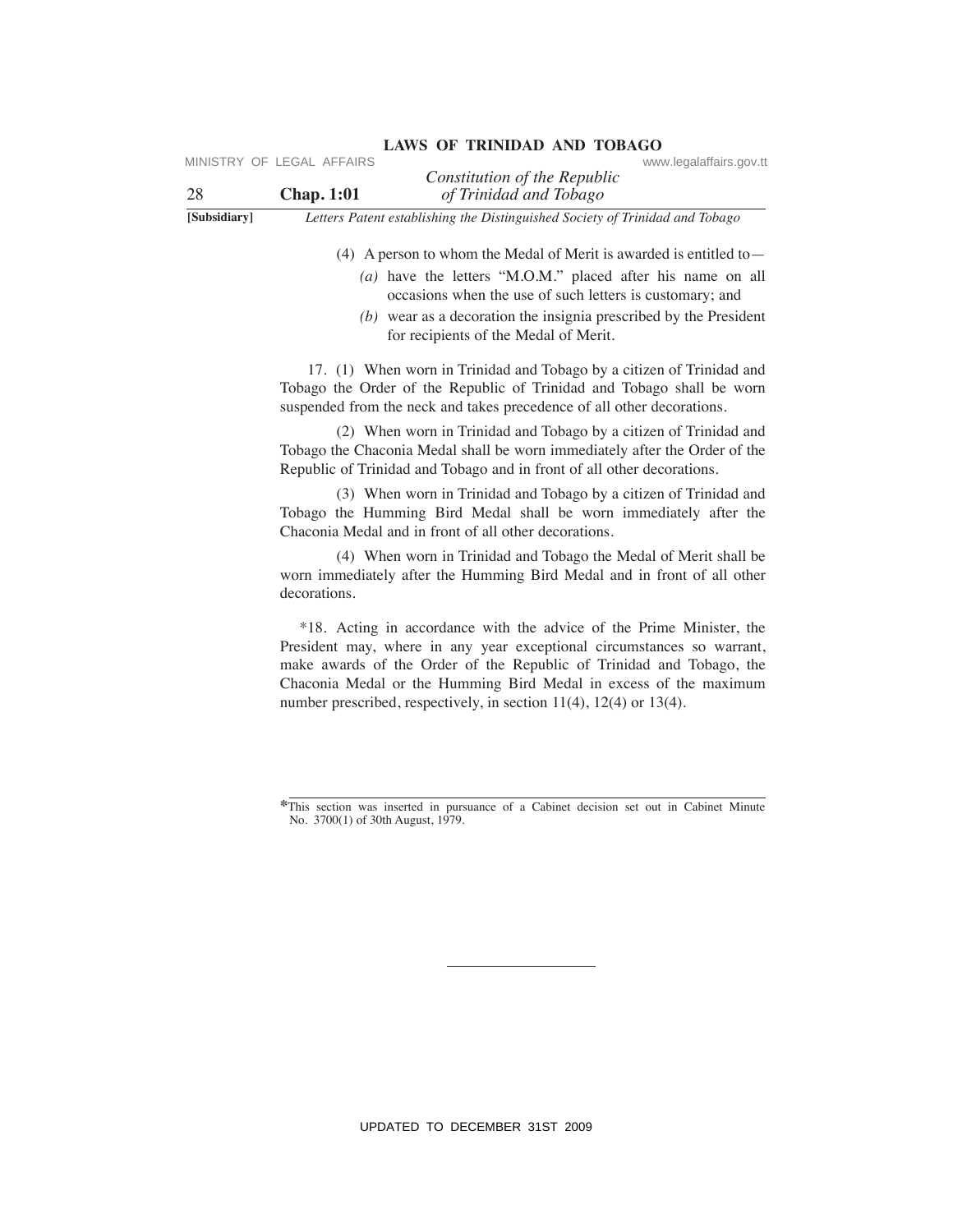(4) A person to whom the Medal of Merit is awarded is entitled to—

*(a)* have the letters "M.O.M." placed after his name on all occasions when the use of such letters is customary; and

*(b)* wear as a decoration the insignia prescribed by the President for recipients of the Medal of Merit.

17. (1) When worn in Trinidad and Tobago by a citizen of Trinidad and Tobago the Order of the Republic of Trinidad and Tobago shall be worn suspended from the neck and takes precedence of all other decorations.

(2) When worn in Trinidad and Tobago by a citizen of Trinidad and Tobago the Chaconia Medal shall be worn immediately after the Order of the Republic of Trinidad and Tobago and in front of all other decorations.

(3) When worn in Trinidad and Tobago by a citizen of Trinidad and Tobago the Humming Bird Medal shall be worn immediately after the Chaconia Medal and in front of all other decorations.

(4) When worn in Trinidad and Tobago the Medal of Merit shall be worn immediately after the Humming Bird Medal and in front of all other decorations.

*18. Acting in accordance with the advice of the Prime Minister, the President may, where in any year exceptional circumstances so warrant, make awards of the Order of the Republic of Trinidad and Tobago, the Chaconia Medal or the Humming Bird Medal in excess of the maximum number prescribed, respectively, in section 11(4), 12(4) or 13(4).

---

*This section was inserted in pursuance of a Cabinet decision set out in Cabinet Minute No. 3700(1) of 30th August, 1979.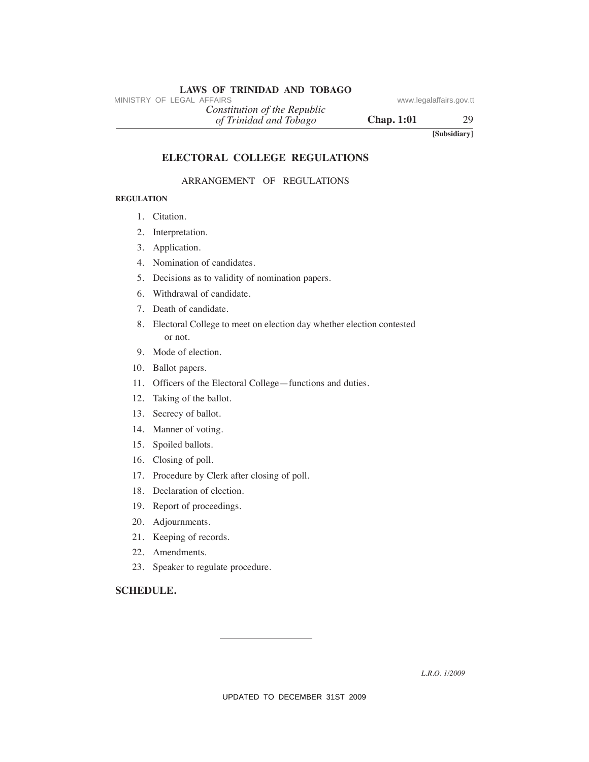[Subsidiary]

# ELECTORAL COLLEGE REGULATIONS

ARRANGEMENT OF REGULATIONS

**REGULATION**

1. Citation.
2. Interpretation.
3. Application.
4. Nomination of candidates.
5. Decisions as to validity of nomination papers.
6. Withdrawal of candidate.
7. Death of candidate.
8. Electoral College to meet on election day whether election contested or not.
9. Mode of election.
10. Ballot papers.
11. Officers of the Electoral College—functions and duties.
12. Taking of the ballot.
13. Secrecy of ballot.
14. Manner of voting.
15. Spoiled ballots.
16. Closing of poll.
17. Procedure by Clerk after closing of poll.
18. Declaration of election.
19. Report of proceedings.
20. Adjournments.
21. Keeping of records.
22. Amendments.
23. Speaker to regulate procedure.

**SCHEDULE.**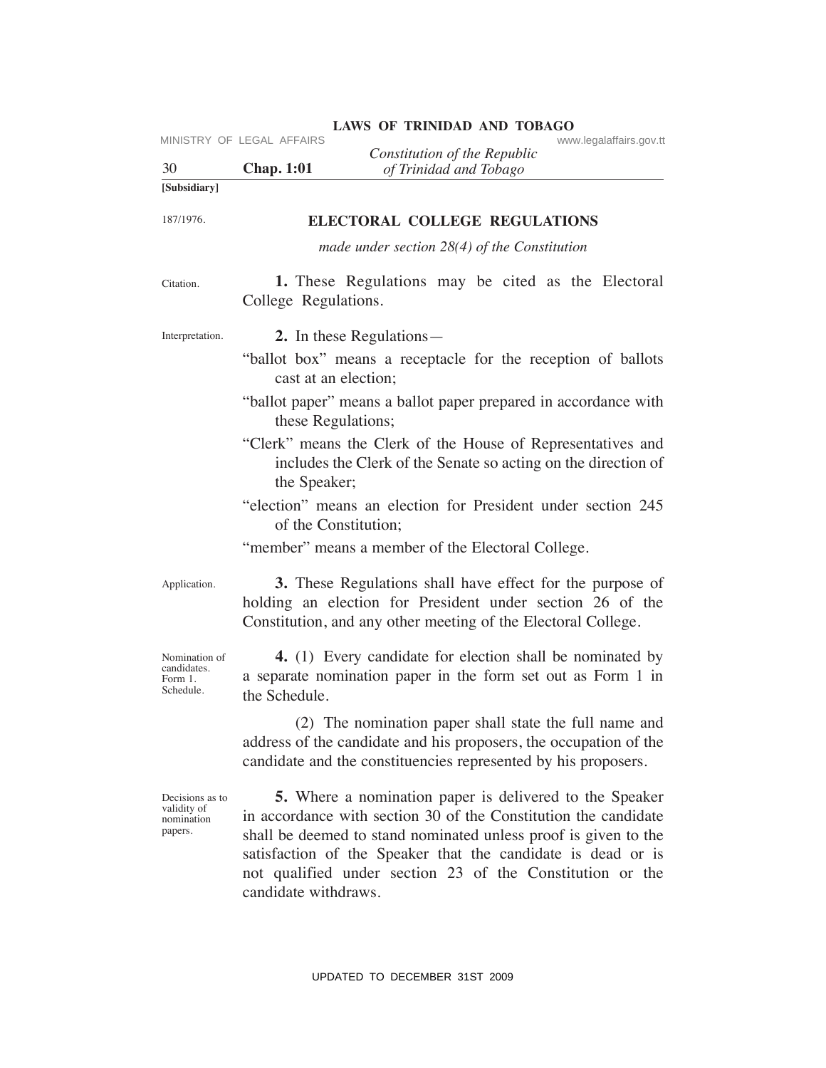[Subsidiary]

187/1976.

## ELECTORAL COLLEGE REGULATIONS

*made under section 28(4) of the Constitution*

Citation.

**1.** These Regulations may be cited as the Electoral College Regulations.

Interpretation.

**2.** In these Regulations—

"ballot box" means a receptacle for the reception of ballots cast at an election;

"ballot paper" means a ballot paper prepared in accordance with these Regulations;

"Clerk" means the Clerk of the House of Representatives and includes the Clerk of the Senate so acting on the direction of the Speaker;

"election" means an election for President under section 245 of the Constitution;

"member" means a member of the Electoral College.

Application.

**3.** These Regulations shall have effect for the purpose of holding an election for President under section 26 of the Constitution, and any other meeting of the Electoral College.

Nomination of candidates. Form 1. Schedule.

**4.** (1) Every candidate for election shall be nominated by a separate nomination paper in the form set out as Form 1 in the Schedule.

(2) The nomination paper shall state the full name and address of the candidate and his proposers, the occupation of the candidate and the constituencies represented by his proposers.

Decisions as to validity of nomination papers.

**5.** Where a nomination paper is delivered to the Speaker in accordance with section 30 of the Constitution the candidate shall be deemed to stand nominated unless proof is given to the satisfaction of the Speaker that the candidate is dead or is not qualified under section 23 of the Constitution or the candidate withdraws.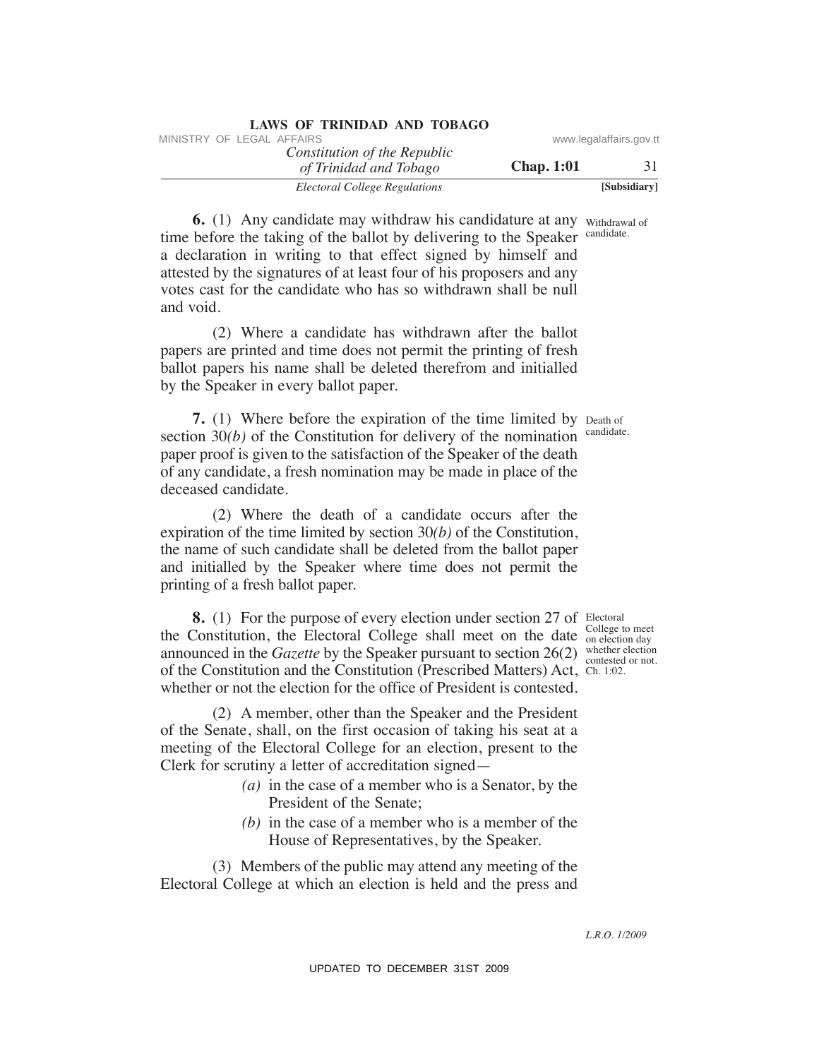**6.** (1) Any candidate may withdraw his candidature at any time before the taking of the ballot by delivering to the Speaker a declaration in writing to that effect signed by himself and attested by the signatures of at least four of his proposers and any votes cast for the candidate who has so withdrawn shall be null and void.

Withdrawal of candidate.

(2) Where a candidate has withdrawn after the ballot papers are printed and time does not permit the printing of fresh ballot papers his name shall be deleted therefrom and initialled by the Speaker in every ballot paper.

**7.** (1) Where before the expiration of the time limited by section 30*(b)* of the Constitution for delivery of the nomination paper proof is given to the satisfaction of the Speaker of the death of any candidate, a fresh nomination may be made in place of the deceased candidate.

Death of candidate.

(2) Where the death of a candidate occurs after the expiration of the time limited by section 30*(b)* of the Constitution, the name of such candidate shall be deleted from the ballot paper and initialled by the Speaker where time does not permit the printing of a fresh ballot paper.

**8.** (1) For the purpose of every election under section 27 of the Constitution, the Electoral College shall meet on the date announced in the *Gazette* by the Speaker pursuant to section 26(2) of the Constitution and the Constitution (Prescribed Matters) Act, whether or not the election for the office of President is contested.

Electoral College to meet on election day whether election contested or not. Ch. 1:02.

(2) A member, other than the Speaker and the President of the Senate, shall, on the first occasion of taking his seat at a meeting of the Electoral College for an election, present to the Clerk for scrutiny a letter of accreditation signed—

- *(a)* in the case of a member who is a Senator, by the President of the Senate;
- *(b)* in the case of a member who is a member of the House of Representatives, by the Speaker.

(3) Members of the public may attend any meeting of the Electoral College at which an election is held and the press and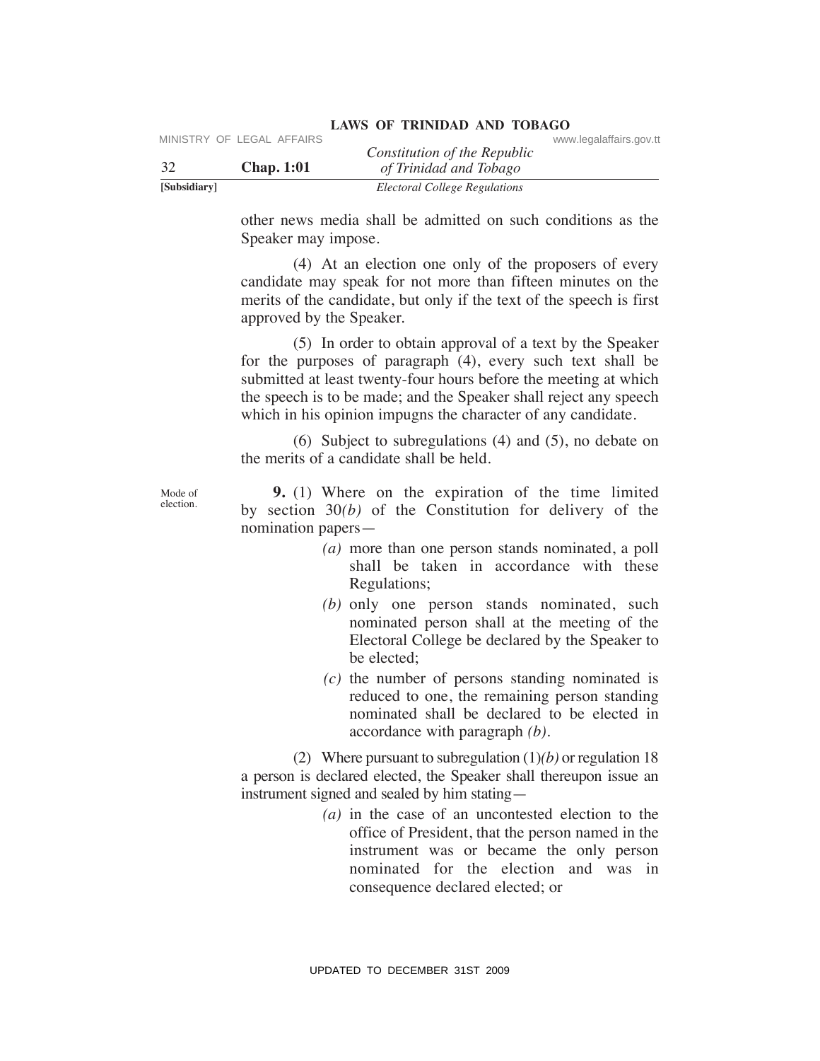other news media shall be admitted on such conditions as the Speaker may impose.

(4) At an election one only of the proposers of every candidate may speak for not more than fifteen minutes on the merits of the candidate, but only if the text of the speech is first approved by the Speaker.

(5) In order to obtain approval of a text by the Speaker for the purposes of paragraph (4), every such text shall be submitted at least twenty-four hours before the meeting at which the speech is to be made; and the Speaker shall reject any speech which in his opinion impugns the character of any candidate.

(6) Subject to subregulations (4) and (5), no debate on the merits of a candidate shall be held.

Mode of election.

**9.** (1) Where on the expiration of the time limited by section 30*(b)* of the Constitution for delivery of the nomination papers—

*(a)* more than one person stands nominated, a poll shall be taken in accordance with these Regulations;

*(b)* only one person stands nominated, such nominated person shall at the meeting of the Electoral College be declared by the Speaker to be elected;

*(c)* the number of persons standing nominated is reduced to one, the remaining person standing nominated shall be declared to be elected in accordance with paragraph *(b)*.

(2) Where pursuant to subregulation (1)*(b)* or regulation 18 a person is declared elected, the Speaker shall thereupon issue an instrument signed and sealed by him stating—

*(a)* in the case of an uncontested election to the office of President, that the person named in the instrument was or became the only person nominated for the election and was in consequence declared elected; or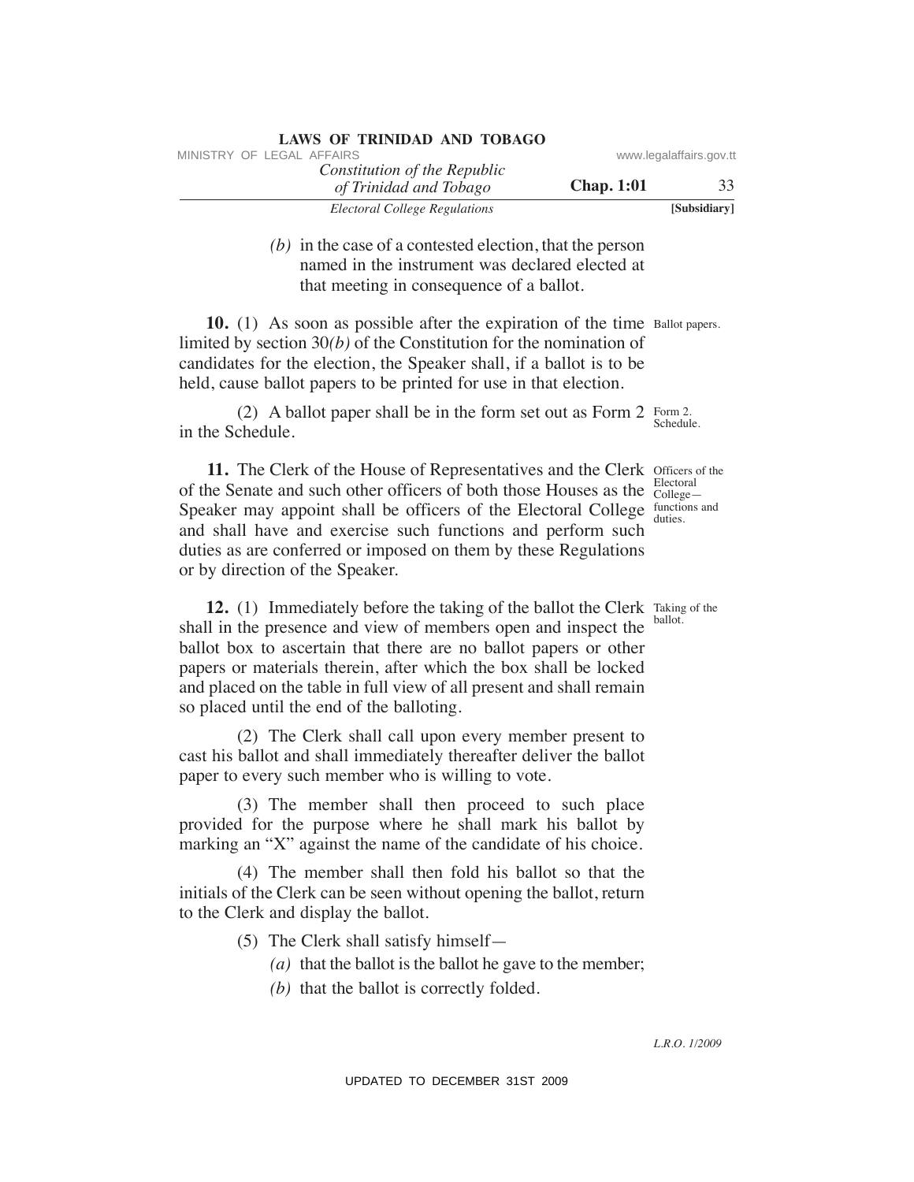*(b)* in the case of a contested election, that the person named in the instrument was declared elected at that meeting in consequence of a ballot.

**10.** (1) As soon as possible after the expiration of the time limited by section 30*(b)* of the Constitution for the nomination of candidates for the election, the Speaker shall, if a ballot is to be held, cause ballot papers to be printed for use in that election. Ballot papers.

(2) A ballot paper shall be in the form set out as Form 2 in the Schedule. Form 2. Schedule.

**11.** The Clerk of the House of Representatives and the Clerk of the Senate and such other officers of both those Houses as the Speaker may appoint shall be officers of the Electoral College and shall have and exercise such functions and perform such duties as are conferred or imposed on them by these Regulations or by direction of the Speaker. Officers of the Electoral College—functions and duties.

**12.** (1) Immediately before the taking of the ballot the Clerk shall in the presence and view of members open and inspect the ballot box to ascertain that there are no ballot papers or other papers or materials therein, after which the box shall be locked and placed on the table in full view of all present and shall remain so placed until the end of the balloting. Taking of the ballot.

(2) The Clerk shall call upon every member present to cast his ballot and shall immediately thereafter deliver the ballot paper to every such member who is willing to vote.

(3) The member shall then proceed to such place provided for the purpose where he shall mark his ballot by marking an "X" against the name of the candidate of his choice.

(4) The member shall then fold his ballot so that the initials of the Clerk can be seen without opening the ballot, return to the Clerk and display the ballot.

(5) The Clerk shall satisfy himself—

*(a)* that the ballot is the ballot he gave to the member;

*(b)* that the ballot is correctly folded.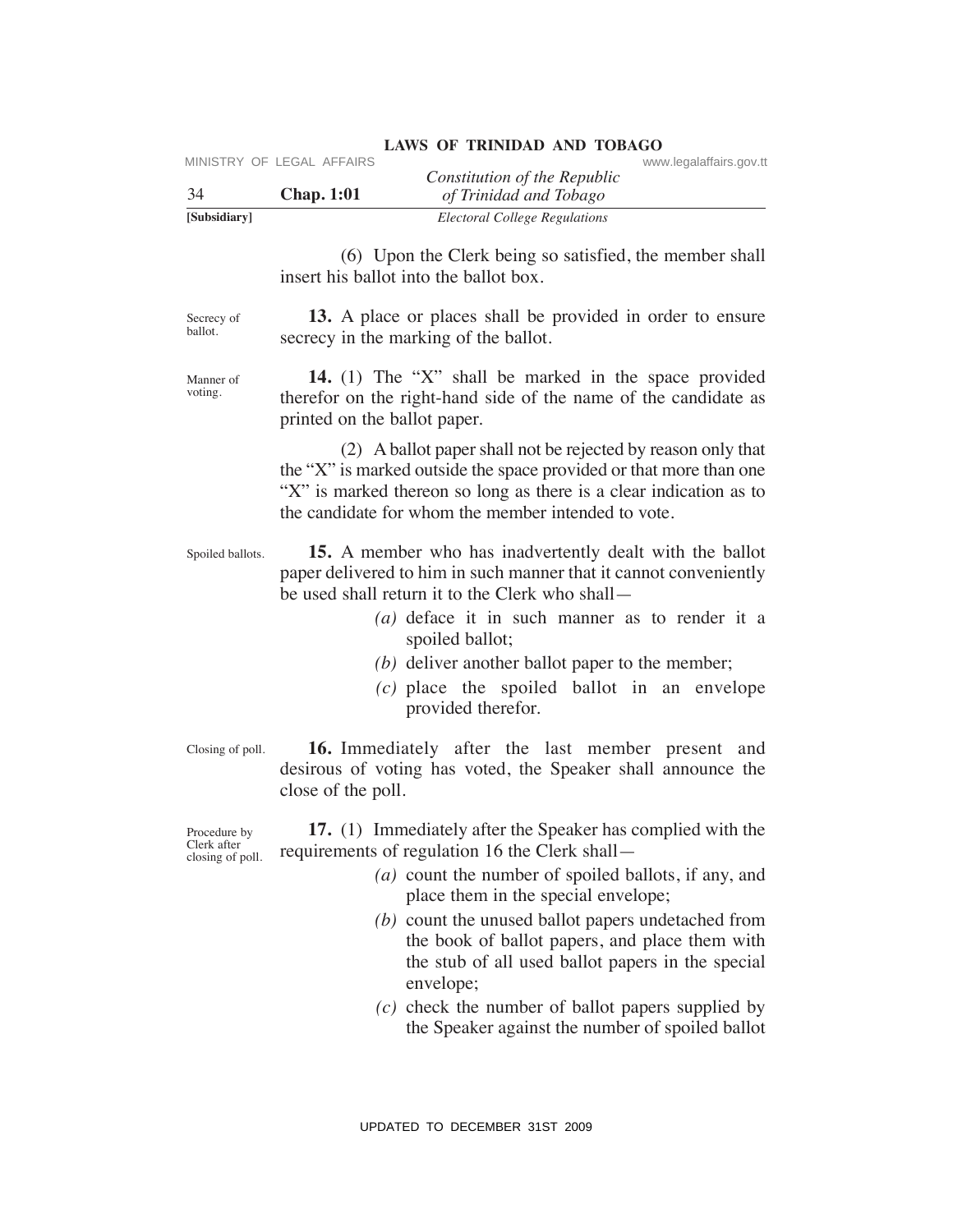(6) Upon the Clerk being so satisfied, the member shall insert his ballot into the ballot box.

Secrecy of ballot.

**13.** A place or places shall be provided in order to ensure secrecy in the marking of the ballot.

Manner of voting.

**14.** (1) The "X" shall be marked in the space provided therefor on the right-hand side of the name of the candidate as printed on the ballot paper.

(2) A ballot paper shall not be rejected by reason only that the "X" is marked outside the space provided or that more than one "X" is marked thereon so long as there is a clear indication as to the candidate for whom the member intended to vote.

Spoiled ballots.

**15.** A member who has inadvertently dealt with the ballot paper delivered to him in such manner that it cannot conveniently be used shall return it to the Clerk who shall—

*(a)* deface it in such manner as to render it a spoiled ballot;

*(b)* deliver another ballot paper to the member;

*(c)* place the spoiled ballot in an envelope provided therefor.

Closing of poll.

**16.** Immediately after the last member present and desirous of voting has voted, the Speaker shall announce the close of the poll.

Procedure by Clerk after closing of poll.

**17.** (1) Immediately after the Speaker has complied with the requirements of regulation 16 the Clerk shall—

*(a)* count the number of spoiled ballots, if any, and place them in the special envelope;

*(b)* count the unused ballot papers undetached from the book of ballot papers, and place them with the stub of all used ballot papers in the special envelope;

*(c)* check the number of ballot papers supplied by the Speaker against the number of spoiled ballot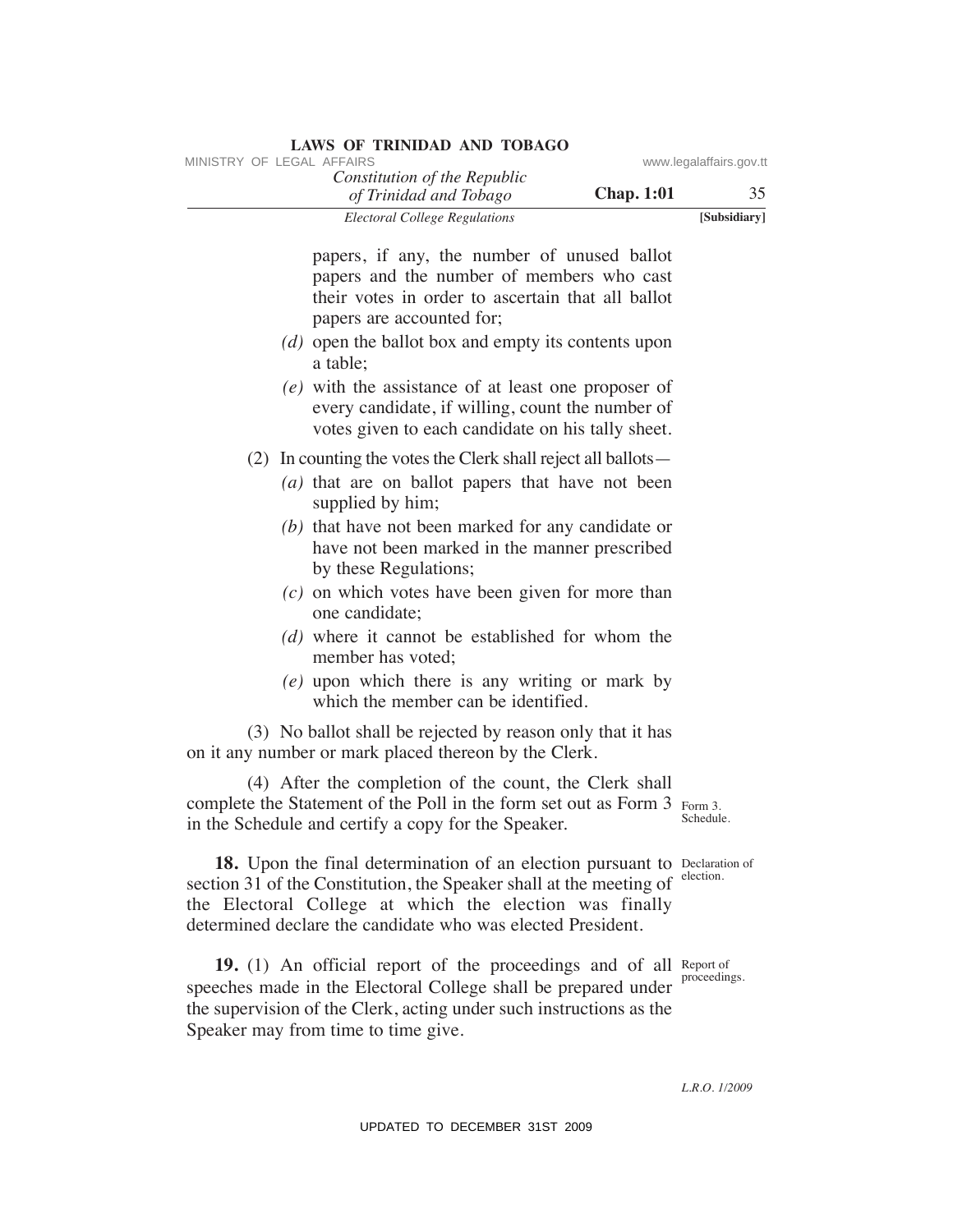papers, if any, the number of unused ballot papers and the number of members who cast their votes in order to ascertain that all ballot papers are accounted for;

*(d)* open the ballot box and empty its contents upon a table;

*(e)* with the assistance of at least one proposer of every candidate, if willing, count the number of votes given to each candidate on his tally sheet.

(2) In counting the votes the Clerk shall reject all ballots—

*(a)* that are on ballot papers that have not been supplied by him;

*(b)* that have not been marked for any candidate or have not been marked in the manner prescribed by these Regulations;

*(c)* on which votes have been given for more than one candidate;

*(d)* where it cannot be established for whom the member has voted;

*(e)* upon which there is any writing or mark by which the member can be identified.

(3) No ballot shall be rejected by reason only that it has on it any number or mark placed thereon by the Clerk.

(4) After the completion of the count, the Clerk shall complete the Statement of the Poll in the form set out as Form 3 in the Schedule and certify a copy for the Speaker.

Form 3. Schedule.

Declaration of election.

**18.** Upon the final determination of an election pursuant to section 31 of the Constitution, the Speaker shall at the meeting of the Electoral College at which the election was finally determined declare the candidate who was elected President.

Report of proceedings.

**19.** (1) An official report of the proceedings and of all speeches made in the Electoral College shall be prepared under the supervision of the Clerk, acting under such instructions as the Speaker may from time to time give.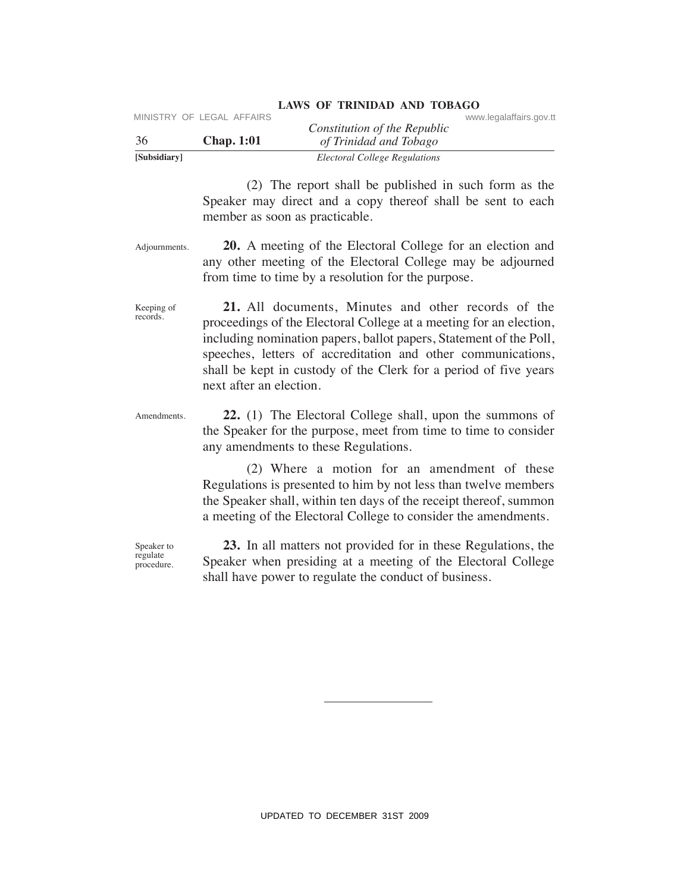(2) The report shall be published in such form as the Speaker may direct and a copy thereof shall be sent to each member as soon as practicable.

Adjournments.

**20.** A meeting of the Electoral College for an election and any other meeting of the Electoral College may be adjourned from time to time by a resolution for the purpose.

Keeping of records.

**21.** All documents, Minutes and other records of the proceedings of the Electoral College at a meeting for an election, including nomination papers, ballot papers, Statement of the Poll, speeches, letters of accreditation and other communications, shall be kept in custody of the Clerk for a period of five years next after an election.

Amendments.

**22.** (1) The Electoral College shall, upon the summons of the Speaker for the purpose, meet from time to time to consider any amendments to these Regulations.

(2) Where a motion for an amendment of these Regulations is presented to him by not less than twelve members the Speaker shall, within ten days of the receipt thereof, summon a meeting of the Electoral College to consider the amendments.

Speaker to regulate procedure.

**23.** In all matters not provided for in these Regulations, the Speaker when presiding at a meeting of the Electoral College shall have power to regulate the conduct of business.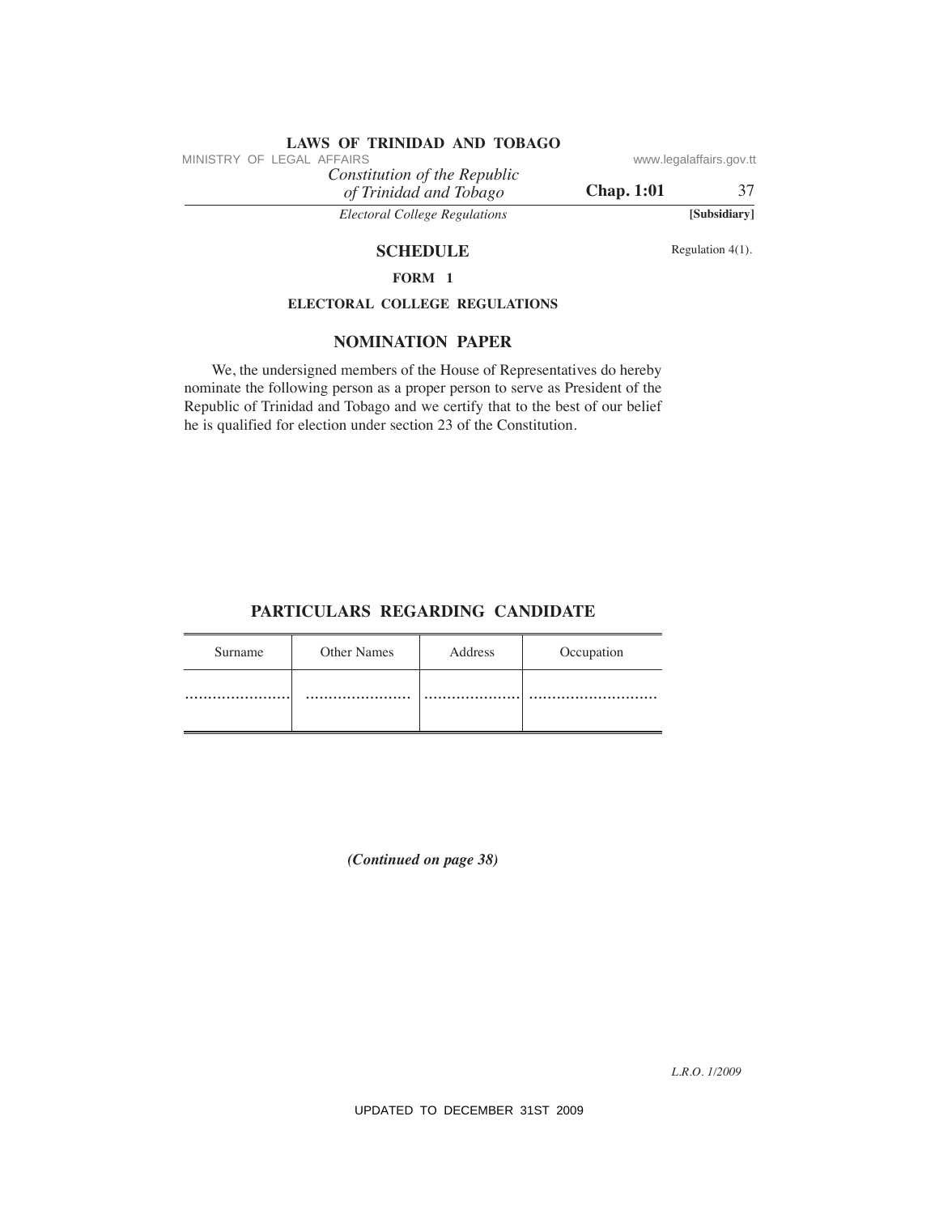## SCHEDULE

Regulation 4(1).

### FORM 1

### ELECTORAL COLLEGE REGULATIONS

### NOMINATION PAPER

We, the undersigned members of the House of Representatives do hereby nominate the following person as a proper person to serve as President of the Republic of Trinidad and Tobago and we certify that to the best of our belief he is qualified for election under section 23 of the Constitution.

### PARTICULARS REGARDING CANDIDATE

| Surname | Other Names | Address | Occupation |
|---|---|---|---|
| ...................... | ...................... | .................... | ........................... |

*(Continued on page 38)*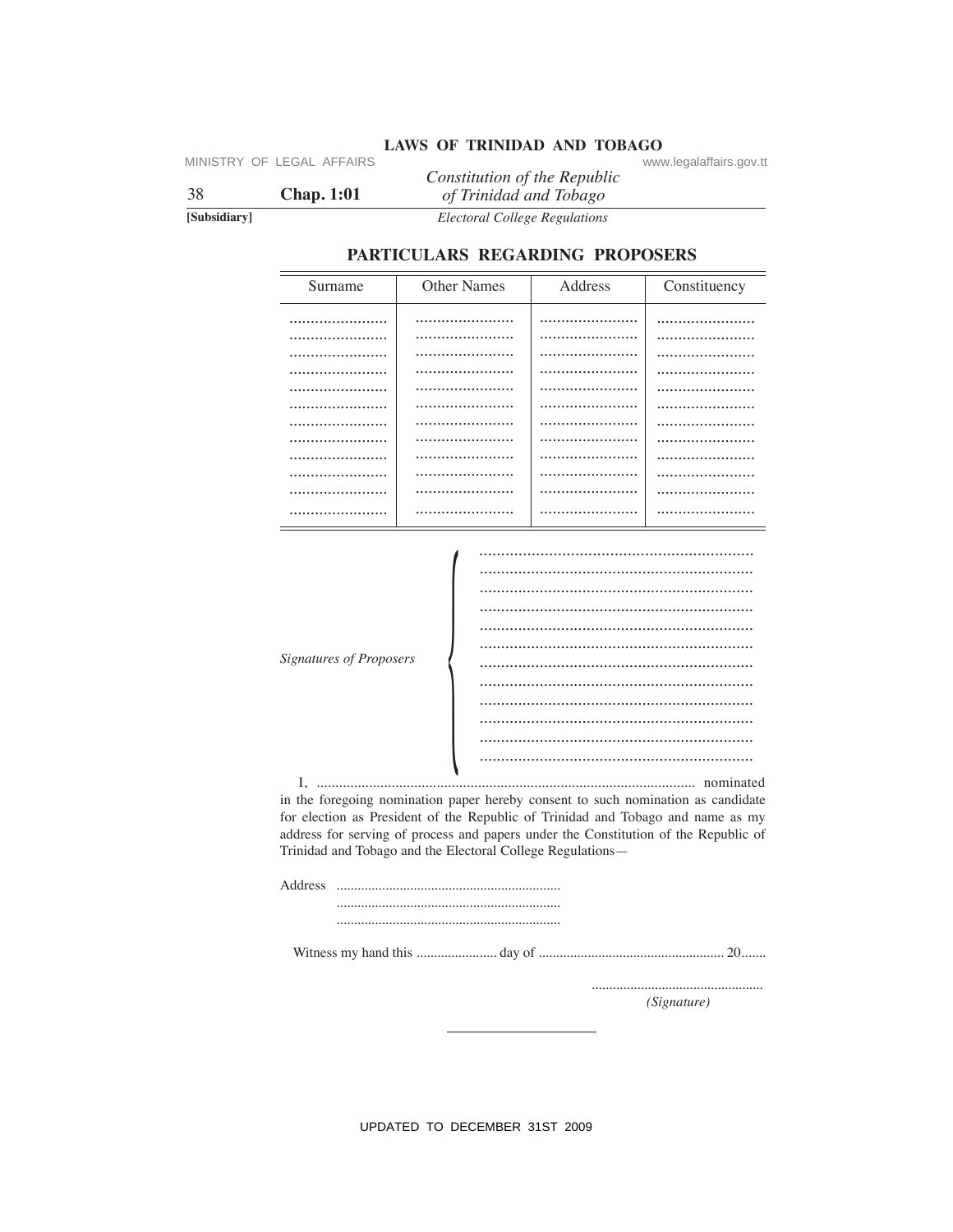## PARTICULARS REGARDING PROPOSERS

| Surname | Other Names | Address | Constituency |
|---|---|---|---|
| ...................... | ...................... | ...................... | ...................... |
| ...................... | ...................... | ...................... | ...................... |
| ...................... | ...................... | ...................... | ...................... |
| ...................... | ...................... | ...................... | ...................... |
| ...................... | ...................... | ...................... | ...................... |
| ...................... | ...................... | ...................... | ...................... |
| ...................... | ...................... | ...................... | ...................... |
| ...................... | ...................... | ...................... | ...................... |
| ...................... | ...................... | ...................... | ...................... |
| ...................... | ...................... | ...................... | ...................... |
| ...................... | ...................... | ...................... | ...................... |
| ...................... | ...................... | ...................... | ...................... |

*Signatures of Proposers*

................................................................
................................................................
................................................................
................................................................
................................................................
................................................................
................................................................
................................................................
................................................................
................................................................
................................................................
................................................................

I, ..................................................................................................... nominated in the foregoing nomination paper hereby consent to such nomination as candidate for election as President of the Republic of Trinidad and Tobago and name as my address for serving of process and papers under the Constitution of the Republic of Trinidad and Tobago and the Electoral College Regulations—

Address ...............................................................
...............................................................
...............................................................

Witness my hand this ....................... day of .................................................... 20.......

................................................
*(Signature)*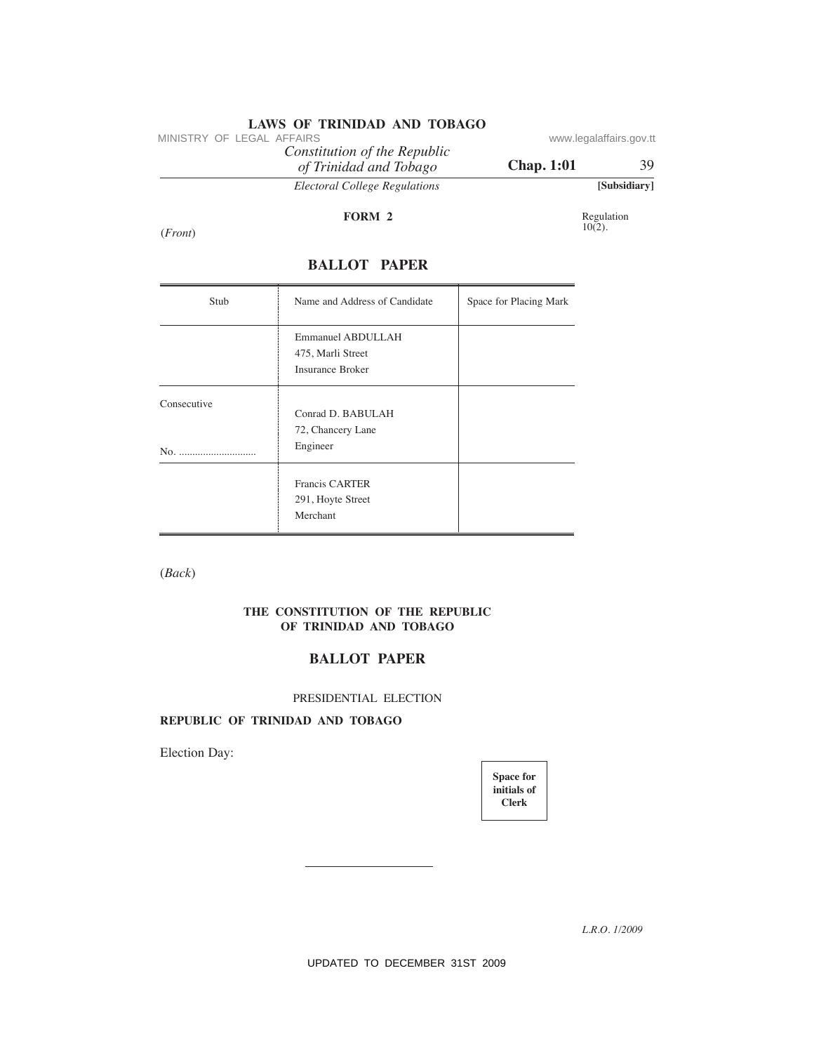## FORM 2

Regulation 10(2).

(*Front*)

### BALLOT PAPER

| Stub | Name and Address of Candidate | Space for Placing Mark |
|---|---|---|
| | Emmanuel ABDULLAH<br>475, Marli Street<br>Insurance Broker | |
| Consecutive<br><br>No. ............................ | Conrad D. BABULAH<br>72, Chancery Lane<br>Engineer | |
| | Francis CARTER<br>291, Hoyte Street<br>Merchant | |

(*Back*)

**THE CONSTITUTION OF THE REPUBLIC OF TRINIDAD AND TOBAGO**

### BALLOT PAPER

PRESIDENTIAL ELECTION

**REPUBLIC OF TRINIDAD AND TOBAGO**

Election Day:

| **Space for initials of Clerk** |
|---|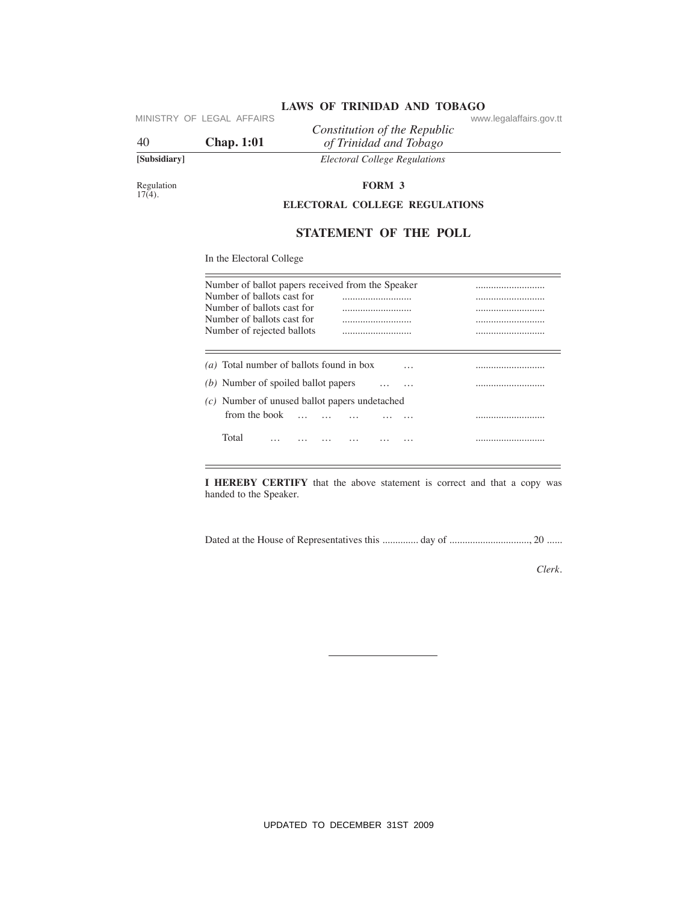[Subsidiary]

*Electoral College Regulations*

Regulation 17(4).

**FORM 3**

**ELECTORAL COLLEGE REGULATIONS**

## STATEMENT OF THE POLL

In the Electoral College

| | | |
|---|---|---|
| Number of ballot papers received from the Speaker | | ........................... |
| Number of ballots cast for | ........................... | ........................... |
| Number of ballots cast for | ........................... | ........................... |
| Number of ballots cast for | ........................... | ........................... |
| Number of rejected ballots | ........................... | ........................... |

| | |
|---|---|
| *(a)* Total number of ballots found in box ... | ........................... |
| *(b)* Number of spoiled ballot papers ... ... | ........................... |
| *(c)* Number of unused ballot papers undetached from the book ... ... ... ... ... | ........................... |
| Total ... ... ... ... ... ... | ........................... |

**I HEREBY CERTIFY** that the above statement is correct and that a copy was handed to the Speaker.

Dated at the House of Representatives this ............. day of ..............................., 20 ......

*Clerk*.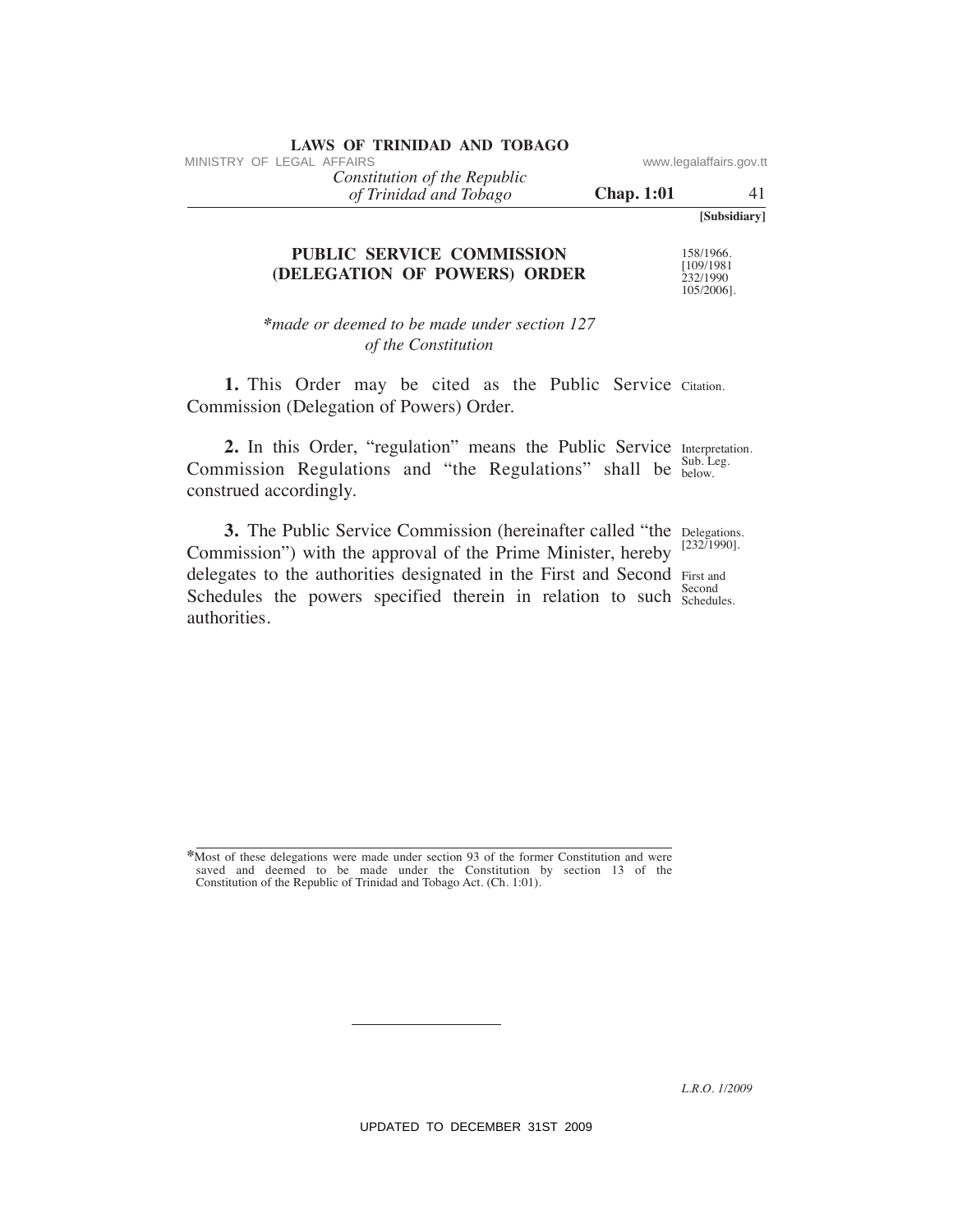**[Subsidiary]**

# PUBLIC SERVICE COMMISSION (DELEGATION OF POWERS) ORDER

158/1966. [109/1981 232/1990 105/2006].

*\*made or deemed to be made under section 127 of the Constitution*

**1.** This Order may be cited as the Public Service Commission (Delegation of Powers) Order. Citation.

**2.** In this Order, "regulation" means the Public Service Commission Regulations and "the Regulations" shall be construed accordingly. Interpretation. Sub. Leg. below.

**3.** The Public Service Commission (hereinafter called "the Commission") with the approval of the Prime Minister, hereby delegates to the authorities designated in the First and Second Schedules the powers specified therein in relation to such authorities. Delegations. [232/1990]. First and Second Schedules.

---

\*Most of these delegations were made under section 93 of the former Constitution and were saved and deemed to be made under the Constitution by section 13 of the Constitution of the Republic of Trinidad and Tobago Act. (Ch. 1:01).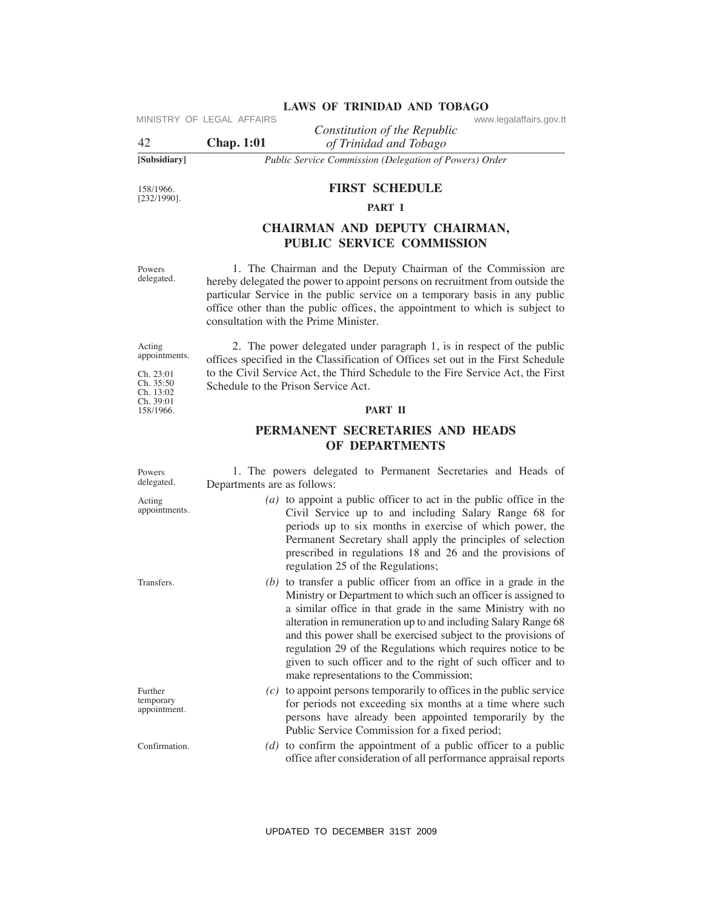[Subsidiary]

*Public Service Commission (Delegation of Powers) Order*

158/1966.
[232/1990].

## FIRST SCHEDULE

### PART I

### CHAIRMAN AND DEPUTY CHAIRMAN, PUBLIC SERVICE COMMISSION

Powers delegated.

1. The Chairman and the Deputy Chairman of the Commission are hereby delegated the power to appoint persons on recruitment from outside the particular Service in the public service on a temporary basis in any public office other than the public offices, the appointment to which is subject to consultation with the Prime Minister.

Acting appointments.

Ch. 23:01
Ch. 35:50
Ch. 13:02
Ch. 39:01
158/1966.

2. The power delegated under paragraph 1, is in respect of the public offices specified in the Classification of Offices set out in the First Schedule to the Civil Service Act, the Third Schedule to the Fire Service Act, the First Schedule to the Prison Service Act.

### PART II

### PERMANENT SECRETARIES AND HEADS OF DEPARTMENTS

Powers delegated.

1. The powers delegated to Permanent Secretaries and Heads of Departments are as follows:

Acting appointments.

*(a)* to appoint a public officer to act in the public office in the Civil Service up to and including Salary Range 68 for periods up to six months in exercise of which power, the Permanent Secretary shall apply the principles of selection prescribed in regulations 18 and 26 and the provisions of regulation 25 of the Regulations;

Transfers.

*(b)* to transfer a public officer from an office in a grade in the Ministry or Department to which such an officer is assigned to a similar office in that grade in the same Ministry with no alteration in remuneration up to and including Salary Range 68 and this power shall be exercised subject to the provisions of regulation 29 of the Regulations which requires notice to be given to such officer and to the right of such officer and to make representations to the Commission;

Further temporary appointment.

*(c)* to appoint persons temporarily to offices in the public service for periods not exceeding six months at a time where such persons have already been appointed temporarily by the Public Service Commission for a fixed period;

Confirmation.

*(d)* to confirm the appointment of a public officer to a public office after consideration of all performance appraisal reports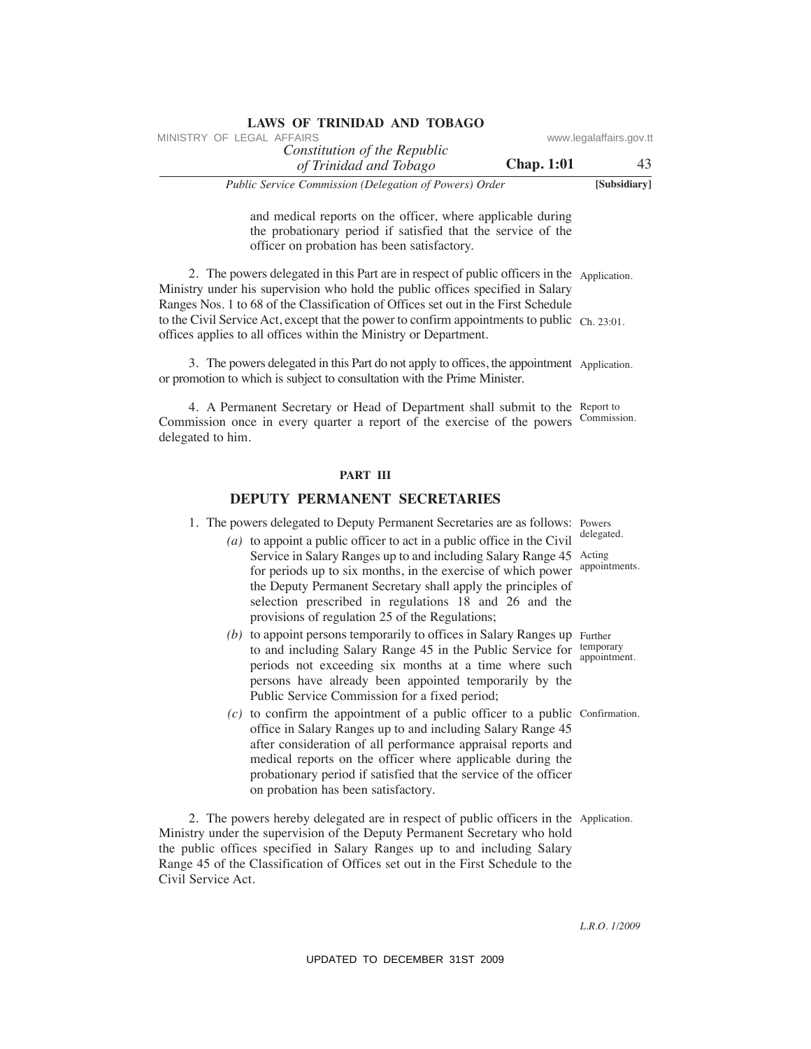and medical reports on the officer, where applicable during the probationary period if satisfied that the service of the officer on probation has been satisfactory.

2. The powers delegated in this Part are in respect of public officers in the Ministry under his supervision who hold the public offices specified in Salary Ranges Nos. 1 to 68 of the Classification of Offices set out in the First Schedule to the Civil Service Act, except that the power to confirm appointments to public offices applies to all offices within the Ministry or Department. *Application. Ch. 23:01.*

3. The powers delegated in this Part do not apply to offices, the appointment or promotion to which is subject to consultation with the Prime Minister. *Application.*

4. A Permanent Secretary or Head of Department shall submit to the Commission once in every quarter a report of the exercise of the powers delegated to him. *Report to Commission.*

## PART III

## DEPUTY PERMANENT SECRETARIES

1. The powers delegated to Deputy Permanent Secretaries are as follows: *Powers delegated.*

   *(a)* to appoint a public officer to act in a public office in the Civil Service in Salary Ranges up to and including Salary Range 45 for periods up to six months, in the exercise of which power the Deputy Permanent Secretary shall apply the principles of selection prescribed in regulations 18 and 26 and the provisions of regulation 25 of the Regulations; *Acting appointments.*

   *(b)* to appoint persons temporarily to offices in Salary Ranges up to and including Salary Range 45 in the Public Service for periods not exceeding six months at a time where such persons have already been appointed temporarily by the Public Service Commission for a fixed period; *Further temporary appointment.*

   *(c)* to confirm the appointment of a public officer to a public office in Salary Ranges up to and including Salary Range 45 after consideration of all performance appraisal reports and medical reports on the officer where applicable during the probationary period if satisfied that the service of the officer on probation has been satisfactory. *Confirmation.*

2. The powers hereby delegated are in respect of public officers in the Ministry under the supervision of the Deputy Permanent Secretary who hold the public offices specified in Salary Ranges up to and including Salary Range 45 of the Classification of Offices set out in the First Schedule to the Civil Service Act. *Application.*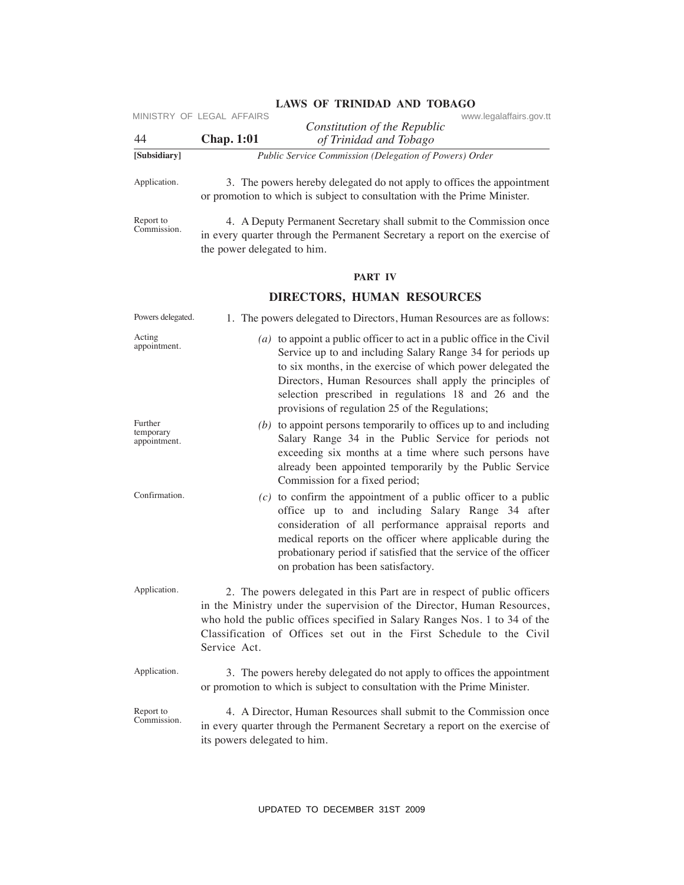*Public Service Commission (Delegation of Powers) Order*

Application.

3. The powers hereby delegated do not apply to offices the appointment or promotion to which is subject to consultation with the Prime Minister.

Report to Commission.

4. A Deputy Permanent Secretary shall submit to the Commission once in every quarter through the Permanent Secretary a report on the exercise of the power delegated to him.

## PART IV

## DIRECTORS, HUMAN RESOURCES

Powers delegated.

1. The powers delegated to Directors, Human Resources are as follows:

Acting appointment.

*(a)* to appoint a public officer to act in a public office in the Civil Service up to and including Salary Range 34 for periods up to six months, in the exercise of which power delegated the Directors, Human Resources shall apply the principles of selection prescribed in regulations 18 and 26 and the provisions of regulation 25 of the Regulations;

Further temporary appointment.

*(b)* to appoint persons temporarily to offices up to and including Salary Range 34 in the Public Service for periods not exceeding six months at a time where such persons have already been appointed temporarily by the Public Service Commission for a fixed period;

Confirmation.

*(c)* to confirm the appointment of a public officer to a public office up to and including Salary Range 34 after consideration of all performance appraisal reports and medical reports on the officer where applicable during the probationary period if satisfied that the service of the officer on probation has been satisfactory.

Application.

2. The powers delegated in this Part are in respect of public officers in the Ministry under the supervision of the Director, Human Resources, who hold the public offices specified in Salary Ranges Nos. 1 to 34 of the Classification of Offices set out in the First Schedule to the Civil Service Act.

Application.

3. The powers hereby delegated do not apply to offices the appointment or promotion to which is subject to consultation with the Prime Minister.

Report to Commission.

4. A Director, Human Resources shall submit to the Commission once in every quarter through the Permanent Secretary a report on the exercise of its powers delegated to him.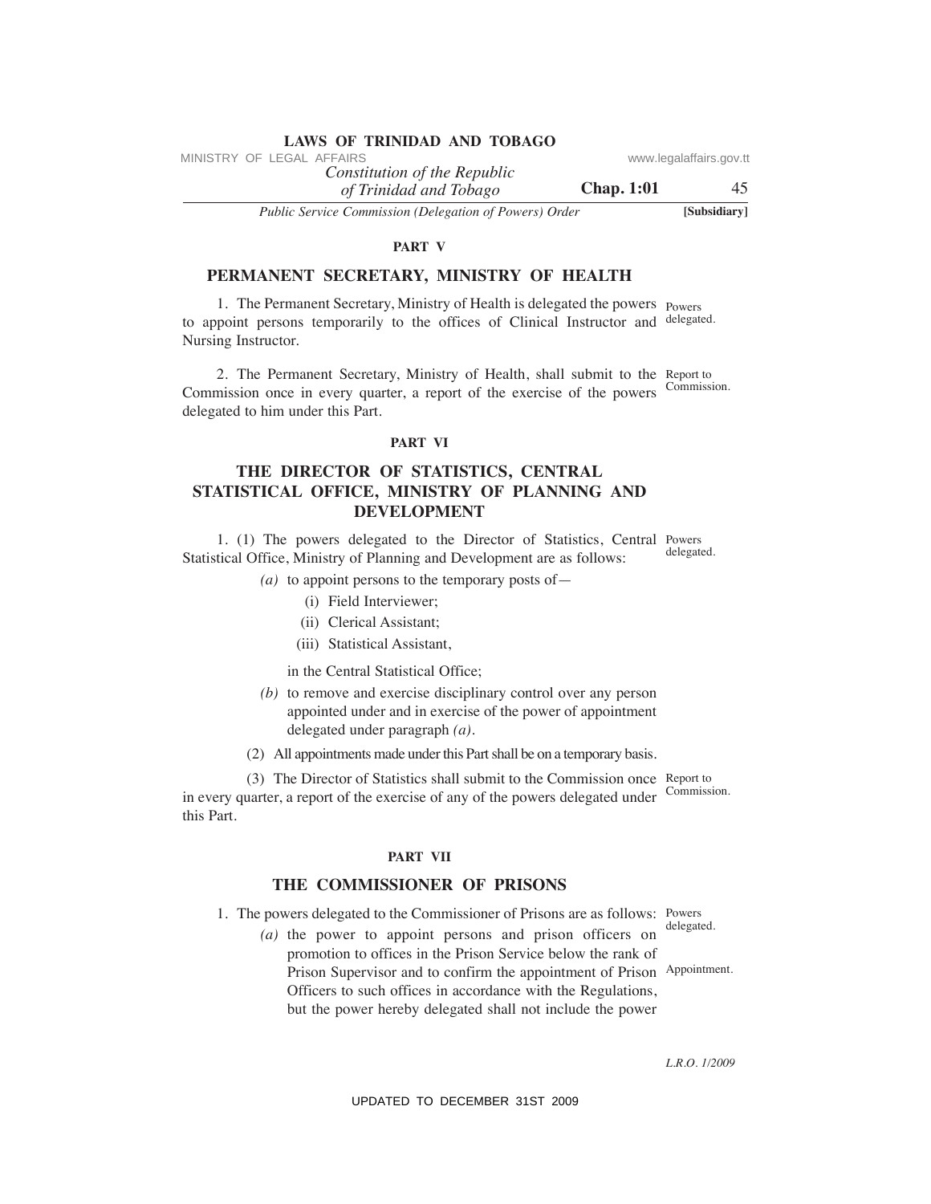## PART V

## PERMANENT SECRETARY, MINISTRY OF HEALTH

Powers delegated.

1. The Permanent Secretary, Ministry of Health is delegated the powers to appoint persons temporarily to the offices of Clinical Instructor and Nursing Instructor.

Report to Commission.

2. The Permanent Secretary, Ministry of Health, shall submit to the Commission once in every quarter, a report of the exercise of the powers delegated to him under this Part.

## PART VI

## THE DIRECTOR OF STATISTICS, CENTRAL STATISTICAL OFFICE, MINISTRY OF PLANNING AND DEVELOPMENT

Powers delegated.

1. (1) The powers delegated to the Director of Statistics, Central Statistical Office, Ministry of Planning and Development are as follows:

*(a)* to appoint persons to the temporary posts of—

(i) Field Interviewer;

(ii) Clerical Assistant;

(iii) Statistical Assistant,

in the Central Statistical Office;

*(b)* to remove and exercise disciplinary control over any person appointed under and in exercise of the power of appointment delegated under paragraph *(a)*.

(2) All appointments made under this Part shall be on a temporary basis.

Report to Commission.

(3) The Director of Statistics shall submit to the Commission once in every quarter, a report of the exercise of any of the powers delegated under this Part.

## PART VII

## THE COMMISSIONER OF PRISONS

Powers delegated.

1. The powers delegated to the Commissioner of Prisons are as follows:

Appointment.

*(a)* the power to appoint persons and prison officers on promotion to offices in the Prison Service below the rank of Prison Supervisor and to confirm the appointment of Prison Officers to such offices in accordance with the Regulations, but the power hereby delegated shall not include the power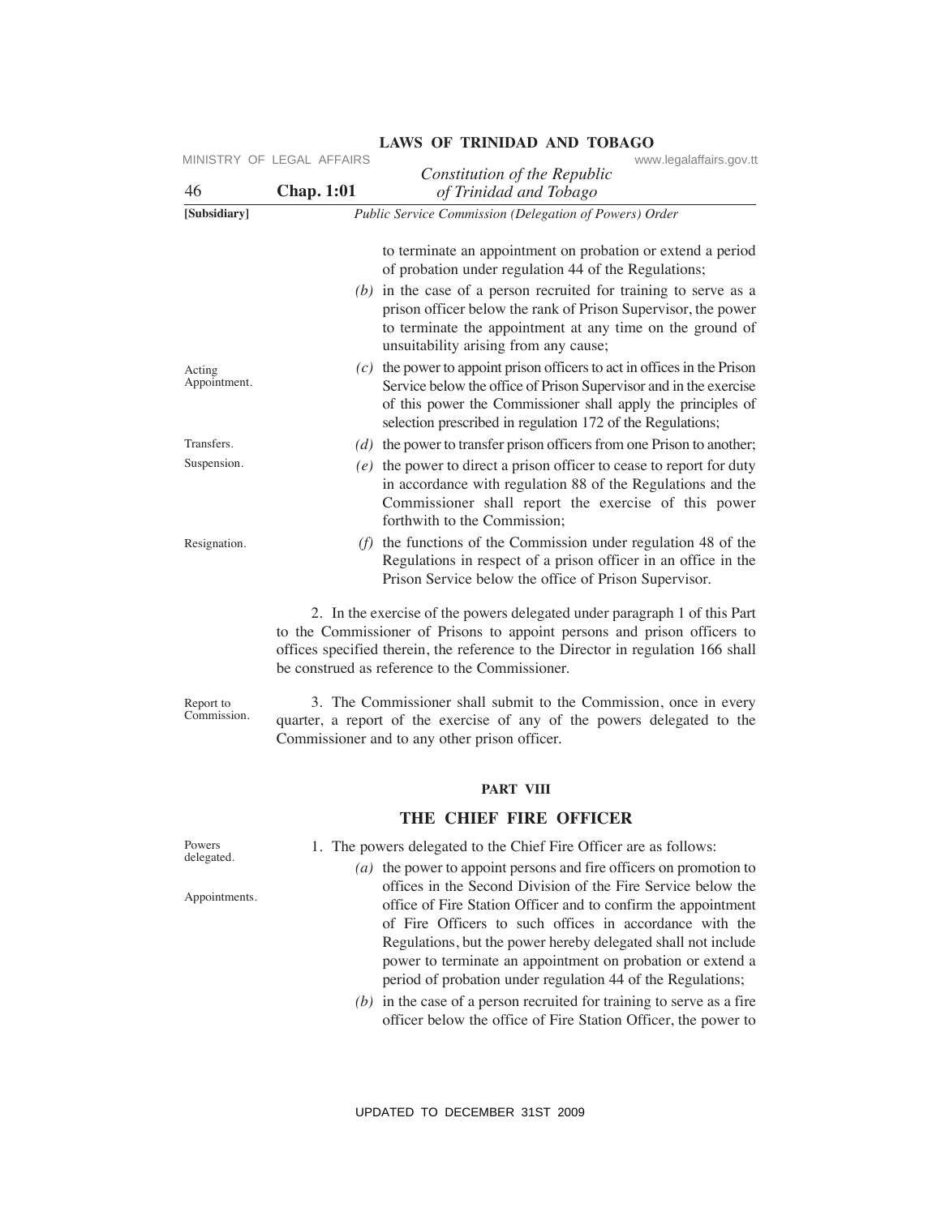to terminate an appointment on probation or extend a period of probation under regulation 44 of the Regulations;

*(b)* in the case of a person recruited for training to serve as a prison officer below the rank of Prison Supervisor, the power to terminate the appointment at any time on the ground of unsuitability arising from any cause;

Acting Appointment.

*(c)* the power to appoint prison officers to act in offices in the Prison Service below the office of Prison Supervisor and in the exercise of this power the Commissioner shall apply the principles of selection prescribed in regulation 172 of the Regulations;

Transfers.

*(d)* the power to transfer prison officers from one Prison to another;

Suspension.

*(e)* the power to direct a prison officer to cease to report for duty in accordance with regulation 88 of the Regulations and the Commissioner shall report the exercise of this power forthwith to the Commission;

Resignation.

*(f)* the functions of the Commission under regulation 48 of the Regulations in respect of a prison officer in an office in the Prison Service below the office of Prison Supervisor.

2. In the exercise of the powers delegated under paragraph 1 of this Part to the Commissioner of Prisons to appoint persons and prison officers to offices specified therein, the reference to the Director in regulation 166 shall be construed as reference to the Commissioner.

Report to Commission.

3. The Commissioner shall submit to the Commission, once in every quarter, a report of the exercise of any of the powers delegated to the Commissioner and to any other prison officer.

**PART VIII**

## THE CHIEF FIRE OFFICER

Powers delegated.

1. The powers delegated to the Chief Fire Officer are as follows:

Appointments.

*(a)* the power to appoint persons and fire officers on promotion to offices in the Second Division of the Fire Service below the office of Fire Station Officer and to confirm the appointment of Fire Officers to such offices in accordance with the Regulations, but the power hereby delegated shall not include power to terminate an appointment on probation or extend a period of probation under regulation 44 of the Regulations;

*(b)* in the case of a person recruited for training to serve as a fire officer below the office of Fire Station Officer, the power to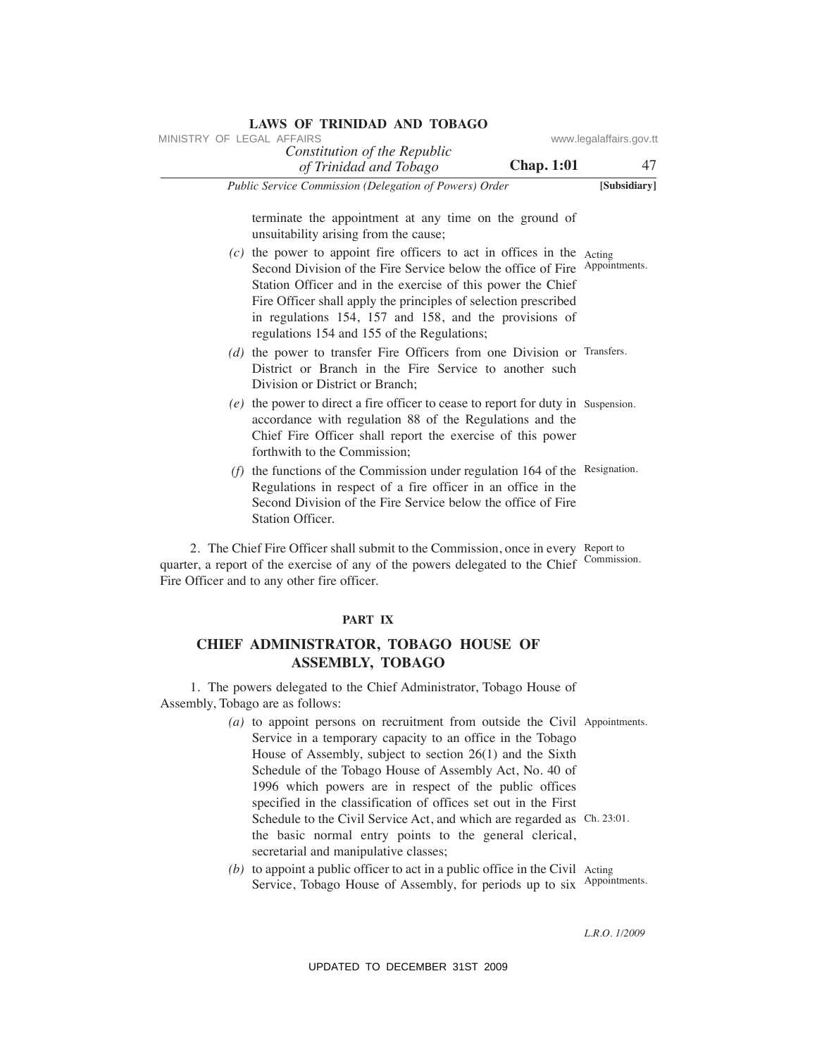terminate the appointment at any time on the ground of unsuitability arising from the cause;

*(c)* the power to appoint fire officers to act in offices in the Second Division of the Fire Service below the office of Fire Station Officer and in the exercise of this power the Chief Fire Officer shall apply the principles of selection prescribed in regulations 154, 157 and 158, and the provisions of regulations 154 and 155 of the Regulations; Acting Appointments.

*(d)* the power to transfer Fire Officers from one Division or District or Branch in the Fire Service to another such Division or District or Branch; Transfers.

*(e)* the power to direct a fire officer to cease to report for duty in accordance with regulation 88 of the Regulations and the Chief Fire Officer shall report the exercise of this power forthwith to the Commission; Suspension.

*(f)* the functions of the Commission under regulation 164 of the Regulations in respect of a fire officer in an office in the Second Division of the Fire Service below the office of Fire Station Officer. Resignation.

2. The Chief Fire Officer shall submit to the Commission, once in every quarter, a report of the exercise of any of the powers delegated to the Chief Fire Officer and to any other fire officer. Report to Commission.

**PART IX**

## CHIEF ADMINISTRATOR, TOBAGO HOUSE OF ASSEMBLY, TOBAGO

1. The powers delegated to the Chief Administrator, Tobago House of Assembly, Tobago are as follows:

*(a)* to appoint persons on recruitment from outside the Civil Service in a temporary capacity to an office in the Tobago House of Assembly, subject to section 26(1) and the Sixth Schedule of the Tobago House of Assembly Act, No. 40 of 1996 which powers are in respect of the public offices specified in the classification of offices set out in the First Schedule to the Civil Service Act, and which are regarded as the basic normal entry points to the general clerical, secretarial and manipulative classes; Appointments. Ch. 23:01.

*(b)* to appoint a public officer to act in a public office in the Civil Service, Tobago House of Assembly, for periods up to six Acting Appointments.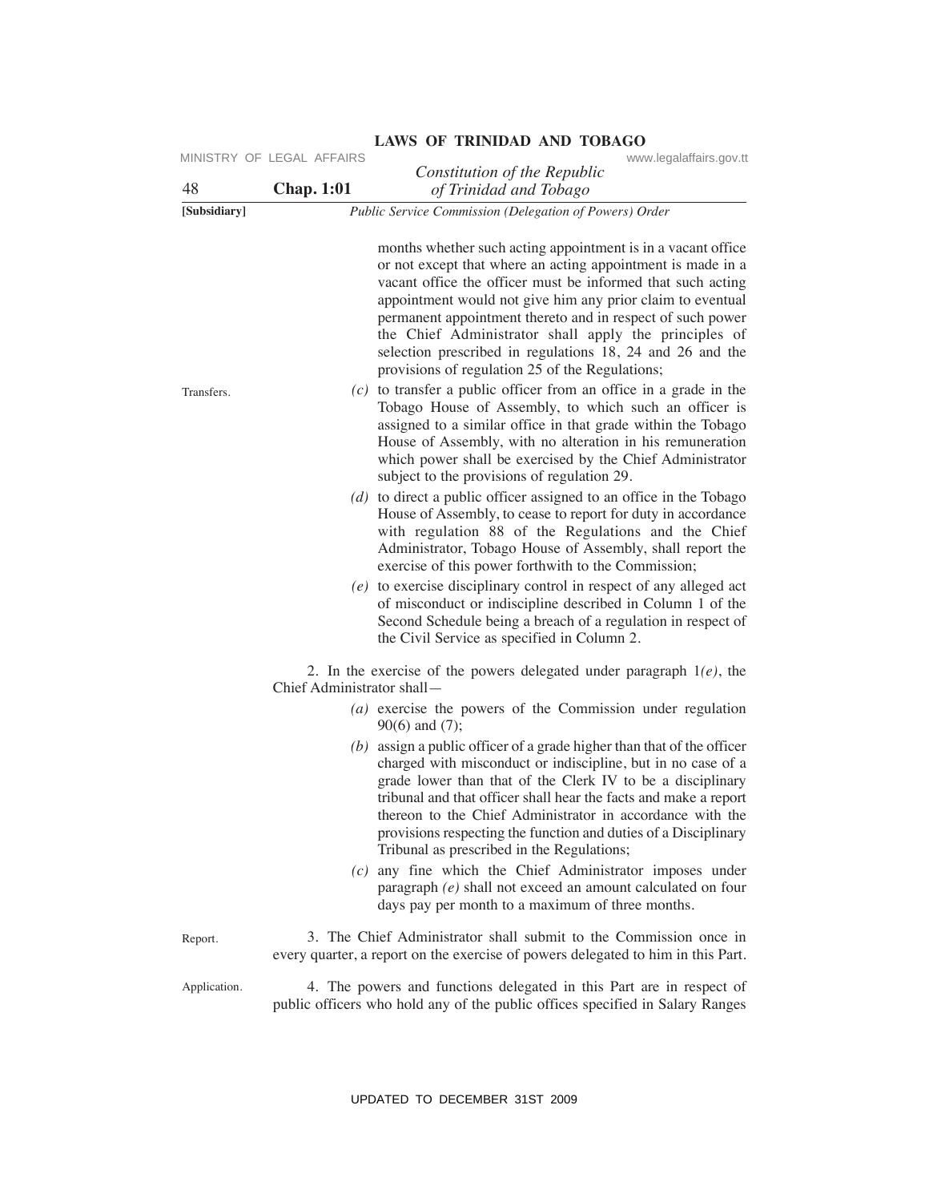months whether such acting appointment is in a vacant office or not except that where an acting appointment is made in a vacant office the officer must be informed that such acting appointment would not give him any prior claim to eventual permanent appointment thereto and in respect of such power the Chief Administrator shall apply the principles of selection prescribed in regulations 18, 24 and 26 and the provisions of regulation 25 of the Regulations;

Transfers.

*(c)* to transfer a public officer from an office in a grade in the Tobago House of Assembly, to which such an officer is assigned to a similar office in that grade within the Tobago House of Assembly, with no alteration in his remuneration which power shall be exercised by the Chief Administrator subject to the provisions of regulation 29.

*(d)* to direct a public officer assigned to an office in the Tobago House of Assembly, to cease to report for duty in accordance with regulation 88 of the Regulations and the Chief Administrator, Tobago House of Assembly, shall report the exercise of this power forthwith to the Commission;

*(e)* to exercise disciplinary control in respect of any alleged act of misconduct or indiscipline described in Column 1 of the Second Schedule being a breach of a regulation in respect of the Civil Service as specified in Column 2.

2. In the exercise of the powers delegated under paragraph 1*(e)*, the Chief Administrator shall—

*(a)* exercise the powers of the Commission under regulation 90(6) and (7);

*(b)* assign a public officer of a grade higher than that of the officer charged with misconduct or indiscipline, but in no case of a grade lower than that of the Clerk IV to be a disciplinary tribunal and that officer shall hear the facts and make a report thereon to the Chief Administrator in accordance with the provisions respecting the function and duties of a Disciplinary Tribunal as prescribed in the Regulations;

*(c)* any fine which the Chief Administrator imposes under paragraph *(e)* shall not exceed an amount calculated on four days pay per month to a maximum of three months.

Report.

3. The Chief Administrator shall submit to the Commission once in every quarter, a report on the exercise of powers delegated to him in this Part.

Application.

4. The powers and functions delegated in this Part are in respect of public officers who hold any of the public offices specified in Salary Ranges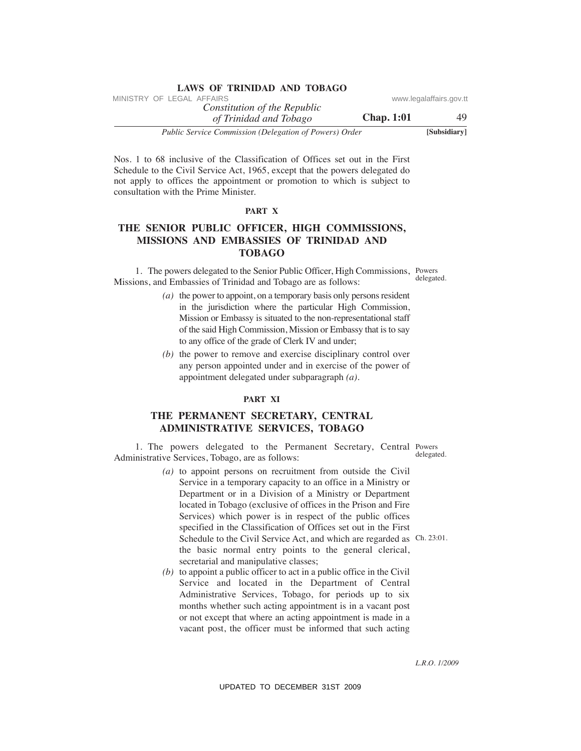Nos. 1 to 68 inclusive of the Classification of Offices set out in the First Schedule to the Civil Service Act, 1965, except that the powers delegated do not apply to offices the appointment or promotion to which is subject to consultation with the Prime Minister.

## PART X

## THE SENIOR PUBLIC OFFICER, HIGH COMMISSIONS, MISSIONS AND EMBASSIES OF TRINIDAD AND TOBAGO

Powers delegated.

1. The powers delegated to the Senior Public Officer, High Commissions, Missions, and Embassies of Trinidad and Tobago are as follows:

*(a)* the power to appoint, on a temporary basis only persons resident in the jurisdiction where the particular High Commission, Mission or Embassy is situated to the non-representational staff of the said High Commission, Mission or Embassy that is to say to any office of the grade of Clerk IV and under;

*(b)* the power to remove and exercise disciplinary control over any person appointed under and in exercise of the power of appointment delegated under subparagraph *(a)*.

## PART XI

## THE PERMANENT SECRETARY, CENTRAL ADMINISTRATIVE SERVICES, TOBAGO

Powers delegated.

1. The powers delegated to the Permanent Secretary, Central Administrative Services, Tobago, are as follows:

*(a)* to appoint persons on recruitment from outside the Civil Service in a temporary capacity to an office in a Ministry or Department or in a Division of a Ministry or Department located in Tobago (exclusive of offices in the Prison and Fire Services) which power is in respect of the public offices specified in the Classification of Offices set out in the First Schedule to the Civil Service Act, and which are regarded as the basic normal entry points to the general clerical, secretarial and manipulative classes;

Ch. 23:01.

*(b)* to appoint a public officer to act in a public office in the Civil Service and located in the Department of Central Administrative Services, Tobago, for periods up to six months whether such acting appointment is in a vacant post or not except that where an acting appointment is made in a vacant post, the officer must be informed that such acting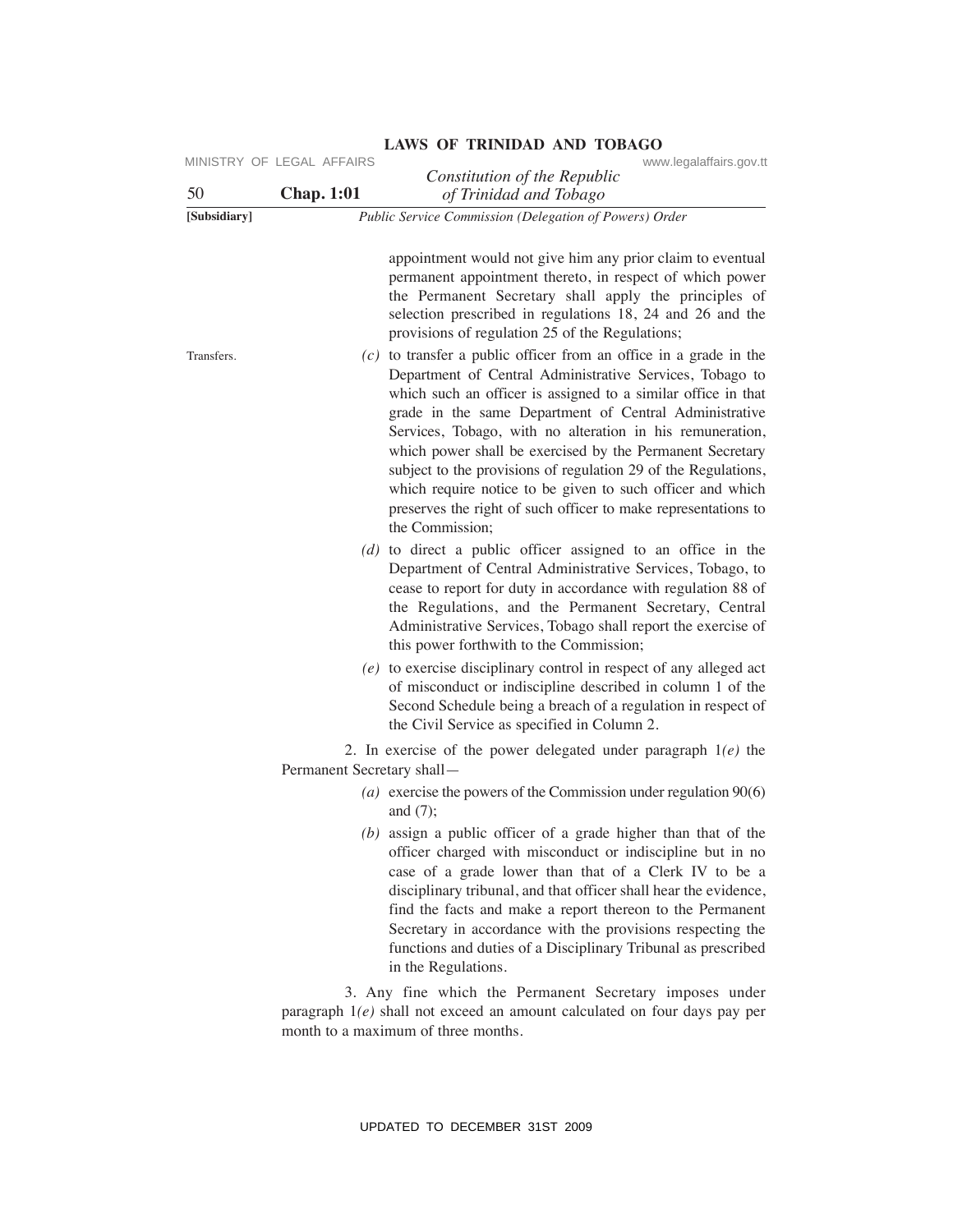appointment would not give him any prior claim to eventual permanent appointment thereto, in respect of which power the Permanent Secretary shall apply the principles of selection prescribed in regulations 18, 24 and 26 and the provisions of regulation 25 of the Regulations;

Transfers.

*(c)* to transfer a public officer from an office in a grade in the Department of Central Administrative Services, Tobago to which such an officer is assigned to a similar office in that grade in the same Department of Central Administrative Services, Tobago, with no alteration in his remuneration, which power shall be exercised by the Permanent Secretary subject to the provisions of regulation 29 of the Regulations, which require notice to be given to such officer and which preserves the right of such officer to make representations to the Commission;

*(d)* to direct a public officer assigned to an office in the Department of Central Administrative Services, Tobago, to cease to report for duty in accordance with regulation 88 of the Regulations, and the Permanent Secretary, Central Administrative Services, Tobago shall report the exercise of this power forthwith to the Commission;

*(e)* to exercise disciplinary control in respect of any alleged act of misconduct or indiscipline described in column 1 of the Second Schedule being a breach of a regulation in respect of the Civil Service as specified in Column 2.

2. In exercise of the power delegated under paragraph 1*(e)* the Permanent Secretary shall—

*(a)* exercise the powers of the Commission under regulation 90(6) and (7);

*(b)* assign a public officer of a grade higher than that of the officer charged with misconduct or indiscipline but in no case of a grade lower than that of a Clerk IV to be a disciplinary tribunal, and that officer shall hear the evidence, find the facts and make a report thereon to the Permanent Secretary in accordance with the provisions respecting the functions and duties of a Disciplinary Tribunal as prescribed in the Regulations.

3. Any fine which the Permanent Secretary imposes under paragraph 1*(e)* shall not exceed an amount calculated on four days pay per month to a maximum of three months.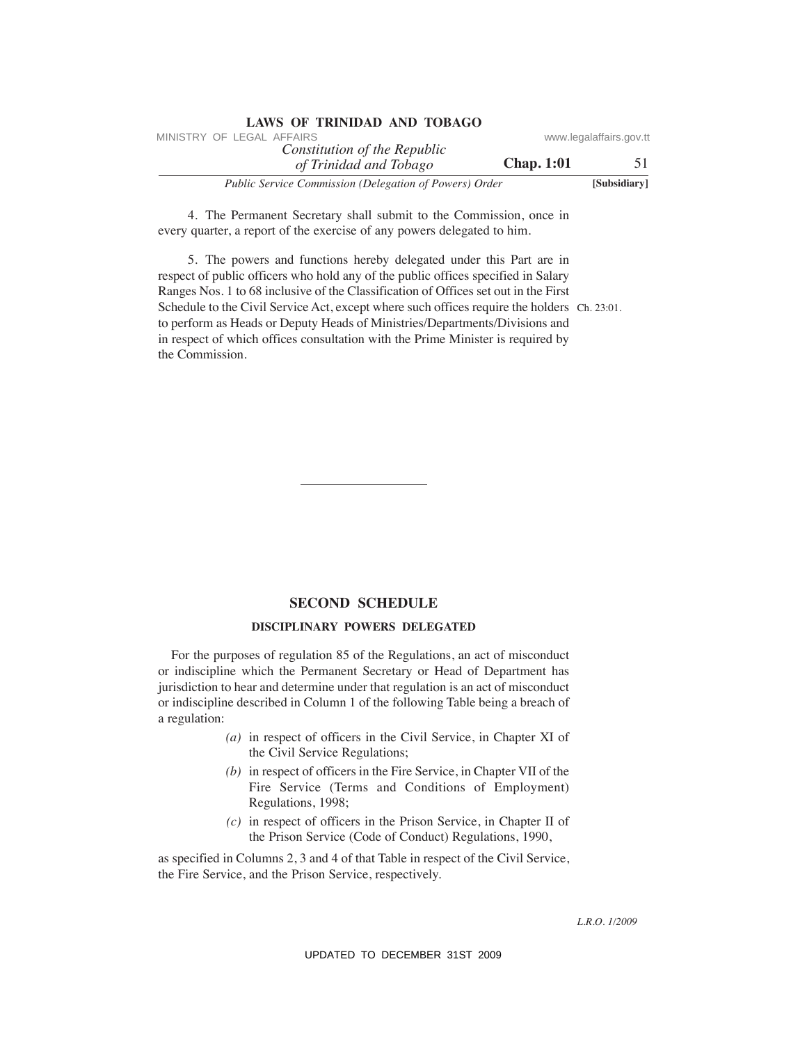4. The Permanent Secretary shall submit to the Commission, once in every quarter, a report of the exercise of any powers delegated to him.

5. The powers and functions hereby delegated under this Part are in respect of public officers who hold any of the public offices specified in Salary Ranges Nos. 1 to 68 inclusive of the Classification of Offices set out in the First Schedule to the Civil Service Act, except where such offices require the holders to perform as Heads or Deputy Heads of Ministries/Departments/Divisions and in respect of which offices consultation with the Prime Minister is required by the Commission.

Ch. 23:01.

## SECOND SCHEDULE

### DISCIPLINARY POWERS DELEGATED

For the purposes of regulation 85 of the Regulations, an act of misconduct or indiscipline which the Permanent Secretary or Head of Department has jurisdiction to hear and determine under that regulation is an act of misconduct or indiscipline described in Column 1 of the following Table being a breach of a regulation:

*(a)* in respect of officers in the Civil Service, in Chapter XI of the Civil Service Regulations;

*(b)* in respect of officers in the Fire Service, in Chapter VII of the Fire Service (Terms and Conditions of Employment) Regulations, 1998;

*(c)* in respect of officers in the Prison Service, in Chapter II of the Prison Service (Code of Conduct) Regulations, 1990,

as specified in Columns 2, 3 and 4 of that Table in respect of the Civil Service, the Fire Service, and the Prison Service, respectively.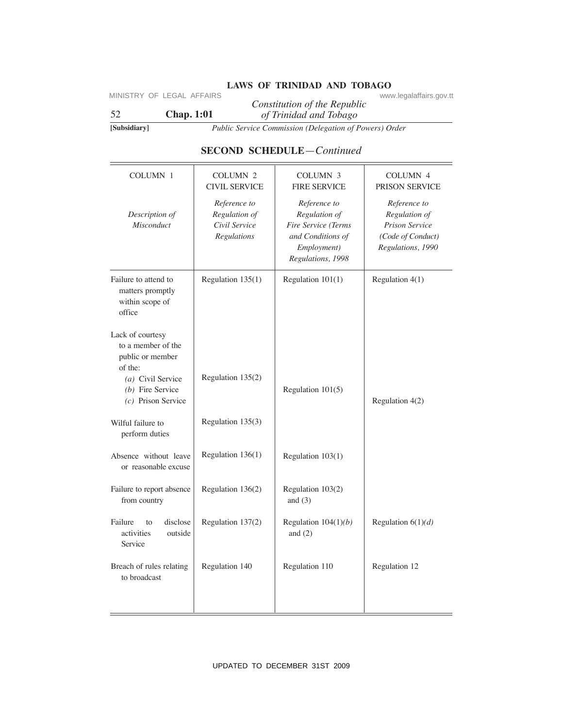## SECOND SCHEDULE—*Continued*

| COLUMN 1<br><br>*Description of Misconduct* | COLUMN 2<br>CIVIL SERVICE<br><br>*Reference to Regulation of Civil Service Regulations* | COLUMN 3<br>FIRE SERVICE<br><br>*Reference to Regulation of Fire Service (Terms and Conditions of Employment) Regulations, 1998* | COLUMN 4<br>PRISON SERVICE<br><br>*Reference to Regulation of Prison Service (Code of Conduct) Regulations, 1990* |
|---|---|---|---|
| Failure to attend to matters promptly within scope of office | Regulation 135(1) | Regulation 101(1) | Regulation 4(1) |
| Lack of courtesy to a member of the public or member of the: | | | |
| *(a)* Civil Service | Regulation 135(2) | | |
| *(b)* Fire Service | | Regulation 101(5) | |
| *(c)* Prison Service | | | Regulation 4(2) |
| Wilful failure to perform duties | Regulation 135(3) | | |
| Absence without leave or reasonable excuse | Regulation 136(1) | Regulation 103(1) | |
| Failure to report absence from country | Regulation 136(2) | Regulation 103(2) and (3) | |
| Failure to disclose activities outside Service | Regulation 137(2) | Regulation 104(1)*(b)* and (2) | Regulation 6(1)*(d)* |
| Breach of rules relating to broadcast | Regulation 140 | Regulation 110 | Regulation 12 |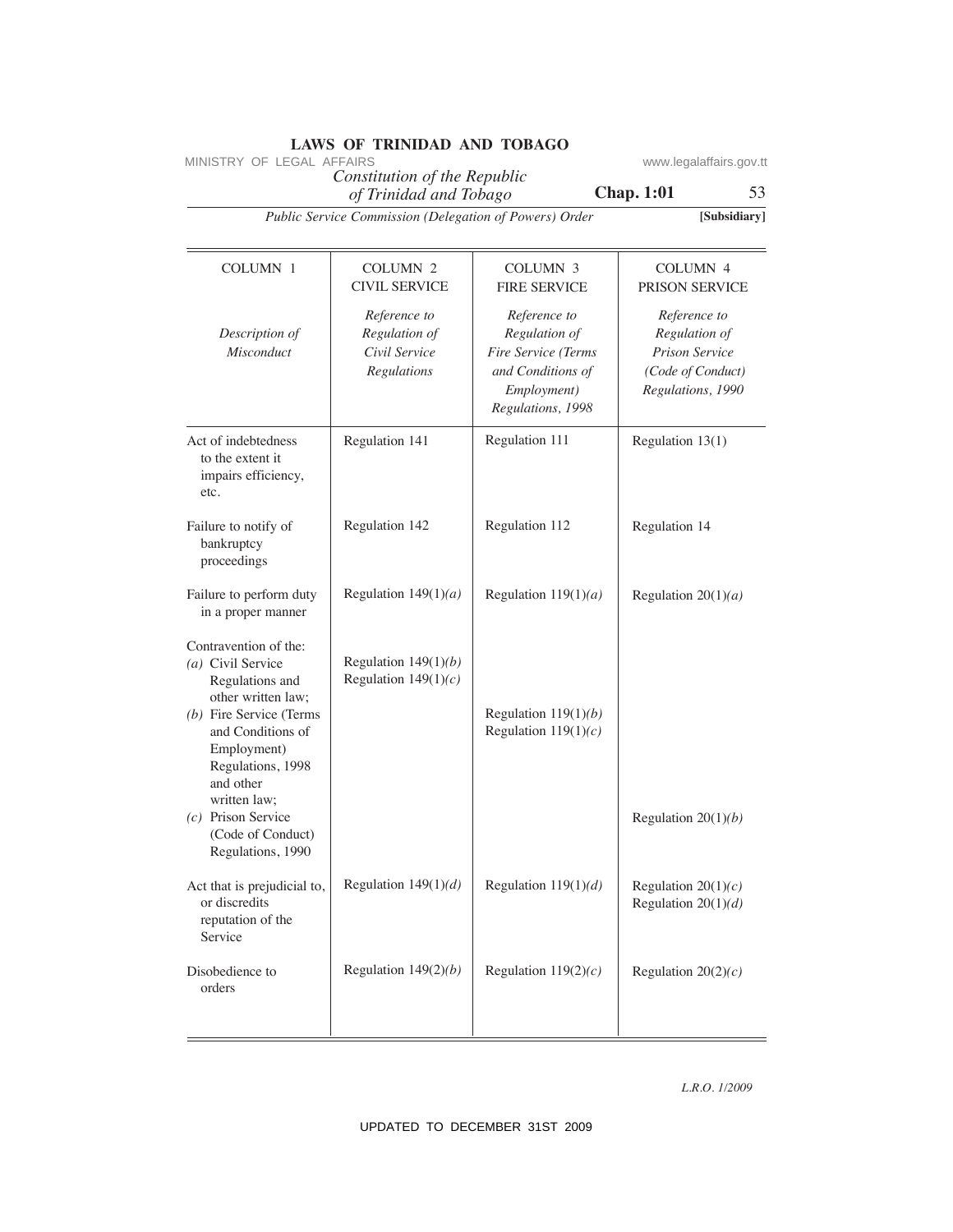| COLUMN 1 *Description of Misconduct* | COLUMN 2 CIVIL SERVICE *Reference to Regulation of Civil Service Regulations* | COLUMN 3 FIRE SERVICE *Reference to Regulation of Fire Service (Terms and Conditions of Employment) Regulations, 1998* | COLUMN 4 PRISON SERVICE *Reference to Regulation of Prison Service (Code of Conduct) Regulations, 1990* |
|---|---|---|---|
| Act of indebtedness to the extent it impairs efficiency, etc. | Regulation 141 | Regulation 111 | Regulation 13(1) |
| Failure to notify of bankruptcy proceedings | Regulation 142 | Regulation 112 | Regulation 14 |
| Failure to perform duty in a proper manner | Regulation 149(1)*(a)* | Regulation 119(1)*(a)* | Regulation 20(1)*(a)* |
| Contravention of the: *(a)* Civil Service Regulations and other written law; | Regulation 149(1)*(b)* Regulation 149(1)*(c)* | | |
| *(b)* Fire Service (Terms and Conditions of Employment) Regulations, 1998 and other written law; | | Regulation 119(1)*(b)* Regulation 119(1)*(c)* | |
| *(c)* Prison Service (Code of Conduct) Regulations, 1990 | | | Regulation 20(1)*(b)* |
| Act that is prejudicial to, or discredits reputation of the Service | Regulation 149(1)*(d)* | Regulation 119(1)*(d)* | Regulation 20(1)*(c)* Regulation 20(1)*(d)* |
| Disobedience to orders | Regulation 149(2)*(b)* | Regulation 119(2)*(c)* | Regulation 20(2)*(c)* |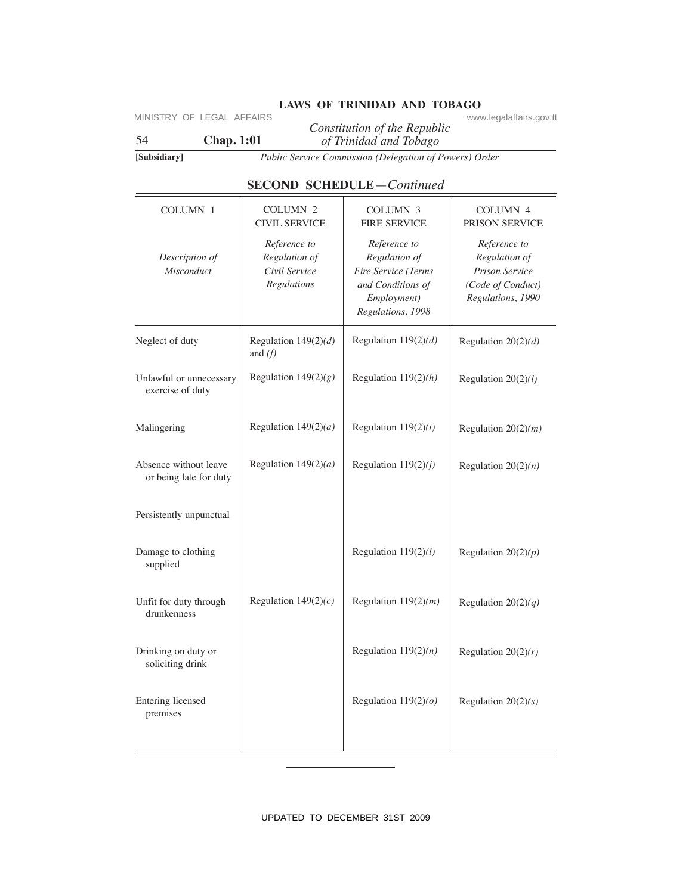## SECOND SCHEDULE—*Continued*

| COLUMN 1<br><br>*Description of Misconduct* | COLUMN 2<br>CIVIL SERVICE<br><br>*Reference to Regulation of Civil Service Regulations* | COLUMN 3<br>FIRE SERVICE<br><br>*Reference to Regulation of Fire Service (Terms and Conditions of Employment) Regulations, 1998* | COLUMN 4<br>PRISON SERVICE<br><br>*Reference to Regulation of Prison Service (Code of Conduct) Regulations, 1990* |
|---|---|---|---|
| Neglect of duty | Regulation 149(2)*(d)* and *(f)* | Regulation 119(2)*(d)* | Regulation 20(2)*(d)* |
| Unlawful or unnecessary exercise of duty | Regulation 149(2)*(g)* | Regulation 119(2)*(h)* | Regulation 20(2)*(l)* |
| Malingering | Regulation 149(2)*(a)* | Regulation 119(2)*(i)* | Regulation 20(2)*(m)* |
| Absence without leave or being late for duty | Regulation 149(2)*(a)* | Regulation 119(2)*(j)* | Regulation 20(2)*(n)* |
| Persistently unpunctual | | | |
| Damage to clothing supplied | | Regulation 119(2)*(l)* | Regulation 20(2)*(p)* |
| Unfit for duty through drunkenness | Regulation 149(2)*(c)* | Regulation 119(2)*(m)* | Regulation 20(2)*(q)* |
| Drinking on duty or soliciting drink | | Regulation 119(2)*(n)* | Regulation 20(2)*(r)* |
| Entering licensed premises | | Regulation 119(2)*(o)* | Regulation 20(2)*(s)* |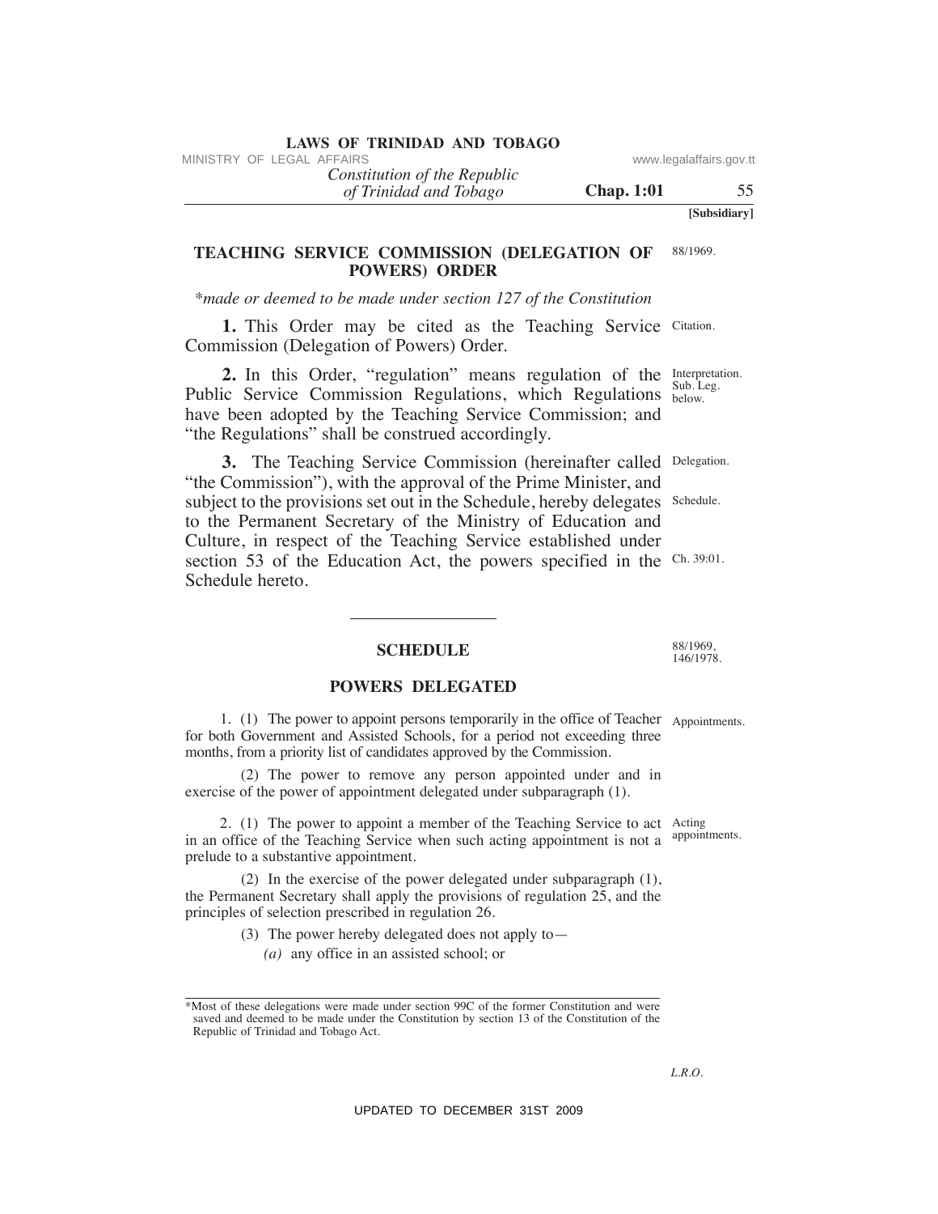## TEACHING SERVICE COMMISSION (DELEGATION OF POWERS) ORDER

88/1969.

*\*made or deemed to be made under section 127 of the Constitution*

**1.** This Order may be cited as the Teaching Service Commission (Delegation of Powers) Order.

Citation.

**2.** In this Order, "regulation" means regulation of the Public Service Commission Regulations, which Regulations have been adopted by the Teaching Service Commission; and "the Regulations" shall be construed accordingly.

Interpretation. Sub. Leg. below.

**3.** The Teaching Service Commission (hereinafter called "the Commission"), with the approval of the Prime Minister, and subject to the provisions set out in the Schedule, hereby delegates to the Permanent Secretary of the Ministry of Education and Culture, in respect of the Teaching Service established under section 53 of the Education Act, the powers specified in the Schedule hereto.

Delegation. Schedule. Ch. 39:01.

---

### SCHEDULE

88/1969, 146/1978.

### POWERS DELEGATED

Appointments.

1. (1) The power to appoint persons temporarily in the office of Teacher for both Government and Assisted Schools, for a period not exceeding three months, from a priority list of candidates approved by the Commission.

(2) The power to remove any person appointed under and in exercise of the power of appointment delegated under subparagraph (1).

Acting appointments.

2. (1) The power to appoint a member of the Teaching Service to act in an office of the Teaching Service when such acting appointment is not a prelude to a substantive appointment.

(2) In the exercise of the power delegated under subparagraph (1), the Permanent Secretary shall apply the provisions of regulation 25, and the principles of selection prescribed in regulation 26.

(3) The power hereby delegated does not apply to—

*(a)* any office in an assisted school; or

---

\*Most of these delegations were made under section 99C of the former Constitution and were saved and deemed to be made under the Constitution by section 13 of the Constitution of the Republic of Trinidad and Tobago Act.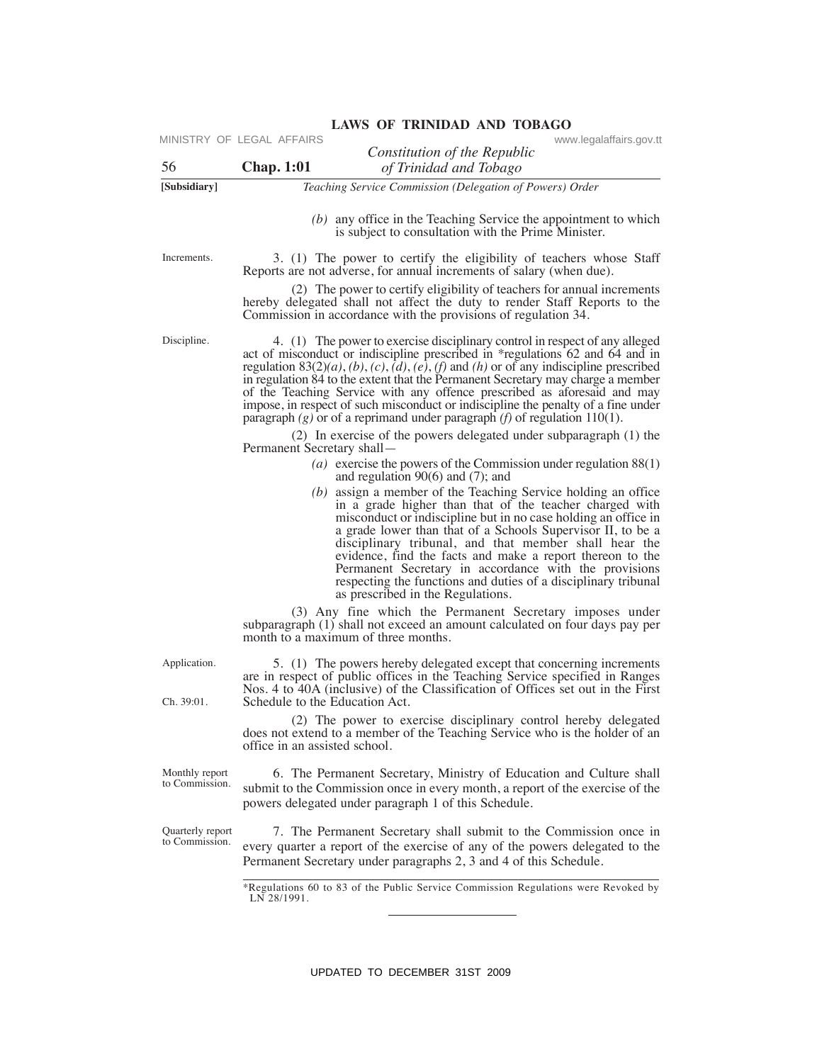*Teaching Service Commission (Delegation of Powers) Order*

*(b)* any office in the Teaching Service the appointment to which is subject to consultation with the Prime Minister.

Increments.

3. (1) The power to certify the eligibility of teachers whose Staff Reports are not adverse, for annual increments of salary (when due).

(2) The power to certify eligibility of teachers for annual increments hereby delegated shall not affect the duty to render Staff Reports to the Commission in accordance with the provisions of regulation 34.

Discipline.

4. (1) The power to exercise disciplinary control in respect of any alleged act of misconduct or indiscipline prescribed in *regulations 62 and 64 and in regulation 83(2)*(a)*, *(b)*, *(c)*, *(d)*, *(e)*, *(f)* and *(h)* or of any indiscipline prescribed in regulation 84 to the extent that the Permanent Secretary may charge a member of the Teaching Service with any offence prescribed as aforesaid and may impose, in respect of such misconduct or indiscipline the penalty of a fine under paragraph *(g)* or of a reprimand under paragraph *(f)* of regulation 110(1).

(2) In exercise of the powers delegated under subparagraph (1) the Permanent Secretary shall—

*(a)* exercise the powers of the Commission under regulation 88(1) and regulation 90(6) and (7); and

*(b)* assign a member of the Teaching Service holding an office in a grade higher than that of the teacher charged with misconduct or indiscipline but in no case holding an office in a grade lower than that of a Schools Supervisor II, to be a disciplinary tribunal, and that member shall hear the evidence, find the facts and make a report thereon to the Permanent Secretary in accordance with the provisions respecting the functions and duties of a disciplinary tribunal as prescribed in the Regulations.

(3) Any fine which the Permanent Secretary imposes under subparagraph (1) shall not exceed an amount calculated on four days pay per month to a maximum of three months.

Application.

Ch. 39:01.

5. (1) The powers hereby delegated except that concerning increments are in respect of public offices in the Teaching Service specified in Ranges Nos. 4 to 40A (inclusive) of the Classification of Offices set out in the First Schedule to the Education Act.

(2) The power to exercise disciplinary control hereby delegated does not extend to a member of the Teaching Service who is the holder of an office in an assisted school.

Monthly report to Commission.

6. The Permanent Secretary, Ministry of Education and Culture shall submit to the Commission once in every month, a report of the exercise of the powers delegated under paragraph 1 of this Schedule.

Quarterly report to Commission.

7. The Permanent Secretary shall submit to the Commission once in every quarter a report of the exercise of any of the powers delegated to the Permanent Secretary under paragraphs 2, 3 and 4 of this Schedule.

*Regulations 60 to 83 of the Public Service Commission Regulations were Revoked by LN 28/1991.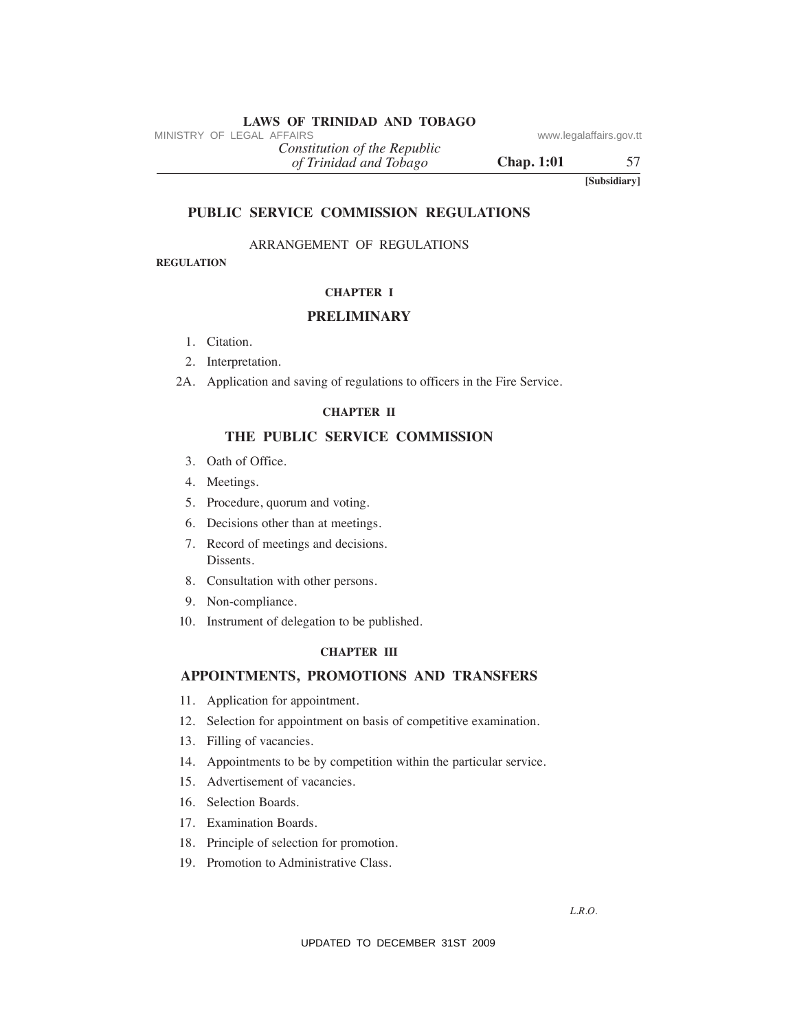# PUBLIC SERVICE COMMISSION REGULATIONS

ARRANGEMENT OF REGULATIONS

**REGULATION**

**CHAPTER I**

## PRELIMINARY

1. Citation.
2. Interpretation.

2A. Application and saving of regulations to officers in the Fire Service.

**CHAPTER II**

## THE PUBLIC SERVICE COMMISSION

3. Oath of Office.
4. Meetings.
5. Procedure, quorum and voting.
6. Decisions other than at meetings.
7. Record of meetings and decisions. Dissents.
8. Consultation with other persons.
9. Non-compliance.
10. Instrument of delegation to be published.

**CHAPTER III**

## APPOINTMENTS, PROMOTIONS AND TRANSFERS

11. Application for appointment.
12. Selection for appointment on basis of competitive examination.
13. Filling of vacancies.
14. Appointments to be by competition within the particular service.
15. Advertisement of vacancies.
16. Selection Boards.
17. Examination Boards.
18. Principle of selection for promotion.
19. Promotion to Administrative Class.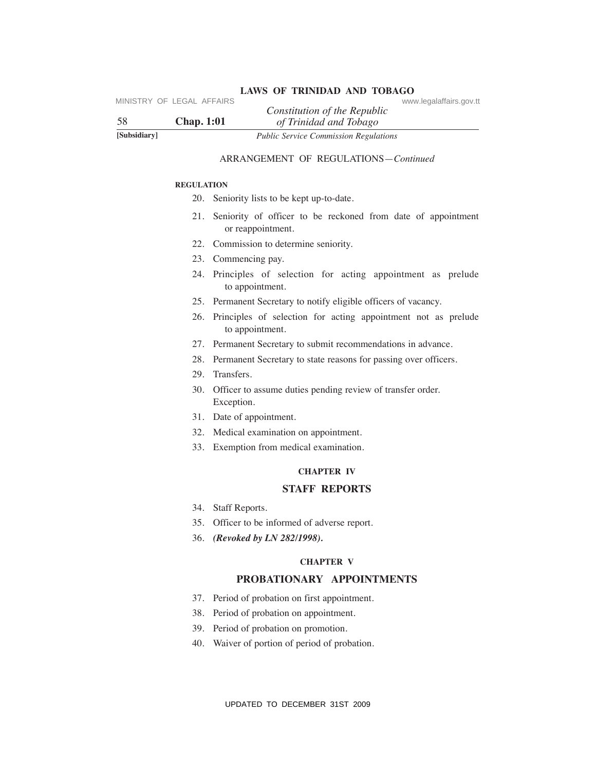ARRANGEMENT OF REGULATIONS—*Continued*

**REGULATION**

20. Seniority lists to be kept up-to-date.
21. Seniority of officer to be reckoned from date of appointment or reappointment.
22. Commission to determine seniority.
23. Commencing pay.
24. Principles of selection for acting appointment as prelude to appointment.
25. Permanent Secretary to notify eligible officers of vacancy.
26. Principles of selection for acting appointment not as prelude to appointment.
27. Permanent Secretary to submit recommendations in advance.
28. Permanent Secretary to state reasons for passing over officers.
29. Transfers.
30. Officer to assume duties pending review of transfer order. Exception.
31. Date of appointment.
32. Medical examination on appointment.
33. Exemption from medical examination.

**CHAPTER IV**

## STAFF REPORTS

34. Staff Reports.
35. Officer to be informed of adverse report.
36. ***(Revoked by LN 282/1998).***

**CHAPTER V**

## PROBATIONARY APPOINTMENTS

37. Period of probation on first appointment.
38. Period of probation on appointment.
39. Period of probation on promotion.
40. Waiver of portion of period of probation.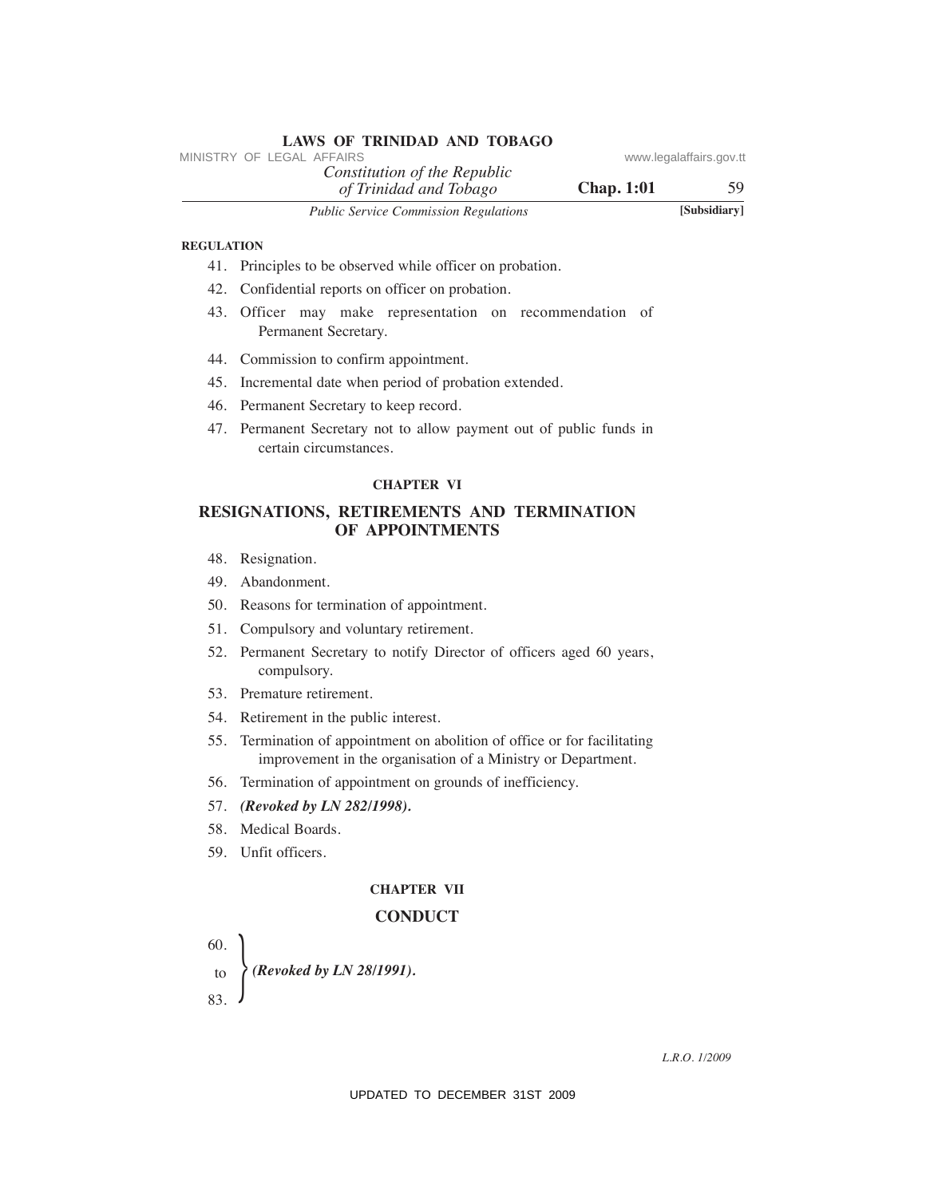**REGULATION**

41. Principles to be observed while officer on probation.
42. Confidential reports on officer on probation.
43. Officer may make representation on recommendation of Permanent Secretary.
44. Commission to confirm appointment.
45. Incremental date when period of probation extended.
46. Permanent Secretary to keep record.
47. Permanent Secretary not to allow payment out of public funds in certain circumstances.

## CHAPTER VI

## RESIGNATIONS, RETIREMENTS AND TERMINATION OF APPOINTMENTS

48. Resignation.
49. Abandonment.
50. Reasons for termination of appointment.
51. Compulsory and voluntary retirement.
52. Permanent Secretary to notify Director of officers aged 60 years, compulsory.
53. Premature retirement.
54. Retirement in the public interest.
55. Termination of appointment on abolition of office or for facilitating improvement in the organisation of a Ministry or Department.
56. Termination of appointment on grounds of inefficiency.
57. ***(Revoked by LN 282/1998).***
58. Medical Boards.
59. Unfit officers.

## CHAPTER VII

## CONDUCT

60. to 83. ***(Revoked by LN 28/1991).***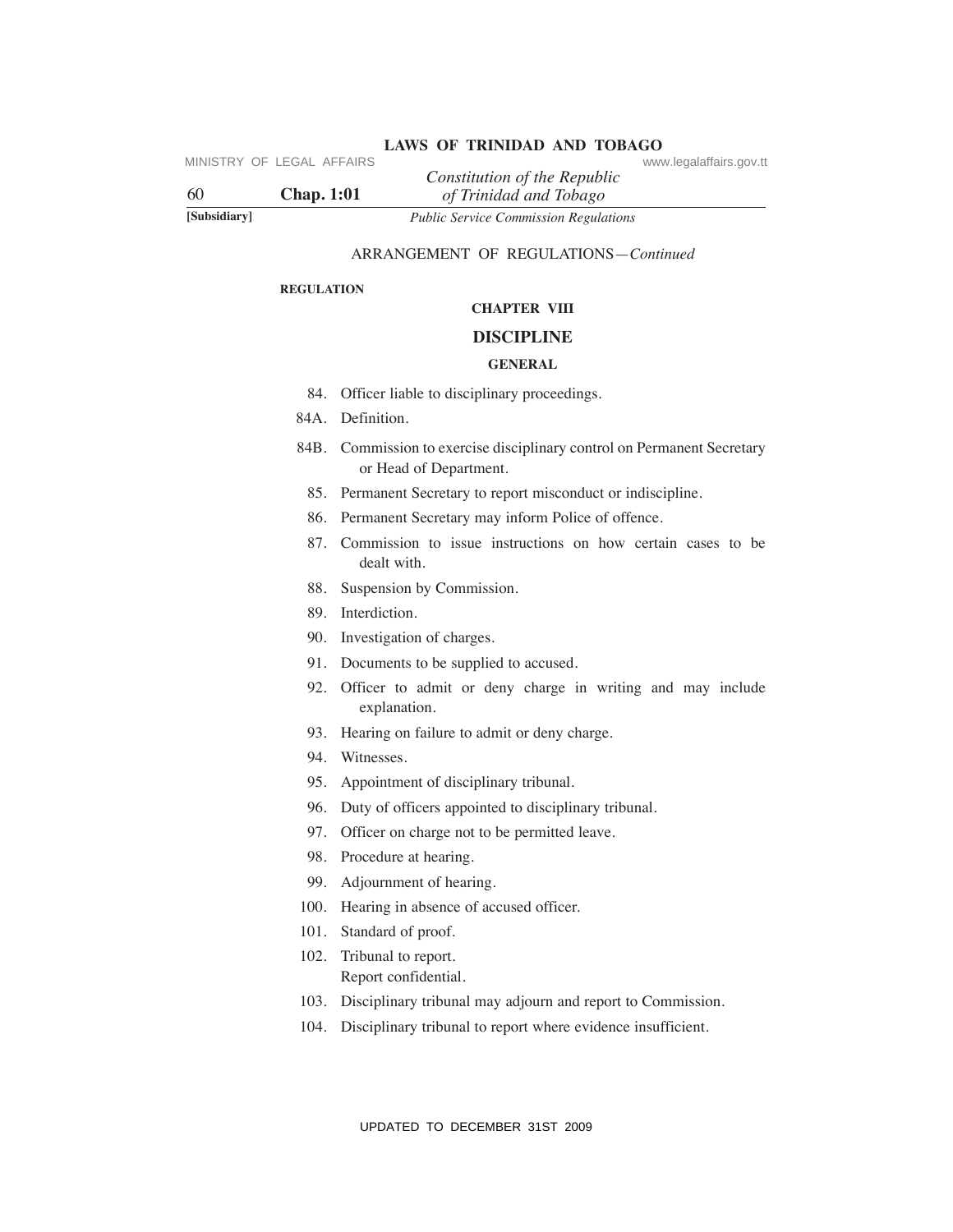ARRANGEMENT OF REGULATIONS—*Continued*

**REGULATION**

### CHAPTER VIII

## DISCIPLINE

### GENERAL

84. Officer liable to disciplinary proceedings.

84A. Definition.

84B. Commission to exercise disciplinary control on Permanent Secretary or Head of Department.

85. Permanent Secretary to report misconduct or indiscipline.

86. Permanent Secretary may inform Police of offence.

87. Commission to issue instructions on how certain cases to be dealt with.

88. Suspension by Commission.

89. Interdiction.

90. Investigation of charges.

91. Documents to be supplied to accused.

92. Officer to admit or deny charge in writing and may include explanation.

93. Hearing on failure to admit or deny charge.

94. Witnesses.

95. Appointment of disciplinary tribunal.

96. Duty of officers appointed to disciplinary tribunal.

97. Officer on charge not to be permitted leave.

98. Procedure at hearing.

99. Adjournment of hearing.

100. Hearing in absence of accused officer.

101. Standard of proof.

102. Tribunal to report.
Report confidential.

103. Disciplinary tribunal may adjourn and report to Commission.

104. Disciplinary tribunal to report where evidence insufficient.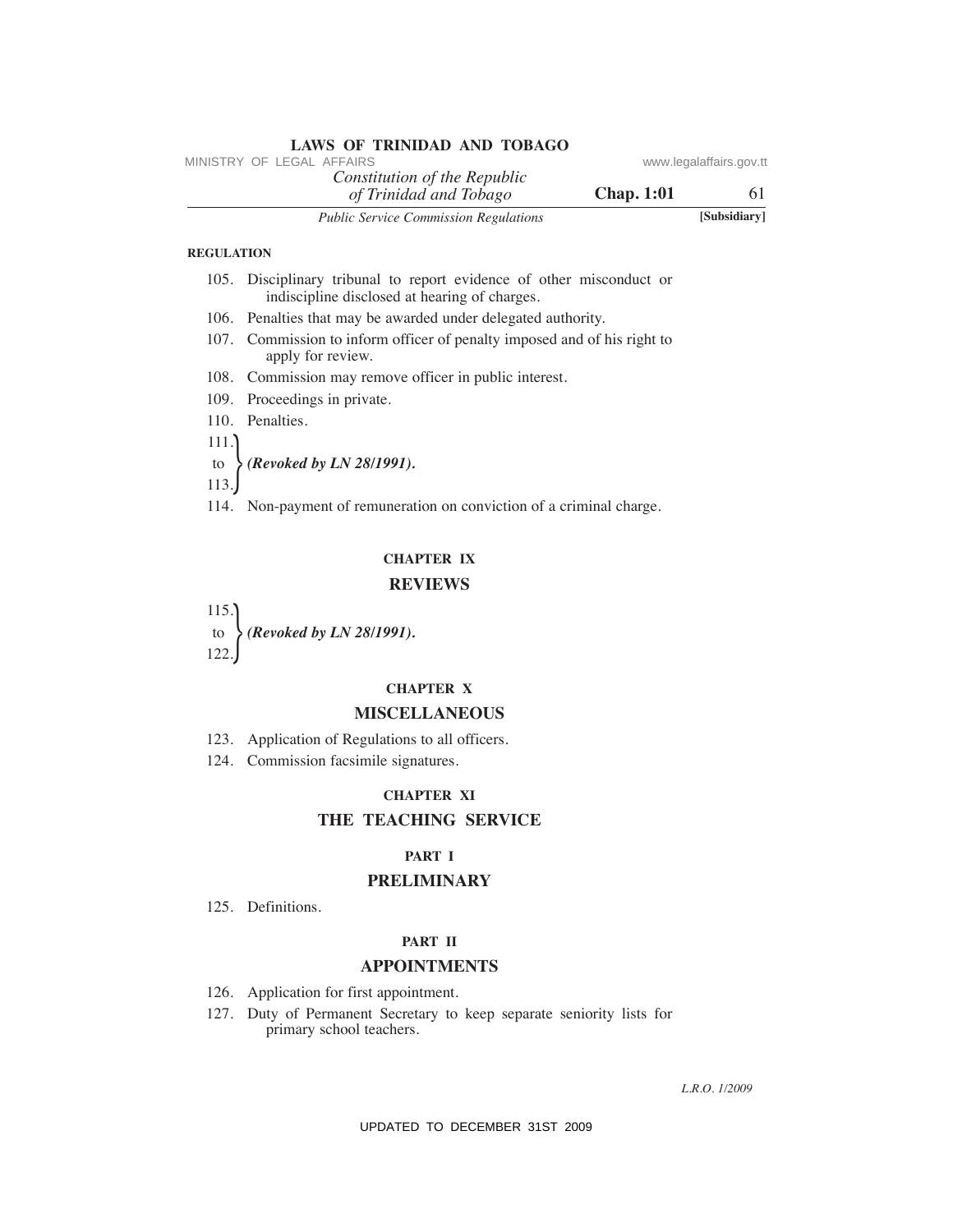**REGULATION**

105. Disciplinary tribunal to report evidence of other misconduct or indiscipline disclosed at hearing of charges.
106. Penalties that may be awarded under delegated authority.
107. Commission to inform officer of penalty imposed and of his right to apply for review.
108. Commission may remove officer in public interest.
109. Proceedings in private.
110. Penalties.
111. to 113. ***(Revoked by LN 28/1991).***
114. Non-payment of remuneration on conviction of a criminal charge.

**CHAPTER IX**

## REVIEWS

115. to 122. ***(Revoked by LN 28/1991).***

**CHAPTER X**

## MISCELLANEOUS

123. Application of Regulations to all officers.
124. Commission facsimile signatures.

**CHAPTER XI**

## THE TEACHING SERVICE

**PART I**

### PRELIMINARY

125. Definitions.

**PART II**

### APPOINTMENTS

126. Application for first appointment.
127. Duty of Permanent Secretary to keep separate seniority lists for primary school teachers.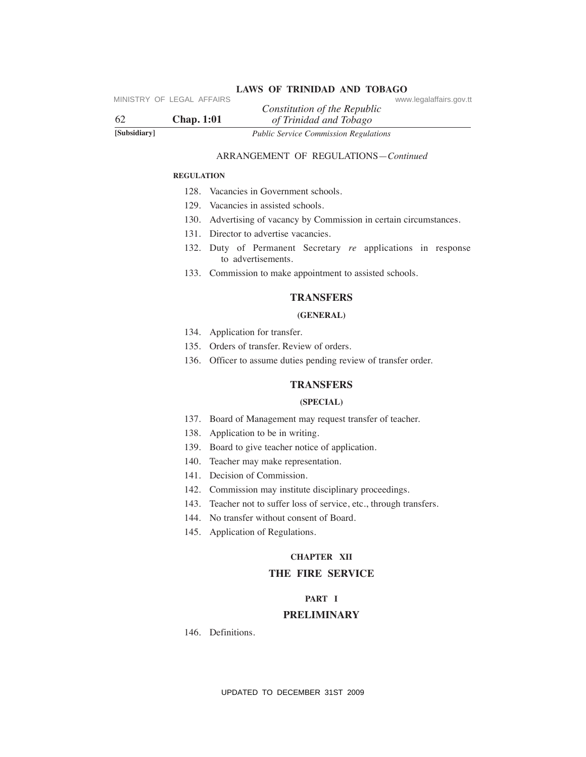ARRANGEMENT OF REGULATIONS—*Continued*

**REGULATION**

128. Vacancies in Government schools.
129. Vacancies in assisted schools.
130. Advertising of vacancy by Commission in certain circumstances.
131. Director to advertise vacancies.
132. Duty of Permanent Secretary *re* applications in response to advertisements.
133. Commission to make appointment to assisted schools.

## TRANSFERS

### (GENERAL)

134. Application for transfer.
135. Orders of transfer. Review of orders.
136. Officer to assume duties pending review of transfer order.

## TRANSFERS

### (SPECIAL)

137. Board of Management may request transfer of teacher.
138. Application to be in writing.
139. Board to give teacher notice of application.
140. Teacher may make representation.
141. Decision of Commission.
142. Commission may institute disciplinary proceedings.
143. Teacher not to suffer loss of service, etc., through transfers.
144. No transfer without consent of Board.
145. Application of Regulations.

## CHAPTER XII

## THE FIRE SERVICE

### PART I

### PRELIMINARY

146. Definitions.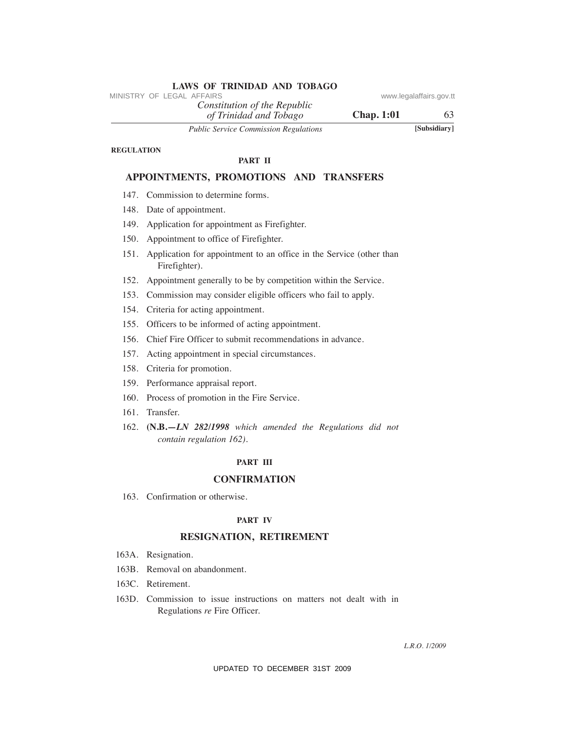REGULATION

## PART II

## APPOINTMENTS, PROMOTIONS AND TRANSFERS

147. Commission to determine forms.
148. Date of appointment.
149. Application for appointment as Firefighter.
150. Appointment to office of Firefighter.
151. Application for appointment to an office in the Service (other than Firefighter).
152. Appointment generally to be by competition within the Service.
153. Commission may consider eligible officers who fail to apply.
154. Criteria for acting appointment.
155. Officers to be informed of acting appointment.
156. Chief Fire Officer to submit recommendations in advance.
157. Acting appointment in special circumstances.
158. Criteria for promotion.
159. Performance appraisal report.
160. Process of promotion in the Fire Service.
161. Transfer.
162. **(N.B.—*LN 282/1998*** *which amended the Regulations did not contain regulation 162).*

## PART III

## CONFIRMATION

163. Confirmation or otherwise.

## PART IV

## RESIGNATION, RETIREMENT

163A. Resignation.
163B. Removal on abandonment.
163C. Retirement.
163D. Commission to issue instructions on matters not dealt with in Regulations *re* Fire Officer.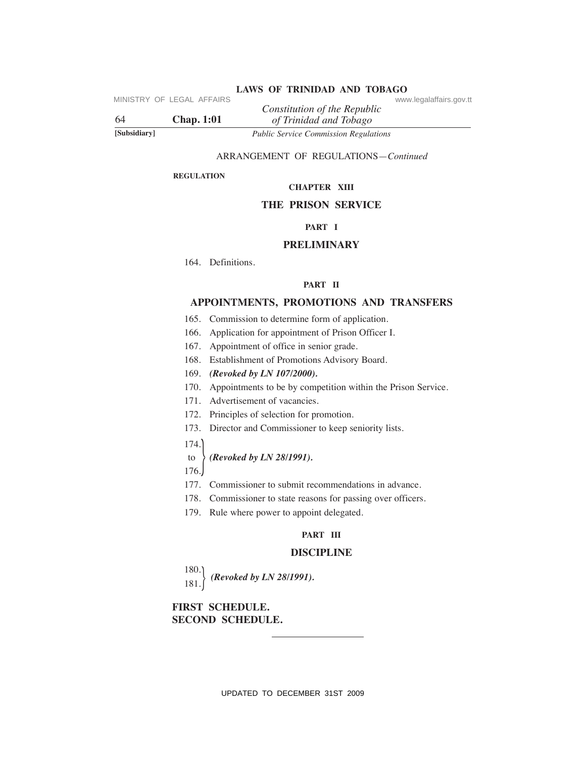ARRANGEMENT OF REGULATIONS—*Continued*

**REGULATION**

## CHAPTER XIII

## THE PRISON SERVICE

### PART I

### PRELIMINARY

164. Definitions.

### PART II

### APPOINTMENTS, PROMOTIONS AND TRANSFERS

165. Commission to determine form of application.
166. Application for appointment of Prison Officer I.
167. Appointment of office in senior grade.
168. Establishment of Promotions Advisory Board.
169. ***(Revoked by LN 107/2000).***
170. Appointments to be by competition within the Prison Service.
171. Advertisement of vacancies.
172. Principles of selection for promotion.
173. Director and Commissioner to keep seniority lists.

174. to 176. ***(Revoked by LN 28/1991).***

177. Commissioner to submit recommendations in advance.
178. Commissioner to state reasons for passing over officers.
179. Rule where power to appoint delegated.

### PART III

### DISCIPLINE

180. 181. ***(Revoked by LN 28/1991).***

**FIRST SCHEDULE.**
**SECOND SCHEDULE.**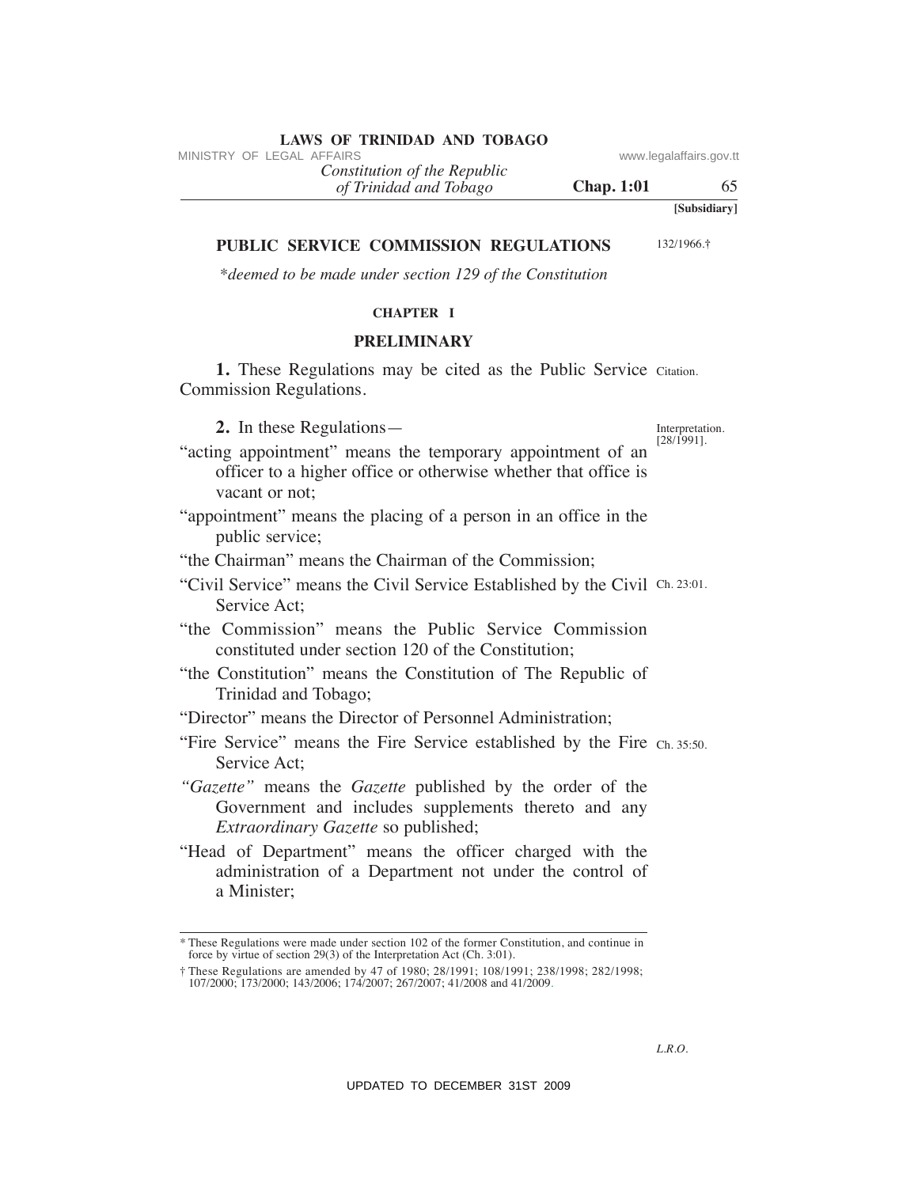[Subsidiary]

# PUBLIC SERVICE COMMISSION REGULATIONS

132/1966.†

*\*deemed to be made under section 129 of the Constitution*

## CHAPTER I

## PRELIMINARY

Citation.

**1.** These Regulations may be cited as the Public Service Commission Regulations.

Interpretation. [28/1991].

**2.** In these Regulations—

"acting appointment" means the temporary appointment of an officer to a higher office or otherwise whether that office is vacant or not;

"appointment" means the placing of a person in an office in the public service;

"the Chairman" means the Chairman of the Commission;

"Civil Service" means the Civil Service Established by the Civil Service Act; Ch. 23:01.

"the Commission" means the Public Service Commission constituted under section 120 of the Constitution;

"the Constitution" means the Constitution of The Republic of Trinidad and Tobago;

"Director" means the Director of Personnel Administration;

"Fire Service" means the Fire Service established by the Fire Service Act; Ch. 35:50.

*"Gazette"* means the *Gazette* published by the order of the Government and includes supplements thereto and any *Extraordinary Gazette* so published;

"Head of Department" means the officer charged with the administration of a Department not under the control of a Minister;

---

\* These Regulations were made under section 102 of the former Constitution, and continue in force by virtue of section 29(3) of the Interpretation Act (Ch. 3:01).

† These Regulations are amended by 47 of 1980; 28/1991; 108/1991; 238/1998; 282/1998; 107/2000; 173/2000; 143/2006; 174/2007; 267/2007; 41/2008 and 41/2009.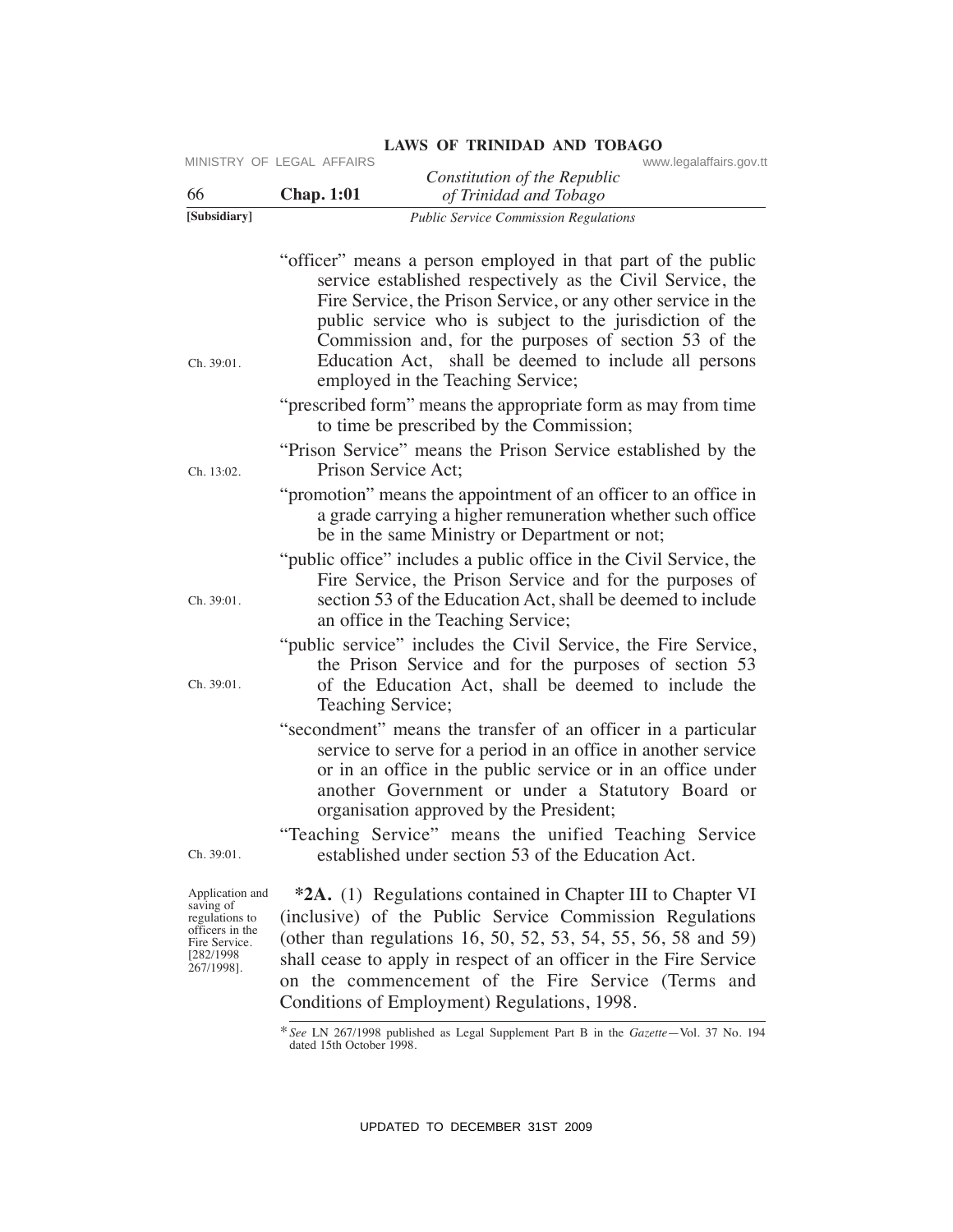"officer" means a person employed in that part of the public service established respectively as the Civil Service, the Fire Service, the Prison Service, or any other service in the public service who is subject to the jurisdiction of the Commission and, for the purposes of section 53 of the Education Act, shall be deemed to include all persons employed in the Teaching Service;

Ch. 39:01.

"prescribed form" means the appropriate form as may from time to time be prescribed by the Commission;

"Prison Service" means the Prison Service established by the Prison Service Act;

Ch. 13:02.

"promotion" means the appointment of an officer to an office in a grade carrying a higher remuneration whether such office be in the same Ministry or Department or not;

"public office" includes a public office in the Civil Service, the Fire Service, the Prison Service and for the purposes of section 53 of the Education Act, shall be deemed to include an office in the Teaching Service;

Ch. 39:01.

"public service" includes the Civil Service, the Fire Service, the Prison Service and for the purposes of section 53 of the Education Act, shall be deemed to include the Teaching Service;

Ch. 39:01.

"secondment" means the transfer of an officer in a particular service to serve for a period in an office in another service or in an office in the public service or in an office under another Government or under a Statutory Board or organisation approved by the President;

"Teaching Service" means the unified Teaching Service established under section 53 of the Education Act.

Ch. 39:01.

Application and saving of regulations to officers in the Fire Service. [282/1998 267/1998].

***2A.** (1) Regulations contained in Chapter III to Chapter VI (inclusive) of the Public Service Commission Regulations (other than regulations 16, 50, 52, 53, 54, 55, 56, 58 and 59) shall cease to apply in respect of an officer in the Fire Service on the commencement of the Fire Service (Terms and Conditions of Employment) Regulations, 1998.

*See LN 267/1998 published as Legal Supplement Part B in the *Gazette*—Vol. 37 No. 194 dated 15th October 1998.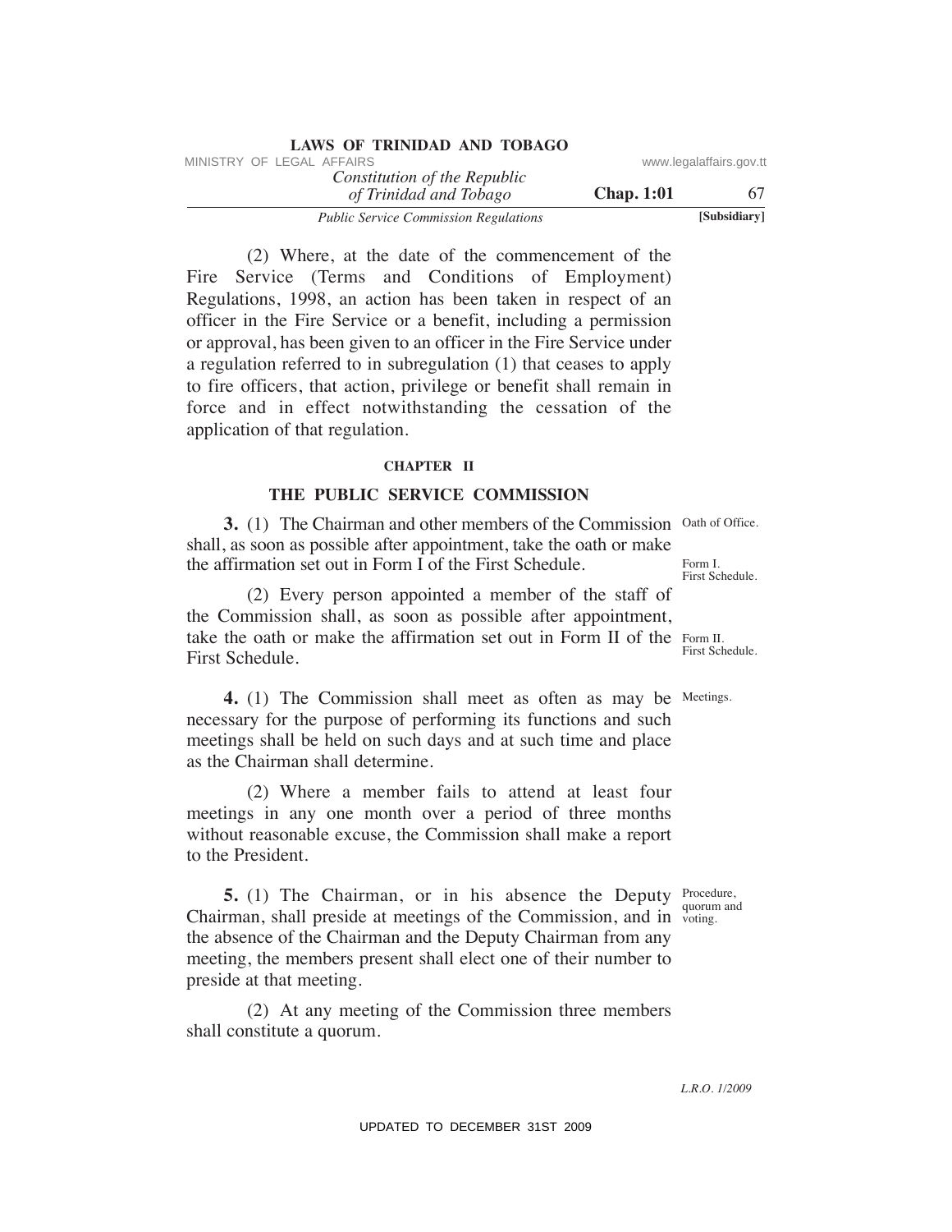(2) Where, at the date of the commencement of the Fire Service (Terms and Conditions of Employment) Regulations, 1998, an action has been taken in respect of an officer in the Fire Service or a benefit, including a permission or approval, has been given to an officer in the Fire Service under a regulation referred to in subregulation (1) that ceases to apply to fire officers, that action, privilege or benefit shall remain in force and in effect notwithstanding the cessation of the application of that regulation.

## CHAPTER II

## THE PUBLIC SERVICE COMMISSION

Oath of Office.

**3.** (1) The Chairman and other members of the Commission shall, as soon as possible after appointment, take the oath or make the affirmation set out in Form I of the First Schedule.

Form I. First Schedule.

(2) Every person appointed a member of the staff of the Commission shall, as soon as possible after appointment, take the oath or make the affirmation set out in Form II of the First Schedule.

Form II. First Schedule.

Meetings.

**4.** (1) The Commission shall meet as often as may be necessary for the purpose of performing its functions and such meetings shall be held on such days and at such time and place as the Chairman shall determine.

(2) Where a member fails to attend at least four meetings in any one month over a period of three months without reasonable excuse, the Commission shall make a report to the President.

Procedure, quorum and voting.

**5.** (1) The Chairman, or in his absence the Deputy Chairman, shall preside at meetings of the Commission, and in the absence of the Chairman and the Deputy Chairman from any meeting, the members present shall elect one of their number to preside at that meeting.

(2) At any meeting of the Commission three members shall constitute a quorum.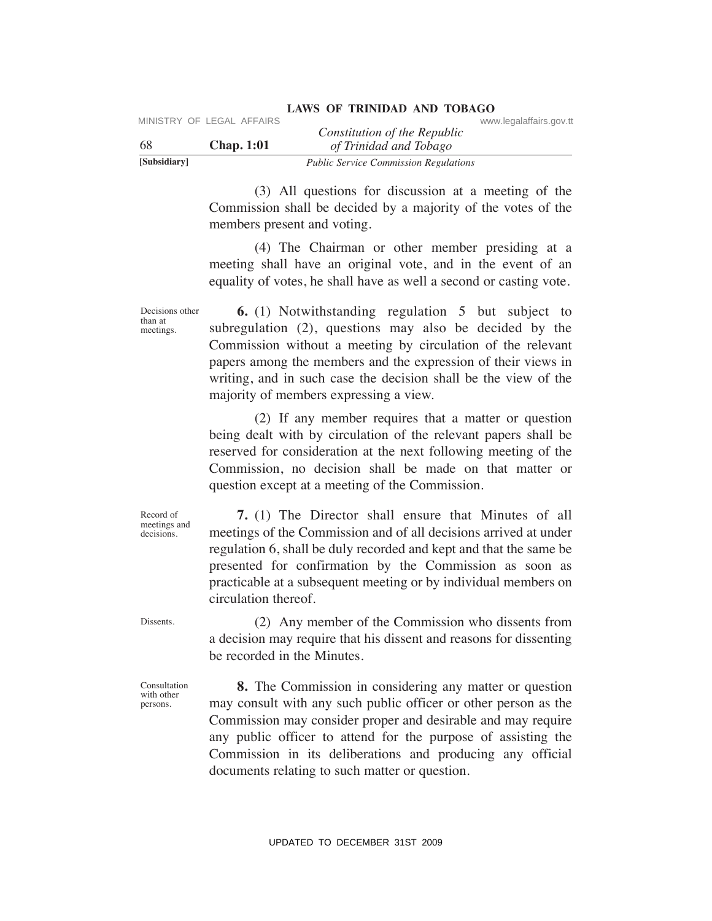(3) All questions for discussion at a meeting of the Commission shall be decided by a majority of the votes of the members present and voting.

(4) The Chairman or other member presiding at a meeting shall have an original vote, and in the event of an equality of votes, he shall have as well a second or casting vote.

Decisions other than at meetings.

**6.** (1) Notwithstanding regulation 5 but subject to subregulation (2), questions may also be decided by the Commission without a meeting by circulation of the relevant papers among the members and the expression of their views in writing, and in such case the decision shall be the view of the majority of members expressing a view.

(2) If any member requires that a matter or question being dealt with by circulation of the relevant papers shall be reserved for consideration at the next following meeting of the Commission, no decision shall be made on that matter or question except at a meeting of the Commission.

Record of meetings and decisions.

**7.** (1) The Director shall ensure that Minutes of all meetings of the Commission and of all decisions arrived at under regulation 6, shall be duly recorded and kept and that the same be presented for confirmation by the Commission as soon as practicable at a subsequent meeting or by individual members on circulation thereof.

Dissents.

(2) Any member of the Commission who dissents from a decision may require that his dissent and reasons for dissenting be recorded in the Minutes.

Consultation with other persons.

**8.** The Commission in considering any matter or question may consult with any such public officer or other person as the Commission may consider proper and desirable and may require any public officer to attend for the purpose of assisting the Commission in its deliberations and producing any official documents relating to such matter or question.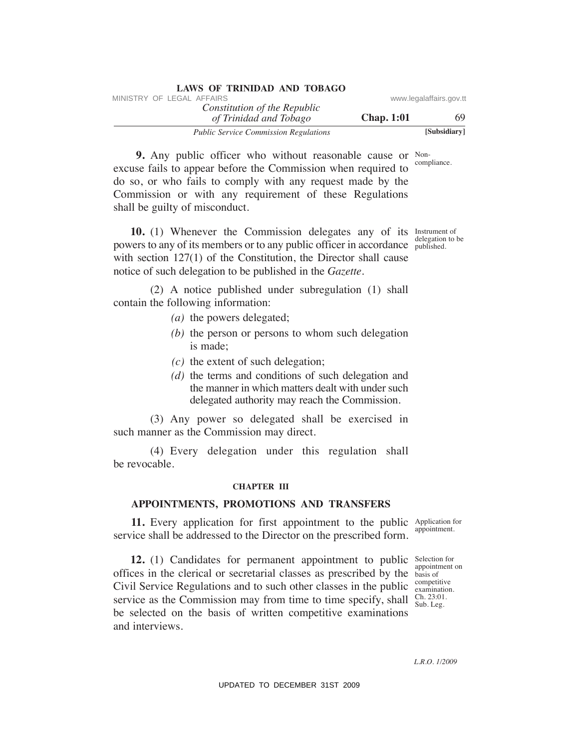**9.** Any public officer who without reasonable cause or excuse fails to appear before the Commission when required to do so, or who fails to comply with any request made by the Commission or with any requirement of these Regulations shall be guilty of misconduct.

Non-compliance.

**10.** (1) Whenever the Commission delegates any of its powers to any of its members or to any public officer in accordance with section 127(1) of the Constitution, the Director shall cause notice of such delegation to be published in the *Gazette*.

Instrument of delegation to be published.

(2) A notice published under subregulation (1) shall contain the following information:

*(a)* the powers delegated;

*(b)* the person or persons to whom such delegation is made;

*(c)* the extent of such delegation;

*(d)* the terms and conditions of such delegation and the manner in which matters dealt with under such delegated authority may reach the Commission.

(3) Any power so delegated shall be exercised in such manner as the Commission may direct.

(4) Every delegation under this regulation shall be revocable.

## CHAPTER III

## APPOINTMENTS, PROMOTIONS AND TRANSFERS

**11.** Every application for first appointment to the public service shall be addressed to the Director on the prescribed form.

Application for appointment.

**12.** (1) Candidates for permanent appointment to public offices in the clerical or secretarial classes as prescribed by the Civil Service Regulations and to such other classes in the public service as the Commission may from time to time specify, shall be selected on the basis of written competitive examinations and interviews.

Selection for appointment on basis of competitive examination. Ch. 23:01. Sub. Leg.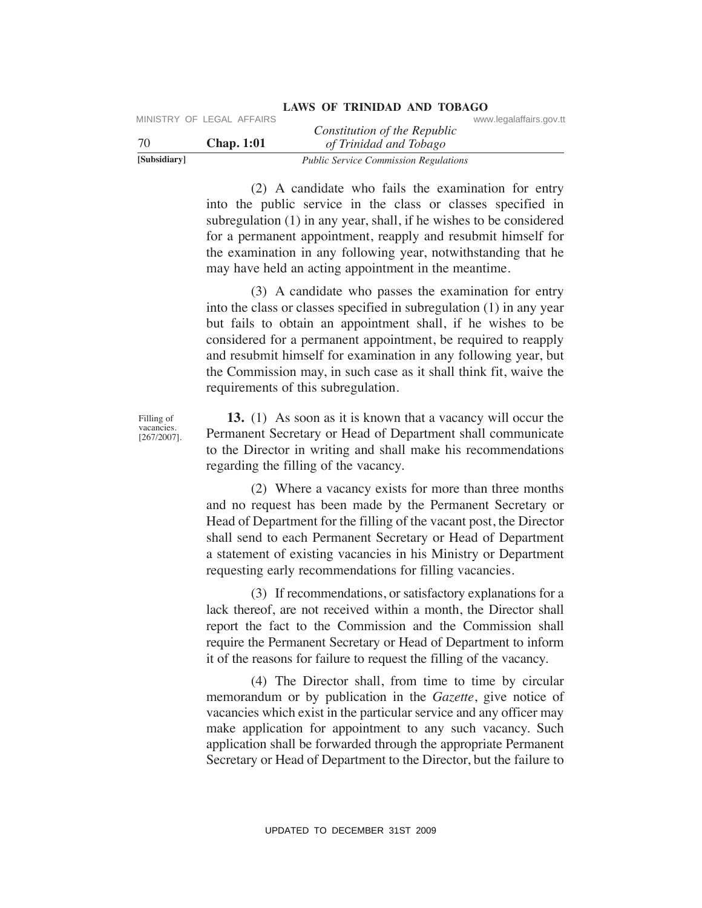(2) A candidate who fails the examination for entry into the public service in the class or classes specified in subregulation (1) in any year, shall, if he wishes to be considered for a permanent appointment, reapply and resubmit himself for the examination in any following year, notwithstanding that he may have held an acting appointment in the meantime.

(3) A candidate who passes the examination for entry into the class or classes specified in subregulation (1) in any year but fails to obtain an appointment shall, if he wishes to be considered for a permanent appointment, be required to reapply and resubmit himself for examination in any following year, but the Commission may, in such case as it shall think fit, waive the requirements of this subregulation.

Filling of vacancies. [267/2007].

**13.** (1) As soon as it is known that a vacancy will occur the Permanent Secretary or Head of Department shall communicate to the Director in writing and shall make his recommendations regarding the filling of the vacancy.

(2) Where a vacancy exists for more than three months and no request has been made by the Permanent Secretary or Head of Department for the filling of the vacant post, the Director shall send to each Permanent Secretary or Head of Department a statement of existing vacancies in his Ministry or Department requesting early recommendations for filling vacancies.

(3) If recommendations, or satisfactory explanations for a lack thereof, are not received within a month, the Director shall report the fact to the Commission and the Commission shall require the Permanent Secretary or Head of Department to inform it of the reasons for failure to request the filling of the vacancy.

(4) The Director shall, from time to time by circular memorandum or by publication in the *Gazette*, give notice of vacancies which exist in the particular service and any officer may make application for appointment to any such vacancy. Such application shall be forwarded through the appropriate Permanent Secretary or Head of Department to the Director, but the failure to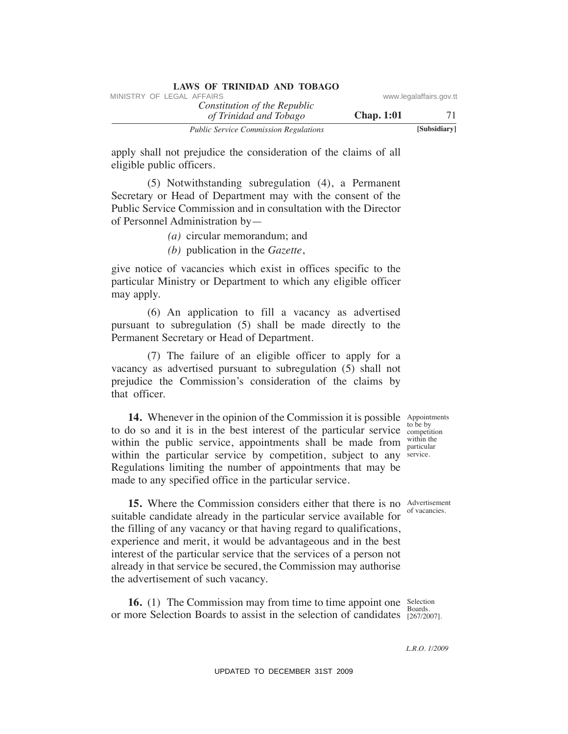apply shall not prejudice the consideration of the claims of all eligible public officers.

(5) Notwithstanding subregulation (4), a Permanent Secretary or Head of Department may with the consent of the Public Service Commission and in consultation with the Director of Personnel Administration by—

*(a)* circular memorandum; and

*(b)* publication in the *Gazette*,

give notice of vacancies which exist in offices specific to the particular Ministry or Department to which any eligible officer may apply.

(6) An application to fill a vacancy as advertised pursuant to subregulation (5) shall be made directly to the Permanent Secretary or Head of Department.

(7) The failure of an eligible officer to apply for a vacancy as advertised pursuant to subregulation (5) shall not prejudice the Commission's consideration of the claims by that officer.

Appointments to be by competition within the particular service.

**14.** Whenever in the opinion of the Commission it is possible to do so and it is in the best interest of the particular service within the public service, appointments shall be made from within the particular service by competition, subject to any Regulations limiting the number of appointments that may be made to any specified office in the particular service.

Advertisement of vacancies.

**15.** Where the Commission considers either that there is no suitable candidate already in the particular service available for the filling of any vacancy or that having regard to qualifications, experience and merit, it would be advantageous and in the best interest of the particular service that the services of a person not already in that service be secured, the Commission may authorise the advertisement of such vacancy.

Selection Boards. [267/2007].

**16.** (1) The Commission may from time to time appoint one or more Selection Boards to assist in the selection of candidates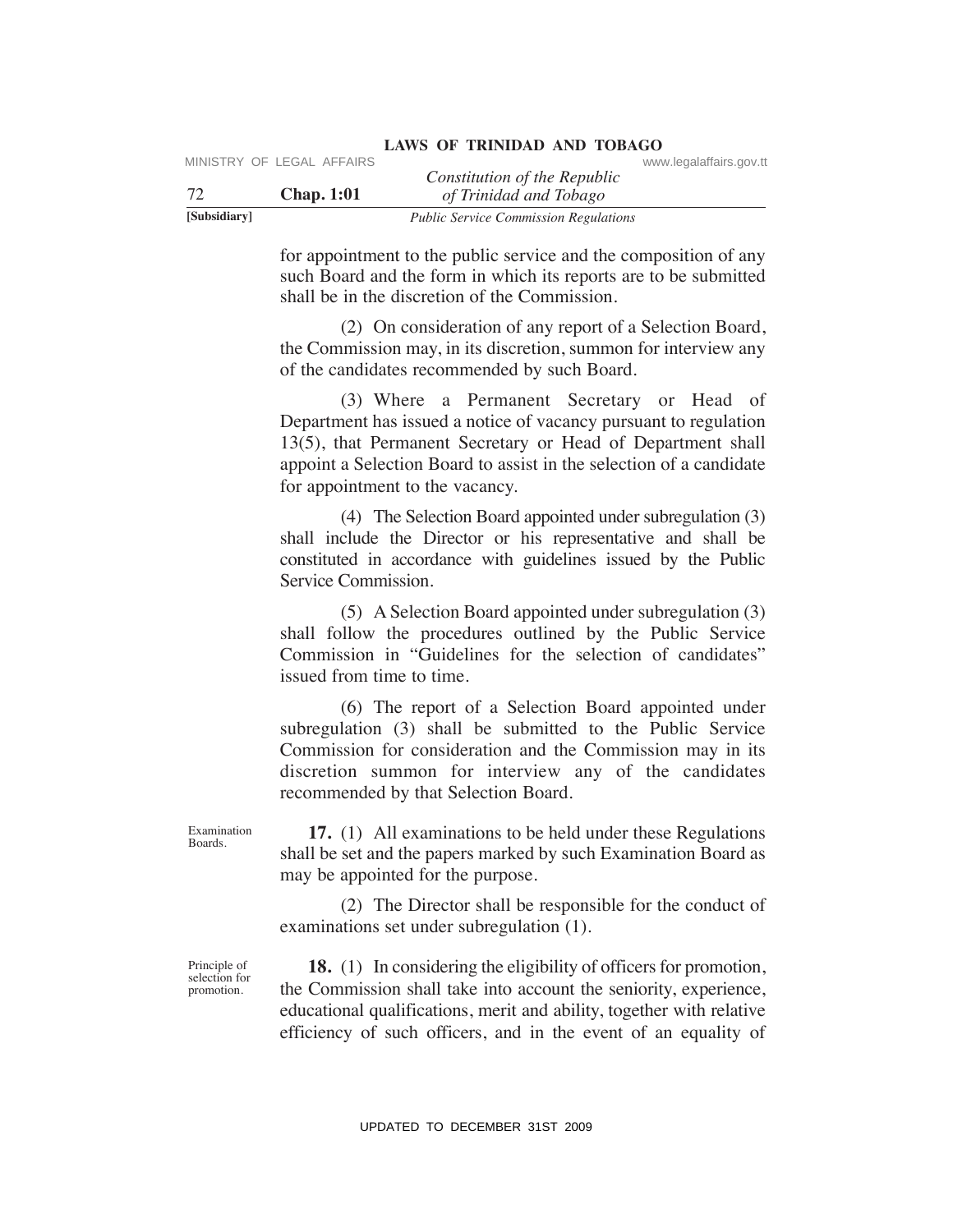for appointment to the public service and the composition of any such Board and the form in which its reports are to be submitted shall be in the discretion of the Commission.

(2) On consideration of any report of a Selection Board, the Commission may, in its discretion, summon for interview any of the candidates recommended by such Board.

(3) Where a Permanent Secretary or Head of Department has issued a notice of vacancy pursuant to regulation 13(5), that Permanent Secretary or Head of Department shall appoint a Selection Board to assist in the selection of a candidate for appointment to the vacancy.

(4) The Selection Board appointed under subregulation (3) shall include the Director or his representative and shall be constituted in accordance with guidelines issued by the Public Service Commission.

(5) A Selection Board appointed under subregulation (3) shall follow the procedures outlined by the Public Service Commission in "Guidelines for the selection of candidates" issued from time to time.

(6) The report of a Selection Board appointed under subregulation (3) shall be submitted to the Public Service Commission for consideration and the Commission may in its discretion summon for interview any of the candidates recommended by that Selection Board.

Examination Boards.

**17.** (1) All examinations to be held under these Regulations shall be set and the papers marked by such Examination Board as may be appointed for the purpose.

(2) The Director shall be responsible for the conduct of examinations set under subregulation (1).

Principle of selection for promotion.

**18.** (1) In considering the eligibility of officers for promotion, the Commission shall take into account the seniority, experience, educational qualifications, merit and ability, together with relative efficiency of such officers, and in the event of an equality of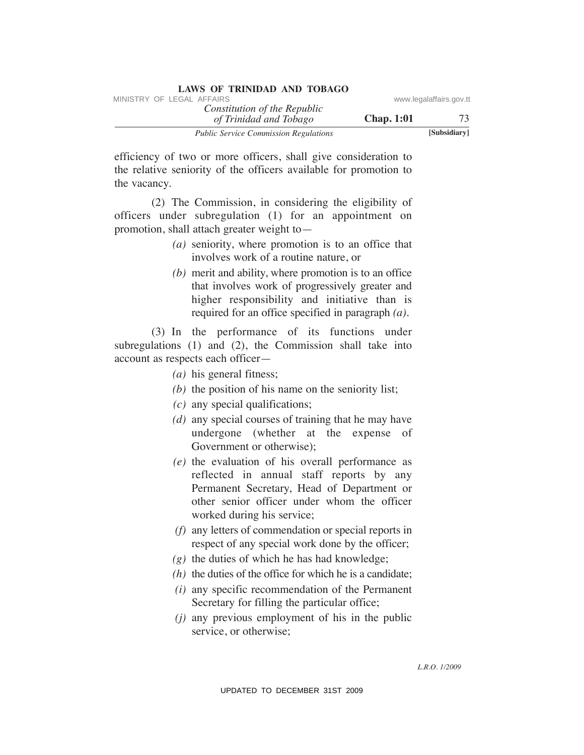efficiency of two or more officers, shall give consideration to the relative seniority of the officers available for promotion to the vacancy.

(2) The Commission, in considering the eligibility of officers under subregulation (1) for an appointment on promotion, shall attach greater weight to—

*(a)* seniority, where promotion is to an office that involves work of a routine nature, or

*(b)* merit and ability, where promotion is to an office that involves work of progressively greater and higher responsibility and initiative than is required for an office specified in paragraph *(a)*.

(3) In the performance of its functions under subregulations (1) and (2), the Commission shall take into account as respects each officer—

*(a)* his general fitness;

*(b)* the position of his name on the seniority list;

*(c)* any special qualifications;

*(d)* any special courses of training that he may have undergone (whether at the expense of Government or otherwise);

*(e)* the evaluation of his overall performance as reflected in annual staff reports by any Permanent Secretary, Head of Department or other senior officer under whom the officer worked during his service;

*(f)* any letters of commendation or special reports in respect of any special work done by the officer;

*(g)* the duties of which he has had knowledge;

*(h)* the duties of the office for which he is a candidate;

*(i)* any specific recommendation of the Permanent Secretary for filling the particular office;

*(j)* any previous employment of his in the public service, or otherwise;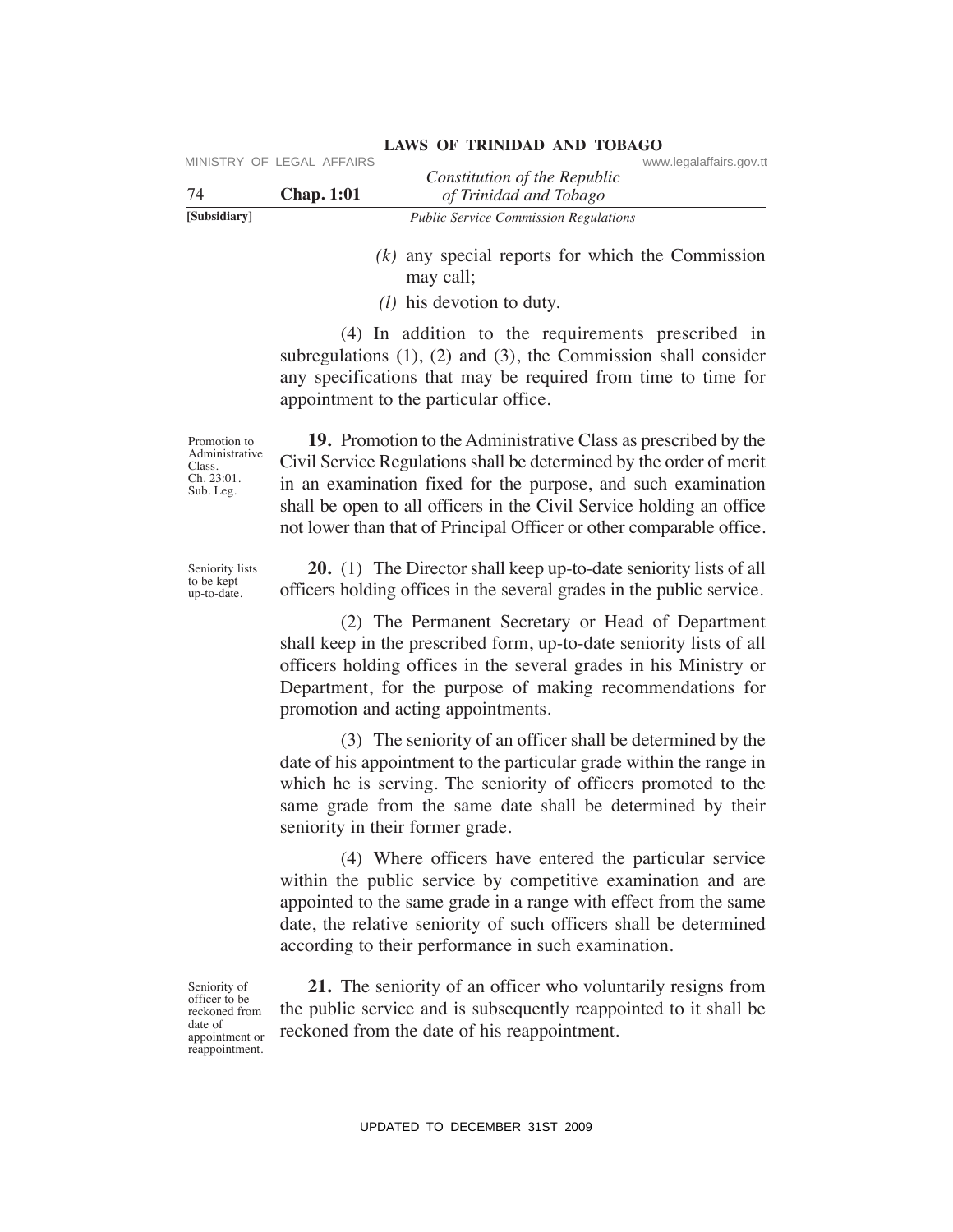*(k)* any special reports for which the Commission may call;

*(l)* his devotion to duty.

(4) In addition to the requirements prescribed in subregulations (1), (2) and (3), the Commission shall consider any specifications that may be required from time to time for appointment to the particular office.

Promotion to Administrative Class. Ch. 23:01. Sub. Leg.

**19.** Promotion to the Administrative Class as prescribed by the Civil Service Regulations shall be determined by the order of merit in an examination fixed for the purpose, and such examination shall be open to all officers in the Civil Service holding an office not lower than that of Principal Officer or other comparable office.

Seniority lists to be kept up-to-date.

**20.** (1) The Director shall keep up-to-date seniority lists of all officers holding offices in the several grades in the public service.

(2) The Permanent Secretary or Head of Department shall keep in the prescribed form, up-to-date seniority lists of all officers holding offices in the several grades in his Ministry or Department, for the purpose of making recommendations for promotion and acting appointments.

(3) The seniority of an officer shall be determined by the date of his appointment to the particular grade within the range in which he is serving. The seniority of officers promoted to the same grade from the same date shall be determined by their seniority in their former grade.

(4) Where officers have entered the particular service within the public service by competitive examination and are appointed to the same grade in a range with effect from the same date, the relative seniority of such officers shall be determined according to their performance in such examination.

Seniority of officer to be reckoned from date of appointment or reappointment.

**21.** The seniority of an officer who voluntarily resigns from the public service and is subsequently reappointed to it shall be reckoned from the date of his reappointment.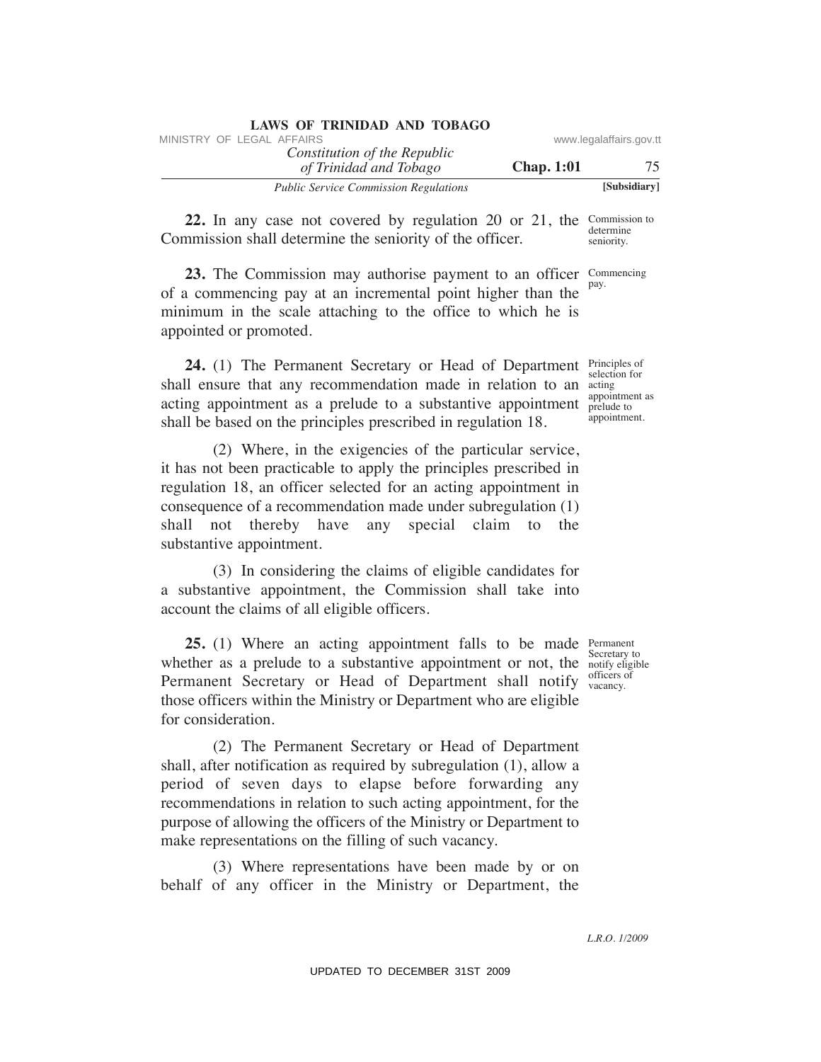**22.** In any case not covered by regulation 20 or 21, the Commission shall determine the seniority of the officer.

Commission to determine seniority.

**23.** The Commission may authorise payment to an officer of a commencing pay at an incremental point higher than the minimum in the scale attaching to the office to which he is appointed or promoted.

Commencing pay.

**24.** (1) The Permanent Secretary or Head of Department shall ensure that any recommendation made in relation to an acting appointment as a prelude to a substantive appointment shall be based on the principles prescribed in regulation 18.

Principles of selection for acting appointment as prelude to appointment.

(2) Where, in the exigencies of the particular service, it has not been practicable to apply the principles prescribed in regulation 18, an officer selected for an acting appointment in consequence of a recommendation made under subregulation (1) shall not thereby have any special claim to the substantive appointment.

(3) In considering the claims of eligible candidates for a substantive appointment, the Commission shall take into account the claims of all eligible officers.

**25.** (1) Where an acting appointment falls to be made whether as a prelude to a substantive appointment or not, the Permanent Secretary or Head of Department shall notify those officers within the Ministry or Department who are eligible for consideration.

Permanent Secretary to notify eligible officers of vacancy.

(2) The Permanent Secretary or Head of Department shall, after notification as required by subregulation (1), allow a period of seven days to elapse before forwarding any recommendations in relation to such acting appointment, for the purpose of allowing the officers of the Ministry or Department to make representations on the filling of such vacancy.

(3) Where representations have been made by or on behalf of any officer in the Ministry or Department, the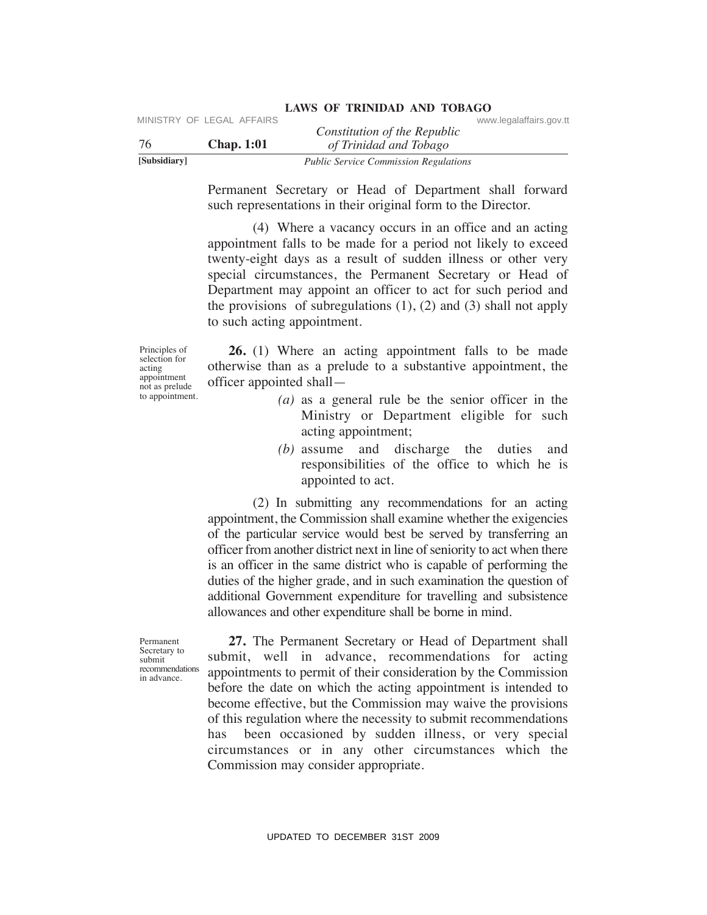Permanent Secretary or Head of Department shall forward such representations in their original form to the Director.

(4) Where a vacancy occurs in an office and an acting appointment falls to be made for a period not likely to exceed twenty-eight days as a result of sudden illness or other very special circumstances, the Permanent Secretary or Head of Department may appoint an officer to act for such period and the provisions of subregulations (1), (2) and (3) shall not apply to such acting appointment.

Principles of selection for acting appointment not as prelude to appointment.

**26.** (1) Where an acting appointment falls to be made otherwise than as a prelude to a substantive appointment, the officer appointed shall—

*(a)* as a general rule be the senior officer in the Ministry or Department eligible for such acting appointment;

*(b)* assume and discharge the duties and responsibilities of the office to which he is appointed to act.

(2) In submitting any recommendations for an acting appointment, the Commission shall examine whether the exigencies of the particular service would best be served by transferring an officer from another district next in line of seniority to act when there is an officer in the same district who is capable of performing the duties of the higher grade, and in such examination the question of additional Government expenditure for travelling and subsistence allowances and other expenditure shall be borne in mind.

Permanent Secretary to submit recommendations in advance.

**27.** The Permanent Secretary or Head of Department shall submit, well in advance, recommendations for acting appointments to permit of their consideration by the Commission before the date on which the acting appointment is intended to become effective, but the Commission may waive the provisions of this regulation where the necessity to submit recommendations has been occasioned by sudden illness, or very special circumstances or in any other circumstances which the Commission may consider appropriate.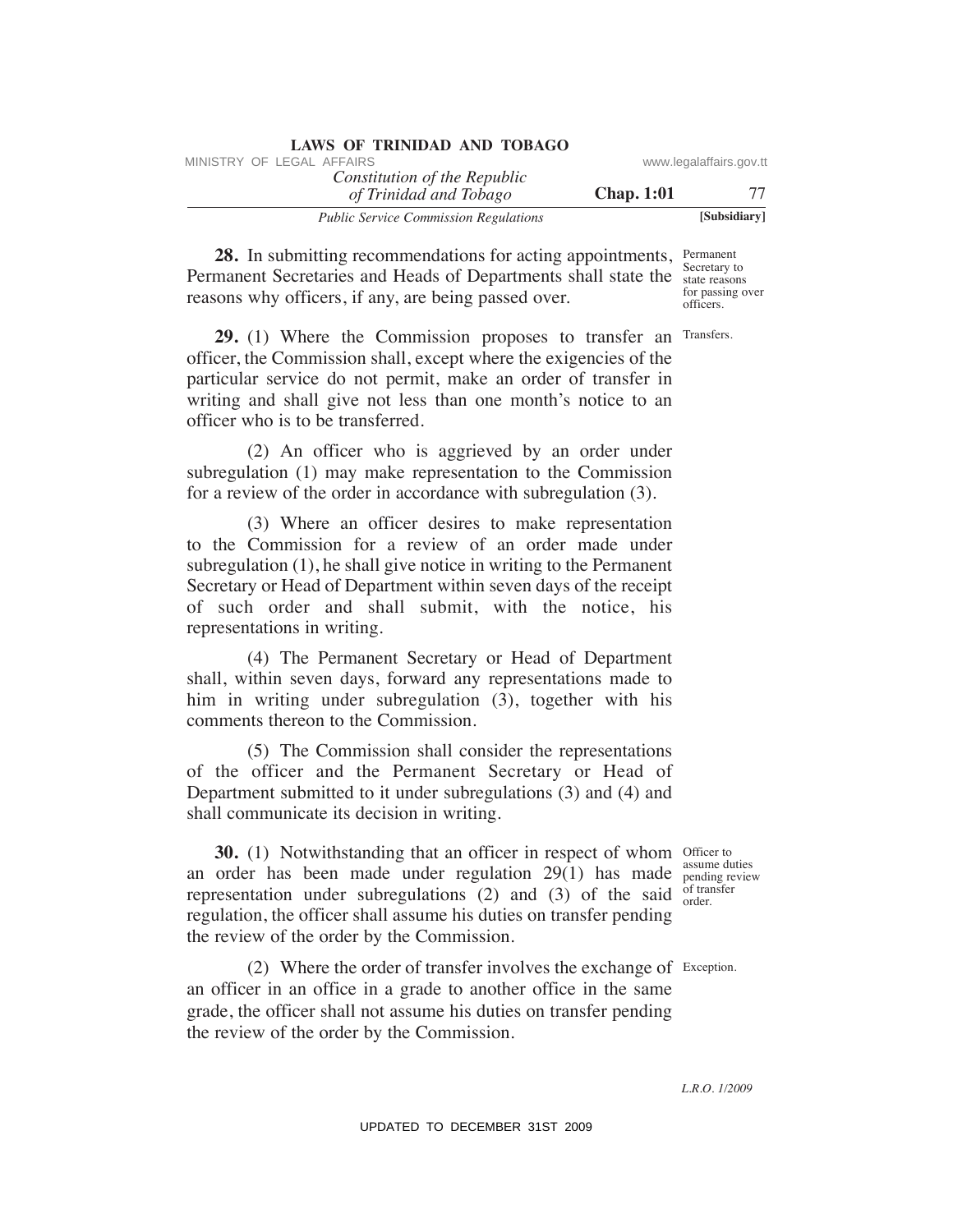**28.** In submitting recommendations for acting appointments, Permanent Secretaries and Heads of Departments shall state the reasons why officers, if any, are being passed over.

*Permanent Secretary to state reasons for passing over officers.*

**29.** (1) Where the Commission proposes to transfer an officer, the Commission shall, except where the exigencies of the particular service do not permit, make an order of transfer in writing and shall give not less than one month's notice to an officer who is to be transferred.

*Transfers.*

(2) An officer who is aggrieved by an order under subregulation (1) may make representation to the Commission for a review of the order in accordance with subregulation (3).

(3) Where an officer desires to make representation to the Commission for a review of an order made under subregulation (1), he shall give notice in writing to the Permanent Secretary or Head of Department within seven days of the receipt of such order and shall submit, with the notice, his representations in writing.

(4) The Permanent Secretary or Head of Department shall, within seven days, forward any representations made to him in writing under subregulation (3), together with his comments thereon to the Commission.

(5) The Commission shall consider the representations of the officer and the Permanent Secretary or Head of Department submitted to it under subregulations (3) and (4) and shall communicate its decision in writing.

**30.** (1) Notwithstanding that an officer in respect of whom an order has been made under regulation 29(1) has made representation under subregulations (2) and (3) of the said regulation, the officer shall assume his duties on transfer pending the review of the order by the Commission.

*Officer to assume duties pending review of transfer order.*

(2) Where the order of transfer involves the exchange of an officer in an office in a grade to another office in the same grade, the officer shall not assume his duties on transfer pending the review of the order by the Commission.

*Exception.*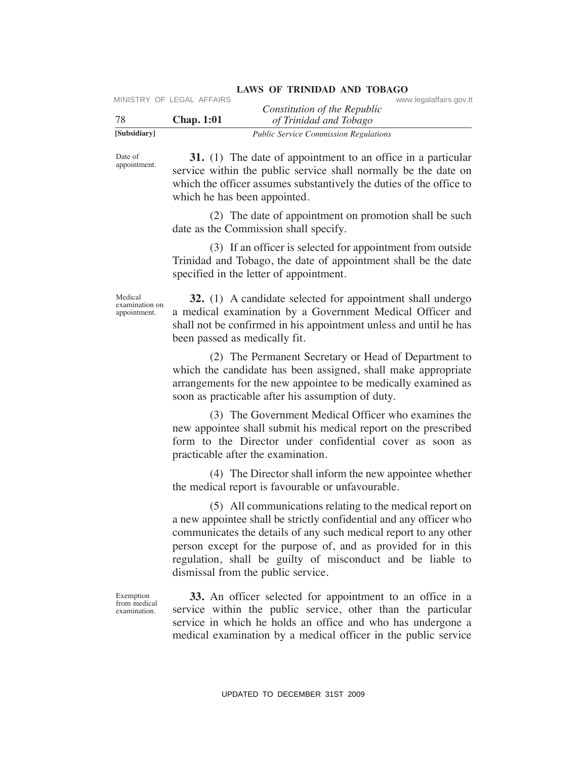Date of appointment.

**31.** (1) The date of appointment to an office in a particular service within the public service shall normally be the date on which the officer assumes substantively the duties of the office to which he has been appointed.

(2) The date of appointment on promotion shall be such date as the Commission shall specify.

(3) If an officer is selected for appointment from outside Trinidad and Tobago, the date of appointment shall be the date specified in the letter of appointment.

Medical examination on appointment.

**32.** (1) A candidate selected for appointment shall undergo a medical examination by a Government Medical Officer and shall not be confirmed in his appointment unless and until he has been passed as medically fit.

(2) The Permanent Secretary or Head of Department to which the candidate has been assigned, shall make appropriate arrangements for the new appointee to be medically examined as soon as practicable after his assumption of duty.

(3) The Government Medical Officer who examines the new appointee shall submit his medical report on the prescribed form to the Director under confidential cover as soon as practicable after the examination.

(4) The Director shall inform the new appointee whether the medical report is favourable or unfavourable.

(5) All communications relating to the medical report on a new appointee shall be strictly confidential and any officer who communicates the details of any such medical report to any other person except for the purpose of, and as provided for in this regulation, shall be guilty of misconduct and be liable to dismissal from the public service.

Exemption from medical examination.

**33.** An officer selected for appointment to an office in a service within the public service, other than the particular service in which he holds an office and who has undergone a medical examination by a medical officer in the public service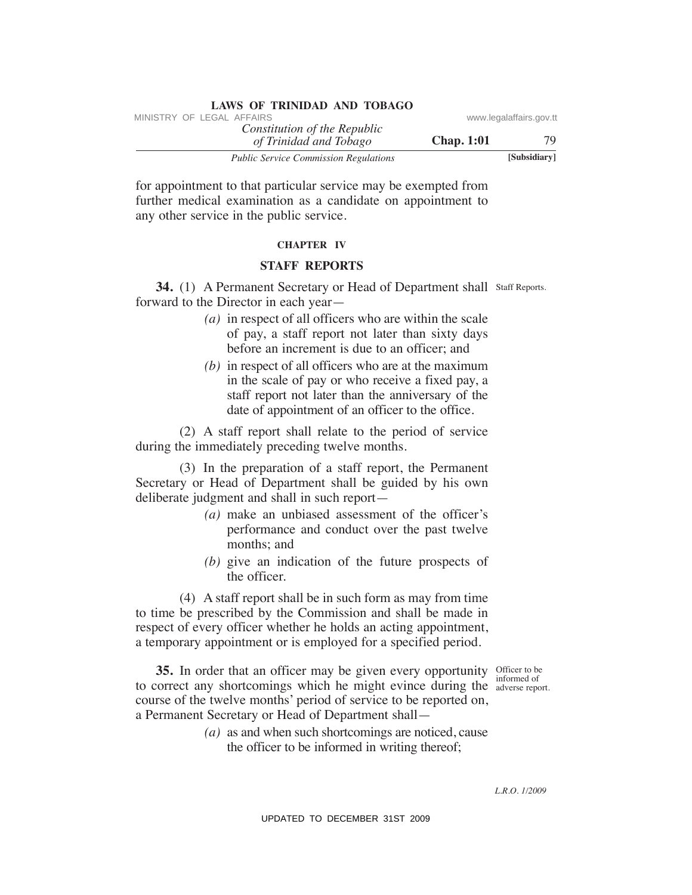for appointment to that particular service may be exempted from further medical examination as a candidate on appointment to any other service in the public service.

## CHAPTER IV

## STAFF REPORTS

**34.** (1) A Permanent Secretary or Head of Department shall forward to the Director in each year— Staff Reports.

> *(a)* in respect of all officers who are within the scale of pay, a staff report not later than sixty days before an increment is due to an officer; and
>
> *(b)* in respect of all officers who are at the maximum in the scale of pay or who receive a fixed pay, a staff report not later than the anniversary of the date of appointment of an officer to the office.

(2) A staff report shall relate to the period of service during the immediately preceding twelve months.

(3) In the preparation of a staff report, the Permanent Secretary or Head of Department shall be guided by his own deliberate judgment and shall in such report—

> *(a)* make an unbiased assessment of the officer's performance and conduct over the past twelve months; and
>
> *(b)* give an indication of the future prospects of the officer.

(4) A staff report shall be in such form as may from time to time be prescribed by the Commission and shall be made in respect of every officer whether he holds an acting appointment, a temporary appointment or is employed for a specified period.

**35.** In order that an officer may be given every opportunity to correct any shortcomings which he might evince during the course of the twelve months' period of service to be reported on, a Permanent Secretary or Head of Department shall— Officer to be informed of adverse report.

> *(a)* as and when such shortcomings are noticed, cause the officer to be informed in writing thereof;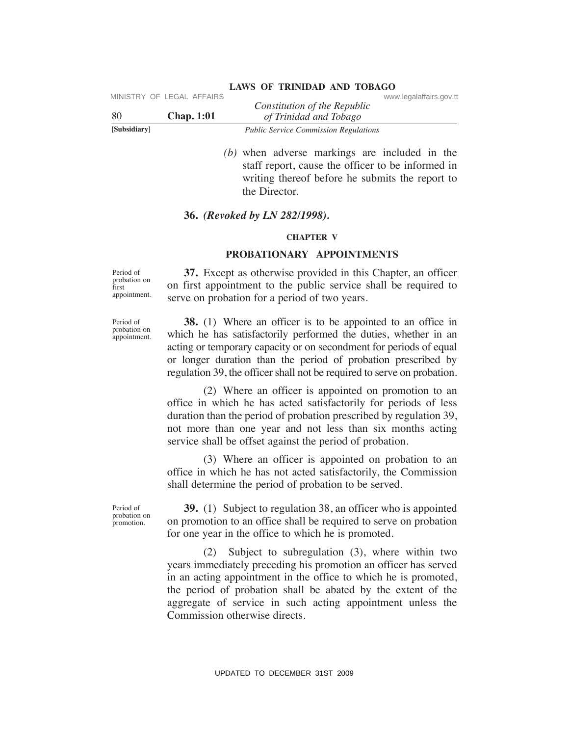*(b)* when adverse markings are included in the staff report, cause the officer to be informed in writing thereof before he submits the report to the Director.

**36.** ***(Revoked by LN 282/1998).***

**CHAPTER V**

## PROBATIONARY APPOINTMENTS

Period of probation on first appointment.

**37.** Except as otherwise provided in this Chapter, an officer on first appointment to the public service shall be required to serve on probation for a period of two years.

Period of probation on appointment.

**38.** (1) Where an officer is to be appointed to an office in which he has satisfactorily performed the duties, whether in an acting or temporary capacity or on secondment for periods of equal or longer duration than the period of probation prescribed by regulation 39, the officer shall not be required to serve on probation.

(2) Where an officer is appointed on promotion to an office in which he has acted satisfactorily for periods of less duration than the period of probation prescribed by regulation 39, not more than one year and not less than six months acting service shall be offset against the period of probation.

(3) Where an officer is appointed on probation to an office in which he has not acted satisfactorily, the Commission shall determine the period of probation to be served.

Period of probation on promotion.

**39.** (1) Subject to regulation 38, an officer who is appointed on promotion to an office shall be required to serve on probation for one year in the office to which he is promoted.

(2) Subject to subregulation (3), where within two years immediately preceding his promotion an officer has served in an acting appointment in the office to which he is promoted, the period of probation shall be abated by the extent of the aggregate of service in such acting appointment unless the Commission otherwise directs.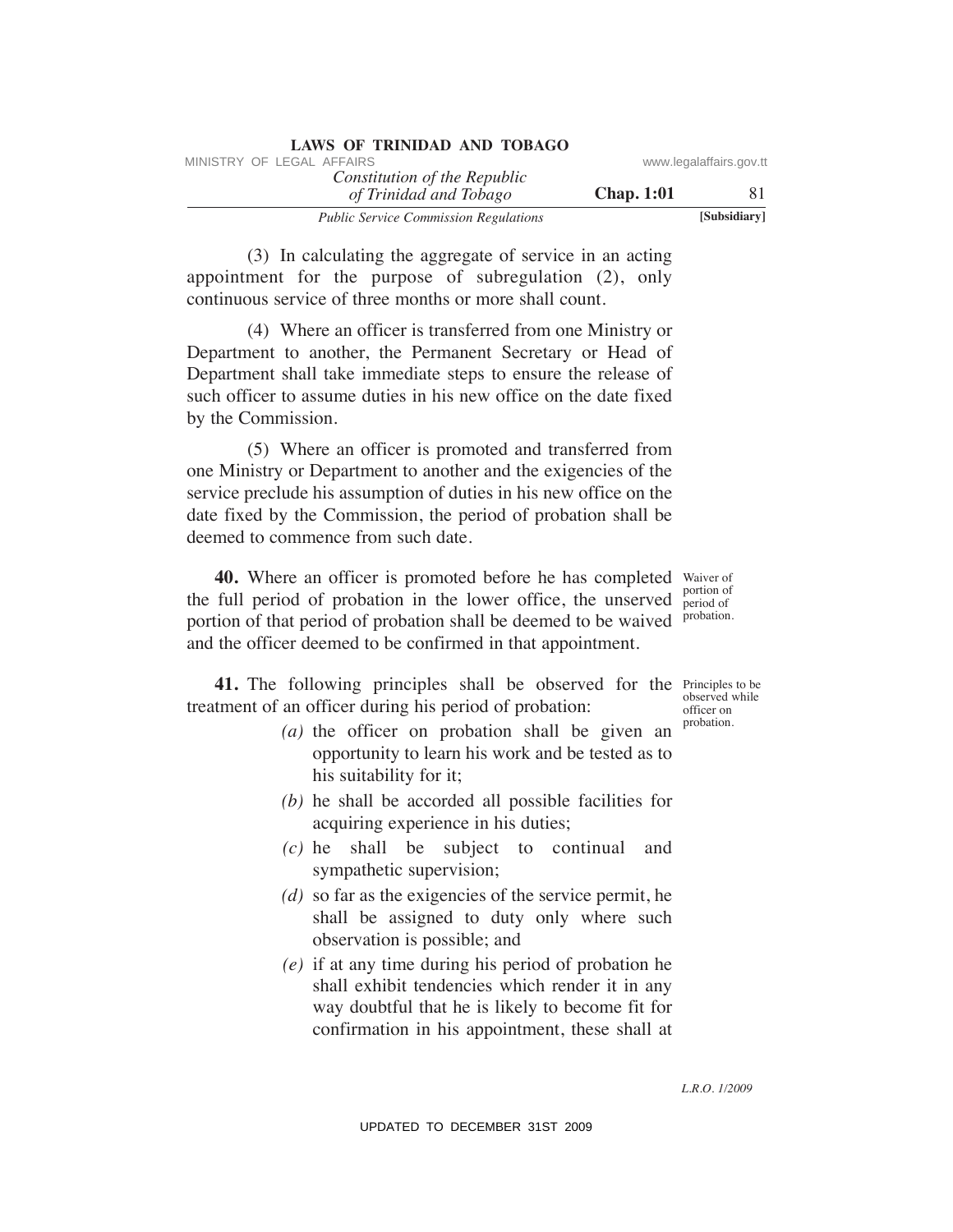(3) In calculating the aggregate of service in an acting appointment for the purpose of subregulation (2), only continuous service of three months or more shall count.

(4) Where an officer is transferred from one Ministry or Department to another, the Permanent Secretary or Head of Department shall take immediate steps to ensure the release of such officer to assume duties in his new office on the date fixed by the Commission.

(5) Where an officer is promoted and transferred from one Ministry or Department to another and the exigencies of the service preclude his assumption of duties in his new office on the date fixed by the Commission, the period of probation shall be deemed to commence from such date.

Waiver of portion of period of probation.

**40.** Where an officer is promoted before he has completed the full period of probation in the lower office, the unserved portion of that period of probation shall be deemed to be waived and the officer deemed to be confirmed in that appointment.

Principles to be observed while officer on probation.

**41.** The following principles shall be observed for the treatment of an officer during his period of probation:

*(a)* the officer on probation shall be given an opportunity to learn his work and be tested as to his suitability for it;

*(b)* he shall be accorded all possible facilities for acquiring experience in his duties;

*(c)* he shall be subject to continual and sympathetic supervision;

*(d)* so far as the exigencies of the service permit, he shall be assigned to duty only where such observation is possible; and

*(e)* if at any time during his period of probation he shall exhibit tendencies which render it in any way doubtful that he is likely to become fit for confirmation in his appointment, these shall at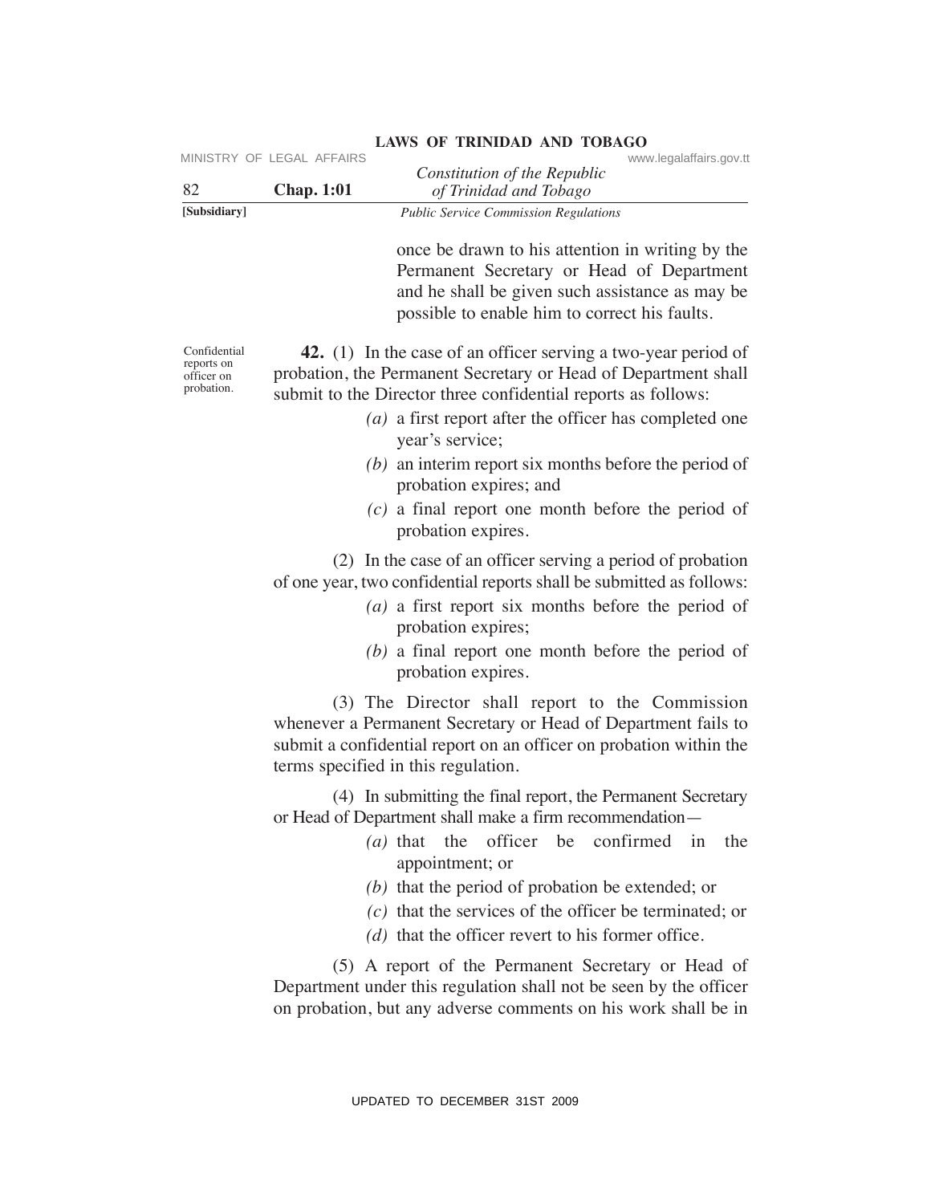once be drawn to his attention in writing by the Permanent Secretary or Head of Department and he shall be given such assistance as may be possible to enable him to correct his faults.

Confidential reports on officer on probation.

**42.** (1) In the case of an officer serving a two-year period of probation, the Permanent Secretary or Head of Department shall submit to the Director three confidential reports as follows:

*(a)* a first report after the officer has completed one year's service;

*(b)* an interim report six months before the period of probation expires; and

*(c)* a final report one month before the period of probation expires.

(2) In the case of an officer serving a period of probation of one year, two confidential reports shall be submitted as follows:

*(a)* a first report six months before the period of probation expires;

*(b)* a final report one month before the period of probation expires.

(3) The Director shall report to the Commission whenever a Permanent Secretary or Head of Department fails to submit a confidential report on an officer on probation within the terms specified in this regulation.

(4) In submitting the final report, the Permanent Secretary or Head of Department shall make a firm recommendation—

*(a)* that the officer be confirmed in the appointment; or

*(b)* that the period of probation be extended; or

*(c)* that the services of the officer be terminated; or

*(d)* that the officer revert to his former office.

(5) A report of the Permanent Secretary or Head of Department under this regulation shall not be seen by the officer on probation, but any adverse comments on his work shall be in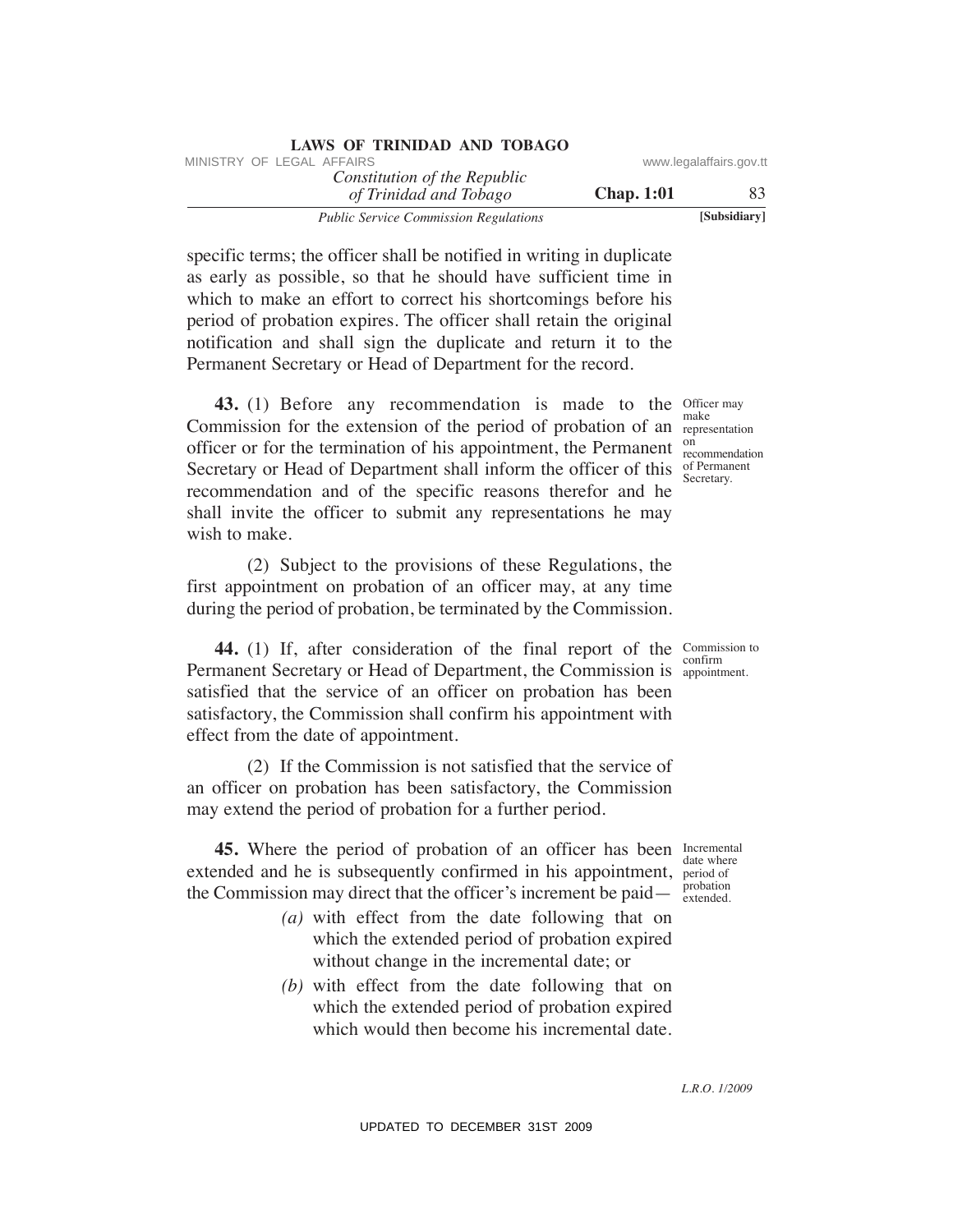specific terms; the officer shall be notified in writing in duplicate as early as possible, so that he should have sufficient time in which to make an effort to correct his shortcomings before his period of probation expires. The officer shall retain the original notification and shall sign the duplicate and return it to the Permanent Secretary or Head of Department for the record.

Officer may make representation on recommendation of Permanent Secretary.

**43.** (1) Before any recommendation is made to the Commission for the extension of the period of probation of an officer or for the termination of his appointment, the Permanent Secretary or Head of Department shall inform the officer of this recommendation and of the specific reasons therefor and he shall invite the officer to submit any representations he may wish to make.

(2) Subject to the provisions of these Regulations, the first appointment on probation of an officer may, at any time during the period of probation, be terminated by the Commission.

Commission to confirm appointment.

**44.** (1) If, after consideration of the final report of the Permanent Secretary or Head of Department, the Commission is satisfied that the service of an officer on probation has been satisfactory, the Commission shall confirm his appointment with effect from the date of appointment.

(2) If the Commission is not satisfied that the service of an officer on probation has been satisfactory, the Commission may extend the period of probation for a further period.

Incremental date where period of probation extended.

**45.** Where the period of probation of an officer has been extended and he is subsequently confirmed in his appointment, the Commission may direct that the officer's increment be paid—

*(a)* with effect from the date following that on which the extended period of probation expired without change in the incremental date; or

*(b)* with effect from the date following that on which the extended period of probation expired which would then become his incremental date.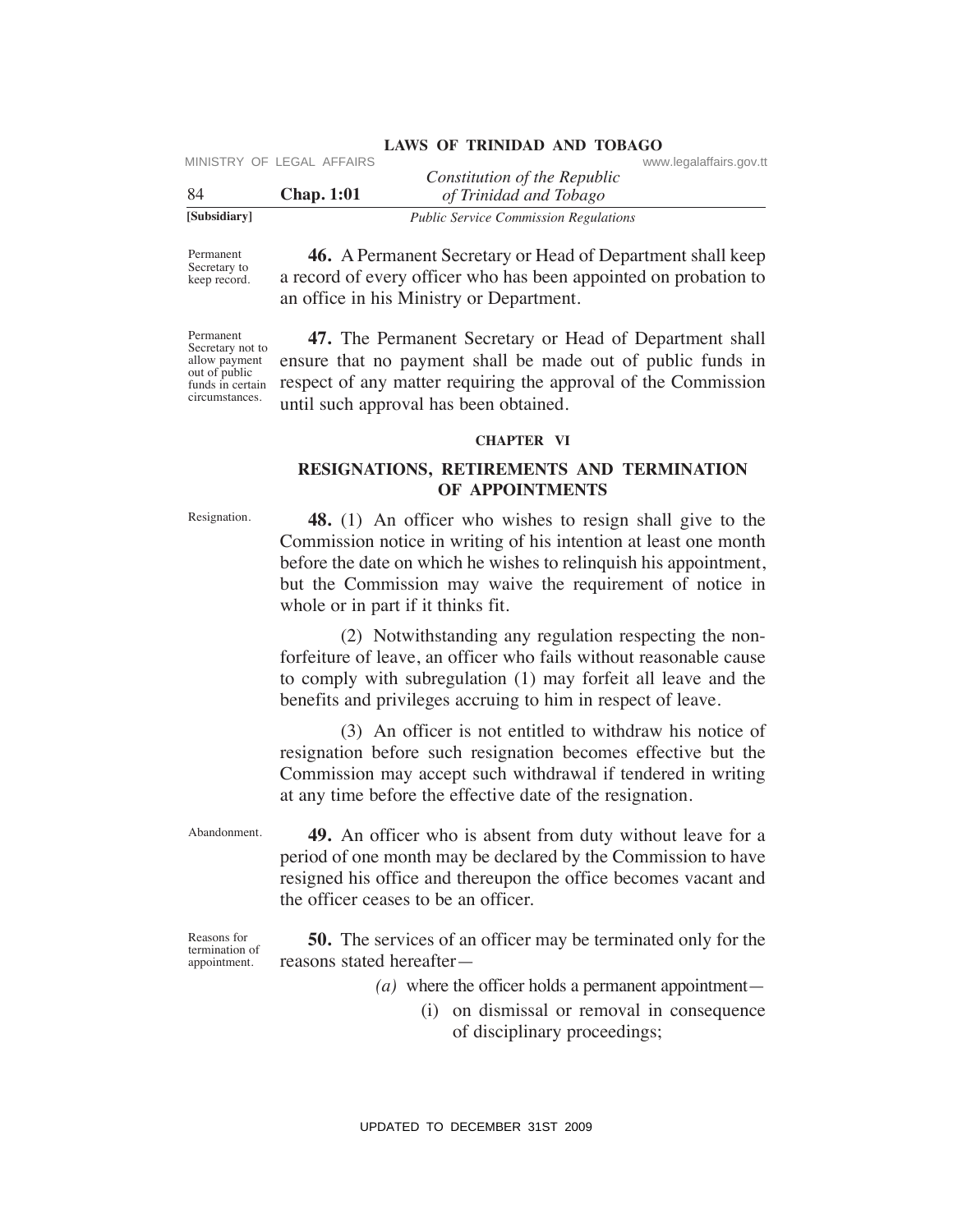Permanent Secretary to keep record.

**46.** A Permanent Secretary or Head of Department shall keep a record of every officer who has been appointed on probation to an office in his Ministry or Department.

Permanent Secretary not to allow payment out of public funds in certain circumstances.

**47.** The Permanent Secretary or Head of Department shall ensure that no payment shall be made out of public funds in respect of any matter requiring the approval of the Commission until such approval has been obtained.

## CHAPTER VI

## RESIGNATIONS, RETIREMENTS AND TERMINATION OF APPOINTMENTS

Resignation.

**48.** (1) An officer who wishes to resign shall give to the Commission notice in writing of his intention at least one month before the date on which he wishes to relinquish his appointment, but the Commission may waive the requirement of notice in whole or in part if it thinks fit.

(2) Notwithstanding any regulation respecting the non-forfeiture of leave, an officer who fails without reasonable cause to comply with subregulation (1) may forfeit all leave and the benefits and privileges accruing to him in respect of leave.

(3) An officer is not entitled to withdraw his notice of resignation before such resignation becomes effective but the Commission may accept such withdrawal if tendered in writing at any time before the effective date of the resignation.

Abandonment.

**49.** An officer who is absent from duty without leave for a period of one month may be declared by the Commission to have resigned his office and thereupon the office becomes vacant and the officer ceases to be an officer.

Reasons for termination of appointment.

**50.** The services of an officer may be terminated only for the reasons stated hereafter—

*(a)* where the officer holds a permanent appointment—

(i) on dismissal or removal in consequence of disciplinary proceedings;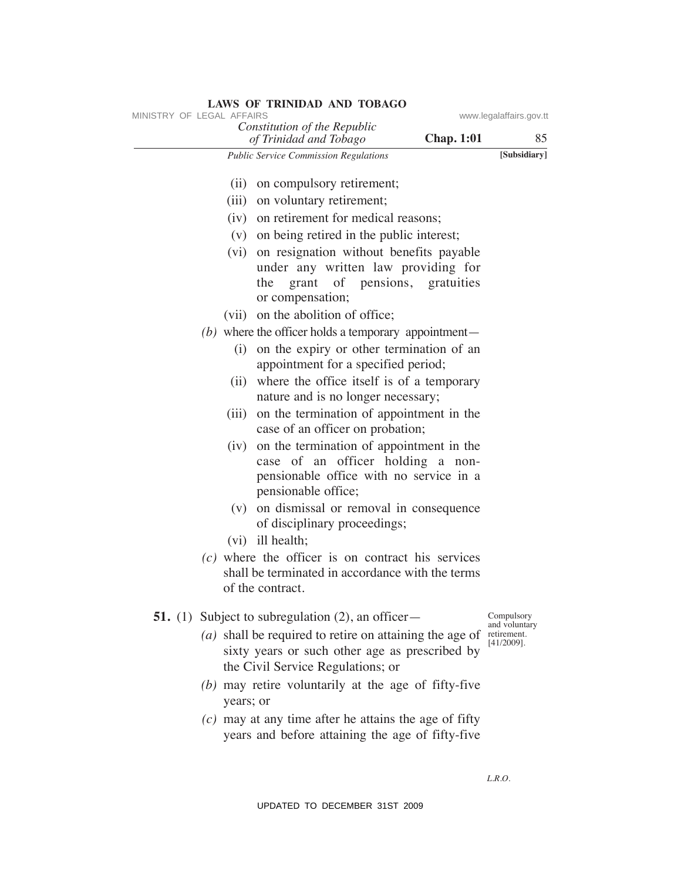(ii) on compulsory retirement;

(iii) on voluntary retirement;

(iv) on retirement for medical reasons;

(v) on being retired in the public interest;

(vi) on resignation without benefits payable under any written law providing for the grant of pensions, gratuities or compensation;

(vii) on the abolition of office;

*(b)* where the officer holds a temporary appointment—

(i) on the expiry or other termination of an appointment for a specified period;

(ii) where the office itself is of a temporary nature and is no longer necessary;

(iii) on the termination of appointment in the case of an officer on probation;

(iv) on the termination of appointment in the case of an officer holding a non-pensionable office with no service in a pensionable office;

(v) on dismissal or removal in consequence of disciplinary proceedings;

(vi) ill health;

*(c)* where the officer is on contract his services shall be terminated in accordance with the terms of the contract.

Compulsory and voluntary retirement. [41/2009].

**51.** (1) Subject to subregulation (2), an officer—

*(a)* shall be required to retire on attaining the age of sixty years or such other age as prescribed by the Civil Service Regulations; or

*(b)* may retire voluntarily at the age of fifty-five years; or

*(c)* may at any time after he attains the age of fifty years and before attaining the age of fifty-five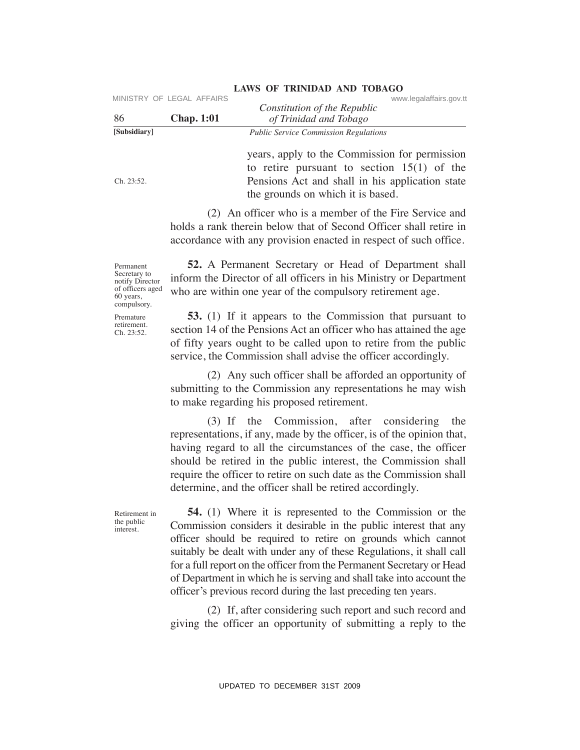years, apply to the Commission for permission to retire pursuant to section 15(1) of the Pensions Act and shall in his application state the grounds on which it is based.

Ch. 23:52.

(2) An officer who is a member of the Fire Service and holds a rank therein below that of Second Officer shall retire in accordance with any provision enacted in respect of such office.

*Permanent Secretary to notify Director of officers aged 60 years, compulsory.*

**52.** A Permanent Secretary or Head of Department shall inform the Director of all officers in his Ministry or Department who are within one year of the compulsory retirement age.

*Premature retirement. Ch. 23:52.*

**53.** (1) If it appears to the Commission that pursuant to section 14 of the Pensions Act an officer who has attained the age of fifty years ought to be called upon to retire from the public service, the Commission shall advise the officer accordingly.

(2) Any such officer shall be afforded an opportunity of submitting to the Commission any representations he may wish to make regarding his proposed retirement.

(3) If the Commission, after considering the representations, if any, made by the officer, is of the opinion that, having regard to all the circumstances of the case, the officer should be retired in the public interest, the Commission shall require the officer to retire on such date as the Commission shall determine, and the officer shall be retired accordingly.

*Retirement in the public interest.*

**54.** (1) Where it is represented to the Commission or the Commission considers it desirable in the public interest that any officer should be required to retire on grounds which cannot suitably be dealt with under any of these Regulations, it shall call for a full report on the officer from the Permanent Secretary or Head of Department in which he is serving and shall take into account the officer's previous record during the last preceding ten years.

(2) If, after considering such report and such record and giving the officer an opportunity of submitting a reply to the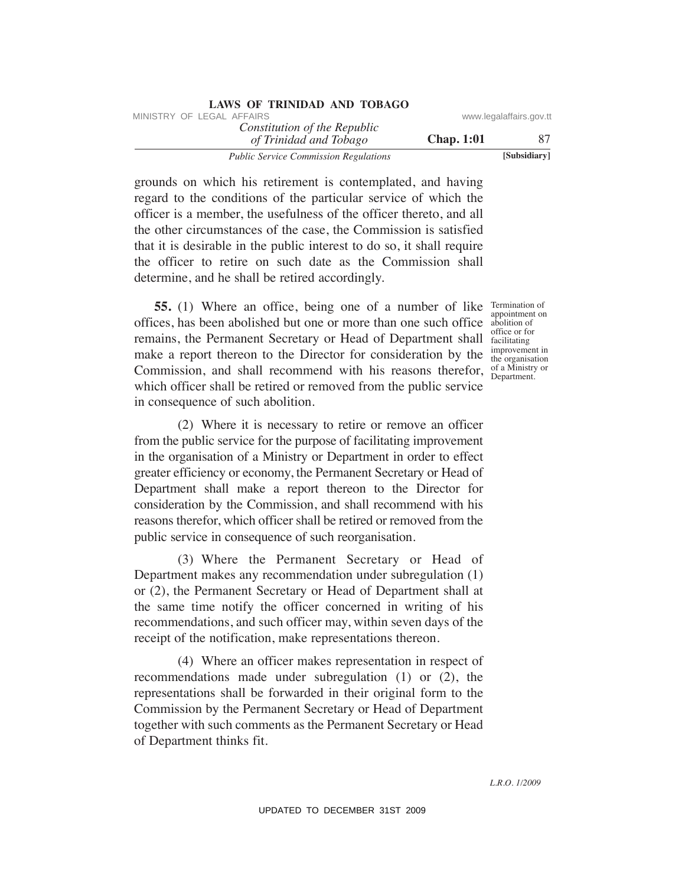grounds on which his retirement is contemplated, and having regard to the conditions of the particular service of which the officer is a member, the usefulness of the officer thereto, and all the other circumstances of the case, the Commission is satisfied that it is desirable in the public interest to do so, it shall require the officer to retire on such date as the Commission shall determine, and he shall be retired accordingly.

Termination of appointment on abolition of office or for facilitating improvement in the organisation of a Ministry or Department.

**55.** (1) Where an office, being one of a number of like offices, has been abolished but one or more than one such office remains, the Permanent Secretary or Head of Department shall make a report thereon to the Director for consideration by the Commission, and shall recommend with his reasons therefor, which officer shall be retired or removed from the public service in consequence of such abolition.

(2) Where it is necessary to retire or remove an officer from the public service for the purpose of facilitating improvement in the organisation of a Ministry or Department in order to effect greater efficiency or economy, the Permanent Secretary or Head of Department shall make a report thereon to the Director for consideration by the Commission, and shall recommend with his reasons therefor, which officer shall be retired or removed from the public service in consequence of such reorganisation.

(3) Where the Permanent Secretary or Head of Department makes any recommendation under subregulation (1) or (2), the Permanent Secretary or Head of Department shall at the same time notify the officer concerned in writing of his recommendations, and such officer may, within seven days of the receipt of the notification, make representations thereon.

(4) Where an officer makes representation in respect of recommendations made under subregulation (1) or (2), the representations shall be forwarded in their original form to the Commission by the Permanent Secretary or Head of Department together with such comments as the Permanent Secretary or Head of Department thinks fit.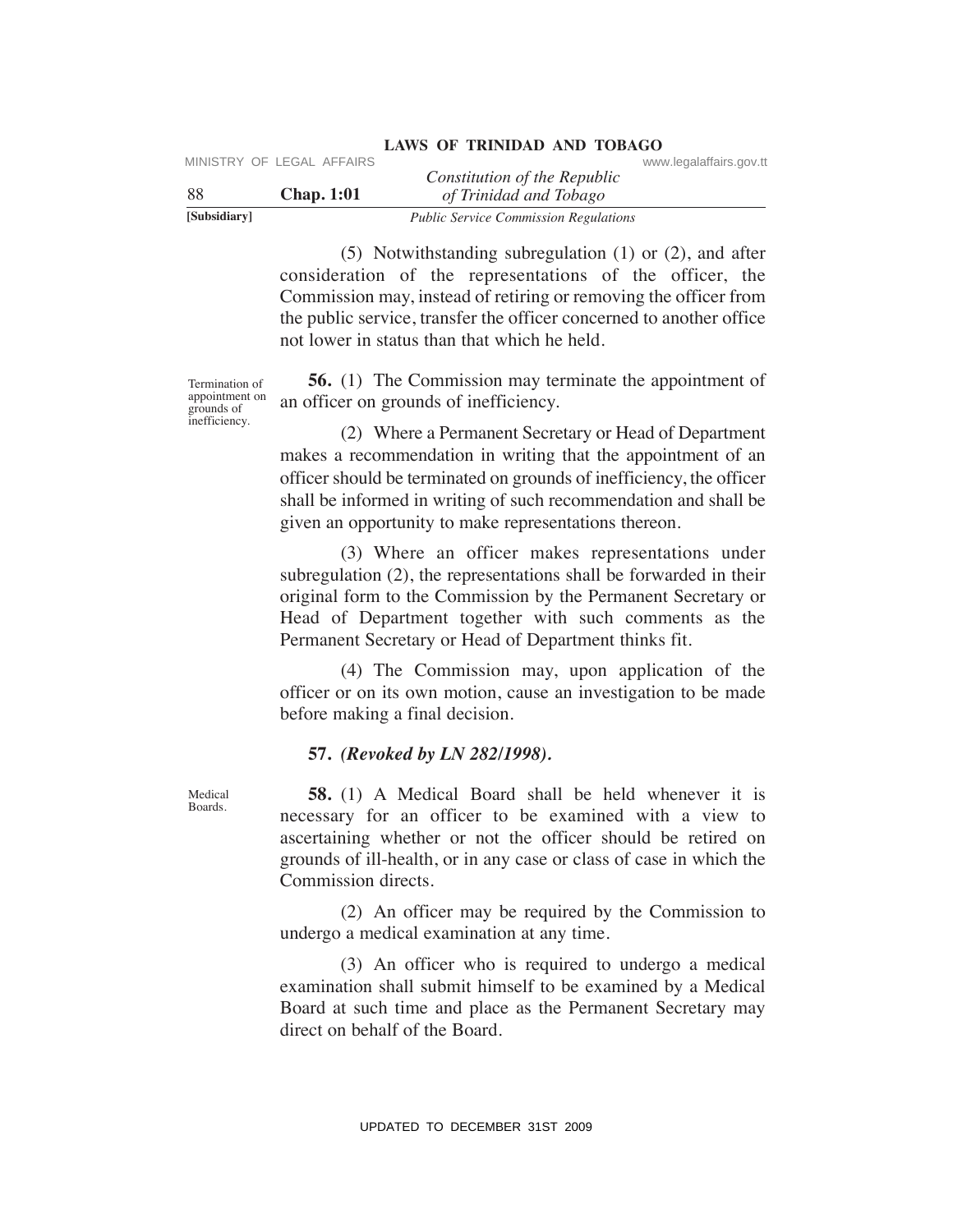(5) Notwithstanding subregulation (1) or (2), and after consideration of the representations of the officer, the Commission may, instead of retiring or removing the officer from the public service, transfer the officer concerned to another office not lower in status than that which he held.

Termination of appointment on grounds of inefficiency.

**56.** (1) The Commission may terminate the appointment of an officer on grounds of inefficiency.

(2) Where a Permanent Secretary or Head of Department makes a recommendation in writing that the appointment of an officer should be terminated on grounds of inefficiency, the officer shall be informed in writing of such recommendation and shall be given an opportunity to make representations thereon.

(3) Where an officer makes representations under subregulation (2), the representations shall be forwarded in their original form to the Commission by the Permanent Secretary or Head of Department together with such comments as the Permanent Secretary or Head of Department thinks fit.

(4) The Commission may, upon application of the officer or on its own motion, cause an investigation to be made before making a final decision.

**57.** ***(Revoked by LN 282/1998).***

Medical Boards.

**58.** (1) A Medical Board shall be held whenever it is necessary for an officer to be examined with a view to ascertaining whether or not the officer should be retired on grounds of ill-health, or in any case or class of case in which the Commission directs.

(2) An officer may be required by the Commission to undergo a medical examination at any time.

(3) An officer who is required to undergo a medical examination shall submit himself to be examined by a Medical Board at such time and place as the Permanent Secretary may direct on behalf of the Board.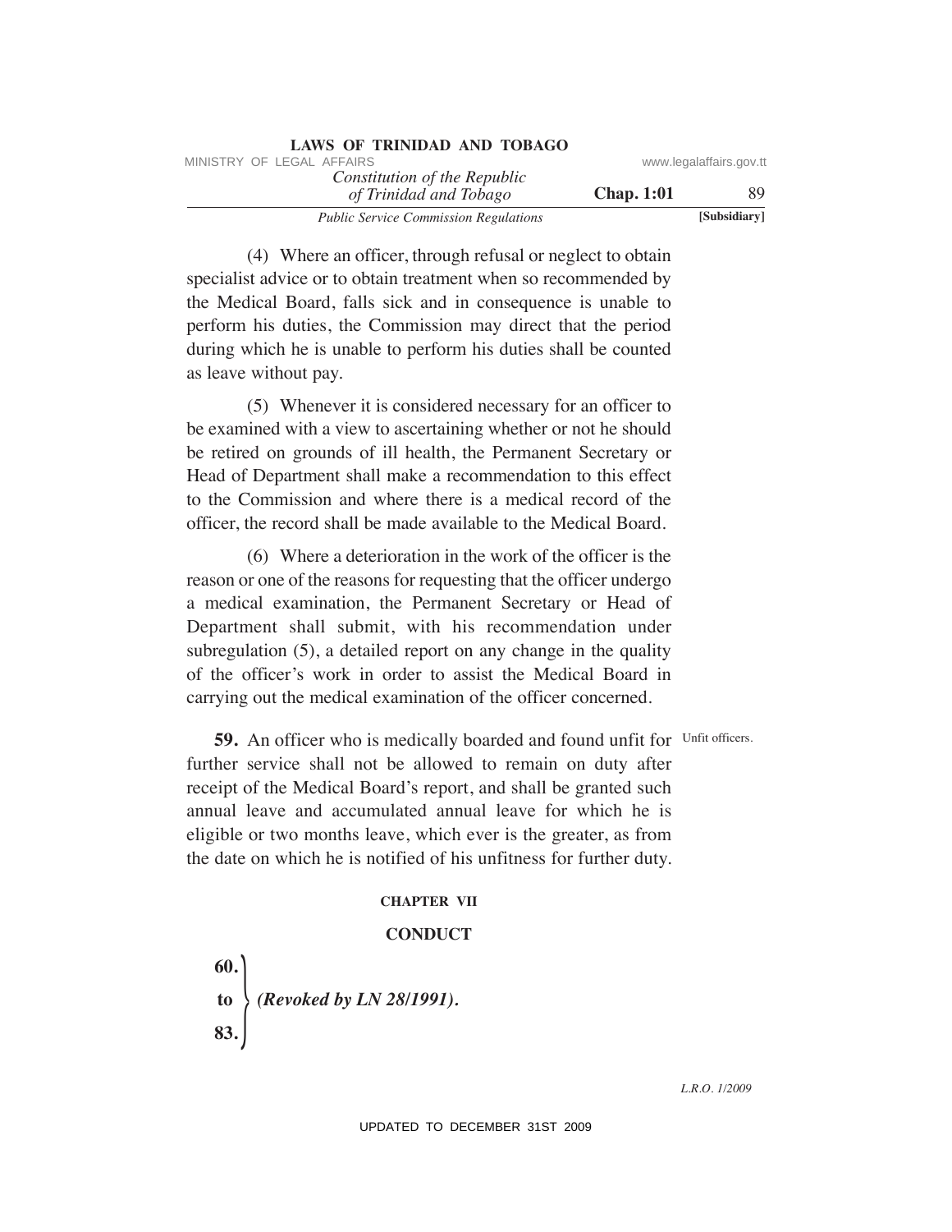(4) Where an officer, through refusal or neglect to obtain specialist advice or to obtain treatment when so recommended by the Medical Board, falls sick and in consequence is unable to perform his duties, the Commission may direct that the period during which he is unable to perform his duties shall be counted as leave without pay.

(5) Whenever it is considered necessary for an officer to be examined with a view to ascertaining whether or not he should be retired on grounds of ill health, the Permanent Secretary or Head of Department shall make a recommendation to this effect to the Commission and where there is a medical record of the officer, the record shall be made available to the Medical Board.

(6) Where a deterioration in the work of the officer is the reason or one of the reasons for requesting that the officer undergo a medical examination, the Permanent Secretary or Head of Department shall submit, with his recommendation under subregulation (5), a detailed report on any change in the quality of the officer's work in order to assist the Medical Board in carrying out the medical examination of the officer concerned.

Unfit officers.

**59.** An officer who is medically boarded and found unfit for further service shall not be allowed to remain on duty after receipt of the Medical Board's report, and shall be granted such annual leave and accumulated annual leave for which he is eligible or two months leave, which ever is the greater, as from the date on which he is notified of his unfitness for further duty.

## CHAPTER VII

## CONDUCT

**60. to 83.** *(Revoked by LN 28/1991).*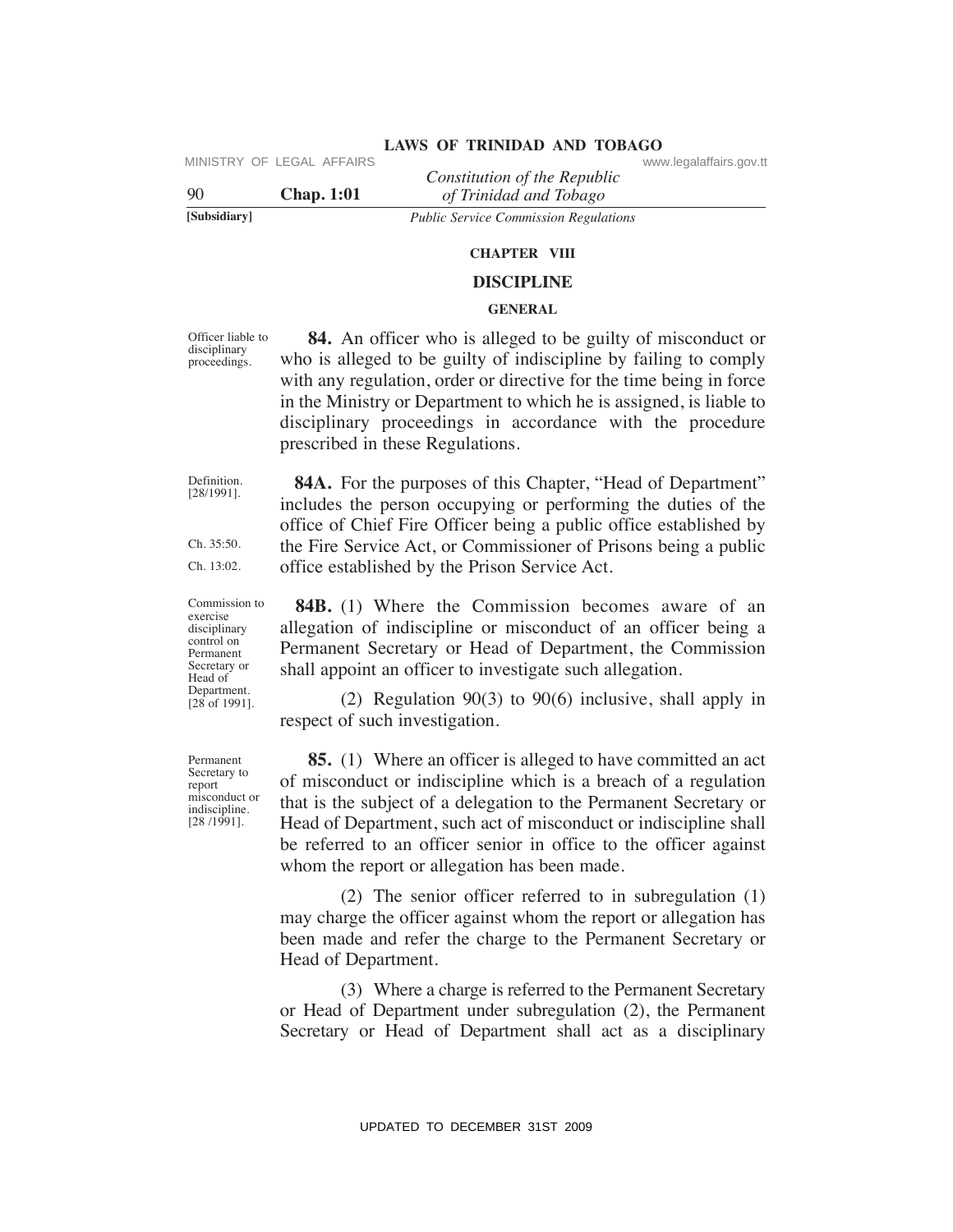## CHAPTER VIII

## DISCIPLINE

### GENERAL

Officer liable to disciplinary proceedings.

**84.** An officer who is alleged to be guilty of misconduct or who is alleged to be guilty of indiscipline by failing to comply with any regulation, order or directive for the time being in force in the Ministry or Department to which he is assigned, is liable to disciplinary proceedings in accordance with the procedure prescribed in these Regulations.

Definition. [28/1991].

**84A.** For the purposes of this Chapter, "Head of Department" includes the person occupying or performing the duties of the office of Chief Fire Officer being a public office established by the Fire Service Act, or Commissioner of Prisons being a public office established by the Prison Service Act.

Ch. 35:50.

Ch. 13:02.

Commission to exercise disciplinary control on Permanent Secretary or Head of Department. [28 of 1991].

**84B.** (1) Where the Commission becomes aware of an allegation of indiscipline or misconduct of an officer being a Permanent Secretary or Head of Department, the Commission shall appoint an officer to investigate such allegation.

(2) Regulation 90(3) to 90(6) inclusive, shall apply in respect of such investigation.

Permanent Secretary to report misconduct or indiscipline. [28 /1991].

**85.** (1) Where an officer is alleged to have committed an act of misconduct or indiscipline which is a breach of a regulation that is the subject of a delegation to the Permanent Secretary or Head of Department, such act of misconduct or indiscipline shall be referred to an officer senior in office to the officer against whom the report or allegation has been made.

(2) The senior officer referred to in subregulation (1) may charge the officer against whom the report or allegation has been made and refer the charge to the Permanent Secretary or Head of Department.

(3) Where a charge is referred to the Permanent Secretary or Head of Department under subregulation (2), the Permanent Secretary or Head of Department shall act as a disciplinary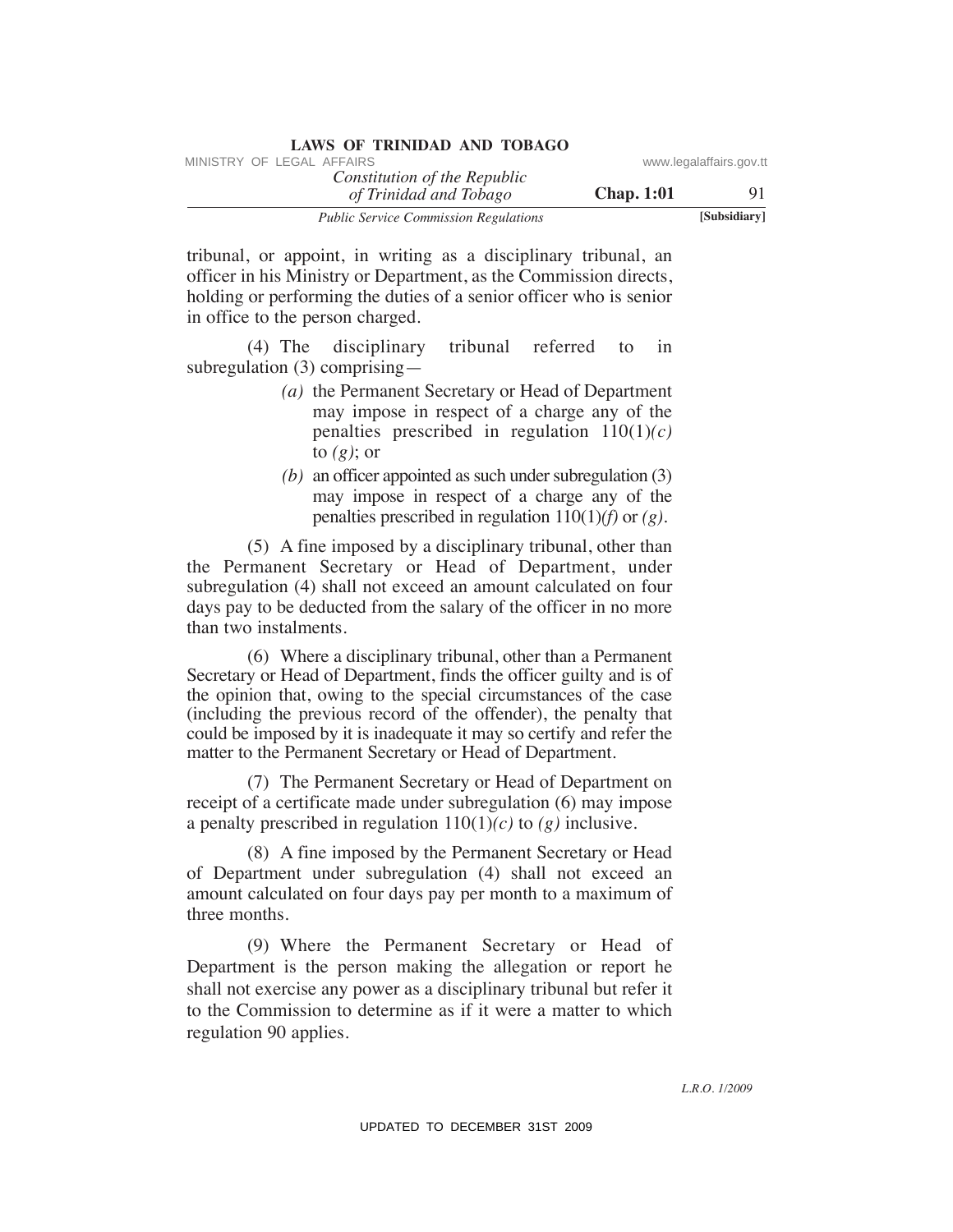tribunal, or appoint, in writing as a disciplinary tribunal, an officer in his Ministry or Department, as the Commission directs, holding or performing the duties of a senior officer who is senior in office to the person charged.

(4) The disciplinary tribunal referred to in subregulation (3) comprising—

- *(a)* the Permanent Secretary or Head of Department may impose in respect of a charge any of the penalties prescribed in regulation 110(1)*(c)* to *(g)*; or
- *(b)* an officer appointed as such under subregulation (3) may impose in respect of a charge any of the penalties prescribed in regulation 110(1)*(f)* or *(g)*.

(5) A fine imposed by a disciplinary tribunal, other than the Permanent Secretary or Head of Department, under subregulation (4) shall not exceed an amount calculated on four days pay to be deducted from the salary of the officer in no more than two instalments.

(6) Where a disciplinary tribunal, other than a Permanent Secretary or Head of Department, finds the officer guilty and is of the opinion that, owing to the special circumstances of the case (including the previous record of the offender), the penalty that could be imposed by it is inadequate it may so certify and refer the matter to the Permanent Secretary or Head of Department.

(7) The Permanent Secretary or Head of Department on receipt of a certificate made under subregulation (6) may impose a penalty prescribed in regulation 110(1)*(c)* to *(g)* inclusive.

(8) A fine imposed by the Permanent Secretary or Head of Department under subregulation (4) shall not exceed an amount calculated on four days pay per month to a maximum of three months.

(9) Where the Permanent Secretary or Head of Department is the person making the allegation or report he shall not exercise any power as a disciplinary tribunal but refer it to the Commission to determine as if it were a matter to which regulation 90 applies.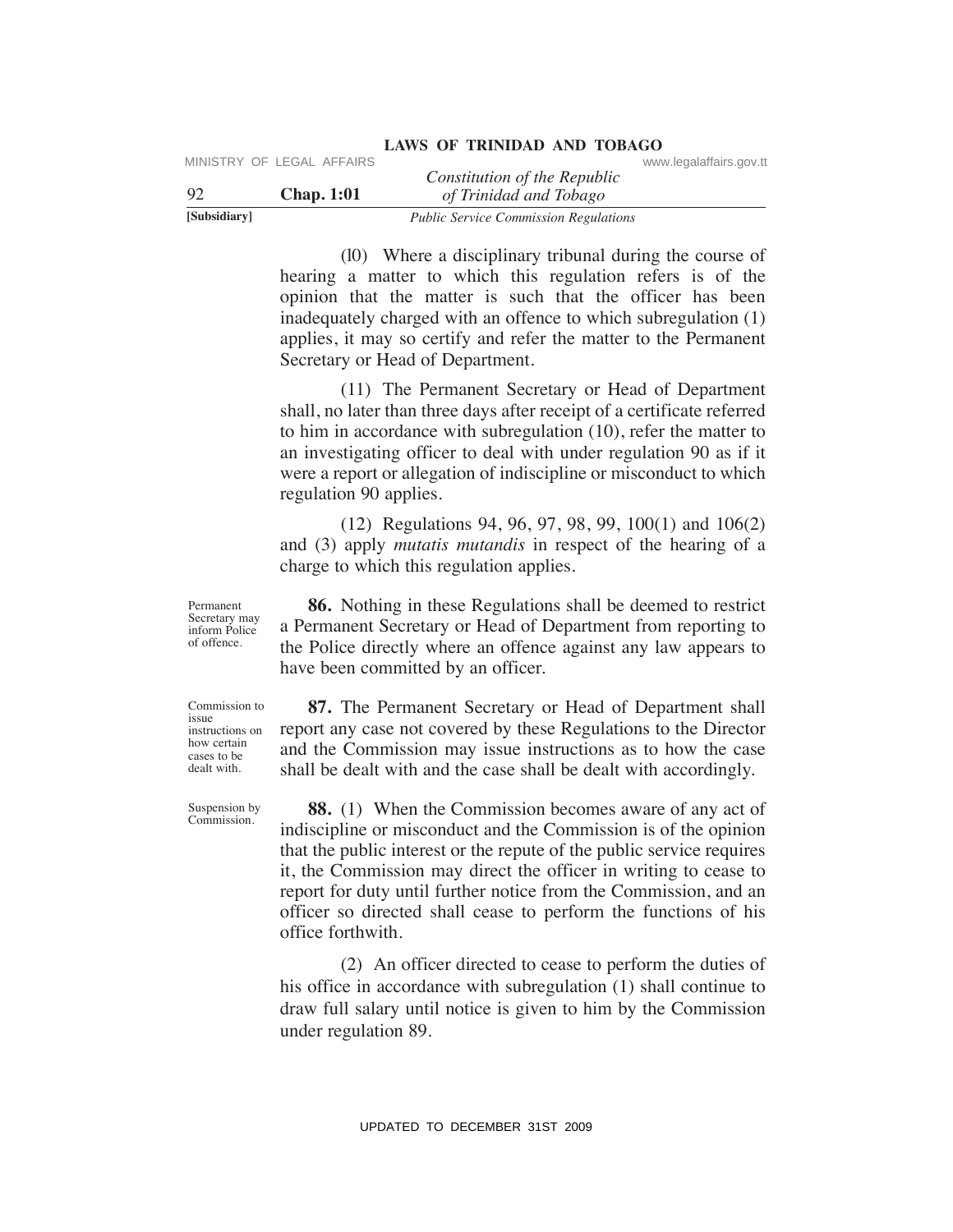(10) Where a disciplinary tribunal during the course of hearing a matter to which this regulation refers is of the opinion that the matter is such that the officer has been inadequately charged with an offence to which subregulation (1) applies, it may so certify and refer the matter to the Permanent Secretary or Head of Department.

(11) The Permanent Secretary or Head of Department shall, no later than three days after receipt of a certificate referred to him in accordance with subregulation (10), refer the matter to an investigating officer to deal with under regulation 90 as if it were a report or allegation of indiscipline or misconduct to which regulation 90 applies.

(12) Regulations 94, 96, 97, 98, 99, 100(1) and 106(2) and (3) apply *mutatis mutandis* in respect of the hearing of a charge to which this regulation applies.

Permanent Secretary may inform Police of offence.

**86.** Nothing in these Regulations shall be deemed to restrict a Permanent Secretary or Head of Department from reporting to the Police directly where an offence against any law appears to have been committed by an officer.

Commission to issue instructions on how certain cases to be dealt with.

**87.** The Permanent Secretary or Head of Department shall report any case not covered by these Regulations to the Director and the Commission may issue instructions as to how the case shall be dealt with and the case shall be dealt with accordingly.

Suspension by Commission.

**88.** (1) When the Commission becomes aware of any act of indiscipline or misconduct and the Commission is of the opinion that the public interest or the repute of the public service requires it, the Commission may direct the officer in writing to cease to report for duty until further notice from the Commission, and an officer so directed shall cease to perform the functions of his office forthwith.

(2) An officer directed to cease to perform the duties of his office in accordance with subregulation (1) shall continue to draw full salary until notice is given to him by the Commission under regulation 89.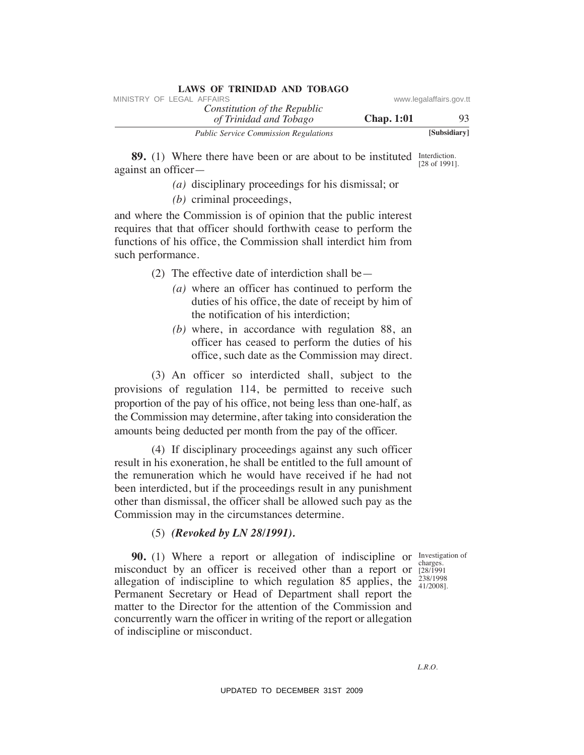**89.** (1) Where there have been or are about to be instituted against an officer—

Interdiction. [28 of 1991].

*(a)* disciplinary proceedings for his dismissal; or

*(b)* criminal proceedings,

and where the Commission is of opinion that the public interest requires that that officer should forthwith cease to perform the functions of his office, the Commission shall interdict him from such performance.

(2) The effective date of interdiction shall be—

*(a)* where an officer has continued to perform the duties of his office, the date of receipt by him of the notification of his interdiction;

*(b)* where, in accordance with regulation 88, an officer has ceased to perform the duties of his office, such date as the Commission may direct.

(3) An officer so interdicted shall, subject to the provisions of regulation 114, be permitted to receive such proportion of the pay of his office, not being less than one-half, as the Commission may determine, after taking into consideration the amounts being deducted per month from the pay of the officer.

(4) If disciplinary proceedings against any such officer result in his exoneration, he shall be entitled to the full amount of the remuneration which he would have received if he had not been interdicted, but if the proceedings result in any punishment other than dismissal, the officer shall be allowed such pay as the Commission may in the circumstances determine.

(5) ***(Revoked by LN 28/1991).***

**90.** (1) Where a report or allegation of indiscipline or misconduct by an officer is received other than a report or allegation of indiscipline to which regulation 85 applies, the Permanent Secretary or Head of Department shall report the matter to the Director for the attention of the Commission and concurrently warn the officer in writing of the report or allegation of indiscipline or misconduct.

Investigation of charges. [28/1991 238/1998 41/2008].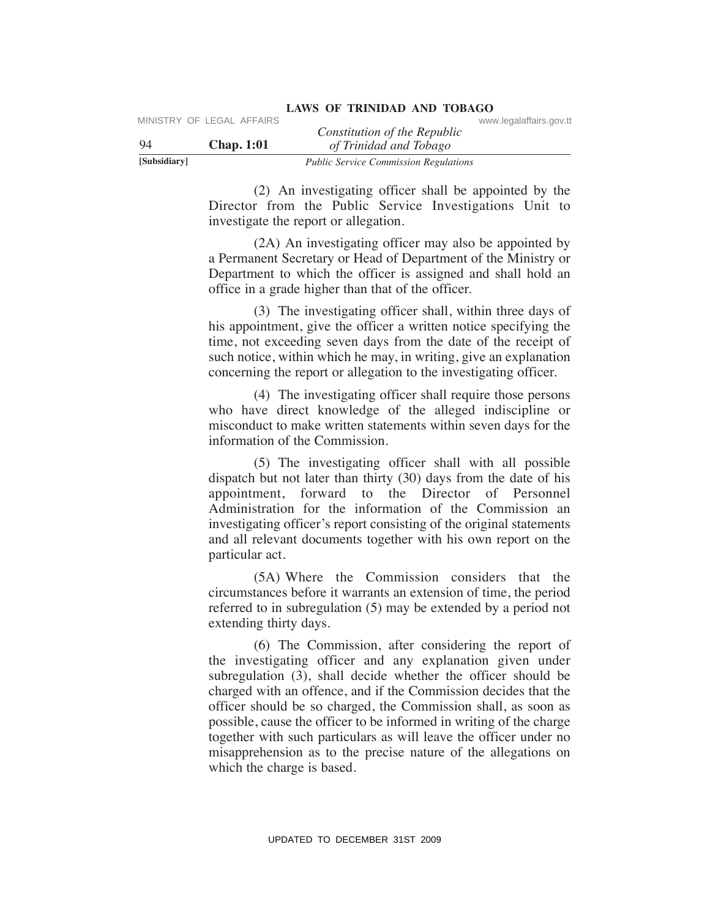(2) An investigating officer shall be appointed by the Director from the Public Service Investigations Unit to investigate the report or allegation.

(2A) An investigating officer may also be appointed by a Permanent Secretary or Head of Department of the Ministry or Department to which the officer is assigned and shall hold an office in a grade higher than that of the officer.

(3) The investigating officer shall, within three days of his appointment, give the officer a written notice specifying the time, not exceeding seven days from the date of the receipt of such notice, within which he may, in writing, give an explanation concerning the report or allegation to the investigating officer.

(4) The investigating officer shall require those persons who have direct knowledge of the alleged indiscipline or misconduct to make written statements within seven days for the information of the Commission.

(5) The investigating officer shall with all possible dispatch but not later than thirty (30) days from the date of his appointment, forward to the Director of Personnel Administration for the information of the Commission an investigating officer's report consisting of the original statements and all relevant documents together with his own report on the particular act.

(5A) Where the Commission considers that the circumstances before it warrants an extension of time, the period referred to in subregulation (5) may be extended by a period not extending thirty days.

(6) The Commission, after considering the report of the investigating officer and any explanation given under subregulation (3), shall decide whether the officer should be charged with an offence, and if the Commission decides that the officer should be so charged, the Commission shall, as soon as possible, cause the officer to be informed in writing of the charge together with such particulars as will leave the officer under no misapprehension as to the precise nature of the allegations on which the charge is based.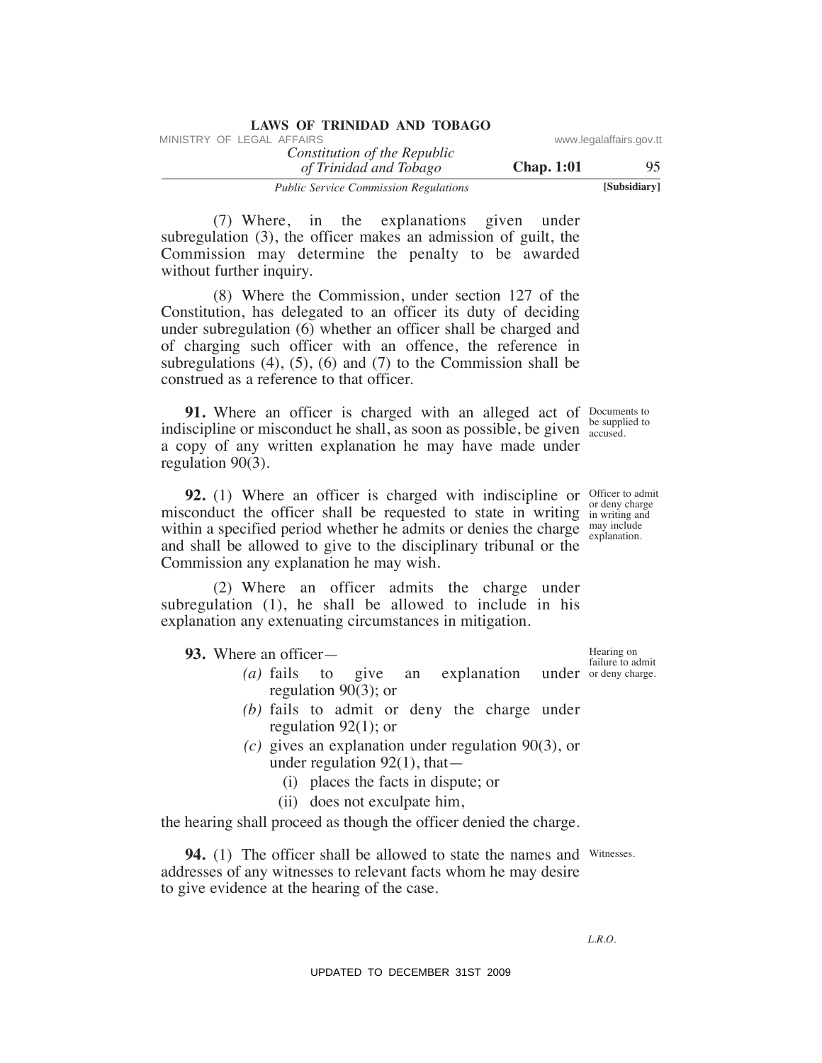(7) Where, in the explanations given under subregulation (3), the officer makes an admission of guilt, the Commission may determine the penalty to be awarded without further inquiry.

(8) Where the Commission, under section 127 of the Constitution, has delegated to an officer its duty of deciding under subregulation (6) whether an officer shall be charged and of charging such officer with an offence, the reference in subregulations (4), (5), (6) and (7) to the Commission shall be construed as a reference to that officer.

*Documents to be supplied to accused.*

**91.** Where an officer is charged with an alleged act of indiscipline or misconduct he shall, as soon as possible, be given a copy of any written explanation he may have made under regulation 90(3).

*Officer to admit or deny charge in writing and may include explanation.*

**92.** (1) Where an officer is charged with indiscipline or misconduct the officer shall be requested to state in writing within a specified period whether he admits or denies the charge and shall be allowed to give to the disciplinary tribunal or the Commission any explanation he may wish.

(2) Where an officer admits the charge under subregulation (1), he shall be allowed to include in his explanation any extenuating circumstances in mitigation.

*Hearing on failure to admit or deny charge.*

**93.** Where an officer—

*(a)* fails to give an explanation under regulation 90(3); or

*(b)* fails to admit or deny the charge under regulation 92(1); or

*(c)* gives an explanation under regulation 90(3), or under regulation 92(1), that—

(i) places the facts in dispute; or

(ii) does not exculpate him,

the hearing shall proceed as though the officer denied the charge.

*Witnesses.*

**94.** (1) The officer shall be allowed to state the names and addresses of any witnesses to relevant facts whom he may desire to give evidence at the hearing of the case.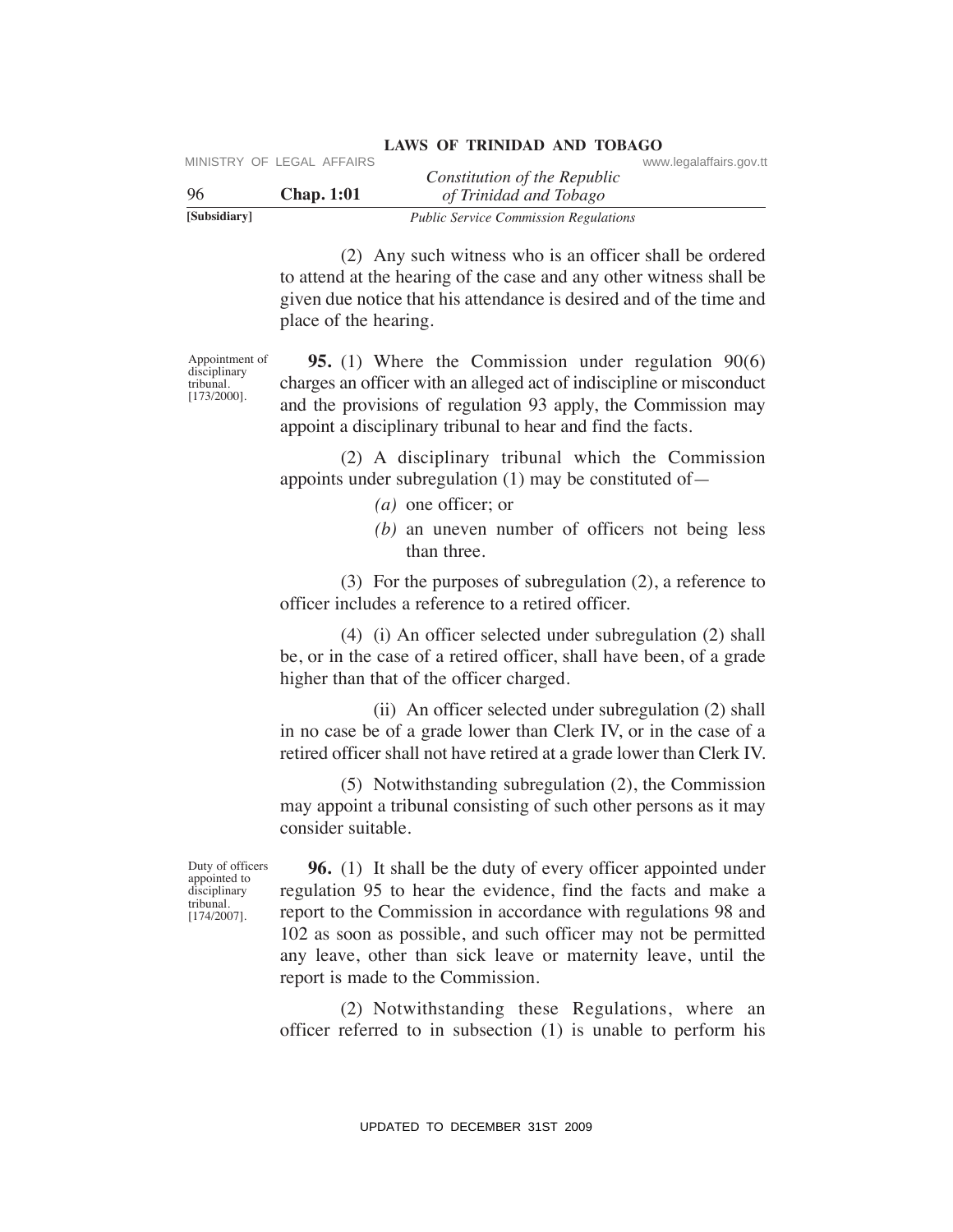(2) Any such witness who is an officer shall be ordered to attend at the hearing of the case and any other witness shall be given due notice that his attendance is desired and of the time and place of the hearing.

Appointment of disciplinary tribunal. [173/2000].

**95.** (1) Where the Commission under regulation 90(6) charges an officer with an alleged act of indiscipline or misconduct and the provisions of regulation 93 apply, the Commission may appoint a disciplinary tribunal to hear and find the facts.

(2) A disciplinary tribunal which the Commission appoints under subregulation (1) may be constituted of—

*(a)* one officer; or

*(b)* an uneven number of officers not being less than three.

(3) For the purposes of subregulation (2), a reference to officer includes a reference to a retired officer.

(4) (i) An officer selected under subregulation (2) shall be, or in the case of a retired officer, shall have been, of a grade higher than that of the officer charged.

(ii) An officer selected under subregulation (2) shall in no case be of a grade lower than Clerk IV, or in the case of a retired officer shall not have retired at a grade lower than Clerk IV.

(5) Notwithstanding subregulation (2), the Commission may appoint a tribunal consisting of such other persons as it may consider suitable.

Duty of officers appointed to disciplinary tribunal. [174/2007].

**96.** (1) It shall be the duty of every officer appointed under regulation 95 to hear the evidence, find the facts and make a report to the Commission in accordance with regulations 98 and 102 as soon as possible, and such officer may not be permitted any leave, other than sick leave or maternity leave, until the report is made to the Commission.

(2) Notwithstanding these Regulations, where an officer referred to in subsection (1) is unable to perform his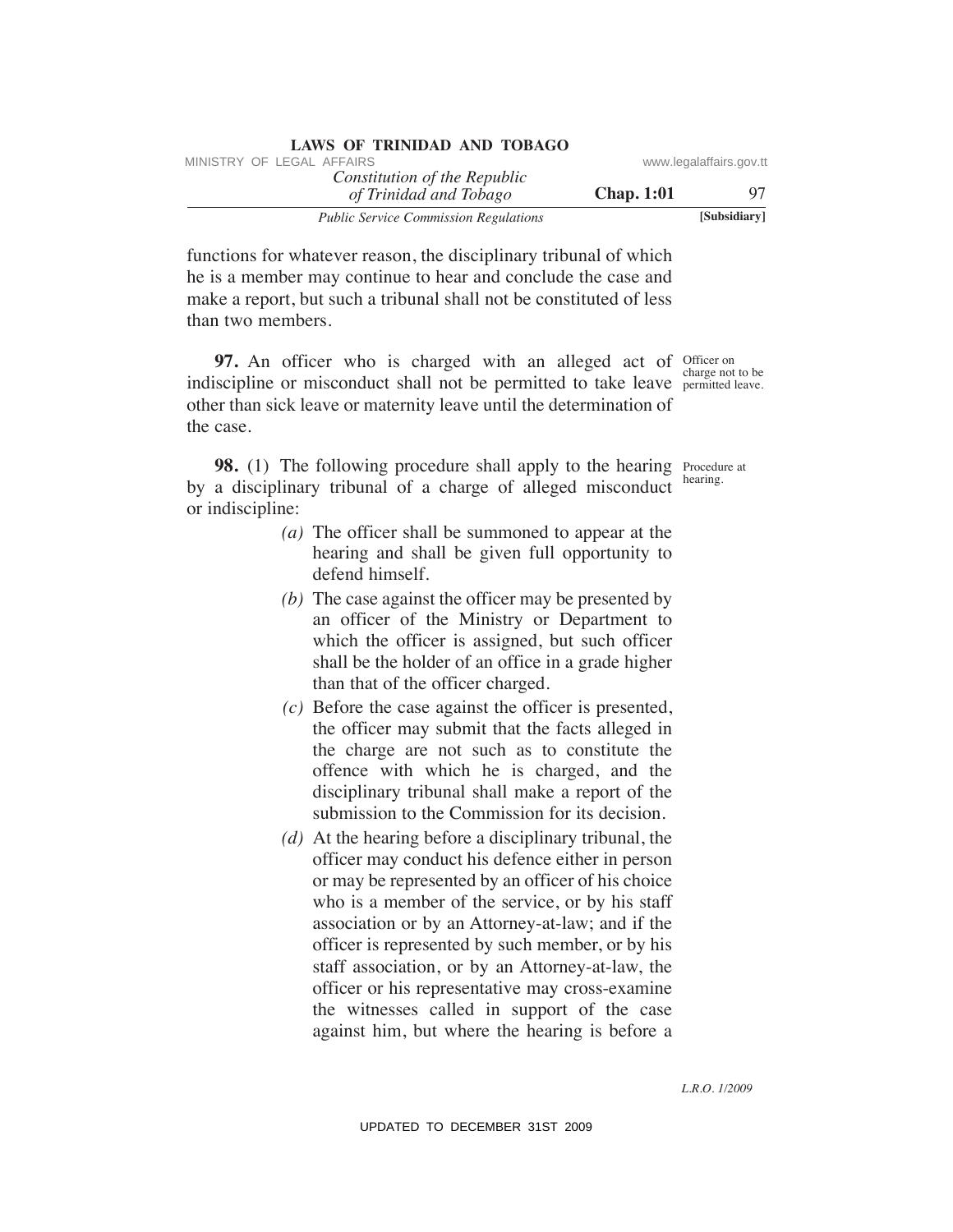functions for whatever reason, the disciplinary tribunal of which he is a member may continue to hear and conclude the case and make a report, but such a tribunal shall not be constituted of less than two members.

Officer on charge not to be permitted leave.

**97.** An officer who is charged with an alleged act of indiscipline or misconduct shall not be permitted to take leave other than sick leave or maternity leave until the determination of the case.

Procedure at hearing.

**98.** (1) The following procedure shall apply to the hearing by a disciplinary tribunal of a charge of alleged misconduct or indiscipline:

*(a)* The officer shall be summoned to appear at the hearing and shall be given full opportunity to defend himself.

*(b)* The case against the officer may be presented by an officer of the Ministry or Department to which the officer is assigned, but such officer shall be the holder of an office in a grade higher than that of the officer charged.

*(c)* Before the case against the officer is presented, the officer may submit that the facts alleged in the charge are not such as to constitute the offence with which he is charged, and the disciplinary tribunal shall make a report of the submission to the Commission for its decision.

*(d)* At the hearing before a disciplinary tribunal, the officer may conduct his defence either in person or may be represented by an officer of his choice who is a member of the service, or by his staff association or by an Attorney-at-law; and if the officer is represented by such member, or by his staff association, or by an Attorney-at-law, the officer or his representative may cross-examine the witnesses called in support of the case against him, but where the hearing is before a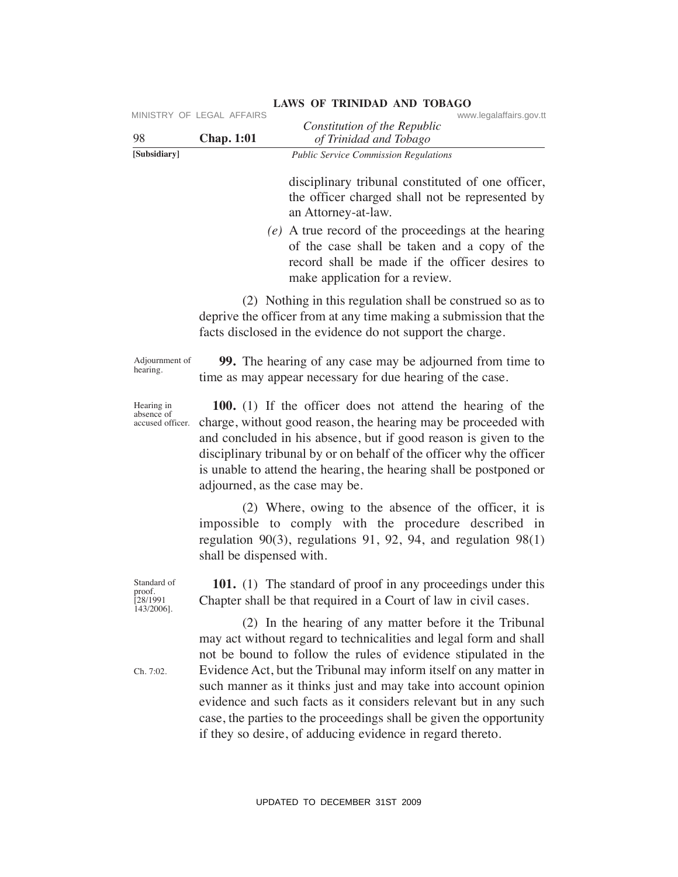disciplinary tribunal constituted of one officer, the officer charged shall not be represented by an Attorney-at-law.

*(e)* A true record of the proceedings at the hearing of the case shall be taken and a copy of the record shall be made if the officer desires to make application for a review.

(2) Nothing in this regulation shall be construed so as to deprive the officer from at any time making a submission that the facts disclosed in the evidence do not support the charge.

Adjournment of hearing.

**99.** The hearing of any case may be adjourned from time to time as may appear necessary for due hearing of the case.

Hearing in absence of accused officer.

**100.** (1) If the officer does not attend the hearing of the charge, without good reason, the hearing may be proceeded with and concluded in his absence, but if good reason is given to the disciplinary tribunal by or on behalf of the officer why the officer is unable to attend the hearing, the hearing shall be postponed or adjourned, as the case may be.

(2) Where, owing to the absence of the officer, it is impossible to comply with the procedure described in regulation 90(3), regulations 91, 92, 94, and regulation 98(1) shall be dispensed with.

Standard of proof. [28/1991 143/2006].

**101.** (1) The standard of proof in any proceedings under this Chapter shall be that required in a Court of law in civil cases.

(2) In the hearing of any matter before it the Tribunal may act without regard to technicalities and legal form and shall not be bound to follow the rules of evidence stipulated in the Evidence Act, but the Tribunal may inform itself on any matter in such manner as it thinks just and may take into account opinion evidence and such facts as it considers relevant but in any such case, the parties to the proceedings shall be given the opportunity if they so desire, of adducing evidence in regard thereto.

Ch. 7:02.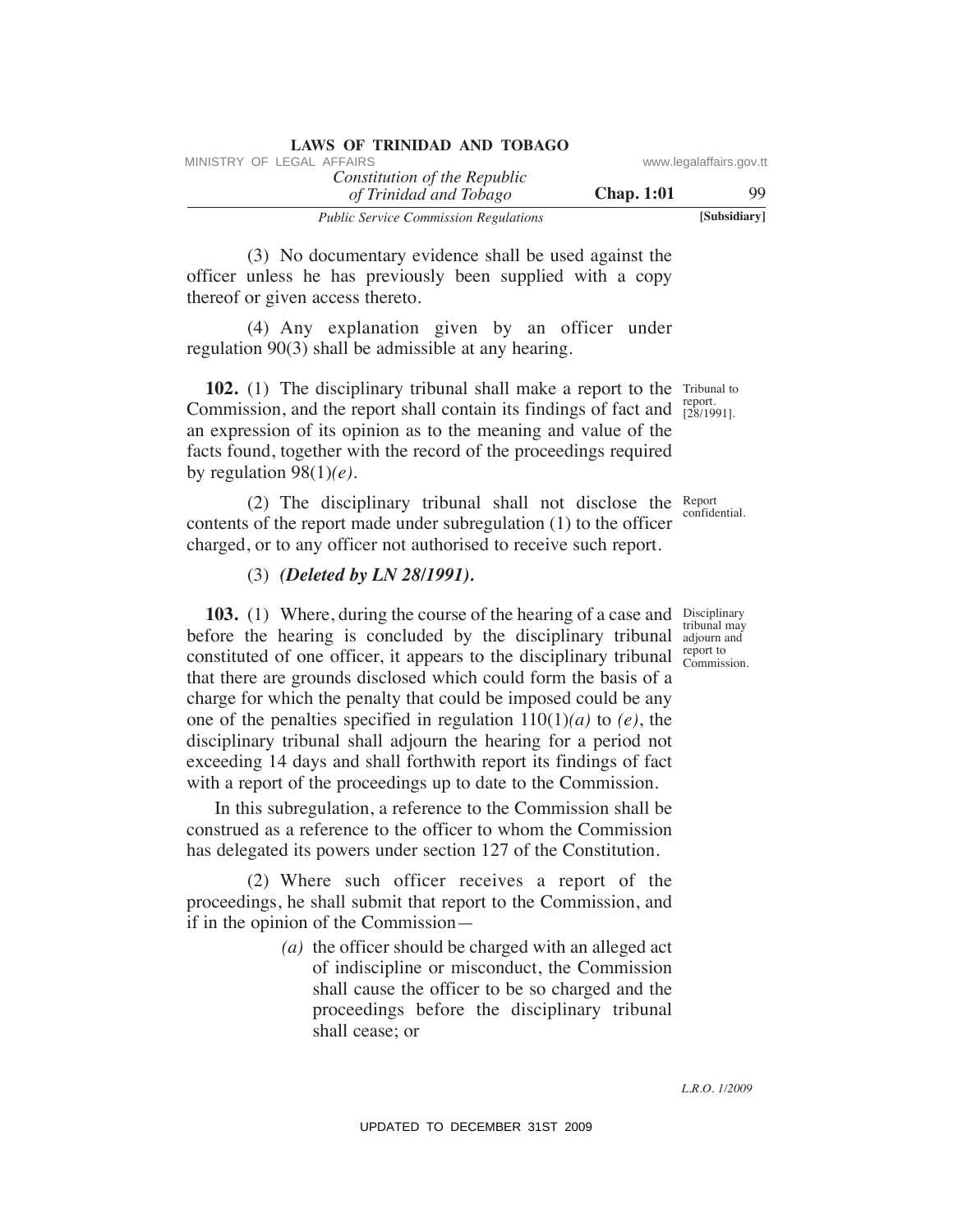(3) No documentary evidence shall be used against the officer unless he has previously been supplied with a copy thereof or given access thereto.

(4) Any explanation given by an officer under regulation 90(3) shall be admissible at any hearing.

Tribunal to report. [28/1991].

**102.** (1) The disciplinary tribunal shall make a report to the Commission, and the report shall contain its findings of fact and an expression of its opinion as to the meaning and value of the facts found, together with the record of the proceedings required by regulation 98(1)*(e)*.

Report confidential.

(2) The disciplinary tribunal shall not disclose the contents of the report made under subregulation (1) to the officer charged, or to any officer not authorised to receive such report.

(3) ***(Deleted by LN 28/1991).***

Disciplinary tribunal may adjourn and report to Commission.

**103.** (1) Where, during the course of the hearing of a case and before the hearing is concluded by the disciplinary tribunal constituted of one officer, it appears to the disciplinary tribunal that there are grounds disclosed which could form the basis of a charge for which the penalty that could be imposed could be any one of the penalties specified in regulation 110(1)*(a)* to *(e)*, the disciplinary tribunal shall adjourn the hearing for a period not exceeding 14 days and shall forthwith report its findings of fact with a report of the proceedings up to date to the Commission.

In this subregulation, a reference to the Commission shall be construed as a reference to the officer to whom the Commission has delegated its powers under section 127 of the Constitution.

(2) Where such officer receives a report of the proceedings, he shall submit that report to the Commission, and if in the opinion of the Commission—

*(a)* the officer should be charged with an alleged act of indiscipline or misconduct, the Commission shall cause the officer to be so charged and the proceedings before the disciplinary tribunal shall cease; or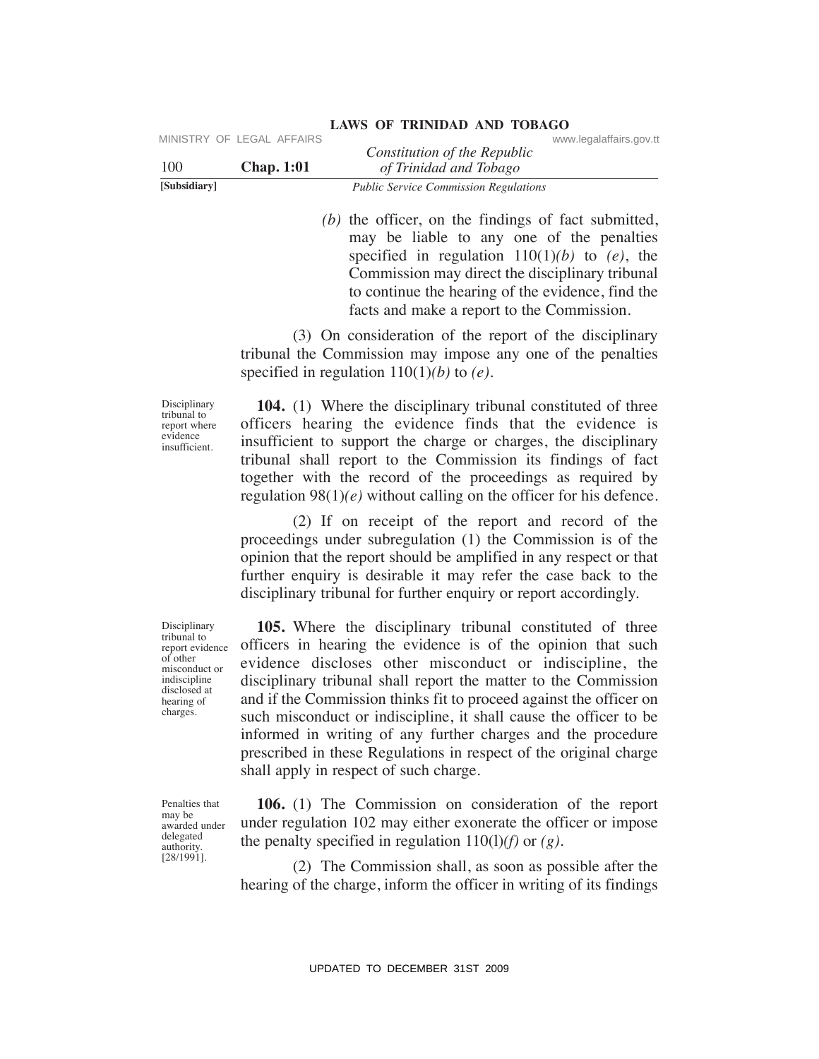*(b)* the officer, on the findings of fact submitted, may be liable to any one of the penalties specified in regulation 110(1)*(b)* to *(e)*, the Commission may direct the disciplinary tribunal to continue the hearing of the evidence, find the facts and make a report to the Commission.

(3) On consideration of the report of the disciplinary tribunal the Commission may impose any one of the penalties specified in regulation 110(1)*(b)* to *(e)*.

*Disciplinary tribunal to report where evidence insufficient.*

**104.** (1) Where the disciplinary tribunal constituted of three officers hearing the evidence finds that the evidence is insufficient to support the charge or charges, the disciplinary tribunal shall report to the Commission its findings of fact together with the record of the proceedings as required by regulation 98(1)*(e)* without calling on the officer for his defence.

(2) If on receipt of the report and record of the proceedings under subregulation (1) the Commission is of the opinion that the report should be amplified in any respect or that further enquiry is desirable it may refer the case back to the disciplinary tribunal for further enquiry or report accordingly.

*Disciplinary tribunal to report evidence of other misconduct or indiscipline disclosed at hearing of charges.*

**105.** Where the disciplinary tribunal constituted of three officers in hearing the evidence is of the opinion that such evidence discloses other misconduct or indiscipline, the disciplinary tribunal shall report the matter to the Commission and if the Commission thinks fit to proceed against the officer on such misconduct or indiscipline, it shall cause the officer to be informed in writing of any further charges and the procedure prescribed in these Regulations in respect of the original charge shall apply in respect of such charge.

*Penalties that may be awarded under delegated authority. [28/1991].*

**106.** (1) The Commission on consideration of the report under regulation 102 may either exonerate the officer or impose the penalty specified in regulation 110(l)*(f)* or *(g)*.

(2) The Commission shall, as soon as possible after the hearing of the charge, inform the officer in writing of its findings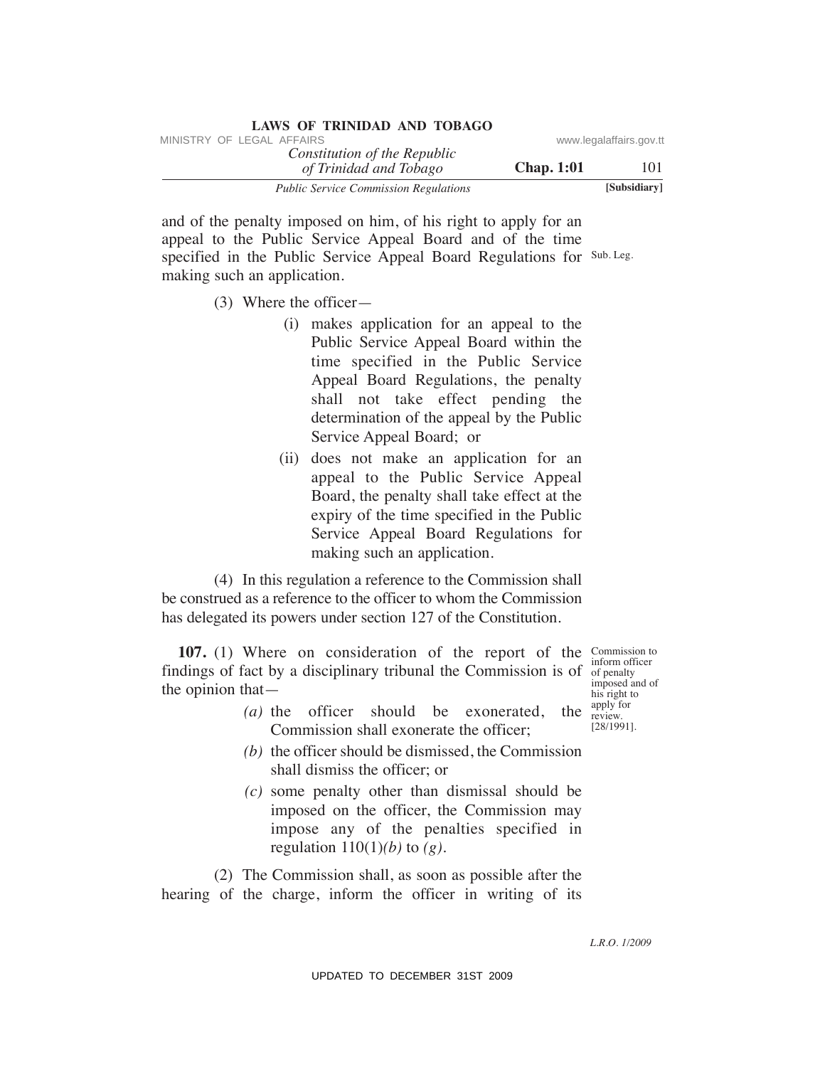and of the penalty imposed on him, of his right to apply for an appeal to the Public Service Appeal Board and of the time specified in the Public Service Appeal Board Regulations for making such an application. Sub. Leg.

(3) Where the officer—

(i) makes application for an appeal to the Public Service Appeal Board within the time specified in the Public Service Appeal Board Regulations, the penalty shall not take effect pending the determination of the appeal by the Public Service Appeal Board; or

(ii) does not make an application for an appeal to the Public Service Appeal Board, the penalty shall take effect at the expiry of the time specified in the Public Service Appeal Board Regulations for making such an application.

(4) In this regulation a reference to the Commission shall be construed as a reference to the officer to whom the Commission has delegated its powers under section 127 of the Constitution.

Commission to inform officer of penalty imposed and of his right to apply for review. [28/1991].

**107.** (1) Where on consideration of the report of the findings of fact by a disciplinary tribunal the Commission is of the opinion that—

*(a)* the officer should be exonerated, the Commission shall exonerate the officer;

*(b)* the officer should be dismissed, the Commission shall dismiss the officer; or

*(c)* some penalty other than dismissal should be imposed on the officer, the Commission may impose any of the penalties specified in regulation 110(1)*(b)* to *(g)*.

(2) The Commission shall, as soon as possible after the hearing of the charge, inform the officer in writing of its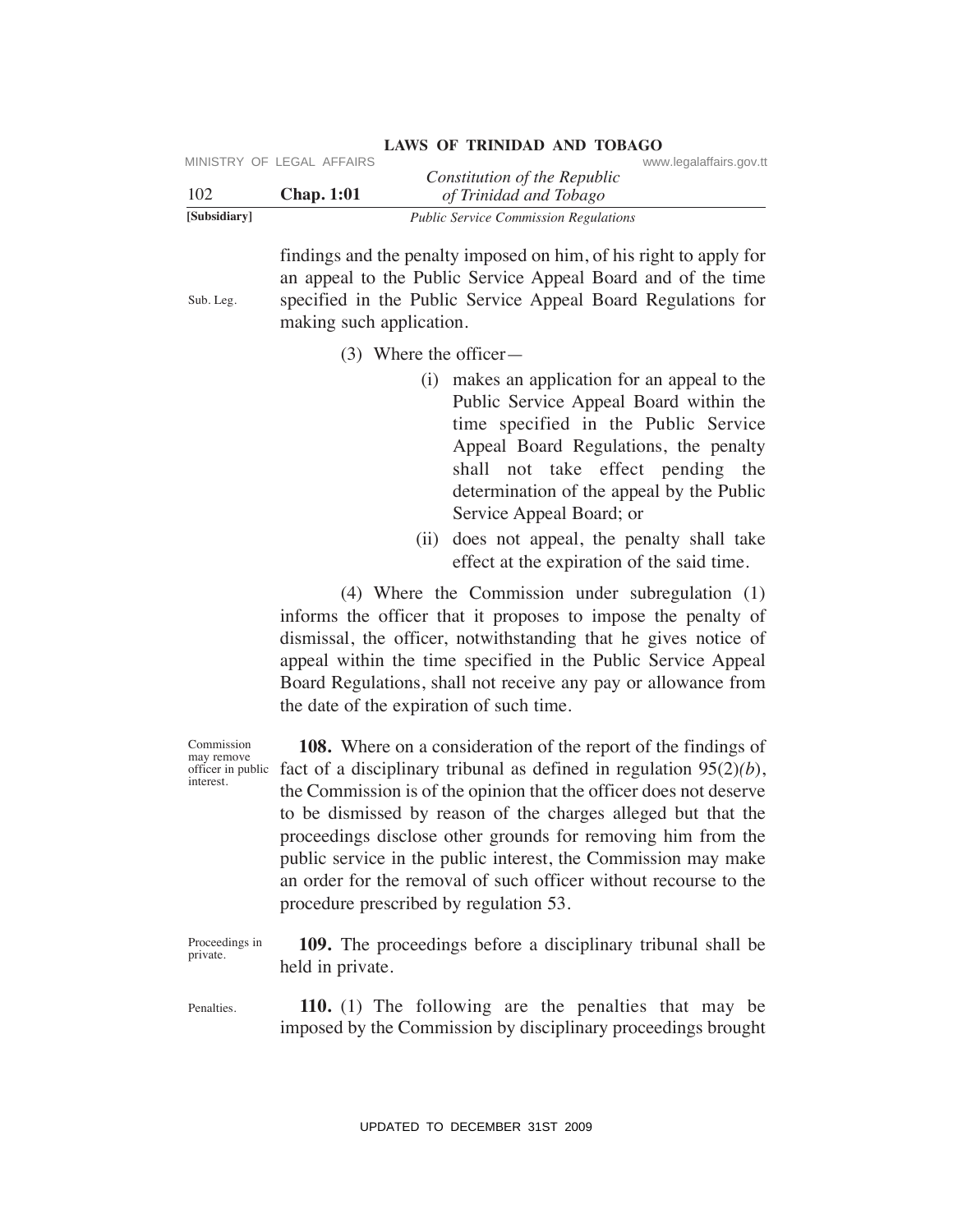findings and the penalty imposed on him, of his right to apply for an appeal to the Public Service Appeal Board and of the time specified in the Public Service Appeal Board Regulations for making such application.

Sub. Leg.

(3) Where the officer—

(i) makes an application for an appeal to the Public Service Appeal Board within the time specified in the Public Service Appeal Board Regulations, the penalty shall not take effect pending the determination of the appeal by the Public Service Appeal Board; or

(ii) does not appeal, the penalty shall take effect at the expiration of the said time.

(4) Where the Commission under subregulation (1) informs the officer that it proposes to impose the penalty of dismissal, the officer, notwithstanding that he gives notice of appeal within the time specified in the Public Service Appeal Board Regulations, shall not receive any pay or allowance from the date of the expiration of such time.

Commission may remove officer in public interest.

**108.** Where on a consideration of the report of the findings of fact of a disciplinary tribunal as defined in regulation 95(2)*(b)*, the Commission is of the opinion that the officer does not deserve to be dismissed by reason of the charges alleged but that the proceedings disclose other grounds for removing him from the public service in the public interest, the Commission may make an order for the removal of such officer without recourse to the procedure prescribed by regulation 53.

Proceedings in private.

**109.** The proceedings before a disciplinary tribunal shall be held in private.

Penalties.

**110.** (1) The following are the penalties that may be imposed by the Commission by disciplinary proceedings brought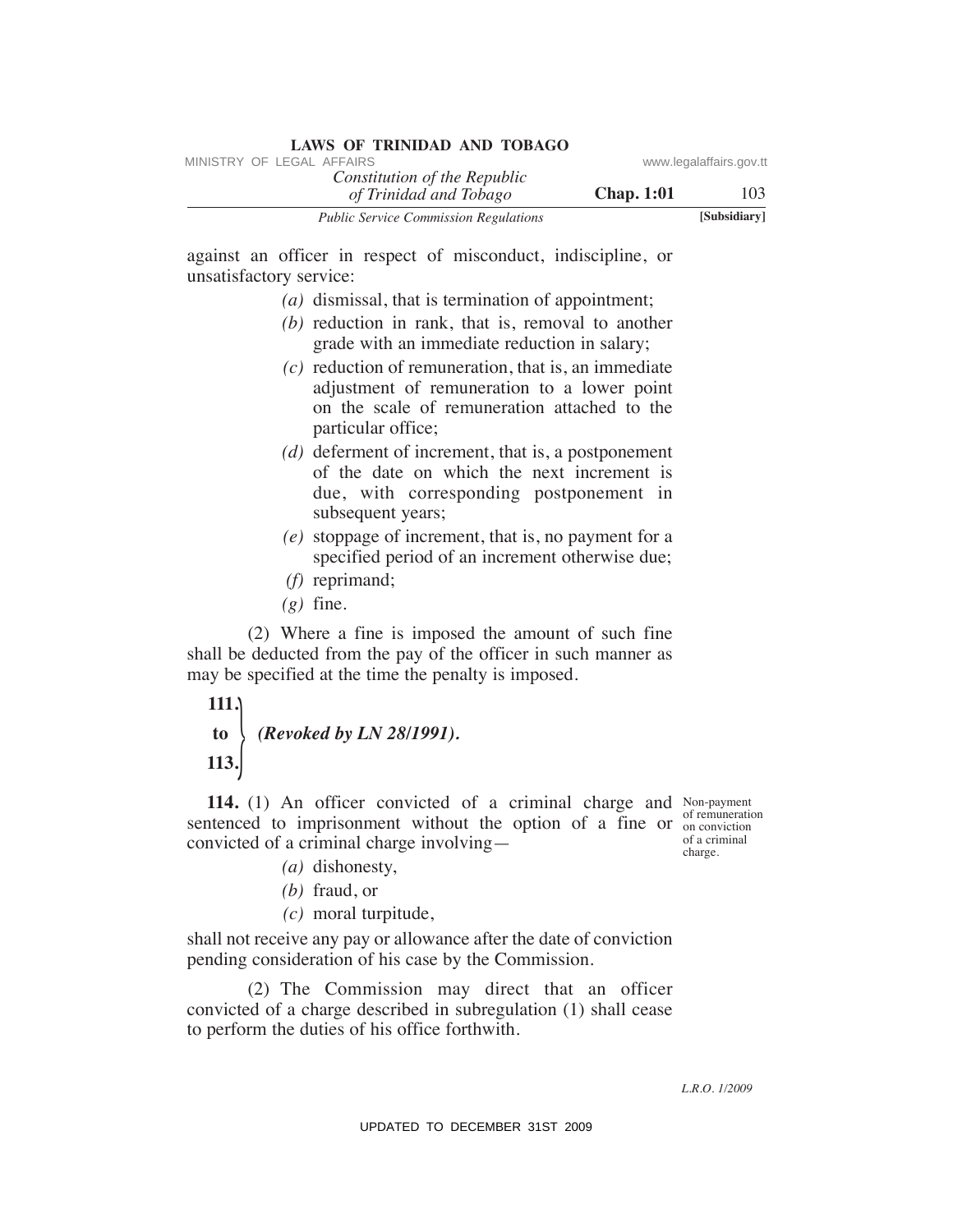against an officer in respect of misconduct, indiscipline, or unsatisfactory service:

- *(a)* dismissal, that is termination of appointment;
- *(b)* reduction in rank, that is, removal to another grade with an immediate reduction in salary;
- *(c)* reduction of remuneration, that is, an immediate adjustment of remuneration to a lower point on the scale of remuneration attached to the particular office;
- *(d)* deferment of increment, that is, a postponement of the date on which the next increment is due, with corresponding postponement in subsequent years;
- *(e)* stoppage of increment, that is, no payment for a specified period of an increment otherwise due;
- *(f)* reprimand;
- *(g)* fine.

(2) Where a fine is imposed the amount of such fine shall be deducted from the pay of the officer in such manner as may be specified at the time the penalty is imposed.

**111. to 113.** ***(Revoked by LN 28/1991).***

Non-payment of remuneration on conviction of a criminal charge.

**114.** (1) An officer convicted of a criminal charge and sentenced to imprisonment without the option of a fine or convicted of a criminal charge involving—

- *(a)* dishonesty,
- *(b)* fraud, or
- *(c)* moral turpitude,

shall not receive any pay or allowance after the date of conviction pending consideration of his case by the Commission.

(2) The Commission may direct that an officer convicted of a charge described in subregulation (1) shall cease to perform the duties of his office forthwith.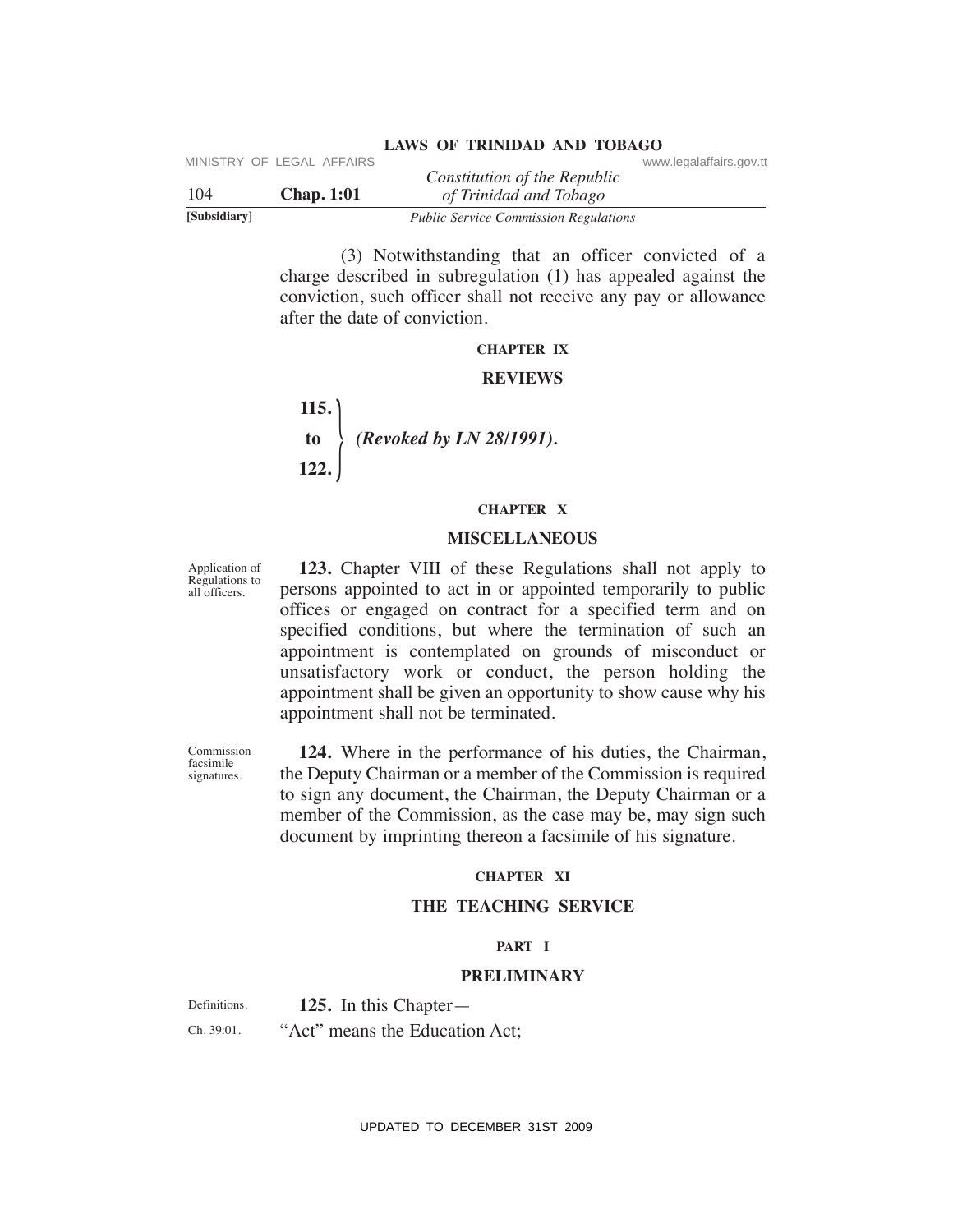(3) Notwithstanding that an officer convicted of a charge described in subregulation (1) has appealed against the conviction, such officer shall not receive any pay or allowance after the date of conviction.

## CHAPTER IX

## REVIEWS

**115. to 122.** *(Revoked by LN 28/1991).*

## CHAPTER X

## MISCELLANEOUS

Application of Regulations to all officers.

**123.** Chapter VIII of these Regulations shall not apply to persons appointed to act in or appointed temporarily to public offices or engaged on contract for a specified term and on specified conditions, but where the termination of such an appointment is contemplated on grounds of misconduct or unsatisfactory work or conduct, the person holding the appointment shall be given an opportunity to show cause why his appointment shall not be terminated.

Commission facsimile signatures.

**124.** Where in the performance of his duties, the Chairman, the Deputy Chairman or a member of the Commission is required to sign any document, the Chairman, the Deputy Chairman or a member of the Commission, as the case may be, may sign such document by imprinting thereon a facsimile of his signature.

## CHAPTER XI

## THE TEACHING SERVICE

### PART I

### PRELIMINARY

Definitions.

**125.** In this Chapter—

Ch. 39:01.

"Act" means the Education Act;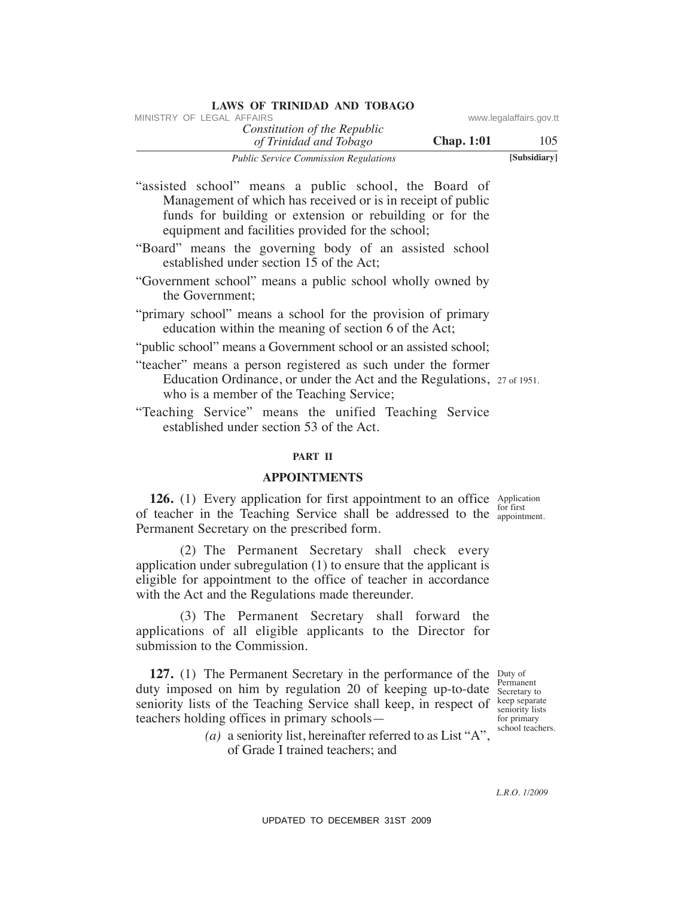"assisted school" means a public school, the Board of Management of which has received or is in receipt of public funds for building or extension or rebuilding or for the equipment and facilities provided for the school;

"Board" means the governing body of an assisted school established under section 15 of the Act;

"Government school" means a public school wholly owned by the Government;

"primary school" means a school for the provision of primary education within the meaning of section 6 of the Act;

"public school" means a Government school or an assisted school;

"teacher" means a person registered as such under the former Education Ordinance, or under the Act and the Regulations, who is a member of the Teaching Service; 27 of 1951.

"Teaching Service" means the unified Teaching Service established under section 53 of the Act.

## PART II

## APPOINTMENTS

*Application for first appointment.*

**126.** (1) Every application for first appointment to an office of teacher in the Teaching Service shall be addressed to the Permanent Secretary on the prescribed form.

(2) The Permanent Secretary shall check every application under subregulation (1) to ensure that the applicant is eligible for appointment to the office of teacher in accordance with the Act and the Regulations made thereunder.

(3) The Permanent Secretary shall forward the applications of all eligible applicants to the Director for submission to the Commission.

*Duty of Permanent Secretary to keep separate seniority lists for primary school teachers.*

**127.** (1) The Permanent Secretary in the performance of the duty imposed on him by regulation 20 of keeping up-to-date seniority lists of the Teaching Service shall keep, in respect of teachers holding offices in primary schools—

*(a)* a seniority list, hereinafter referred to as List "A", of Grade I trained teachers; and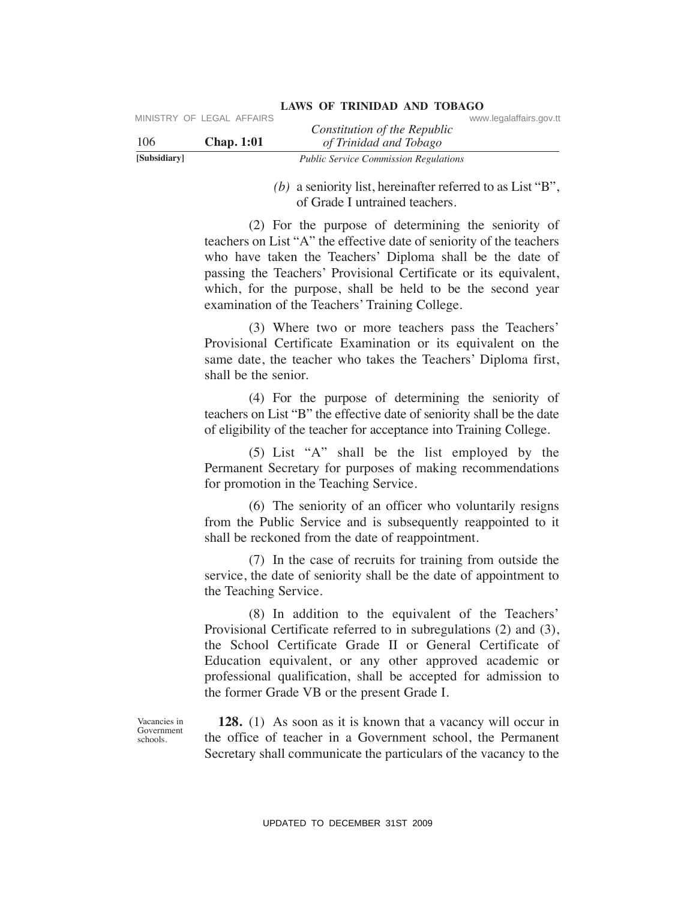*(b)* a seniority list, hereinafter referred to as List "B", of Grade I untrained teachers.

(2) For the purpose of determining the seniority of teachers on List "A" the effective date of seniority of the teachers who have taken the Teachers' Diploma shall be the date of passing the Teachers' Provisional Certificate or its equivalent, which, for the purpose, shall be held to be the second year examination of the Teachers' Training College.

(3) Where two or more teachers pass the Teachers' Provisional Certificate Examination or its equivalent on the same date, the teacher who takes the Teachers' Diploma first, shall be the senior.

(4) For the purpose of determining the seniority of teachers on List "B" the effective date of seniority shall be the date of eligibility of the teacher for acceptance into Training College.

(5) List "A" shall be the list employed by the Permanent Secretary for purposes of making recommendations for promotion in the Teaching Service.

(6) The seniority of an officer who voluntarily resigns from the Public Service and is subsequently reappointed to it shall be reckoned from the date of reappointment.

(7) In the case of recruits for training from outside the service, the date of seniority shall be the date of appointment to the Teaching Service.

(8) In addition to the equivalent of the Teachers' Provisional Certificate referred to in subregulations (2) and (3), the School Certificate Grade II or General Certificate of Education equivalent, or any other approved academic or professional qualification, shall be accepted for admission to the former Grade VB or the present Grade I.

Vacancies in Government schools.

**128.** (1) As soon as it is known that a vacancy will occur in the office of teacher in a Government school, the Permanent Secretary shall communicate the particulars of the vacancy to the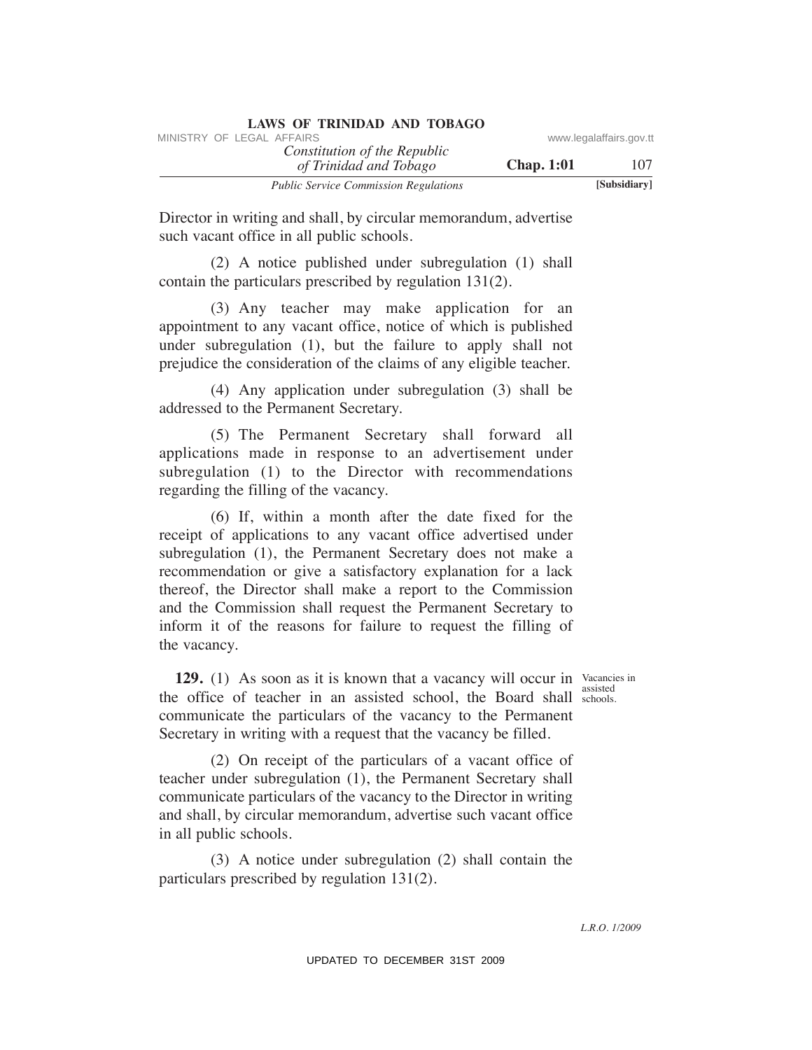Director in writing and shall, by circular memorandum, advertise such vacant office in all public schools.

(2) A notice published under subregulation (1) shall contain the particulars prescribed by regulation 131(2).

(3) Any teacher may make application for an appointment to any vacant office, notice of which is published under subregulation (1), but the failure to apply shall not prejudice the consideration of the claims of any eligible teacher.

(4) Any application under subregulation (3) shall be addressed to the Permanent Secretary.

(5) The Permanent Secretary shall forward all applications made in response to an advertisement under subregulation (1) to the Director with recommendations regarding the filling of the vacancy.

(6) If, within a month after the date fixed for the receipt of applications to any vacant office advertised under subregulation (1), the Permanent Secretary does not make a recommendation or give a satisfactory explanation for a lack thereof, the Director shall make a report to the Commission and the Commission shall request the Permanent Secretary to inform it of the reasons for failure to request the filling of the vacancy.

Vacancies in assisted schools.

**129.** (1) As soon as it is known that a vacancy will occur in the office of teacher in an assisted school, the Board shall communicate the particulars of the vacancy to the Permanent Secretary in writing with a request that the vacancy be filled.

(2) On receipt of the particulars of a vacant office of teacher under subregulation (1), the Permanent Secretary shall communicate particulars of the vacancy to the Director in writing and shall, by circular memorandum, advertise such vacant office in all public schools.

(3) A notice under subregulation (2) shall contain the particulars prescribed by regulation 131(2).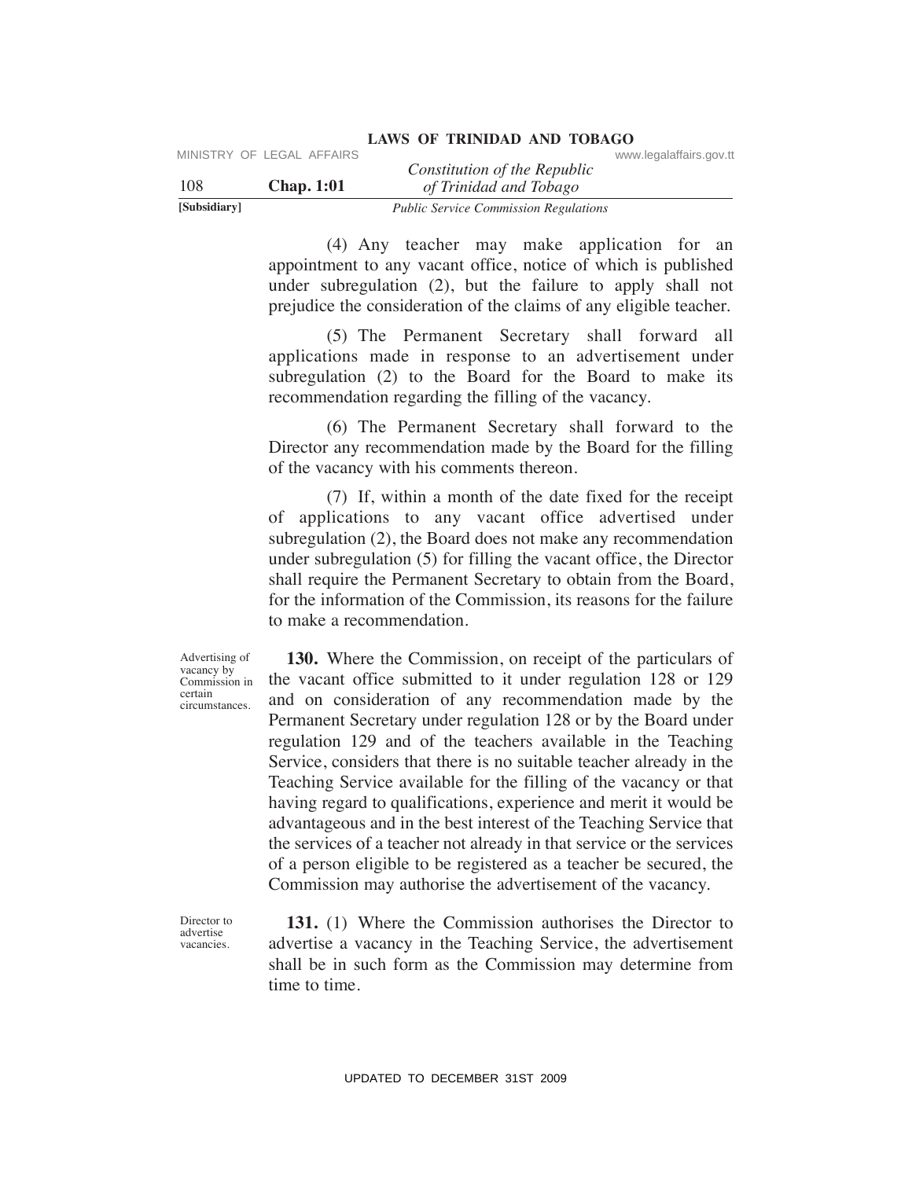(4) Any teacher may make application for an appointment to any vacant office, notice of which is published under subregulation (2), but the failure to apply shall not prejudice the consideration of the claims of any eligible teacher.

(5) The Permanent Secretary shall forward all applications made in response to an advertisement under subregulation (2) to the Board for the Board to make its recommendation regarding the filling of the vacancy.

(6) The Permanent Secretary shall forward to the Director any recommendation made by the Board for the filling of the vacancy with his comments thereon.

(7) If, within a month of the date fixed for the receipt of applications to any vacant office advertised under subregulation (2), the Board does not make any recommendation under subregulation (5) for filling the vacant office, the Director shall require the Permanent Secretary to obtain from the Board, for the information of the Commission, its reasons for the failure to make a recommendation.

*Advertising of vacancy by Commission in certain circumstances.*

**130.** Where the Commission, on receipt of the particulars of the vacant office submitted to it under regulation 128 or 129 and on consideration of any recommendation made by the Permanent Secretary under regulation 128 or by the Board under regulation 129 and of the teachers available in the Teaching Service, considers that there is no suitable teacher already in the Teaching Service available for the filling of the vacancy or that having regard to qualifications, experience and merit it would be advantageous and in the best interest of the Teaching Service that the services of a teacher not already in that service or the services of a person eligible to be registered as a teacher be secured, the Commission may authorise the advertisement of the vacancy.

*Director to advertise vacancies.*

**131.** (1) Where the Commission authorises the Director to advertise a vacancy in the Teaching Service, the advertisement shall be in such form as the Commission may determine from time to time.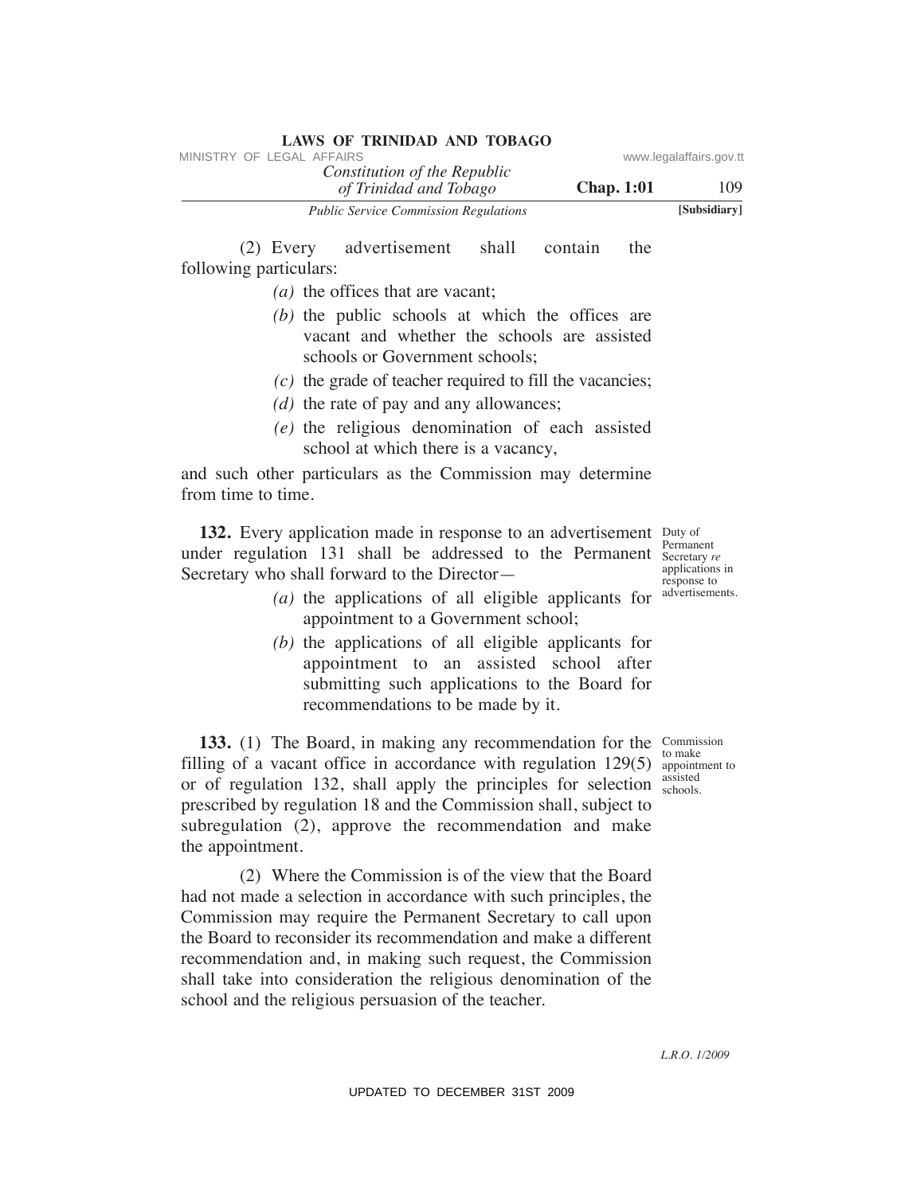(2) Every advertisement shall contain the following particulars:

*(a)* the offices that are vacant;

*(b)* the public schools at which the offices are vacant and whether the schools are assisted schools or Government schools;

*(c)* the grade of teacher required to fill the vacancies;

*(d)* the rate of pay and any allowances;

*(e)* the religious denomination of each assisted school at which there is a vacancy,

and such other particulars as the Commission may determine from time to time.

Duty of Permanent Secretary *re* applications in response to advertisements.

**132.** Every application made in response to an advertisement under regulation 131 shall be addressed to the Permanent Secretary who shall forward to the Director—

*(a)* the applications of all eligible applicants for appointment to a Government school;

*(b)* the applications of all eligible applicants for appointment to an assisted school after submitting such applications to the Board for recommendations to be made by it.

Commission to make appointment to assisted schools.

**133.** (1) The Board, in making any recommendation for the filling of a vacant office in accordance with regulation 129(5) or of regulation 132, shall apply the principles for selection prescribed by regulation 18 and the Commission shall, subject to subregulation (2), approve the recommendation and make the appointment.

(2) Where the Commission is of the view that the Board had not made a selection in accordance with such principles, the Commission may require the Permanent Secretary to call upon the Board to reconsider its recommendation and make a different recommendation and, in making such request, the Commission shall take into consideration the religious denomination of the school and the religious persuasion of the teacher.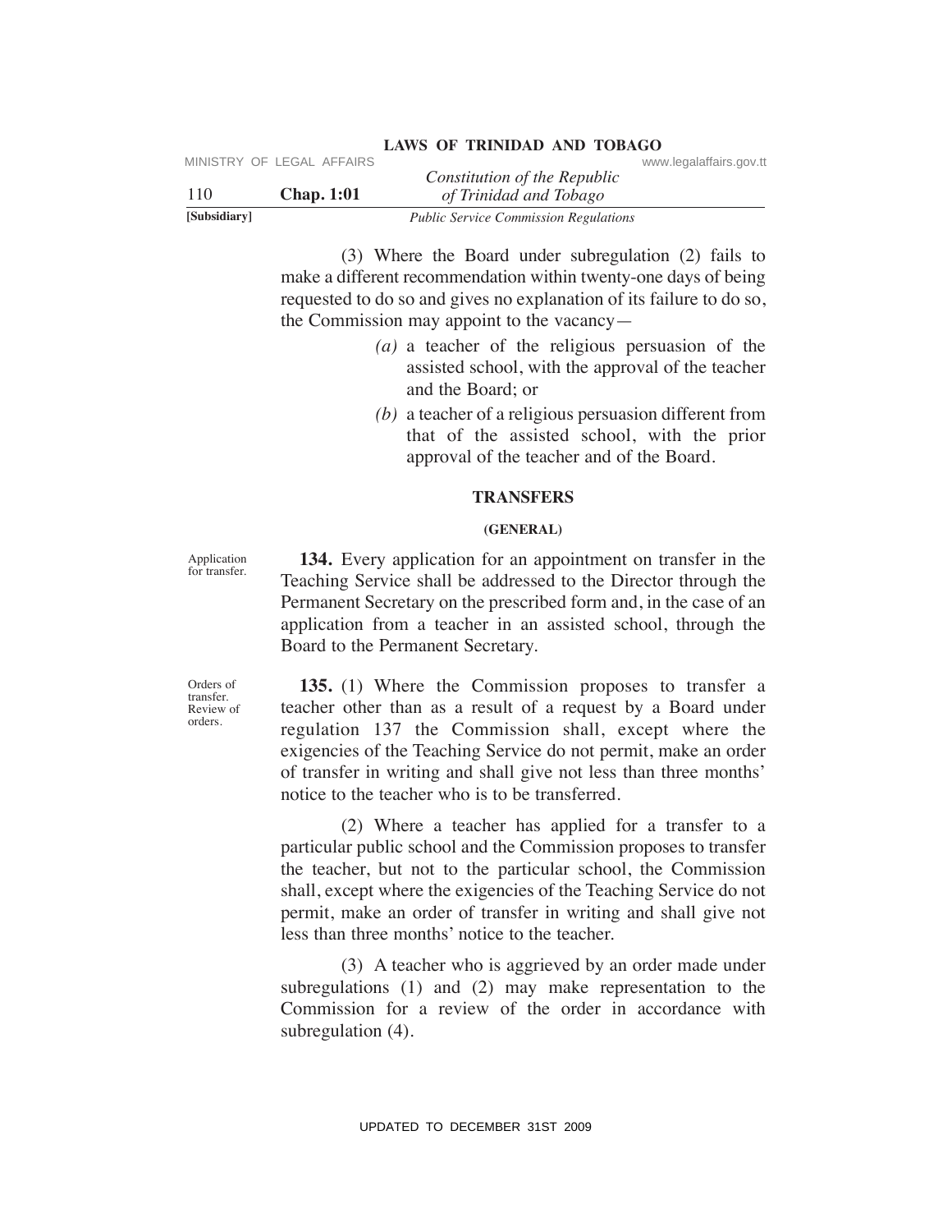(3) Where the Board under subregulation (2) fails to make a different recommendation within twenty-one days of being requested to do so and gives no explanation of its failure to do so, the Commission may appoint to the vacancy—

*(a)* a teacher of the religious persuasion of the assisted school, with the approval of the teacher and the Board; or

*(b)* a teacher of a religious persuasion different from that of the assisted school, with the prior approval of the teacher and of the Board.

## TRANSFERS

### (GENERAL)

Application for transfer.

**134.** Every application for an appointment on transfer in the Teaching Service shall be addressed to the Director through the Permanent Secretary on the prescribed form and, in the case of an application from a teacher in an assisted school, through the Board to the Permanent Secretary.

Orders of transfer. Review of orders.

**135.** (1) Where the Commission proposes to transfer a teacher other than as a result of a request by a Board under regulation 137 the Commission shall, except where the exigencies of the Teaching Service do not permit, make an order of transfer in writing and shall give not less than three months' notice to the teacher who is to be transferred.

(2) Where a teacher has applied for a transfer to a particular public school and the Commission proposes to transfer the teacher, but not to the particular school, the Commission shall, except where the exigencies of the Teaching Service do not permit, make an order of transfer in writing and shall give not less than three months' notice to the teacher.

(3) A teacher who is aggrieved by an order made under subregulations (1) and (2) may make representation to the Commission for a review of the order in accordance with subregulation (4).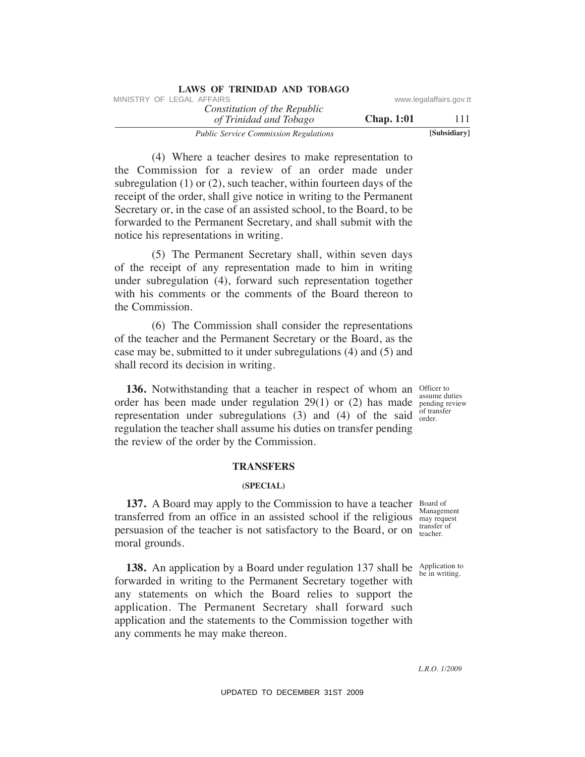(4) Where a teacher desires to make representation to the Commission for a review of an order made under subregulation (1) or (2), such teacher, within fourteen days of the receipt of the order, shall give notice in writing to the Permanent Secretary or, in the case of an assisted school, to the Board, to be forwarded to the Permanent Secretary, and shall submit with the notice his representations in writing.

(5) The Permanent Secretary shall, within seven days of the receipt of any representation made to him in writing under subregulation (4), forward such representation together with his comments or the comments of the Board thereon to the Commission.

(6) The Commission shall consider the representations of the teacher and the Permanent Secretary or the Board, as the case may be, submitted to it under subregulations (4) and (5) and shall record its decision in writing.

*Officer to assume duties pending review of transfer order.*

**136.** Notwithstanding that a teacher in respect of whom an order has been made under regulation 29(1) or (2) has made representation under subregulations (3) and (4) of the said regulation the teacher shall assume his duties on transfer pending the review of the order by the Commission.

## TRANSFERS

### (SPECIAL)

*Board of Management may request transfer of teacher.*

**137.** A Board may apply to the Commission to have a teacher transferred from an office in an assisted school if the religious persuasion of the teacher is not satisfactory to the Board, or on moral grounds.

*Application to be in writing.*

**138.** An application by a Board under regulation 137 shall be forwarded in writing to the Permanent Secretary together with any statements on which the Board relies to support the application. The Permanent Secretary shall forward such application and the statements to the Commission together with any comments he may make thereon.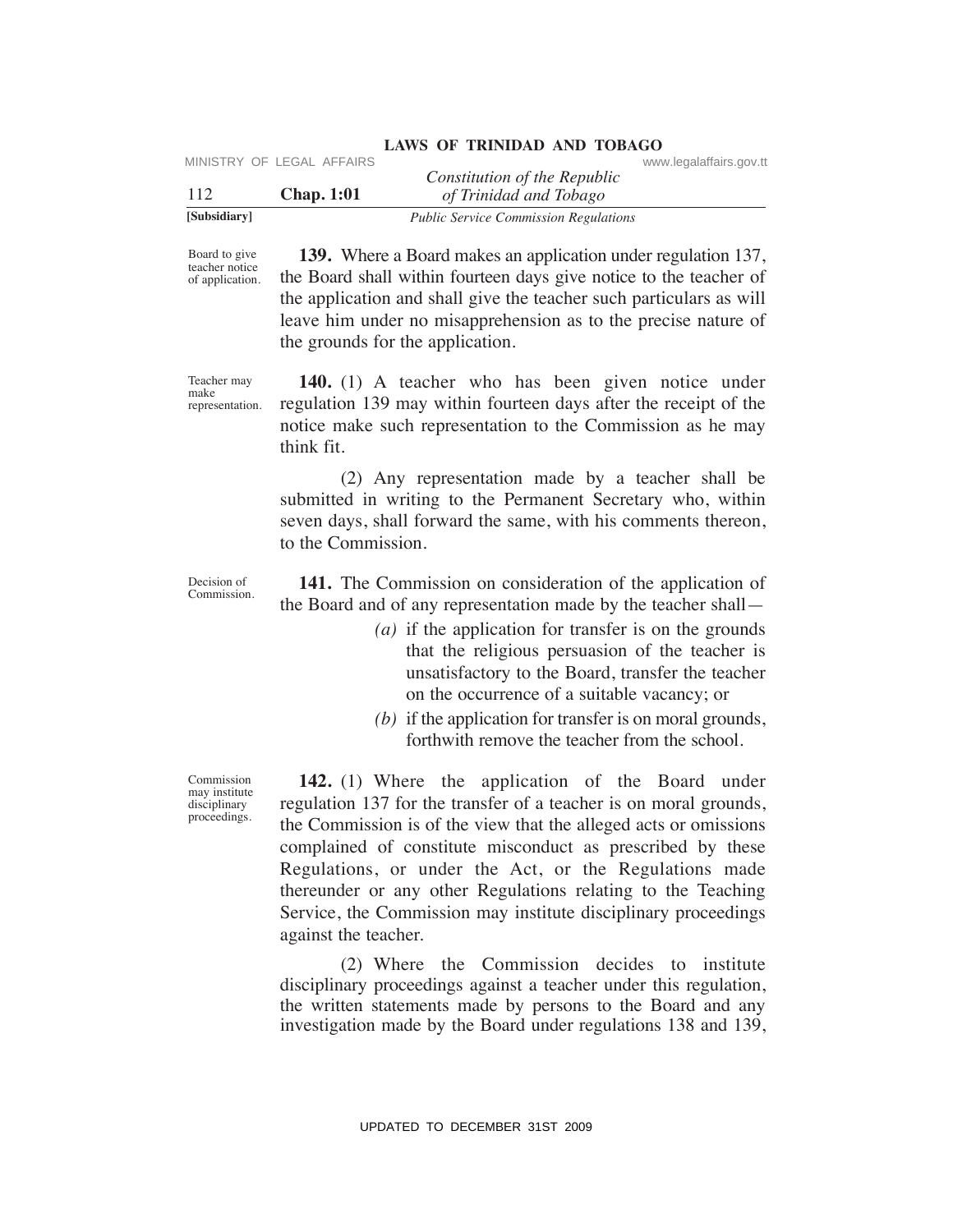Board to give teacher notice of application.

**139.** Where a Board makes an application under regulation 137, the Board shall within fourteen days give notice to the teacher of the application and shall give the teacher such particulars as will leave him under no misapprehension as to the precise nature of the grounds for the application.

Teacher may make representation.

**140.** (1) A teacher who has been given notice under regulation 139 may within fourteen days after the receipt of the notice make such representation to the Commission as he may think fit.

(2) Any representation made by a teacher shall be submitted in writing to the Permanent Secretary who, within seven days, shall forward the same, with his comments thereon, to the Commission.

Decision of Commission.

**141.** The Commission on consideration of the application of the Board and of any representation made by the teacher shall—

*(a)* if the application for transfer is on the grounds that the religious persuasion of the teacher is unsatisfactory to the Board, transfer the teacher on the occurrence of a suitable vacancy; or

*(b)* if the application for transfer is on moral grounds, forthwith remove the teacher from the school.

Commission may institute disciplinary proceedings.

**142.** (1) Where the application of the Board under regulation 137 for the transfer of a teacher is on moral grounds, the Commission is of the view that the alleged acts or omissions complained of constitute misconduct as prescribed by these Regulations, or under the Act, or the Regulations made thereunder or any other Regulations relating to the Teaching Service, the Commission may institute disciplinary proceedings against the teacher.

(2) Where the Commission decides to institute disciplinary proceedings against a teacher under this regulation, the written statements made by persons to the Board and any investigation made by the Board under regulations 138 and 139,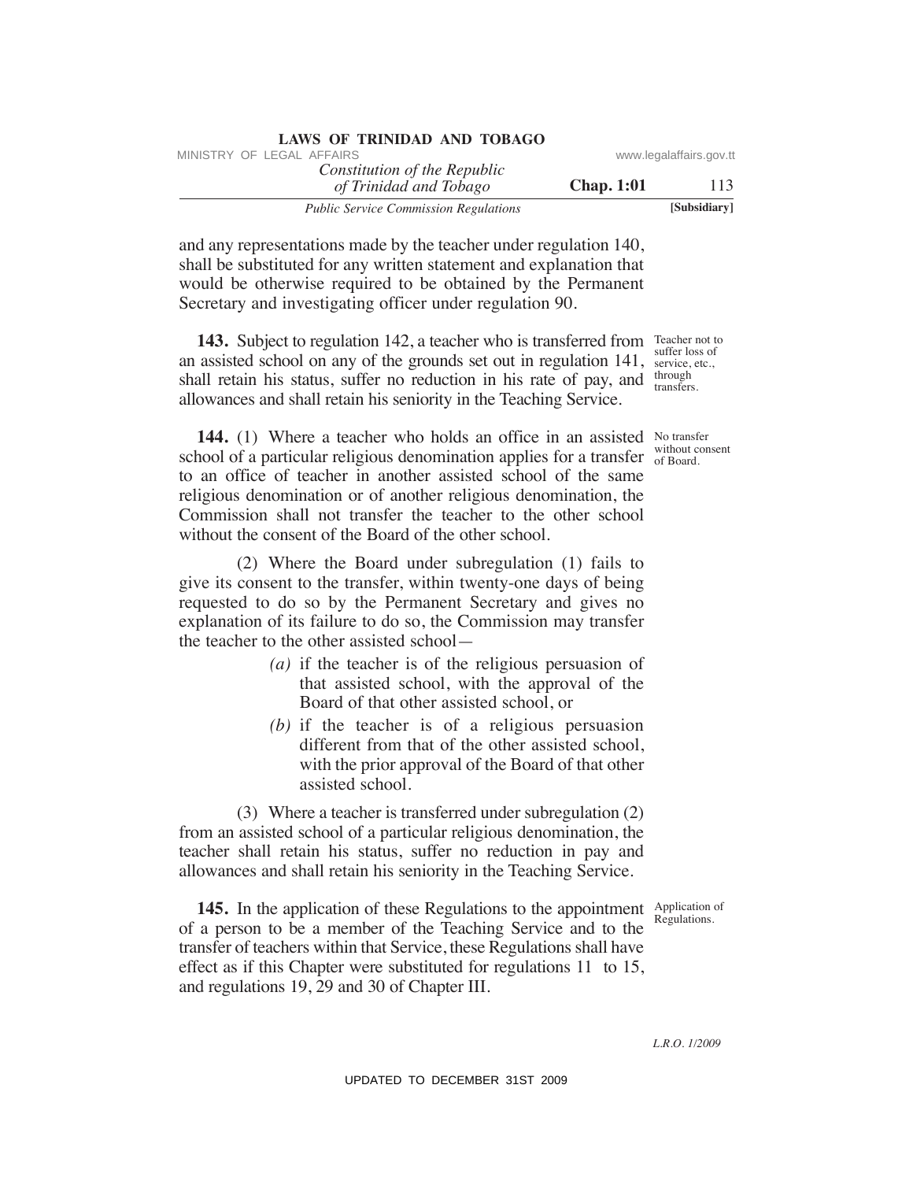and any representations made by the teacher under regulation 140, shall be substituted for any written statement and explanation that would be otherwise required to be obtained by the Permanent Secretary and investigating officer under regulation 90.

Teacher not to suffer loss of service, etc., through transfers.

**143.** Subject to regulation 142, a teacher who is transferred from an assisted school on any of the grounds set out in regulation 141, shall retain his status, suffer no reduction in his rate of pay, and allowances and shall retain his seniority in the Teaching Service.

No transfer without consent of Board.

**144.** (1) Where a teacher who holds an office in an assisted school of a particular religious denomination applies for a transfer to an office of teacher in another assisted school of the same religious denomination or of another religious denomination, the Commission shall not transfer the teacher to the other school without the consent of the Board of the other school.

(2) Where the Board under subregulation (1) fails to give its consent to the transfer, within twenty-one days of being requested to do so by the Permanent Secretary and gives no explanation of its failure to do so, the Commission may transfer the teacher to the other assisted school—

*(a)* if the teacher is of the religious persuasion of that assisted school, with the approval of the Board of that other assisted school, or

*(b)* if the teacher is of a religious persuasion different from that of the other assisted school, with the prior approval of the Board of that other assisted school.

(3) Where a teacher is transferred under subregulation (2) from an assisted school of a particular religious denomination, the teacher shall retain his status, suffer no reduction in pay and allowances and shall retain his seniority in the Teaching Service.

Application of Regulations.

**145.** In the application of these Regulations to the appointment of a person to be a member of the Teaching Service and to the transfer of teachers within that Service, these Regulations shall have effect as if this Chapter were substituted for regulations 11 to 15, and regulations 19, 29 and 30 of Chapter III.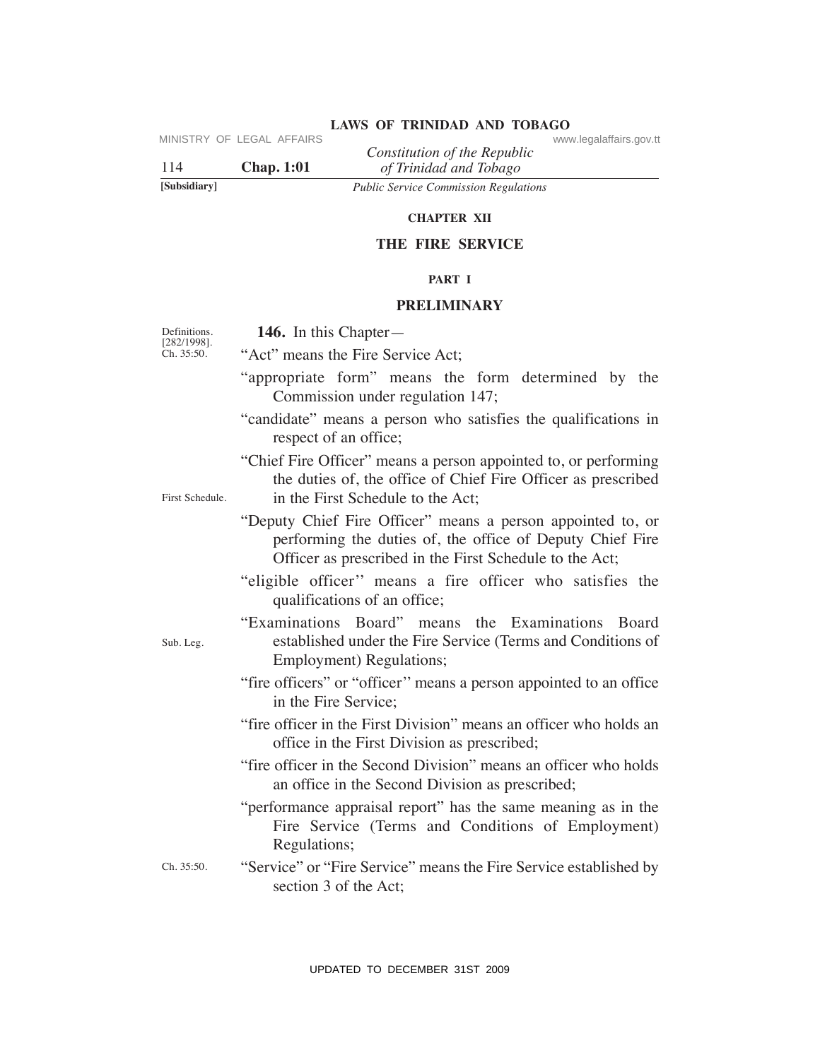## CHAPTER XII

## THE FIRE SERVICE

### PART I

### PRELIMINARY

Definitions. [282/1998]. Ch. 35:50.

**146.** In this Chapter—

"Act" means the Fire Service Act;

"appropriate form" means the form determined by the Commission under regulation 147;

"candidate" means a person who satisfies the qualifications in respect of an office;

"Chief Fire Officer" means a person appointed to, or performing the duties of, the office of Chief Fire Officer as prescribed in the First Schedule to the Act;

First Schedule.

"Deputy Chief Fire Officer" means a person appointed to, or performing the duties of, the office of Deputy Chief Fire Officer as prescribed in the First Schedule to the Act;

"eligible officer" means a fire officer who satisfies the qualifications of an office;

"Examinations Board" means the Examinations Board established under the Fire Service (Terms and Conditions of Employment) Regulations;

Sub. Leg.

"fire officers" or "officer" means a person appointed to an office in the Fire Service;

"fire officer in the First Division" means an officer who holds an office in the First Division as prescribed;

"fire officer in the Second Division" means an officer who holds an office in the Second Division as prescribed;

"performance appraisal report" has the same meaning as in the Fire Service (Terms and Conditions of Employment) Regulations;

Ch. 35:50.

"Service" or "Fire Service" means the Fire Service established by section 3 of the Act;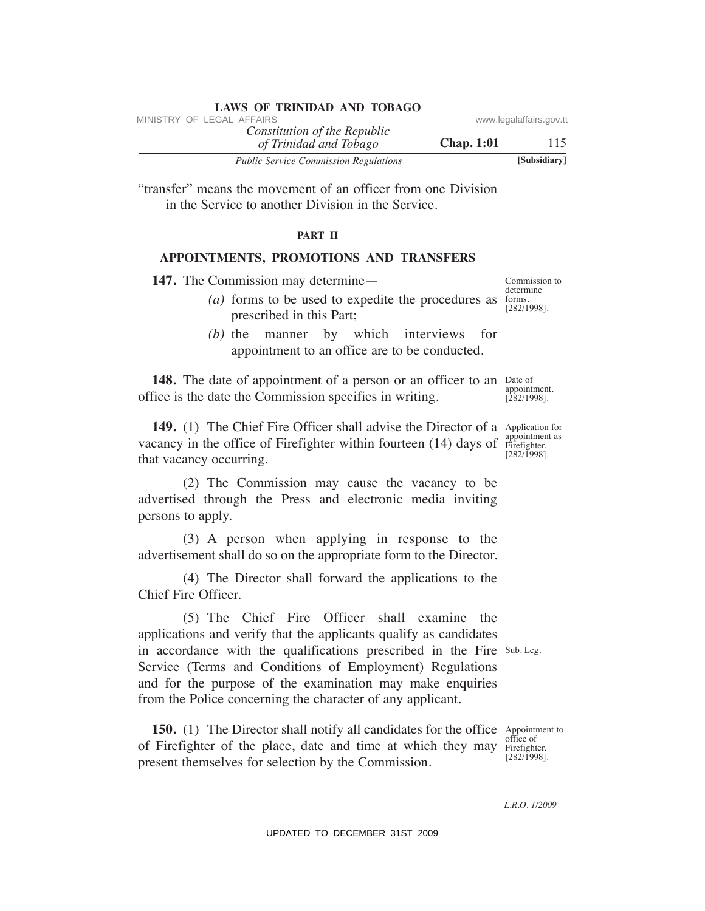"transfer" means the movement of an officer from one Division in the Service to another Division in the Service.

## PART II

## APPOINTMENTS, PROMOTIONS AND TRANSFERS

Commission to determine forms. [282/1998].

**147.** The Commission may determine—

*(a)* forms to be used to expedite the procedures as prescribed in this Part;

*(b)* the manner by which interviews for appointment to an office are to be conducted.

Date of appointment. [282/1998].

**148.** The date of appointment of a person or an officer to an office is the date the Commission specifies in writing.

Application for appointment as Firefighter. [282/1998].

**149.** (1) The Chief Fire Officer shall advise the Director of a vacancy in the office of Firefighter within fourteen (14) days of that vacancy occurring.

(2) The Commission may cause the vacancy to be advertised through the Press and electronic media inviting persons to apply.

(3) A person when applying in response to the advertisement shall do so on the appropriate form to the Director.

(4) The Director shall forward the applications to the Chief Fire Officer.

(5) The Chief Fire Officer shall examine the applications and verify that the applicants qualify as candidates in accordance with the qualifications prescribed in the Fire Service (Terms and Conditions of Employment) Regulations and for the purpose of the examination may make enquiries from the Police concerning the character of any applicant.

Sub. Leg.

Appointment to office of Firefighter. [282/1998].

**150.** (1) The Director shall notify all candidates for the office of Firefighter of the place, date and time at which they may present themselves for selection by the Commission.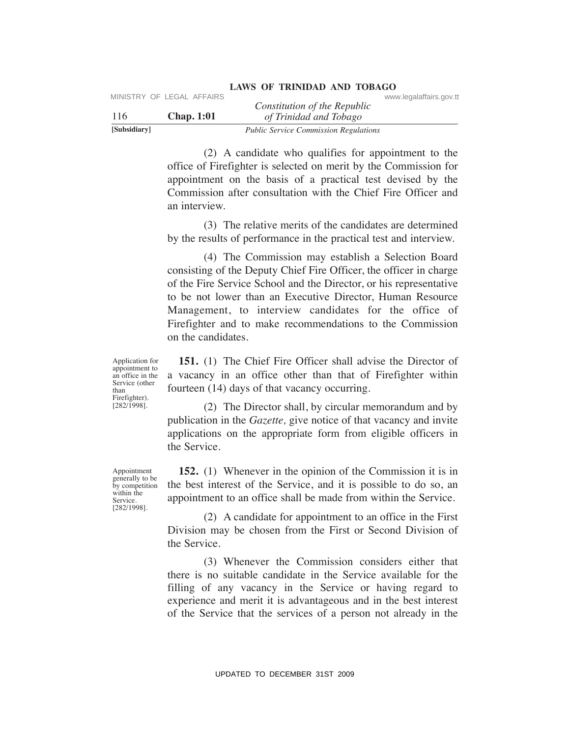(2) A candidate who qualifies for appointment to the office of Firefighter is selected on merit by the Commission for appointment on the basis of a practical test devised by the Commission after consultation with the Chief Fire Officer and an interview.

(3) The relative merits of the candidates are determined by the results of performance in the practical test and interview.

(4) The Commission may establish a Selection Board consisting of the Deputy Chief Fire Officer, the officer in charge of the Fire Service School and the Director, or his representative to be not lower than an Executive Director, Human Resource Management, to interview candidates for the office of Firefighter and to make recommendations to the Commission on the candidates.

Application for appointment to an office in the Service (other than Firefighter). [282/1998].

**151.** (1) The Chief Fire Officer shall advise the Director of a vacancy in an office other than that of Firefighter within fourteen (14) days of that vacancy occurring.

(2) The Director shall, by circular memorandum and by publication in the *Gazette,* give notice of that vacancy and invite applications on the appropriate form from eligible officers in the Service.

Appointment generally to be by competition within the Service. [282/1998].

**152.** (1) Whenever in the opinion of the Commission it is in the best interest of the Service, and it is possible to do so, an appointment to an office shall be made from within the Service.

(2) A candidate for appointment to an office in the First Division may be chosen from the First or Second Division of the Service.

(3) Whenever the Commission considers either that there is no suitable candidate in the Service available for the filling of any vacancy in the Service or having regard to experience and merit it is advantageous and in the best interest of the Service that the services of a person not already in the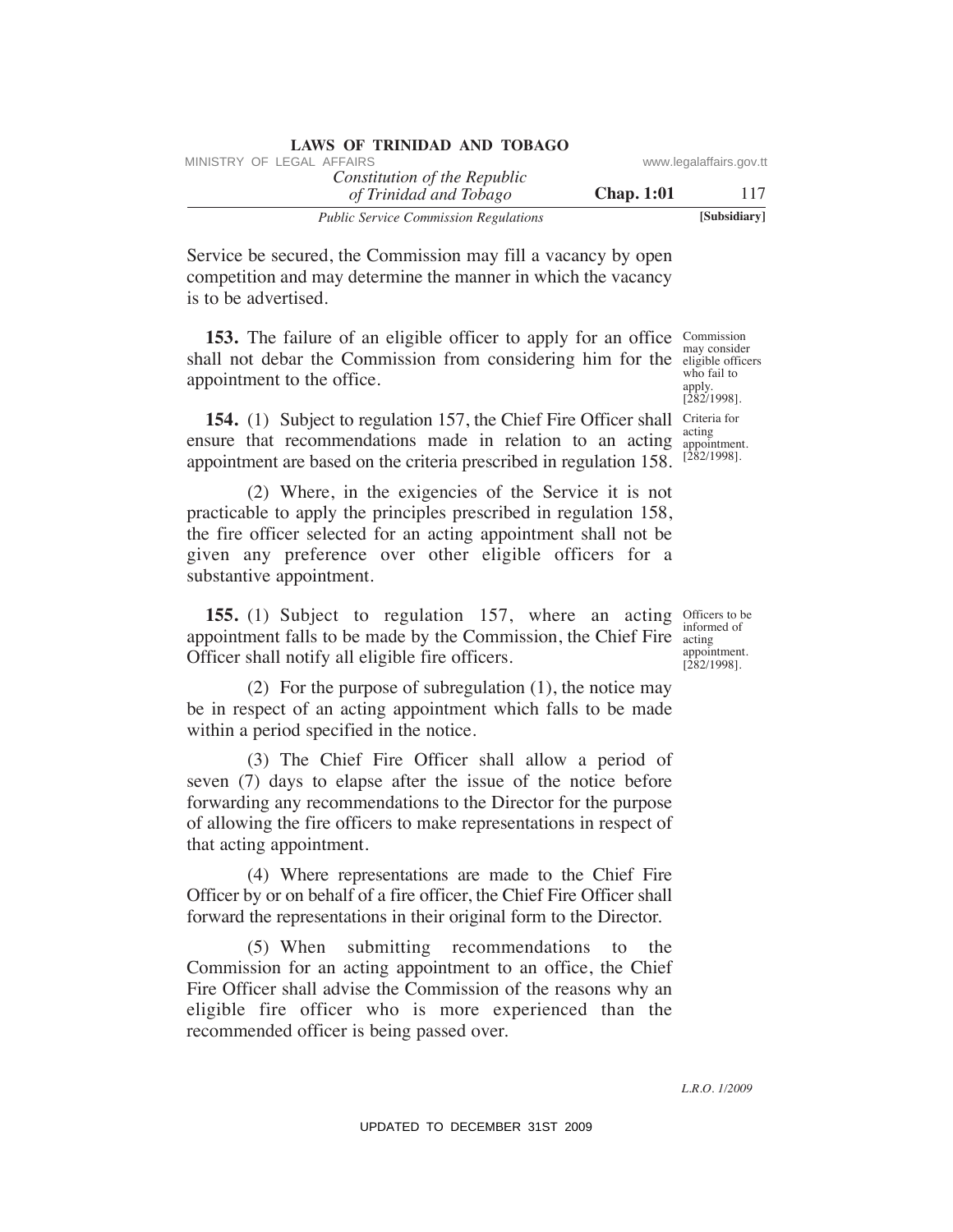Service be secured, the Commission may fill a vacancy by open competition and may determine the manner in which the vacancy is to be advertised.

Commission may consider eligible officers who fail to apply. [282/1998].

**153.** The failure of an eligible officer to apply for an office shall not debar the Commission from considering him for the appointment to the office.

Criteria for acting appointment. [282/1998].

**154.** (1) Subject to regulation 157, the Chief Fire Officer shall ensure that recommendations made in relation to an acting appointment are based on the criteria prescribed in regulation 158.

(2) Where, in the exigencies of the Service it is not practicable to apply the principles prescribed in regulation 158, the fire officer selected for an acting appointment shall not be given any preference over other eligible officers for a substantive appointment.

Officers to be informed of acting appointment. [282/1998].

**155.** (1) Subject to regulation 157, where an acting appointment falls to be made by the Commission, the Chief Fire Officer shall notify all eligible fire officers.

(2) For the purpose of subregulation (1), the notice may be in respect of an acting appointment which falls to be made within a period specified in the notice.

(3) The Chief Fire Officer shall allow a period of seven (7) days to elapse after the issue of the notice before forwarding any recommendations to the Director for the purpose of allowing the fire officers to make representations in respect of that acting appointment.

(4) Where representations are made to the Chief Fire Officer by or on behalf of a fire officer, the Chief Fire Officer shall forward the representations in their original form to the Director.

(5) When submitting recommendations to the Commission for an acting appointment to an office, the Chief Fire Officer shall advise the Commission of the reasons why an eligible fire officer who is more experienced than the recommended officer is being passed over.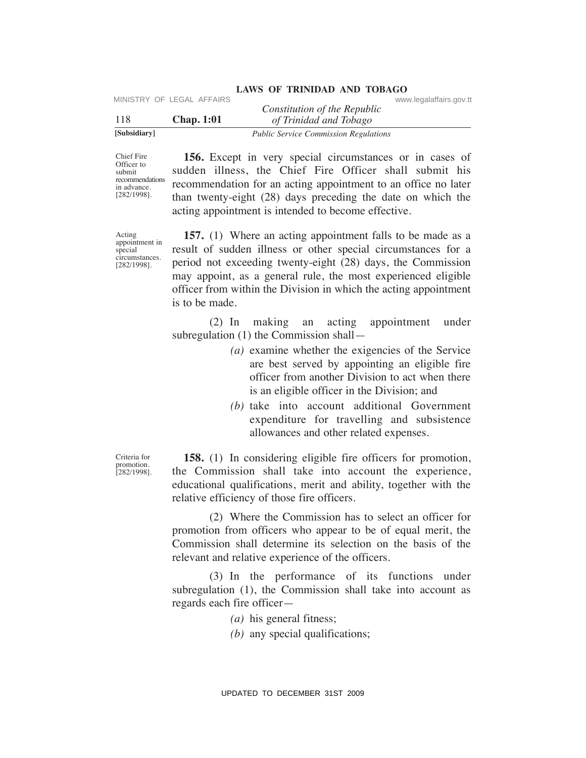Chief Fire Officer to submit recommendations in advance. [282/1998].

**156.** Except in very special circumstances or in cases of sudden illness, the Chief Fire Officer shall submit his recommendation for an acting appointment to an office no later than twenty-eight (28) days preceding the date on which the acting appointment is intended to become effective.

Acting appointment in special circumstances. [282/1998].

**157.** (1) Where an acting appointment falls to be made as a result of sudden illness or other special circumstances for a period not exceeding twenty-eight (28) days, the Commission may appoint, as a general rule, the most experienced eligible officer from within the Division in which the acting appointment is to be made.

(2) In making an acting appointment under subregulation (1) the Commission shall—

*(a)* examine whether the exigencies of the Service are best served by appointing an eligible fire officer from another Division to act when there is an eligible officer in the Division; and

*(b)* take into account additional Government expenditure for travelling and subsistence allowances and other related expenses.

Criteria for promotion. [282/1998].

**158.** (1) In considering eligible fire officers for promotion, the Commission shall take into account the experience, educational qualifications, merit and ability, together with the relative efficiency of those fire officers.

(2) Where the Commission has to select an officer for promotion from officers who appear to be of equal merit, the Commission shall determine its selection on the basis of the relevant and relative experience of the officers.

(3) In the performance of its functions under subregulation (1), the Commission shall take into account as regards each fire officer—

*(a)* his general fitness;

*(b)* any special qualifications;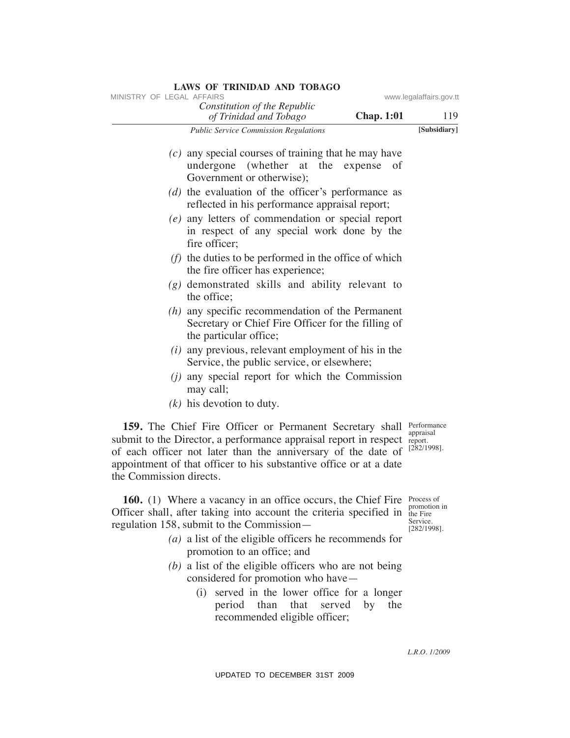*(c)* any special courses of training that he may have undergone (whether at the expense of Government or otherwise);

*(d)* the evaluation of the officer's performance as reflected in his performance appraisal report;

*(e)* any letters of commendation or special report in respect of any special work done by the fire officer;

*(f)* the duties to be performed in the office of which the fire officer has experience;

*(g)* demonstrated skills and ability relevant to the office;

*(h)* any specific recommendation of the Permanent Secretary or Chief Fire Officer for the filling of the particular office;

*(i)* any previous, relevant employment of his in the Service, the public service, or elsewhere;

*(j)* any special report for which the Commission may call;

*(k)* his devotion to duty.

Performance appraisal report. [282/1998].

**159.** The Chief Fire Officer or Permanent Secretary shall submit to the Director, a performance appraisal report in respect of each officer not later than the anniversary of the date of appointment of that officer to his substantive office or at a date the Commission directs.

Process of promotion in the Fire Service. [282/1998].

**160.** (1) Where a vacancy in an office occurs, the Chief Fire Officer shall, after taking into account the criteria specified in regulation 158, submit to the Commission—

*(a)* a list of the eligible officers he recommends for promotion to an office; and

*(b)* a list of the eligible officers who are not being considered for promotion who have—

(i) served in the lower office for a longer period than that served by the recommended eligible officer;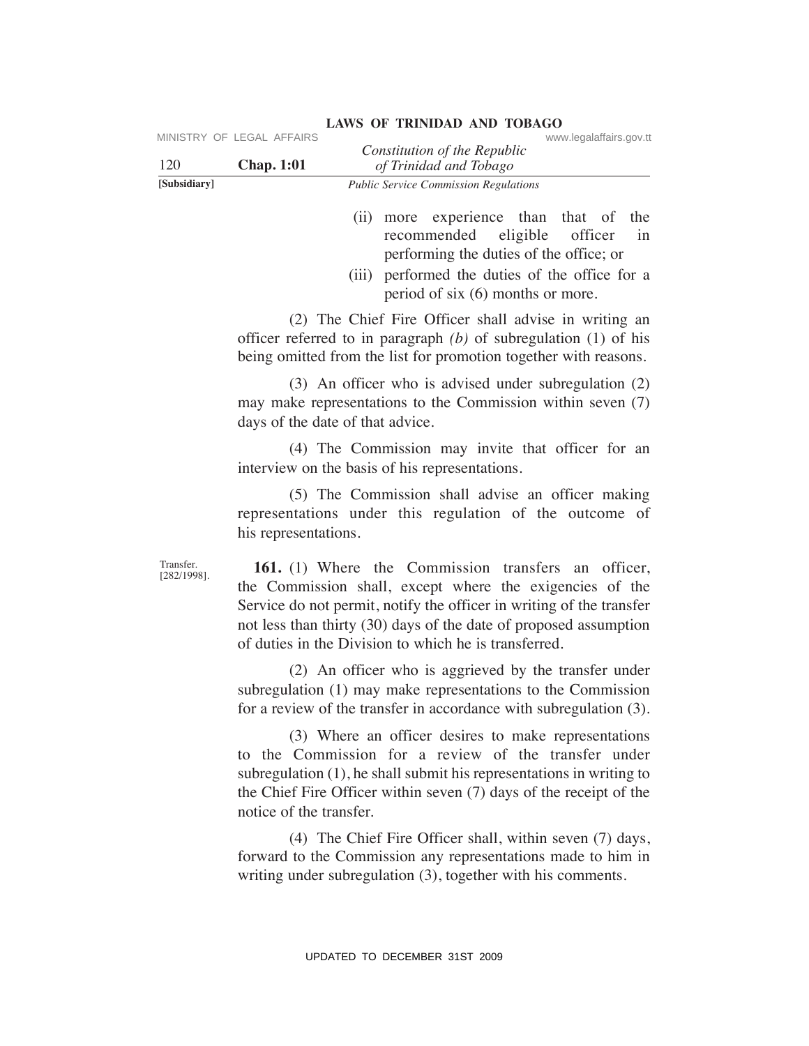(ii) more experience than that of the recommended eligible officer in performing the duties of the office; or

(iii) performed the duties of the office for a period of six (6) months or more.

(2) The Chief Fire Officer shall advise in writing an officer referred to in paragraph *(b)* of subregulation (1) of his being omitted from the list for promotion together with reasons.

(3) An officer who is advised under subregulation (2) may make representations to the Commission within seven (7) days of the date of that advice.

(4) The Commission may invite that officer for an interview on the basis of his representations.

(5) The Commission shall advise an officer making representations under this regulation of the outcome of his representations.

Transfer. [282/1998].

**161.** (1) Where the Commission transfers an officer, the Commission shall, except where the exigencies of the Service do not permit, notify the officer in writing of the transfer not less than thirty (30) days of the date of proposed assumption of duties in the Division to which he is transferred.

(2) An officer who is aggrieved by the transfer under subregulation (1) may make representations to the Commission for a review of the transfer in accordance with subregulation (3).

(3) Where an officer desires to make representations to the Commission for a review of the transfer under subregulation (1), he shall submit his representations in writing to the Chief Fire Officer within seven (7) days of the receipt of the notice of the transfer.

(4) The Chief Fire Officer shall, within seven (7) days, forward to the Commission any representations made to him in writing under subregulation (3), together with his comments.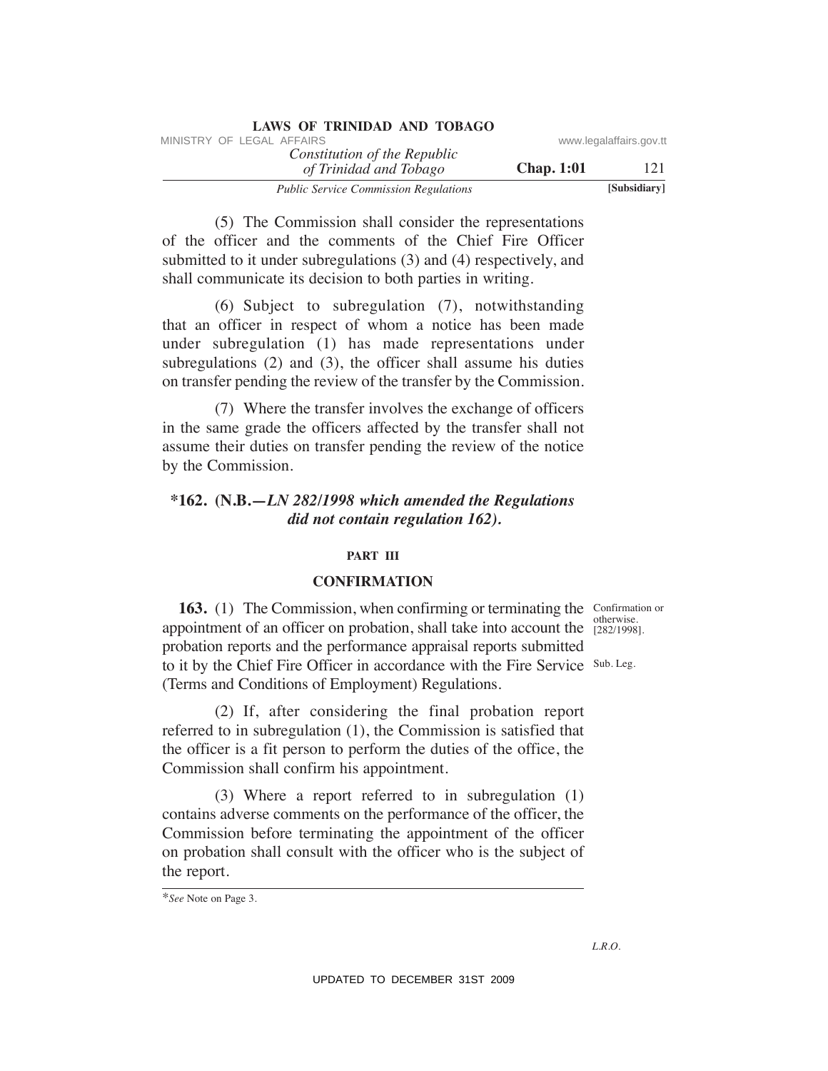(5) The Commission shall consider the representations of the officer and the comments of the Chief Fire Officer submitted to it under subregulations (3) and (4) respectively, and shall communicate its decision to both parties in writing.

(6) Subject to subregulation (7), notwithstanding that an officer in respect of whom a notice has been made under subregulation (1) has made representations under subregulations (2) and (3), the officer shall assume his duties on transfer pending the review of the transfer by the Commission.

(7) Where the transfer involves the exchange of officers in the same grade the officers affected by the transfer shall not assume their duties on transfer pending the review of the notice by the Commission.

**\*162. (N.B.—*LN 282/1998 which amended the Regulations did not contain regulation 162).***

## PART III

## CONFIRMATION

Confirmation or otherwise. [282/1998].

**163.** (1) The Commission, when confirming or terminating the appointment of an officer on probation, shall take into account the probation reports and the performance appraisal reports submitted to it by the Chief Fire Officer in accordance with the Fire Service (Terms and Conditions of Employment) Regulations.

Sub. Leg.

(2) If, after considering the final probation report referred to in subregulation (1), the Commission is satisfied that the officer is a fit person to perform the duties of the office, the Commission shall confirm his appointment.

(3) Where a report referred to in subregulation (1) contains adverse comments on the performance of the officer, the Commission before terminating the appointment of the officer on probation shall consult with the officer who is the subject of the report.

\**See* Note on Page 3.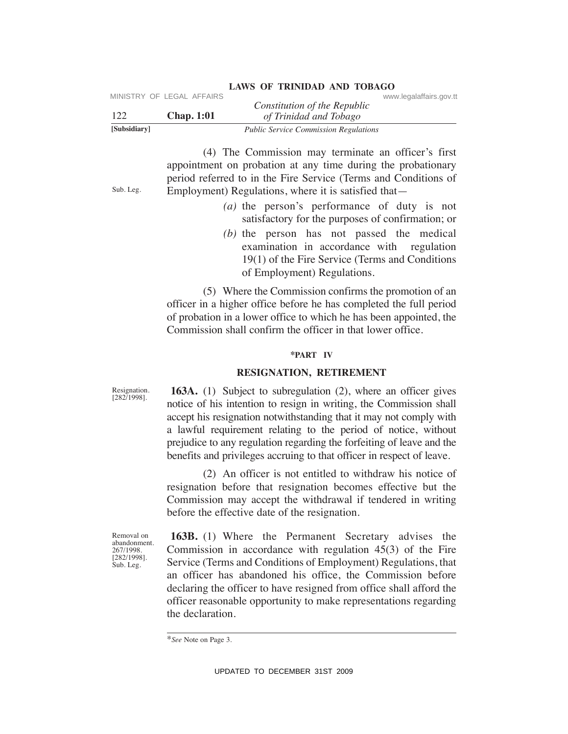(4) The Commission may terminate an officer's first appointment on probation at any time during the probationary period referred to in the Fire Service (Terms and Conditions of Employment) Regulations, where it is satisfied that—

Sub. Leg.

*(a)* the person's performance of duty is not satisfactory for the purposes of confirmation; or

*(b)* the person has not passed the medical examination in accordance with regulation 19(1) of the Fire Service (Terms and Conditions of Employment) Regulations.

(5) Where the Commission confirms the promotion of an officer in a higher office before he has completed the full period of probation in a lower office to which he has been appointed, the Commission shall confirm the officer in that lower office.

## *PART IV

## RESIGNATION, RETIREMENT

Resignation. [282/1998].

**163A.** (1) Subject to subregulation (2), where an officer gives notice of his intention to resign in writing, the Commission shall accept his resignation notwithstanding that it may not comply with a lawful requirement relating to the period of notice, without prejudice to any regulation regarding the forfeiting of leave and the benefits and privileges accruing to that officer in respect of leave.

(2) An officer is not entitled to withdraw his notice of resignation before that resignation becomes effective but the Commission may accept the withdrawal if tendered in writing before the effective date of the resignation.

Removal on abandonment. 267/1998. [282/1998]. Sub. Leg.

**163B.** (1) Where the Permanent Secretary advises the Commission in accordance with regulation 45(3) of the Fire Service (Terms and Conditions of Employment) Regulations, that an officer has abandoned his office, the Commission before declaring the officer to have resigned from office shall afford the officer reasonable opportunity to make representations regarding the declaration.

*\*See* Note on Page 3.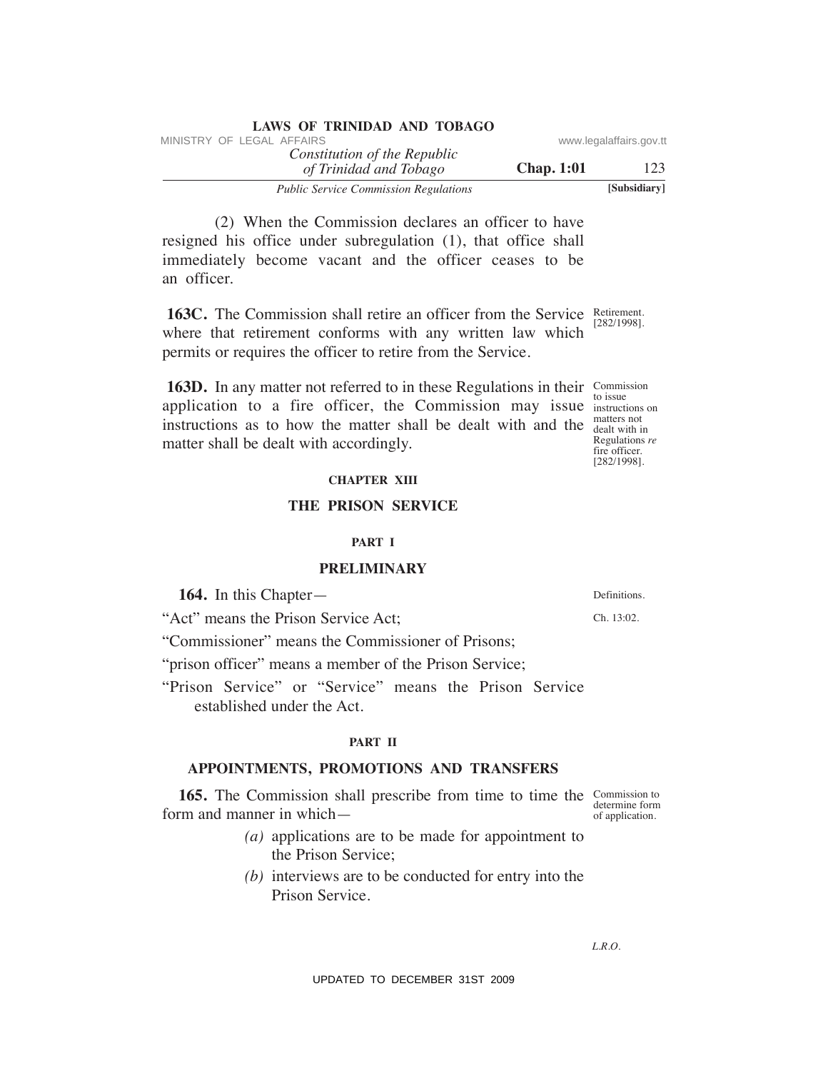(2) When the Commission declares an officer to have resigned his office under subregulation (1), that office shall immediately become vacant and the officer ceases to be an officer.

**163C.** The Commission shall retire an officer from the Service where that retirement conforms with any written law which permits or requires the officer to retire from the Service.

Retirement. [282/1998].

**163D.** In any matter not referred to in these Regulations in their application to a fire officer, the Commission may issue instructions as to how the matter shall be dealt with and the matter shall be dealt with accordingly.

Commission to issue instructions on matters not dealt with in Regulations *re* fire officer. [282/1998].

## CHAPTER XIII

## THE PRISON SERVICE

### PART I

### PRELIMINARY

**164.** In this Chapter—

Definitions.

"Act" means the Prison Service Act;

Ch. 13:02.

"Commissioner" means the Commissioner of Prisons;

"prison officer" means a member of the Prison Service;

"Prison Service" or "Service" means the Prison Service established under the Act.

### PART II

### APPOINTMENTS, PROMOTIONS AND TRANSFERS

**165.** The Commission shall prescribe from time to time the form and manner in which—

Commission to determine form of application.

*(a)* applications are to be made for appointment to the Prison Service;

*(b)* interviews are to be conducted for entry into the Prison Service.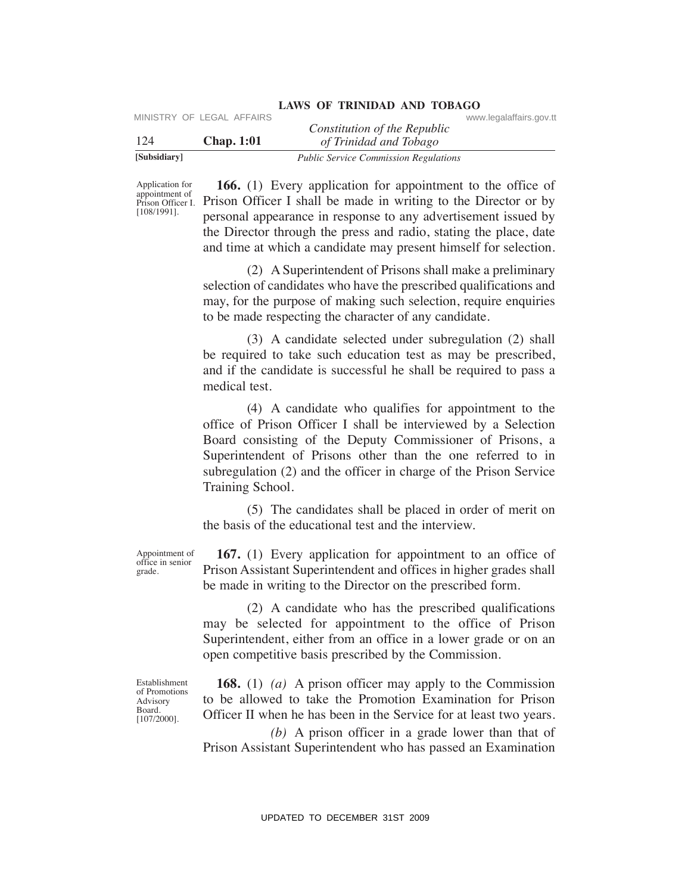Application for appointment of Prison Officer I. [108/1991].

**166.** (1) Every application for appointment to the office of Prison Officer I shall be made in writing to the Director or by personal appearance in response to any advertisement issued by the Director through the press and radio, stating the place, date and time at which a candidate may present himself for selection.

(2) A Superintendent of Prisons shall make a preliminary selection of candidates who have the prescribed qualifications and may, for the purpose of making such selection, require enquiries to be made respecting the character of any candidate.

(3) A candidate selected under subregulation (2) shall be required to take such education test as may be prescribed, and if the candidate is successful he shall be required to pass a medical test.

(4) A candidate who qualifies for appointment to the office of Prison Officer I shall be interviewed by a Selection Board consisting of the Deputy Commissioner of Prisons, a Superintendent of Prisons other than the one referred to in subregulation (2) and the officer in charge of the Prison Service Training School.

(5) The candidates shall be placed in order of merit on the basis of the educational test and the interview.

Appointment of office in senior grade.

**167.** (1) Every application for appointment to an office of Prison Assistant Superintendent and offices in higher grades shall be made in writing to the Director on the prescribed form.

(2) A candidate who has the prescribed qualifications may be selected for appointment to the office of Prison Superintendent, either from an office in a lower grade or on an open competitive basis prescribed by the Commission.

Establishment of Promotions Advisory Board. [107/2000].

**168.** (1) *(a)* A prison officer may apply to the Commission to be allowed to take the Promotion Examination for Prison Officer II when he has been in the Service for at least two years.

*(b)* A prison officer in a grade lower than that of Prison Assistant Superintendent who has passed an Examination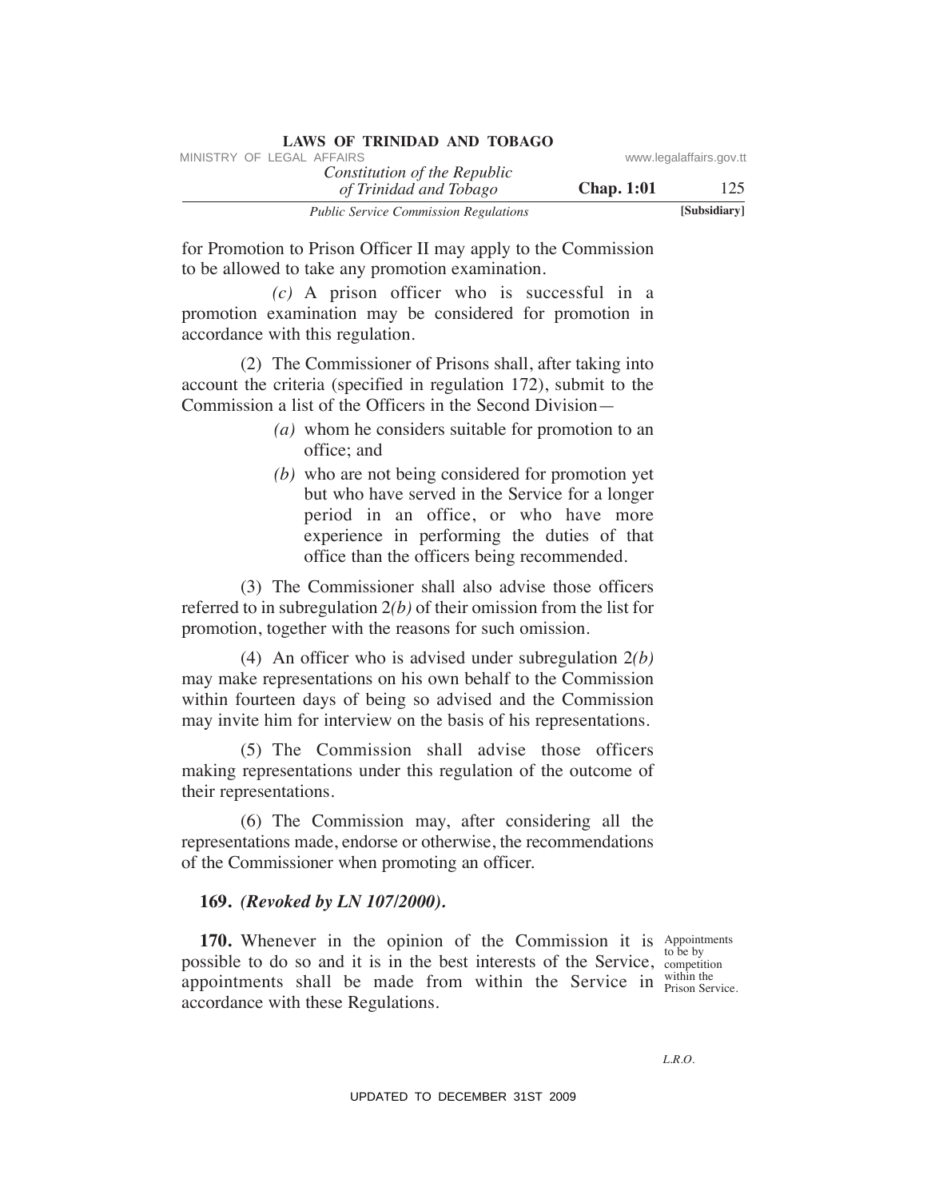for Promotion to Prison Officer II may apply to the Commission to be allowed to take any promotion examination.

*(c)* A prison officer who is successful in a promotion examination may be considered for promotion in accordance with this regulation.

(2) The Commissioner of Prisons shall, after taking into account the criteria (specified in regulation 172), submit to the Commission a list of the Officers in the Second Division—

*(a)* whom he considers suitable for promotion to an office; and

*(b)* who are not being considered for promotion yet but who have served in the Service for a longer period in an office, or who have more experience in performing the duties of that office than the officers being recommended.

(3) The Commissioner shall also advise those officers referred to in subregulation 2*(b)* of their omission from the list for promotion, together with the reasons for such omission.

(4) An officer who is advised under subregulation 2*(b)* may make representations on his own behalf to the Commission within fourteen days of being so advised and the Commission may invite him for interview on the basis of his representations.

(5) The Commission shall advise those officers making representations under this regulation of the outcome of their representations.

(6) The Commission may, after considering all the representations made, endorse or otherwise, the recommendations of the Commissioner when promoting an officer.

**169.** ***(Revoked by LN 107/2000).***

Appointments to be by competition within the Prison Service.

**170.** Whenever in the opinion of the Commission it is possible to do so and it is in the best interests of the Service, appointments shall be made from within the Service in accordance with these Regulations.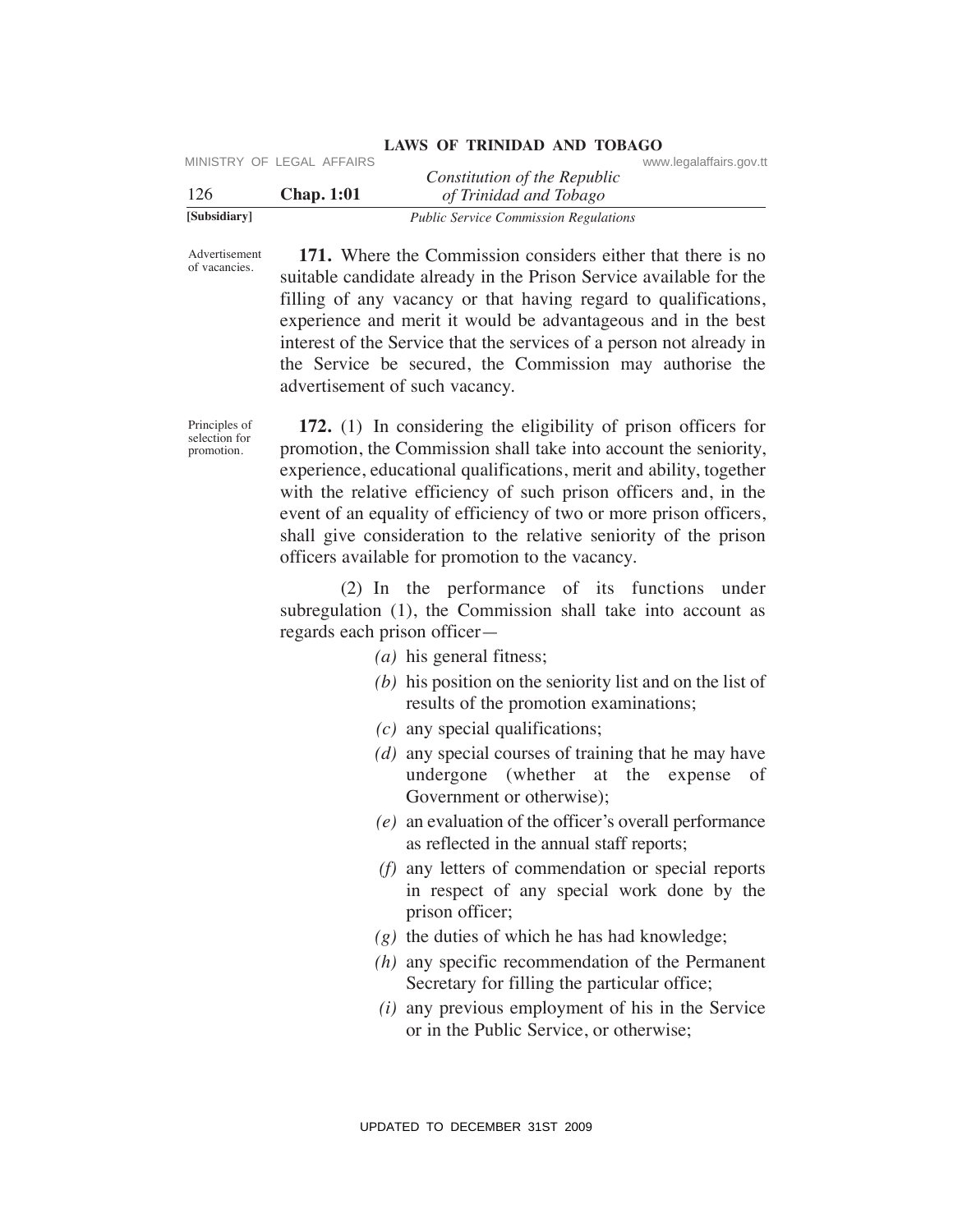Advertisement of vacancies.

**171.** Where the Commission considers either that there is no suitable candidate already in the Prison Service available for the filling of any vacancy or that having regard to qualifications, experience and merit it would be advantageous and in the best interest of the Service that the services of a person not already in the Service be secured, the Commission may authorise the advertisement of such vacancy.

Principles of selection for promotion.

**172.** (1) In considering the eligibility of prison officers for promotion, the Commission shall take into account the seniority, experience, educational qualifications, merit and ability, together with the relative efficiency of such prison officers and, in the event of an equality of efficiency of two or more prison officers, shall give consideration to the relative seniority of the prison officers available for promotion to the vacancy.

(2) In the performance of its functions under subregulation (1), the Commission shall take into account as regards each prison officer—

- *(a)* his general fitness;
- *(b)* his position on the seniority list and on the list of results of the promotion examinations;
- *(c)* any special qualifications;
- *(d)* any special courses of training that he may have undergone (whether at the expense of Government or otherwise);
- *(e)* an evaluation of the officer's overall performance as reflected in the annual staff reports;
- *(f)* any letters of commendation or special reports in respect of any special work done by the prison officer;
- *(g)* the duties of which he has had knowledge;
- *(h)* any specific recommendation of the Permanent Secretary for filling the particular office;
- *(i)* any previous employment of his in the Service or in the Public Service, or otherwise;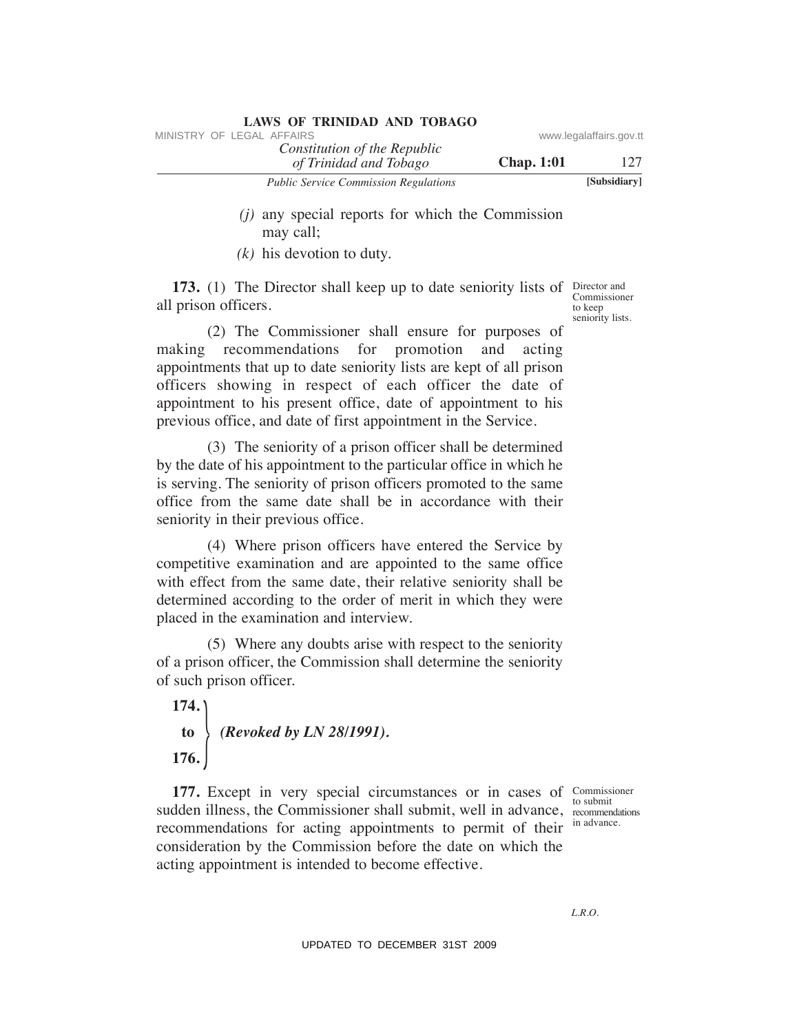*(j)* any special reports for which the Commission may call;

*(k)* his devotion to duty.

Director and Commissioner to keep seniority lists.

**173.** (1) The Director shall keep up to date seniority lists of all prison officers.

(2) The Commissioner shall ensure for purposes of making recommendations for promotion and acting appointments that up to date seniority lists are kept of all prison officers showing in respect of each officer the date of appointment to his present office, date of appointment to his previous office, and date of first appointment in the Service.

(3) The seniority of a prison officer shall be determined by the date of his appointment to the particular office in which he is serving. The seniority of prison officers promoted to the same office from the same date shall be in accordance with their seniority in their previous office.

(4) Where prison officers have entered the Service by competitive examination and are appointed to the same office with effect from the same date, their relative seniority shall be determined according to the order of merit in which they were placed in the examination and interview.

(5) Where any doubts arise with respect to the seniority of a prison officer, the Commission shall determine the seniority of such prison officer.

**174. to 176.** ***(Revoked by LN 28/1991).***

Commissioner to submit recommendations in advance.

**177.** Except in very special circumstances or in cases of sudden illness, the Commissioner shall submit, well in advance, recommendations for acting appointments to permit of their consideration by the Commission before the date on which the acting appointment is intended to become effective.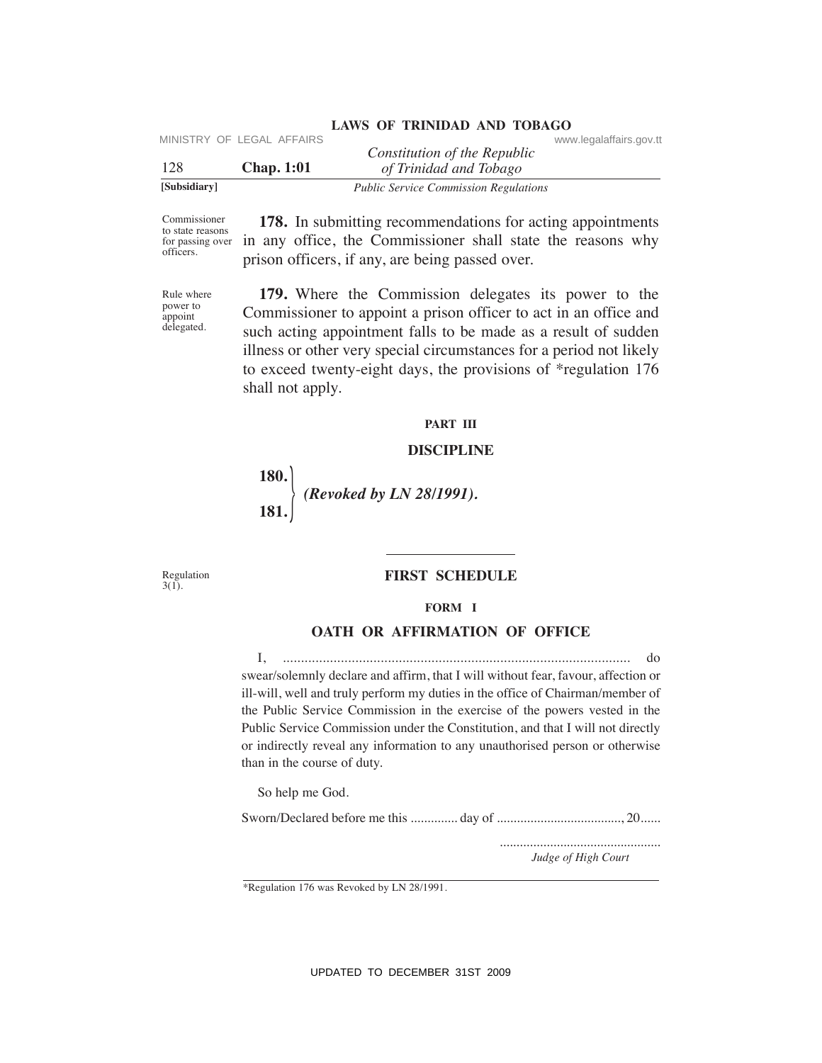Commissioner to state reasons for passing over officers.

**178.** In submitting recommendations for acting appointments in any office, the Commissioner shall state the reasons why prison officers, if any, are being passed over.

Rule where power to appoint delegated.

**179.** Where the Commission delegates its power to the Commissioner to appoint a prison officer to act in an office and such acting appointment falls to be made as a result of sudden illness or other very special circumstances for a period not likely to exceed twenty-eight days, the provisions of *regulation 176 shall not apply.

## PART III

## DISCIPLINE

**180.**
**181.** } ***(Revoked by LN 28/1991).***

---

Regulation 3(1).

## FIRST SCHEDULE

### FORM I

### OATH OR AFFIRMATION OF OFFICE

I, ................................................................................................ do swear/solemnly declare and affirm, that I will without fear, favour, affection or ill-will, well and truly perform my duties in the office of Chairman/member of the Public Service Commission in the exercise of the powers vested in the Public Service Commission under the Constitution, and that I will not directly or indirectly reveal any information to any unauthorised person or otherwise than in the course of duty.

So help me God.

Sworn/Declared before me this ............. day of ...................................., 20......

...............................................
*Judge of High Court*

---

*Regulation 176 was Revoked by LN 28/1991.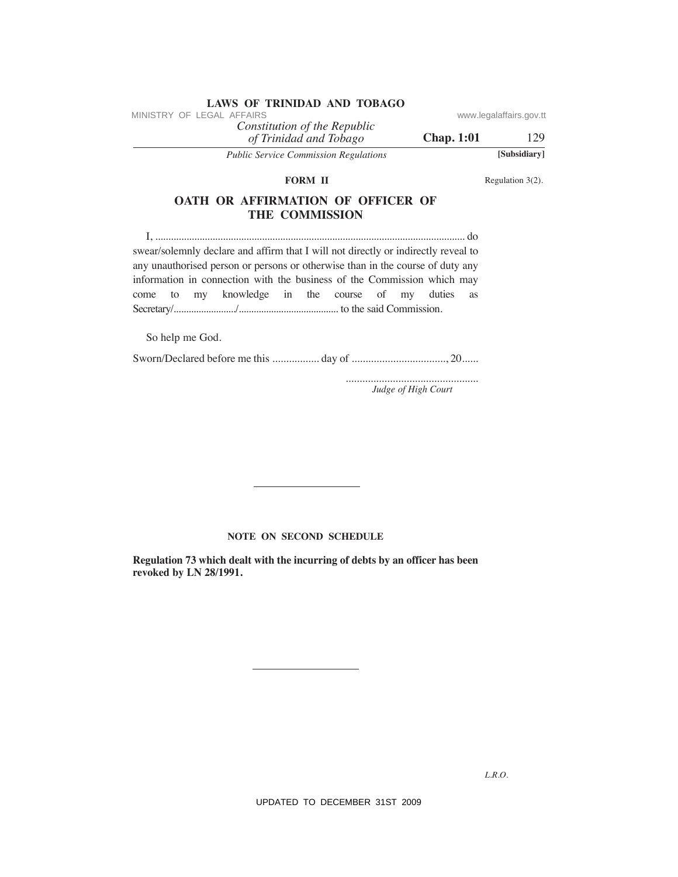## FORM II

Regulation 3(2).

## OATH OR AFFIRMATION OF OFFICER OF THE COMMISSION

I, ...................................................................................................................... do swear/solemnly declare and affirm that I will not directly or indirectly reveal to any unauthorised person or persons or otherwise than in the course of duty any information in connection with the business of the Commission which may come to my knowledge in the course of my duties as Secretary/........................./........................................ to the said Commission.

So help me God.

Sworn/Declared before me this ................. day of .................................., 20......

................................................
*Judge of High Court*

---

### NOTE ON SECOND SCHEDULE

**Regulation 73 which dealt with the incurring of debts by an officer has been revoked by LN 28/1991.**

---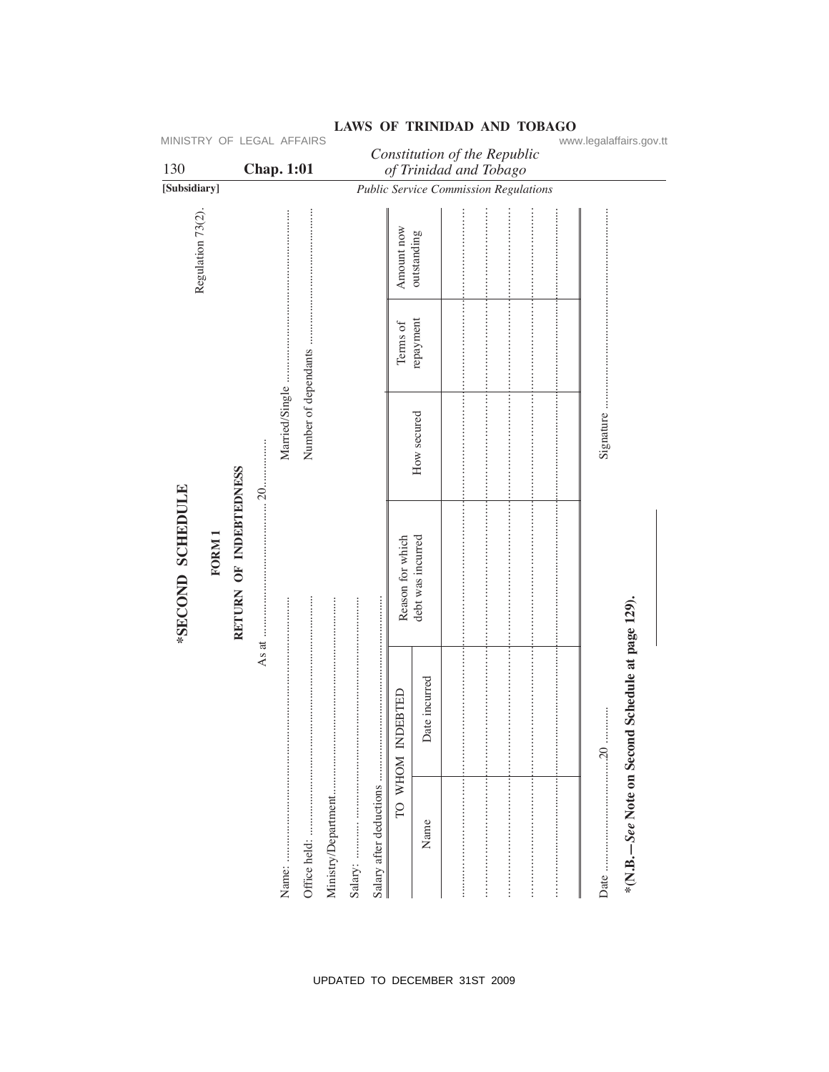Regulation 73(2).

# *SECOND SCHEDULE

## FORM 1

## RETURN OF INDEBTEDNESS

As at ........................................ 20..............

Name: ........................................................ Married/Single ........................................................

Office held: ........................................................ Number of dependants ........................................................

Ministry/Department........................................................

Salary: ........................................................

Salary after deductions ........................................................

| TO WHOM INDEBTED | | Reason for which debt was incurred | How secured | Terms of repayment | Amount now outstanding |
|---|---|---|---|---|---|
| Name | Date incurred | | | | |
| | | | | | |
| | | | | | |
| | | | | | |
| | | | | | |
| | | | | | |

Date ........................................ 20 ..........  Signature ........................................................

***(N.B.—*****See*** **Note on Second Schedule at page 129).**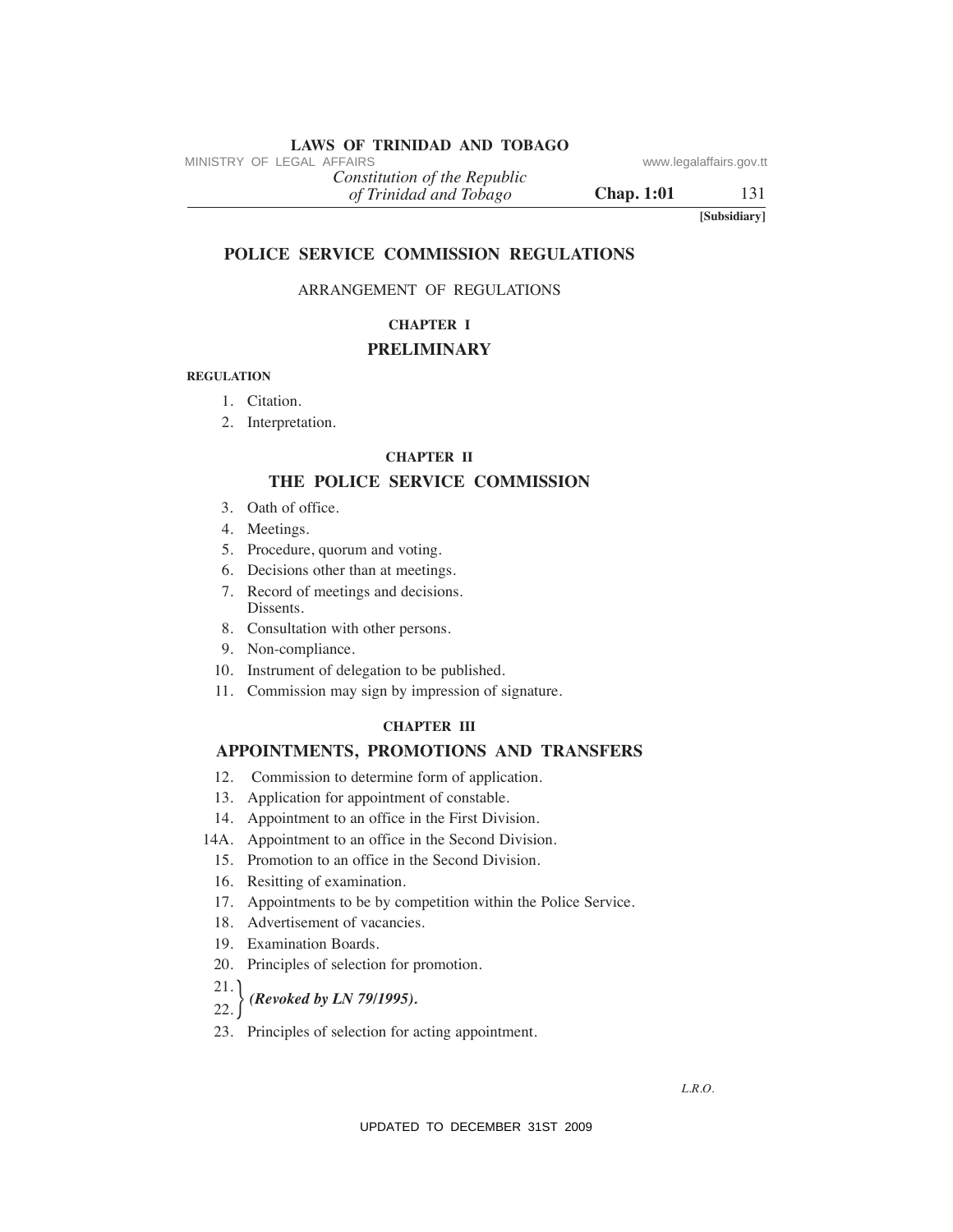# POLICE SERVICE COMMISSION REGULATIONS

ARRANGEMENT OF REGULATIONS

## CHAPTER I

## PRELIMINARY

**REGULATION**

1. Citation.
2. Interpretation.

## CHAPTER II

## THE POLICE SERVICE COMMISSION

3. Oath of office.
4. Meetings.
5. Procedure, quorum and voting.
6. Decisions other than at meetings.
7. Record of meetings and decisions. Dissents.
8. Consultation with other persons.
9. Non-compliance.
10. Instrument of delegation to be published.
11. Commission may sign by impression of signature.

## CHAPTER III

## APPOINTMENTS, PROMOTIONS AND TRANSFERS

12. Commission to determine form of application.
13. Application for appointment of constable.
14. Appointment to an office in the First Division.

14A. Appointment to an office in the Second Division.

15. Promotion to an office in the Second Division.
16. Resitting of examination.
17. Appointments to be by competition within the Police Service.
18. Advertisement of vacancies.
19. Examination Boards.
20. Principles of selection for promotion.

21. }
22. } ***(Revoked by LN 79/1995).***

23. Principles of selection for acting appointment.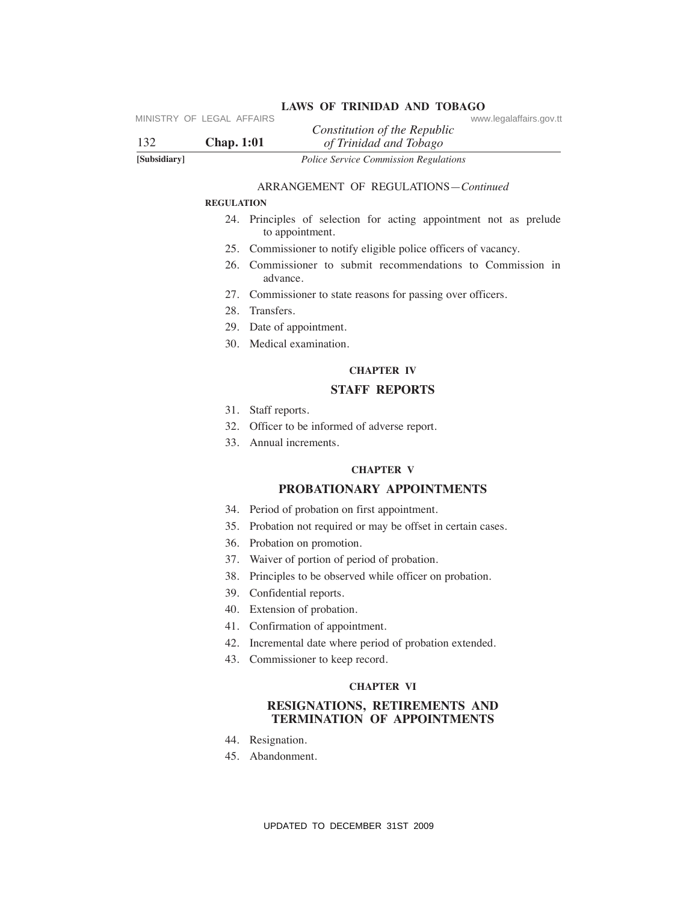ARRANGEMENT OF REGULATIONS—*Continued*

**REGULATION**

24. Principles of selection for acting appointment not as prelude to appointment.
25. Commissioner to notify eligible police officers of vacancy.
26. Commissioner to submit recommendations to Commission in advance.
27. Commissioner to state reasons for passing over officers.
28. Transfers.
29. Date of appointment.
30. Medical examination.

## CHAPTER IV

## STAFF REPORTS

31. Staff reports.
32. Officer to be informed of adverse report.
33. Annual increments.

## CHAPTER V

## PROBATIONARY APPOINTMENTS

34. Period of probation on first appointment.
35. Probation not required or may be offset in certain cases.
36. Probation on promotion.
37. Waiver of portion of period of probation.
38. Principles to be observed while officer on probation.
39. Confidential reports.
40. Extension of probation.
41. Confirmation of appointment.
42. Incremental date where period of probation extended.
43. Commissioner to keep record.

## CHAPTER VI

## RESIGNATIONS, RETIREMENTS AND TERMINATION OF APPOINTMENTS

44. Resignation.
45. Abandonment.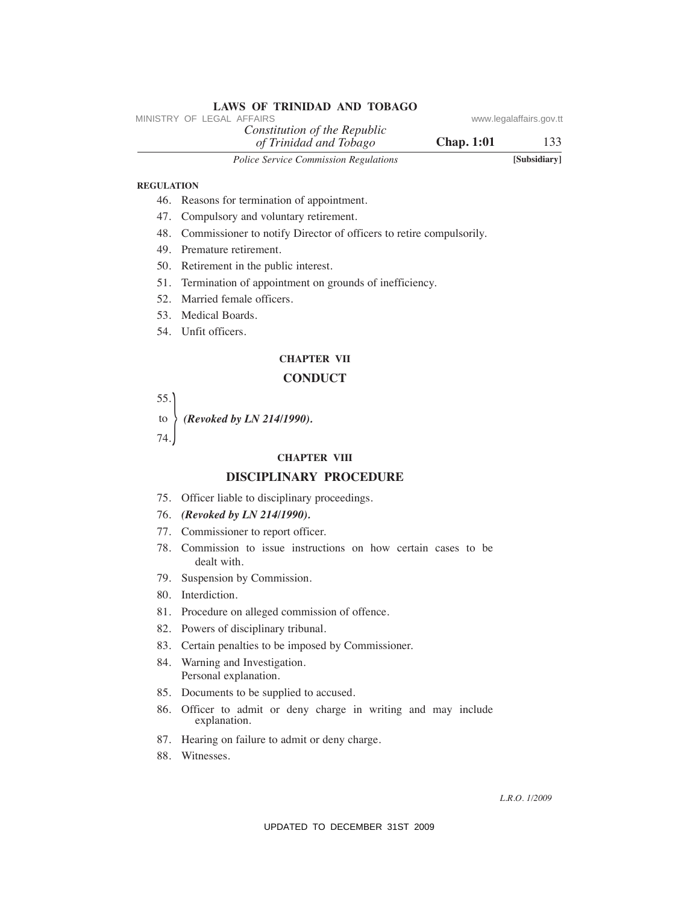**REGULATION**

46. Reasons for termination of appointment.
47. Compulsory and voluntary retirement.
48. Commissioner to notify Director of officers to retire compulsorily.
49. Premature retirement.
50. Retirement in the public interest.
51. Termination of appointment on grounds of inefficiency.
52. Married female officers.
53. Medical Boards.
54. Unfit officers.

### CHAPTER VII

## CONDUCT

55. to 74. *(Revoked by LN 214/1990).*

### CHAPTER VIII

## DISCIPLINARY PROCEDURE

75. Officer liable to disciplinary proceedings.
76. *(Revoked by LN 214/1990).*
77. Commissioner to report officer.
78. Commission to issue instructions on how certain cases to be dealt with.
79. Suspension by Commission.
80. Interdiction.
81. Procedure on alleged commission of offence.
82. Powers of disciplinary tribunal.
83. Certain penalties to be imposed by Commissioner.
84. Warning and Investigation.
    Personal explanation.
85. Documents to be supplied to accused.
86. Officer to admit or deny charge in writing and may include explanation.
87. Hearing on failure to admit or deny charge.
88. Witnesses.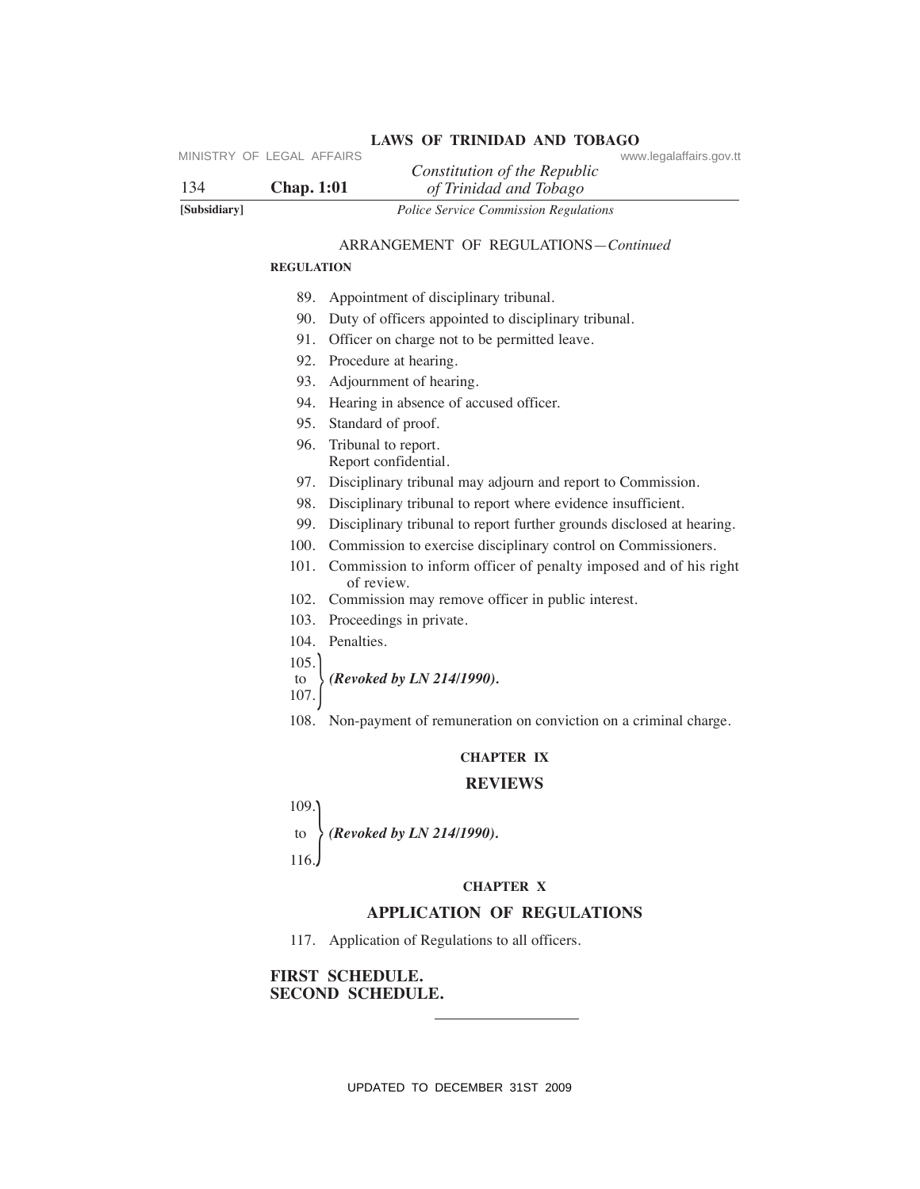ARRANGEMENT OF REGULATIONS—*Continued*

**REGULATION**

89. Appointment of disciplinary tribunal.
90. Duty of officers appointed to disciplinary tribunal.
91. Officer on charge not to be permitted leave.
92. Procedure at hearing.
93. Adjournment of hearing.
94. Hearing in absence of accused officer.
95. Standard of proof.
96. Tribunal to report.
    Report confidential.
97. Disciplinary tribunal may adjourn and report to Commission.
98. Disciplinary tribunal to report where evidence insufficient.
99. Disciplinary tribunal to report further grounds disclosed at hearing.
100. Commission to exercise disciplinary control on Commissioners.
101. Commission to inform officer of penalty imposed and of his right of review.
102. Commission may remove officer in public interest.
103. Proceedings in private.
104. Penalties.

105. to 107. ***(Revoked by LN 214/1990).***

108. Non-payment of remuneration on conviction on a criminal charge.

**CHAPTER IX**

## REVIEWS

109. to 116. ***(Revoked by LN 214/1990).***

**CHAPTER X**

## APPLICATION OF REGULATIONS

117. Application of Regulations to all officers.

**FIRST SCHEDULE.**
**SECOND SCHEDULE.**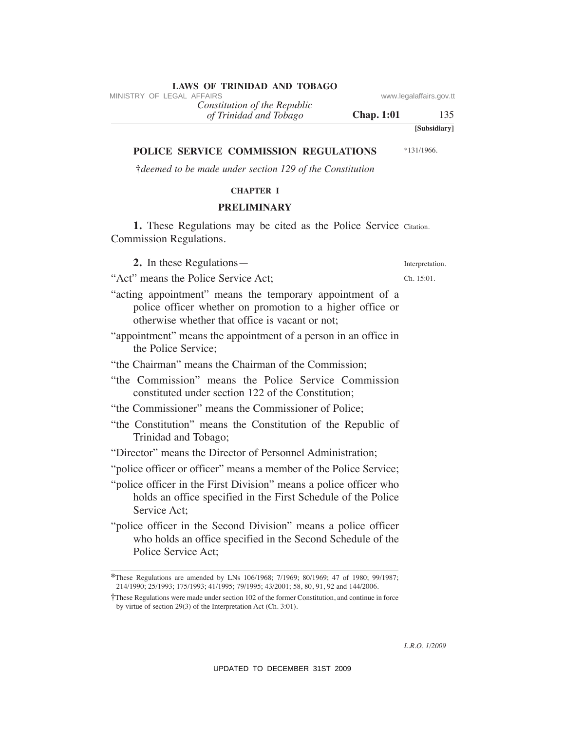**[Subsidiary]**

## POLICE SERVICE COMMISSION REGULATIONS

*131/1966.

†*deemed to be made under section 129 of the Constitution*

### CHAPTER I

### PRELIMINARY

Citation.

**1.** These Regulations may be cited as the Police Service Commission Regulations.

Interpretation.

**2.** In these Regulations—

Ch. 15:01.

"Act" means the Police Service Act;

"acting appointment" means the temporary appointment of a police officer whether on promotion to a higher office or otherwise whether that office is vacant or not;

"appointment" means the appointment of a person in an office in the Police Service;

"the Chairman" means the Chairman of the Commission;

"the Commission" means the Police Service Commission constituted under section 122 of the Constitution;

"the Commissioner" means the Commissioner of Police;

"the Constitution" means the Constitution of the Republic of Trinidad and Tobago;

"Director" means the Director of Personnel Administration;

"police officer or officer" means a member of the Police Service;

"police officer in the First Division" means a police officer who holds an office specified in the First Schedule of the Police Service Act;

"police officer in the Second Division" means a police officer who holds an office specified in the Second Schedule of the Police Service Act;

---

*These Regulations are amended by LNs 106/1968; 7/1969; 80/1969; 47 of 1980; 99/1987; 214/1990; 25/1993; 175/1993; 41/1995; 79/1995; 43/2001; 58, 80, 91, 92 and 144/2006.

†These Regulations were made under section 102 of the former Constitution, and continue in force by virtue of section 29(3) of the Interpretation Act (Ch. 3:01).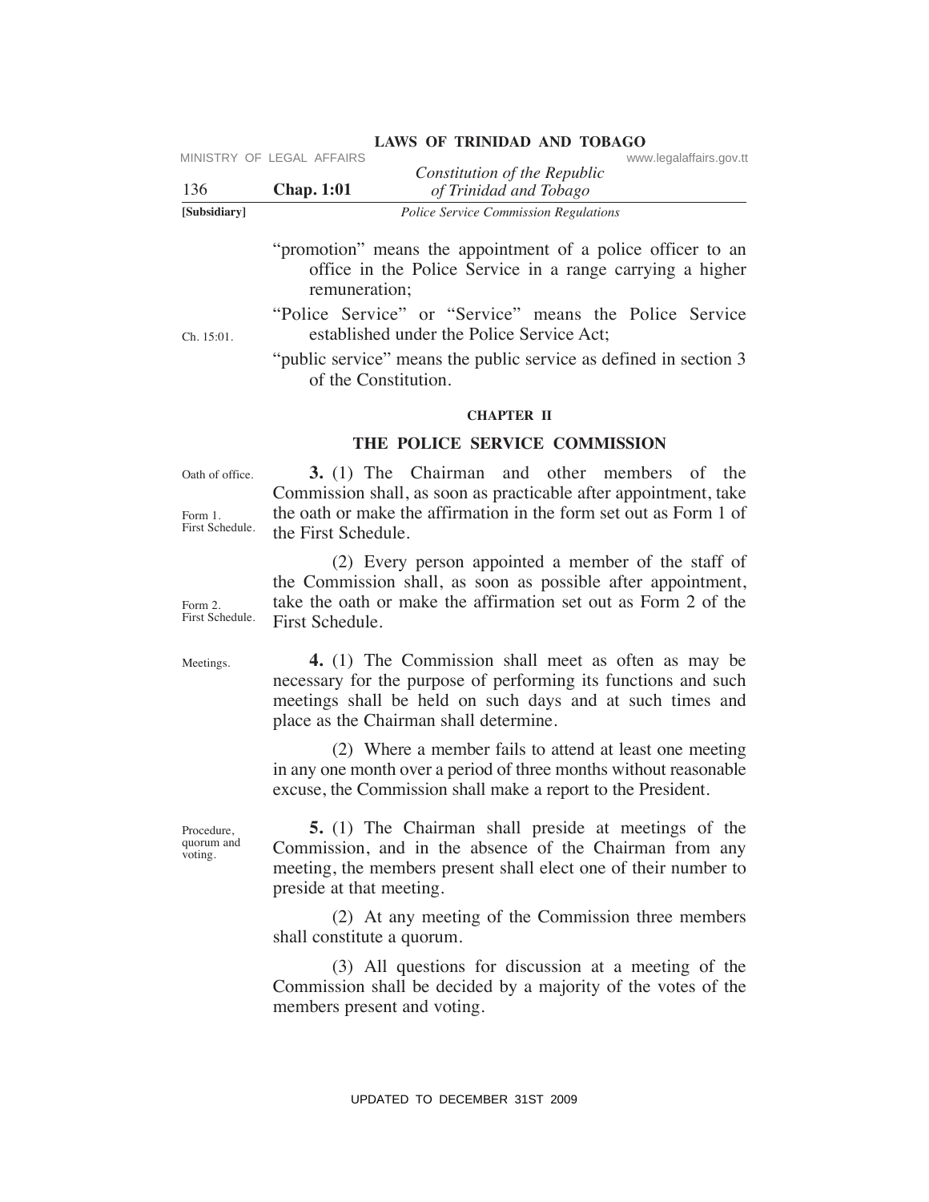"promotion" means the appointment of a police officer to an office in the Police Service in a range carrying a higher remuneration;

"Police Service" or "Service" means the Police Service established under the Police Service Act;

Ch. 15:01.

"public service" means the public service as defined in section 3 of the Constitution.

## CHAPTER II

## THE POLICE SERVICE COMMISSION

Oath of office.

**3.** (1) The Chairman and other members of the Commission shall, as soon as practicable after appointment, take the oath or make the affirmation in the form set out as Form 1 of the First Schedule.

Form 1. First Schedule.

(2) Every person appointed a member of the staff of the Commission shall, as soon as possible after appointment, take the oath or make the affirmation set out as Form 2 of the First Schedule.

Form 2. First Schedule.

Meetings.

**4.** (1) The Commission shall meet as often as may be necessary for the purpose of performing its functions and such meetings shall be held on such days and at such times and place as the Chairman shall determine.

(2) Where a member fails to attend at least one meeting in any one month over a period of three months without reasonable excuse, the Commission shall make a report to the President.

Procedure, quorum and voting.

**5.** (1) The Chairman shall preside at meetings of the Commission, and in the absence of the Chairman from any meeting, the members present shall elect one of their number to preside at that meeting.

(2) At any meeting of the Commission three members shall constitute a quorum.

(3) All questions for discussion at a meeting of the Commission shall be decided by a majority of the votes of the members present and voting.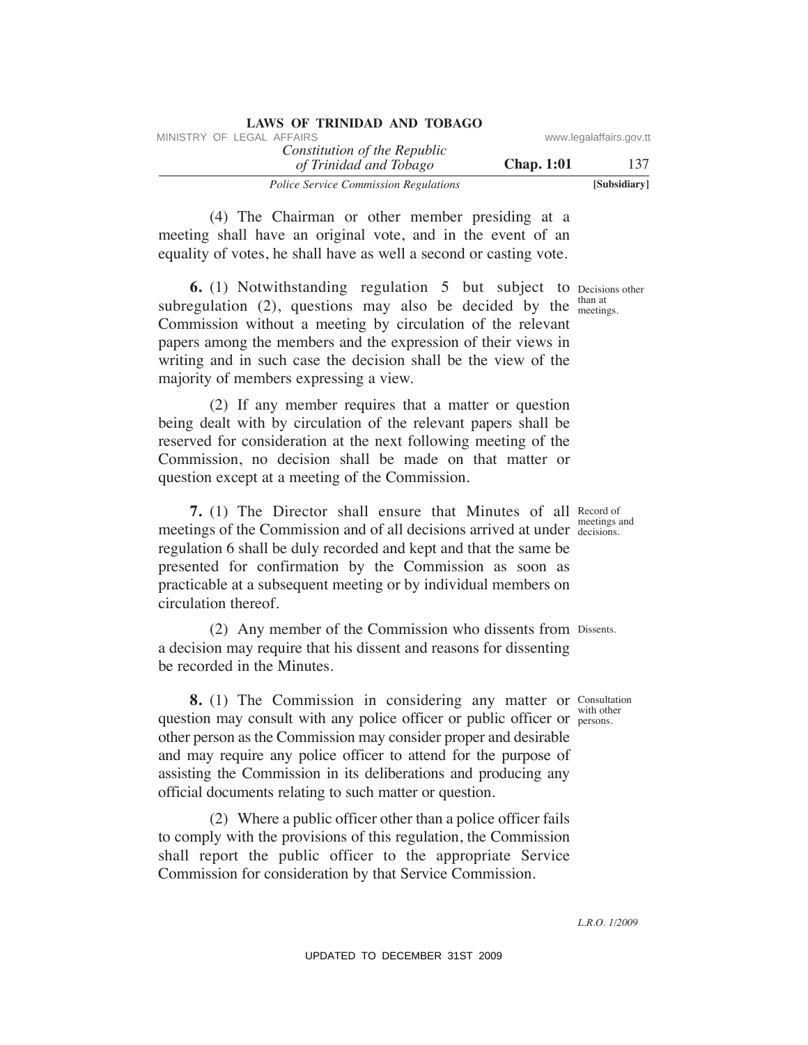(4) The Chairman or other member presiding at a meeting shall have an original vote, and in the event of an equality of votes, he shall have as well a second or casting vote.

Decisions other than at meetings.

**6.** (1) Notwithstanding regulation 5 but subject to subregulation (2), questions may also be decided by the Commission without a meeting by circulation of the relevant papers among the members and the expression of their views in writing and in such case the decision shall be the view of the majority of members expressing a view.

(2) If any member requires that a matter or question being dealt with by circulation of the relevant papers shall be reserved for consideration at the next following meeting of the Commission, no decision shall be made on that matter or question except at a meeting of the Commission.

Record of meetings and decisions.

**7.** (1) The Director shall ensure that Minutes of all meetings of the Commission and of all decisions arrived at under regulation 6 shall be duly recorded and kept and that the same be presented for confirmation by the Commission as soon as practicable at a subsequent meeting or by individual members on circulation thereof.

Dissents.

(2) Any member of the Commission who dissents from a decision may require that his dissent and reasons for dissenting be recorded in the Minutes.

Consultation with other persons.

**8.** (1) The Commission in considering any matter or question may consult with any police officer or public officer or other person as the Commission may consider proper and desirable and may require any police officer to attend for the purpose of assisting the Commission in its deliberations and producing any official documents relating to such matter or question.

(2) Where a public officer other than a police officer fails to comply with the provisions of this regulation, the Commission shall report the public officer to the appropriate Service Commission for consideration by that Service Commission.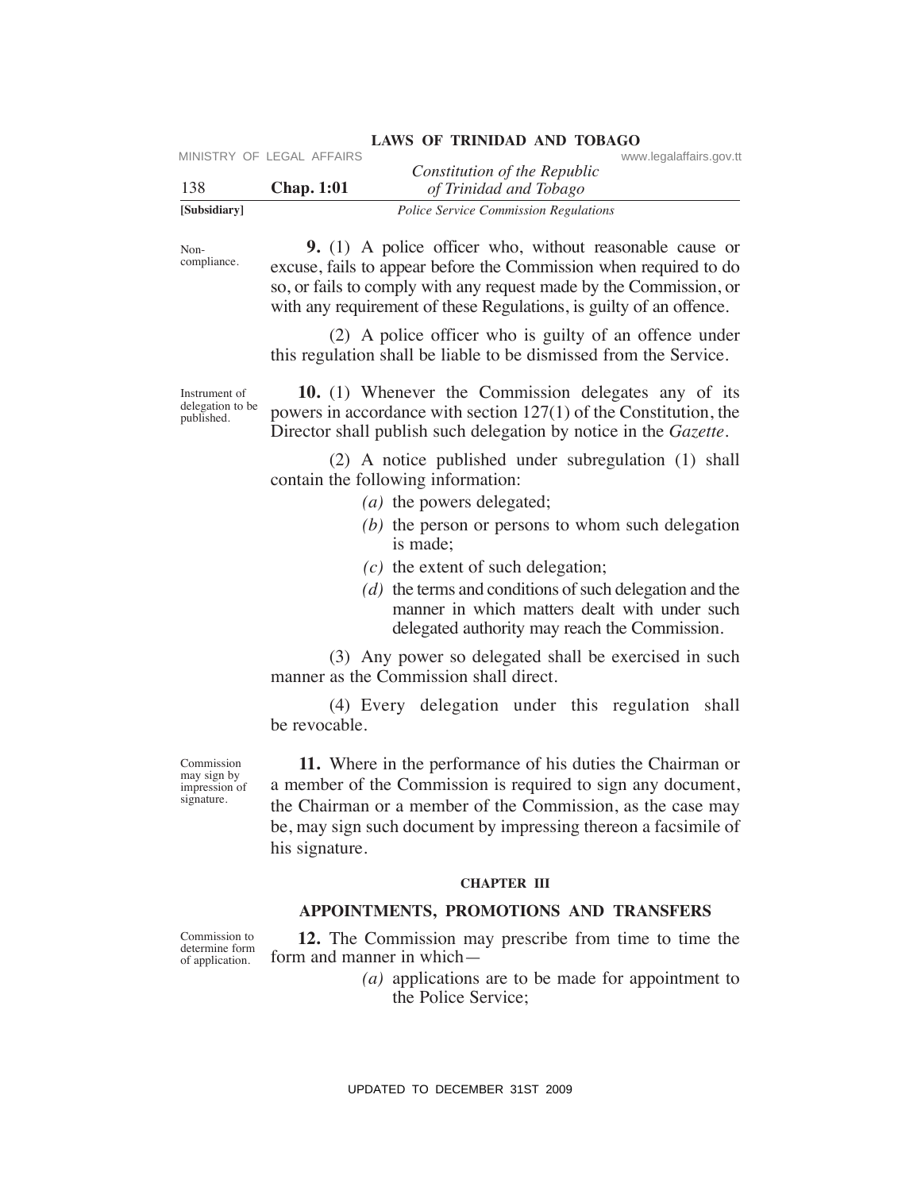Non-compliance.

**9.** (1) A police officer who, without reasonable cause or excuse, fails to appear before the Commission when required to do so, or fails to comply with any request made by the Commission, or with any requirement of these Regulations, is guilty of an offence.

(2) A police officer who is guilty of an offence under this regulation shall be liable to be dismissed from the Service.

Instrument of delegation to be published.

**10.** (1) Whenever the Commission delegates any of its powers in accordance with section 127(1) of the Constitution, the Director shall publish such delegation by notice in the *Gazette*.

(2) A notice published under subregulation (1) shall contain the following information:

- *(a)* the powers delegated;
- *(b)* the person or persons to whom such delegation is made;
- *(c)* the extent of such delegation;
- *(d)* the terms and conditions of such delegation and the manner in which matters dealt with under such delegated authority may reach the Commission.

(3) Any power so delegated shall be exercised in such manner as the Commission shall direct.

(4) Every delegation under this regulation shall be revocable.

Commission may sign by impression of signature.

**11.** Where in the performance of his duties the Chairman or a member of the Commission is required to sign any document, the Chairman or a member of the Commission, as the case may be, may sign such document by impressing thereon a facsimile of his signature.

## CHAPTER III

## APPOINTMENTS, PROMOTIONS AND TRANSFERS

Commission to determine form of application.

**12.** The Commission may prescribe from time to time the form and manner in which—

- *(a)* applications are to be made for appointment to the Police Service;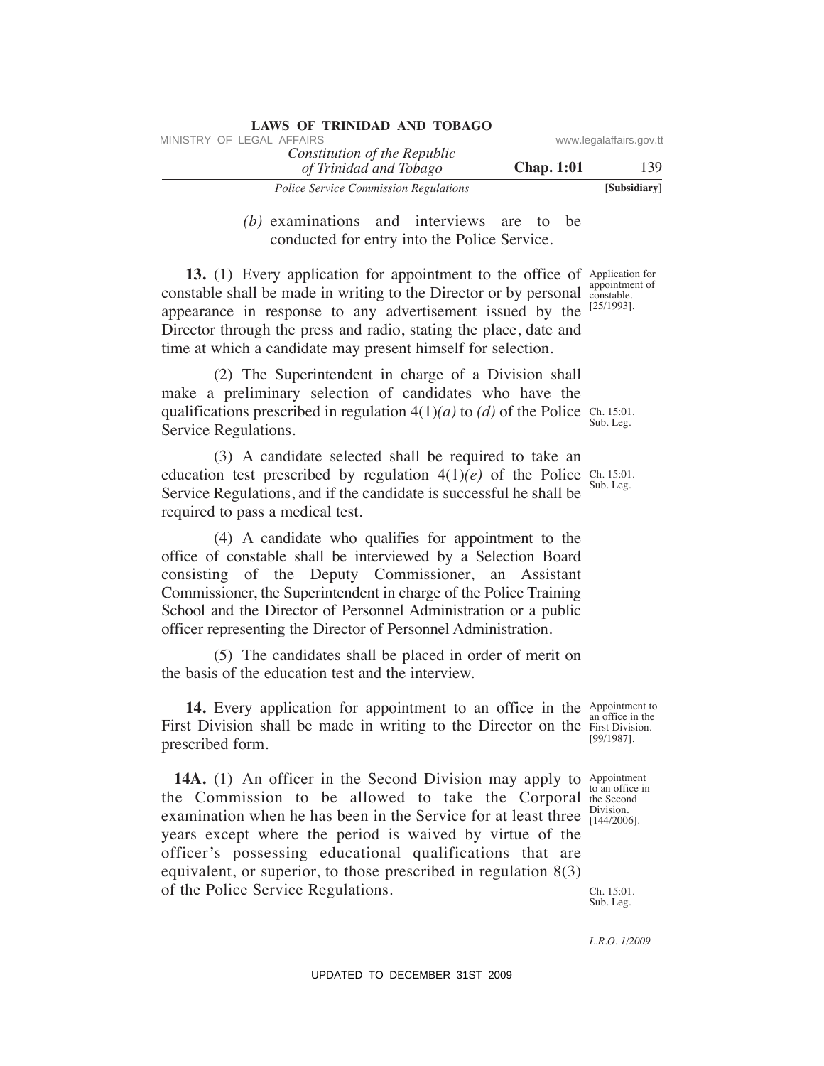*(b)* examinations and interviews are to be conducted for entry into the Police Service.

Application for appointment of constable. [25/1993].

**13.** (1) Every application for appointment to the office of constable shall be made in writing to the Director or by personal appearance in response to any advertisement issued by the Director through the press and radio, stating the place, date and time at which a candidate may present himself for selection.

(2) The Superintendent in charge of a Division shall make a preliminary selection of candidates who have the qualifications prescribed in regulation 4(1)*(a)* to *(d)* of the Police Service Regulations.

Ch. 15:01. Sub. Leg.

(3) A candidate selected shall be required to take an education test prescribed by regulation 4(1)*(e)* of the Police Service Regulations, and if the candidate is successful he shall be required to pass a medical test.

Ch. 15:01. Sub. Leg.

(4) A candidate who qualifies for appointment to the office of constable shall be interviewed by a Selection Board consisting of the Deputy Commissioner, an Assistant Commissioner, the Superintendent in charge of the Police Training School and the Director of Personnel Administration or a public officer representing the Director of Personnel Administration.

(5) The candidates shall be placed in order of merit on the basis of the education test and the interview.

Appointment to an office in the First Division. [99/1987].

**14.** Every application for appointment to an office in the First Division shall be made in writing to the Director on the prescribed form.

Appointment to an office in the Second Division. [144/2006].

**14A.** (1) An officer in the Second Division may apply to the Commission to be allowed to take the Corporal examination when he has been in the Service for at least three years except where the period is waived by virtue of the officer's possessing educational qualifications that are equivalent, or superior, to those prescribed in regulation 8(3) of the Police Service Regulations.

Ch. 15:01. Sub. Leg.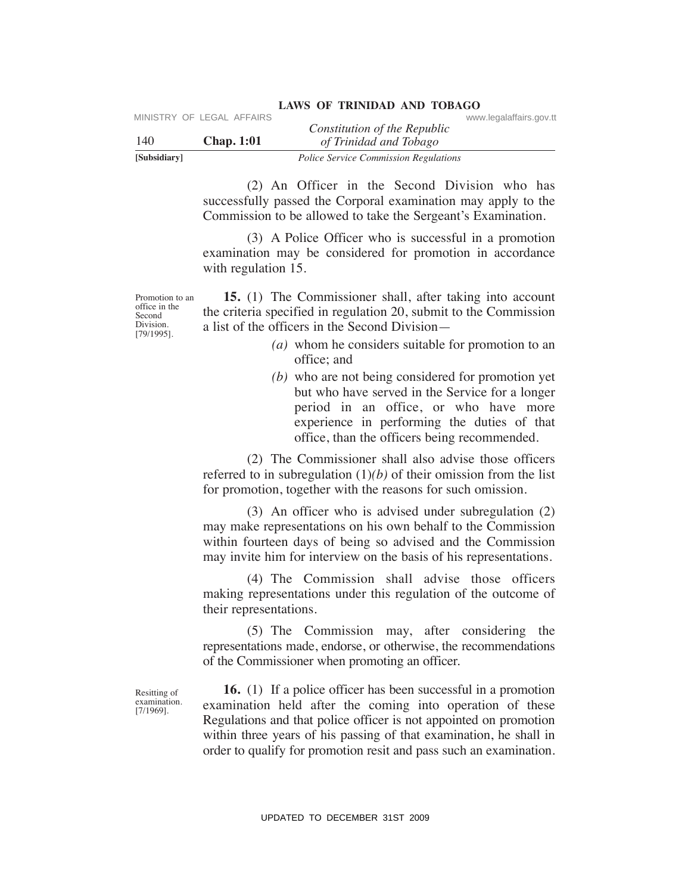(2) An Officer in the Second Division who has successfully passed the Corporal examination may apply to the Commission to be allowed to take the Sergeant's Examination.

(3) A Police Officer who is successful in a promotion examination may be considered for promotion in accordance with regulation 15.

Promotion to an office in the Second Division. [79/1995].

**15.** (1) The Commissioner shall, after taking into account the criteria specified in regulation 20, submit to the Commission a list of the officers in the Second Division—

*(a)* whom he considers suitable for promotion to an office; and

*(b)* who are not being considered for promotion yet but who have served in the Service for a longer period in an office, or who have more experience in performing the duties of that office, than the officers being recommended.

(2) The Commissioner shall also advise those officers referred to in subregulation (1)*(b)* of their omission from the list for promotion, together with the reasons for such omission.

(3) An officer who is advised under subregulation (2) may make representations on his own behalf to the Commission within fourteen days of being so advised and the Commission may invite him for interview on the basis of his representations.

(4) The Commission shall advise those officers making representations under this regulation of the outcome of their representations.

(5) The Commission may, after considering the representations made, endorse, or otherwise, the recommendations of the Commissioner when promoting an officer.

Resitting of examination. [7/1969].

**16.** (1) If a police officer has been successful in a promotion examination held after the coming into operation of these Regulations and that police officer is not appointed on promotion within three years of his passing of that examination, he shall in order to qualify for promotion resit and pass such an examination.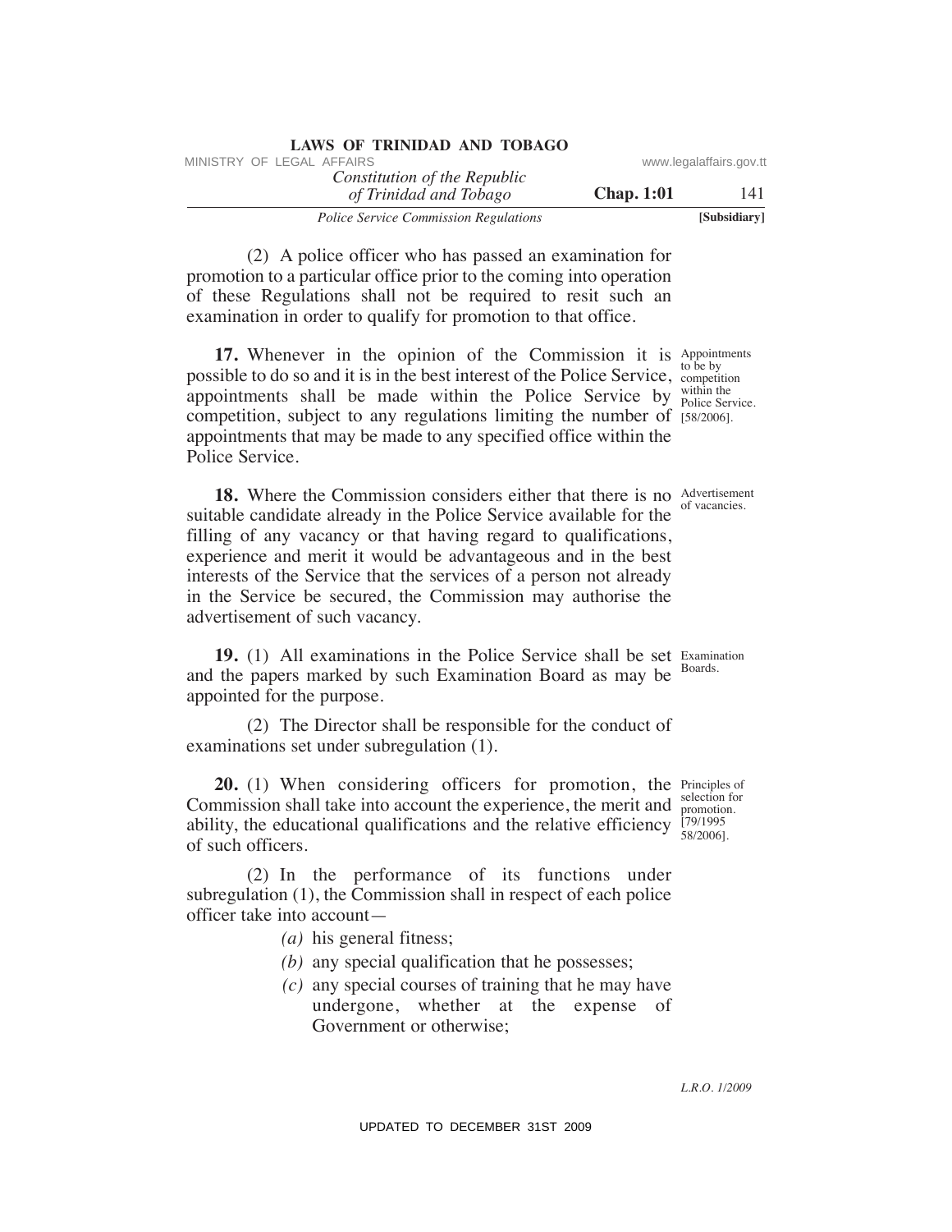(2) A police officer who has passed an examination for promotion to a particular office prior to the coming into operation of these Regulations shall not be required to resit such an examination in order to qualify for promotion to that office.

Appointments to be by competition within the Police Service. [58/2006].

**17.** Whenever in the opinion of the Commission it is possible to do so and it is in the best interest of the Police Service, appointments shall be made within the Police Service by competition, subject to any regulations limiting the number of appointments that may be made to any specified office within the Police Service.

Advertisement of vacancies.

**18.** Where the Commission considers either that there is no suitable candidate already in the Police Service available for the filling of any vacancy or that having regard to qualifications, experience and merit it would be advantageous and in the best interests of the Service that the services of a person not already in the Service be secured, the Commission may authorise the advertisement of such vacancy.

Examination Boards.

**19.** (1) All examinations in the Police Service shall be set and the papers marked by such Examination Board as may be appointed for the purpose.

(2) The Director shall be responsible for the conduct of examinations set under subregulation (1).

Principles of selection for promotion. [79/1995 58/2006].

**20.** (1) When considering officers for promotion, the Commission shall take into account the experience, the merit and ability, the educational qualifications and the relative efficiency of such officers.

(2) In the performance of its functions under subregulation (1), the Commission shall in respect of each police officer take into account—

*(a)* his general fitness;

*(b)* any special qualification that he possesses;

*(c)* any special courses of training that he may have undergone, whether at the expense of Government or otherwise;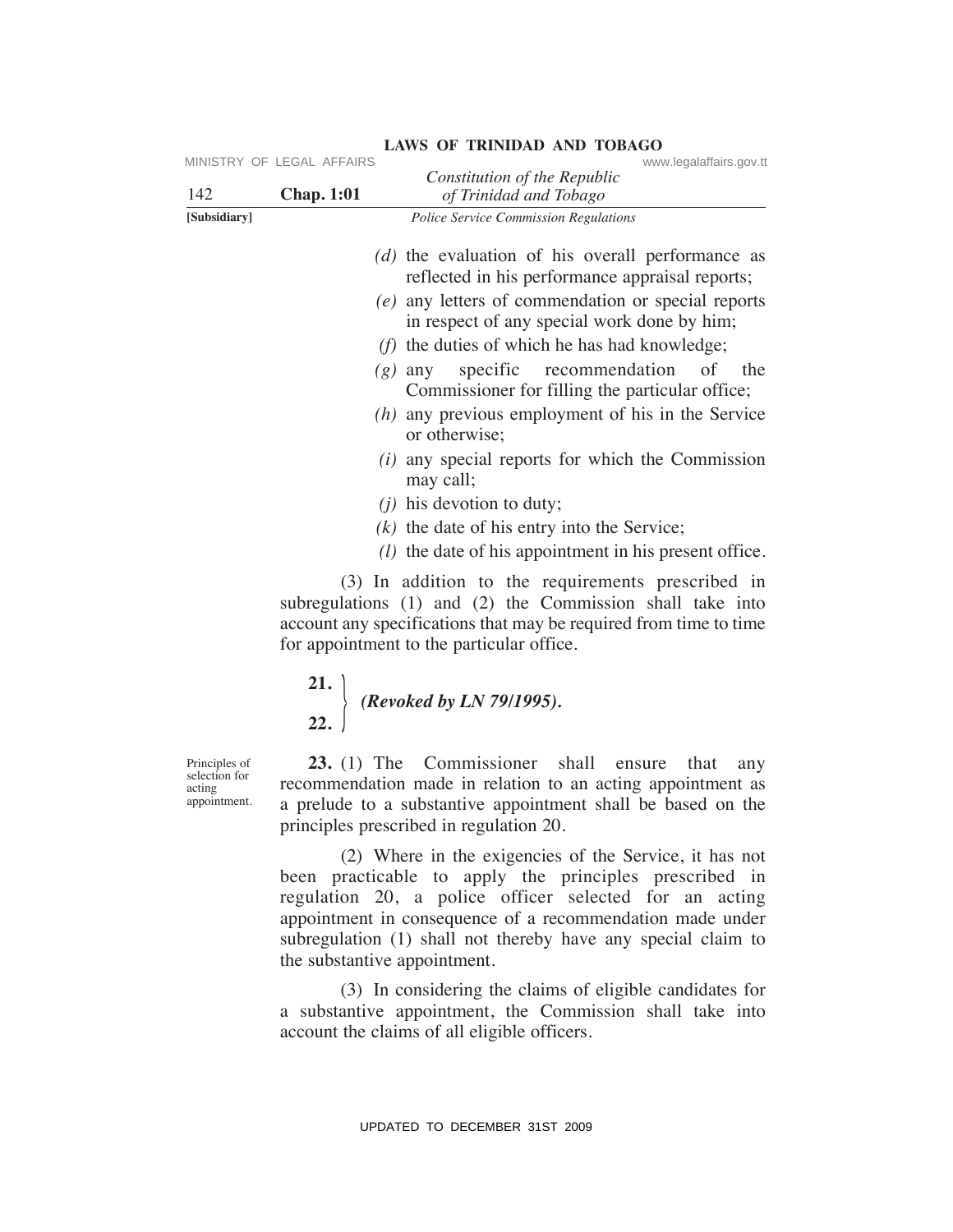*(d)* the evaluation of his overall performance as reflected in his performance appraisal reports;

*(e)* any letters of commendation or special reports in respect of any special work done by him;

*(f)* the duties of which he has had knowledge;

*(g)* any specific recommendation of the Commissioner for filling the particular office;

*(h)* any previous employment of his in the Service or otherwise;

*(i)* any special reports for which the Commission may call;

*(j)* his devotion to duty;

*(k)* the date of his entry into the Service;

*(l)* the date of his appointment in his present office.

(3) In addition to the requirements prescribed in subregulations (1) and (2) the Commission shall take into account any specifications that may be required from time to time for appointment to the particular office.

**21.**
**22.** } ***(Revoked by LN 79/1995).***

Principles of selection for acting appointment.

**23.** (1) The Commissioner shall ensure that any recommendation made in relation to an acting appointment as a prelude to a substantive appointment shall be based on the principles prescribed in regulation 20.

(2) Where in the exigencies of the Service, it has not been practicable to apply the principles prescribed in regulation 20, a police officer selected for an acting appointment in consequence of a recommendation made under subregulation (1) shall not thereby have any special claim to the substantive appointment.

(3) In considering the claims of eligible candidates for a substantive appointment, the Commission shall take into account the claims of all eligible officers.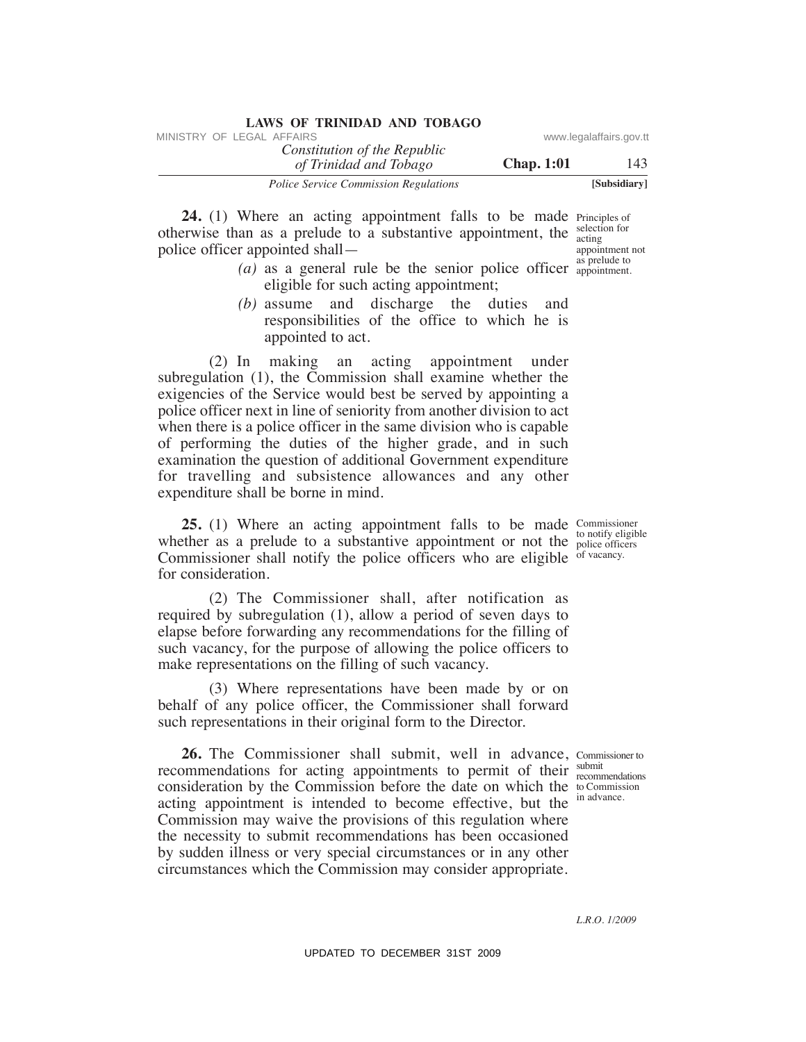**24.** (1) Where an acting appointment falls to be made otherwise than as a prelude to a substantive appointment, the police officer appointed shall—

Principles of selection for acting appointment not as prelude to appointment.

*(a)* as a general rule be the senior police officer eligible for such acting appointment;

*(b)* assume and discharge the duties and responsibilities of the office to which he is appointed to act.

(2) In making an acting appointment under subregulation (1), the Commission shall examine whether the exigencies of the Service would best be served by appointing a police officer next in line of seniority from another division to act when there is a police officer in the same division who is capable of performing the duties of the higher grade, and in such examination the question of additional Government expenditure for travelling and subsistence allowances and any other expenditure shall be borne in mind.

**25.** (1) Where an acting appointment falls to be made whether as a prelude to a substantive appointment or not the Commissioner shall notify the police officers who are eligible for consideration.

Commissioner to notify eligible police officers of vacancy.

(2) The Commissioner shall, after notification as required by subregulation (1), allow a period of seven days to elapse before forwarding any recommendations for the filling of such vacancy, for the purpose of allowing the police officers to make representations on the filling of such vacancy.

(3) Where representations have been made by or on behalf of any police officer, the Commissioner shall forward such representations in their original form to the Director.

**26.** The Commissioner shall submit, well in advance, recommendations for acting appointments to permit of their consideration by the Commission before the date on which the acting appointment is intended to become effective, but the Commission may waive the provisions of this regulation where the necessity to submit recommendations has been occasioned by sudden illness or very special circumstances or in any other circumstances which the Commission may consider appropriate.

Commissioner to submit recommendations to Commission in advance.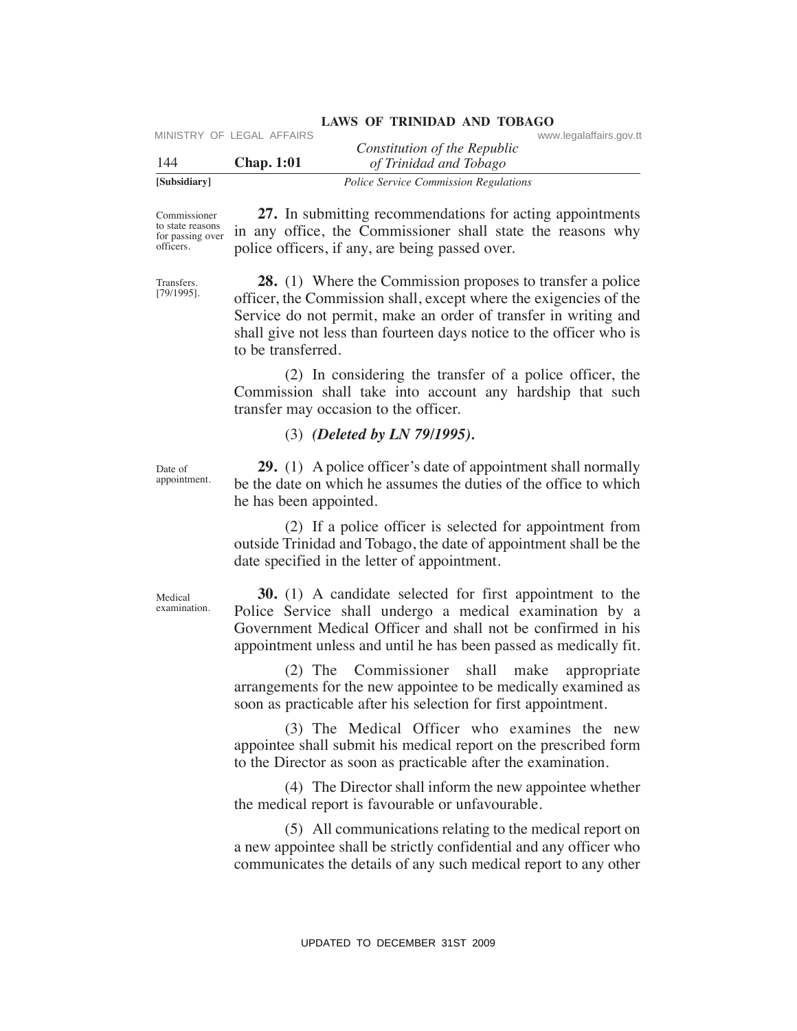**27.** In submitting recommendations for acting appointments in any office, the Commissioner shall state the reasons why police officers, if any, are being passed over.

Commissioner to state reasons for passing over officers.

**28.** (1) Where the Commission proposes to transfer a police officer, the Commission shall, except where the exigencies of the Service do not permit, make an order of transfer in writing and shall give not less than fourteen days notice to the officer who is to be transferred.

Transfers. [79/1995].

(2) In considering the transfer of a police officer, the Commission shall take into account any hardship that such transfer may occasion to the officer.

(3) ***(Deleted by LN 79/1995).***

**29.** (1) A police officer's date of appointment shall normally be the date on which he assumes the duties of the office to which he has been appointed.

Date of appointment.

(2) If a police officer is selected for appointment from outside Trinidad and Tobago, the date of appointment shall be the date specified in the letter of appointment.

**30.** (1) A candidate selected for first appointment to the Police Service shall undergo a medical examination by a Government Medical Officer and shall not be confirmed in his appointment unless and until he has been passed as medically fit.

Medical examination.

(2) The Commissioner shall make appropriate arrangements for the new appointee to be medically examined as soon as practicable after his selection for first appointment.

(3) The Medical Officer who examines the new appointee shall submit his medical report on the prescribed form to the Director as soon as practicable after the examination.

(4) The Director shall inform the new appointee whether the medical report is favourable or unfavourable.

(5) All communications relating to the medical report on a new appointee shall be strictly confidential and any officer who communicates the details of any such medical report to any other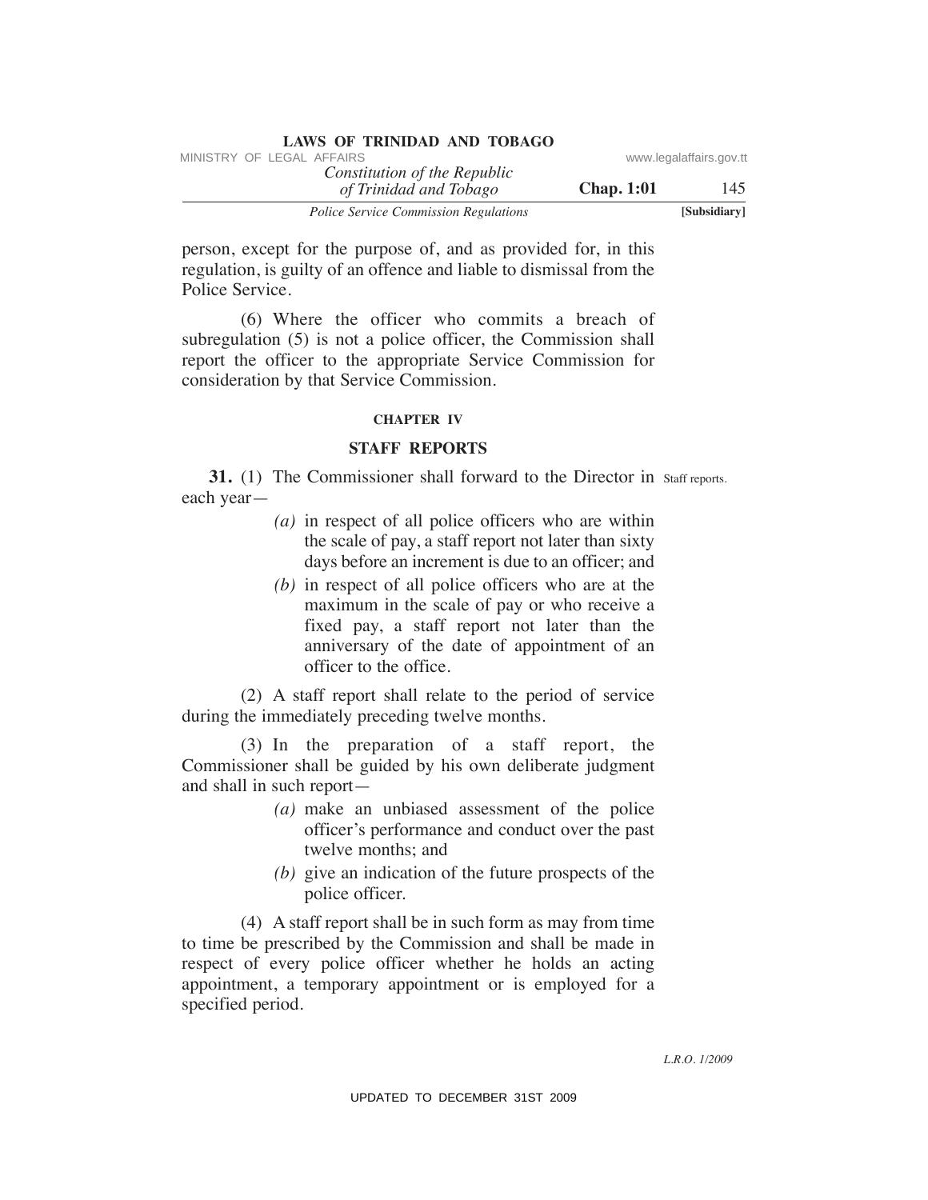person, except for the purpose of, and as provided for, in this regulation, is guilty of an offence and liable to dismissal from the Police Service.

(6) Where the officer who commits a breach of subregulation (5) is not a police officer, the Commission shall report the officer to the appropriate Service Commission for consideration by that Service Commission.

## CHAPTER IV

## STAFF REPORTS

Staff reports.

**31.** (1) The Commissioner shall forward to the Director in each year—

*(a)* in respect of all police officers who are within the scale of pay, a staff report not later than sixty days before an increment is due to an officer; and

*(b)* in respect of all police officers who are at the maximum in the scale of pay or who receive a fixed pay, a staff report not later than the anniversary of the date of appointment of an officer to the office.

(2) A staff report shall relate to the period of service during the immediately preceding twelve months.

(3) In the preparation of a staff report, the Commissioner shall be guided by his own deliberate judgment and shall in such report—

*(a)* make an unbiased assessment of the police officer's performance and conduct over the past twelve months; and

*(b)* give an indication of the future prospects of the police officer.

(4) A staff report shall be in such form as may from time to time be prescribed by the Commission and shall be made in respect of every police officer whether he holds an acting appointment, a temporary appointment or is employed for a specified period.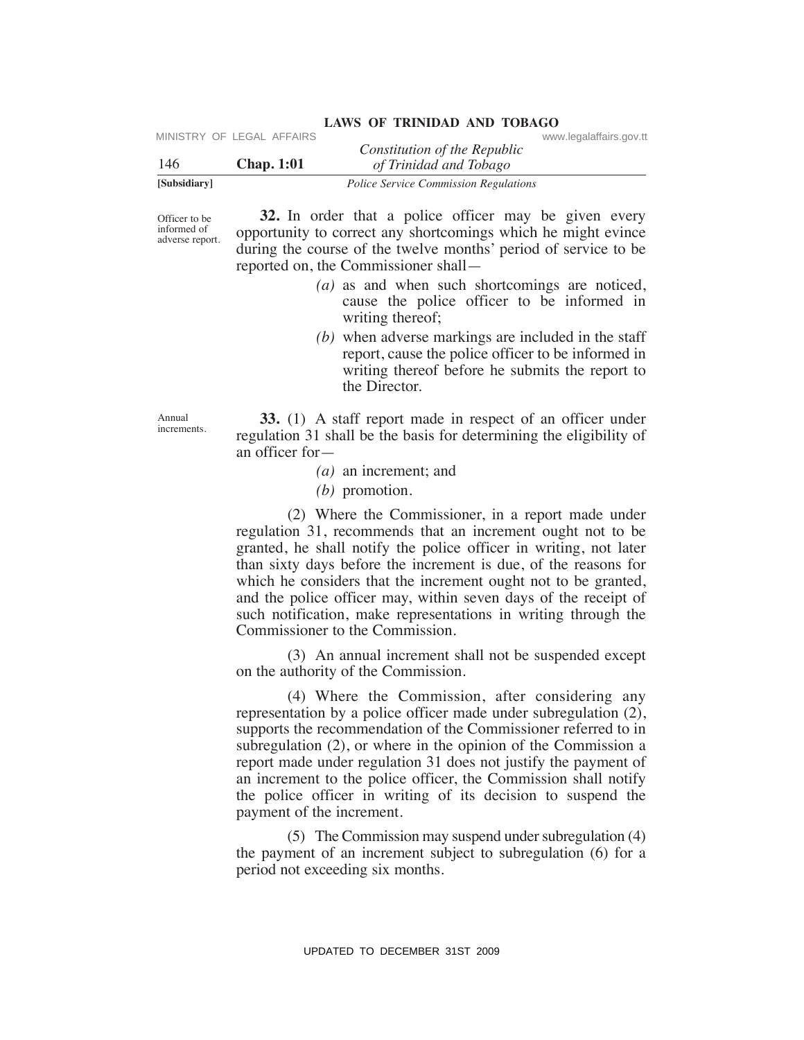Officer to be informed of adverse report.

**32.** In order that a police officer may be given every opportunity to correct any shortcomings which he might evince during the course of the twelve months' period of service to be reported on, the Commissioner shall—

*(a)* as and when such shortcomings are noticed, cause the police officer to be informed in writing thereof;

*(b)* when adverse markings are included in the staff report, cause the police officer to be informed in writing thereof before he submits the report to the Director.

Annual increments.

**33.** (1) A staff report made in respect of an officer under regulation 31 shall be the basis for determining the eligibility of an officer for—

*(a)* an increment; and

*(b)* promotion.

(2) Where the Commissioner, in a report made under regulation 31, recommends that an increment ought not to be granted, he shall notify the police officer in writing, not later than sixty days before the increment is due, of the reasons for which he considers that the increment ought not to be granted, and the police officer may, within seven days of the receipt of such notification, make representations in writing through the Commissioner to the Commission.

(3) An annual increment shall not be suspended except on the authority of the Commission.

(4) Where the Commission, after considering any representation by a police officer made under subregulation (2), supports the recommendation of the Commissioner referred to in subregulation (2), or where in the opinion of the Commission a report made under regulation 31 does not justify the payment of an increment to the police officer, the Commission shall notify the police officer in writing of its decision to suspend the payment of the increment.

(5) The Commission may suspend under subregulation (4) the payment of an increment subject to subregulation (6) for a period not exceeding six months.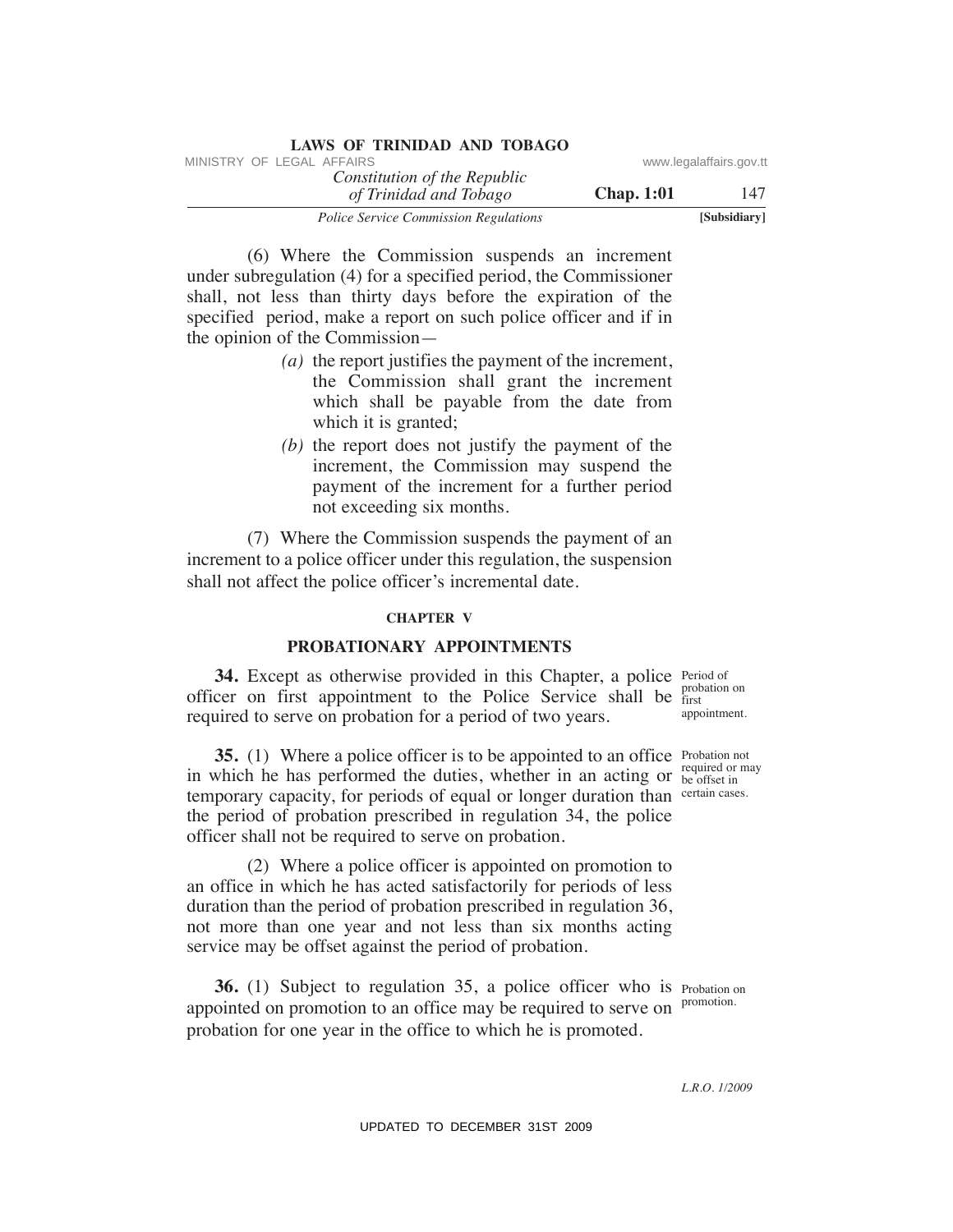(6) Where the Commission suspends an increment under subregulation (4) for a specified period, the Commissioner shall, not less than thirty days before the expiration of the specified period, make a report on such police officer and if in the opinion of the Commission—

*(a)* the report justifies the payment of the increment, the Commission shall grant the increment which shall be payable from the date from which it is granted;

*(b)* the report does not justify the payment of the increment, the Commission may suspend the payment of the increment for a further period not exceeding six months.

(7) Where the Commission suspends the payment of an increment to a police officer under this regulation, the suspension shall not affect the police officer's incremental date.

## CHAPTER V

## PROBATIONARY APPOINTMENTS

*Period of probation on first appointment.*

**34.** Except as otherwise provided in this Chapter, a police officer on first appointment to the Police Service shall be required to serve on probation for a period of two years.

*Probation not required or may be offset in certain cases.*

**35.** (1) Where a police officer is to be appointed to an office in which he has performed the duties, whether in an acting or temporary capacity, for periods of equal or longer duration than the period of probation prescribed in regulation 34, the police officer shall not be required to serve on probation.

(2) Where a police officer is appointed on promotion to an office in which he has acted satisfactorily for periods of less duration than the period of probation prescribed in regulation 36, not more than one year and not less than six months acting service may be offset against the period of probation.

*Probation on promotion.*

**36.** (1) Subject to regulation 35, a police officer who is appointed on promotion to an office may be required to serve on probation for one year in the office to which he is promoted.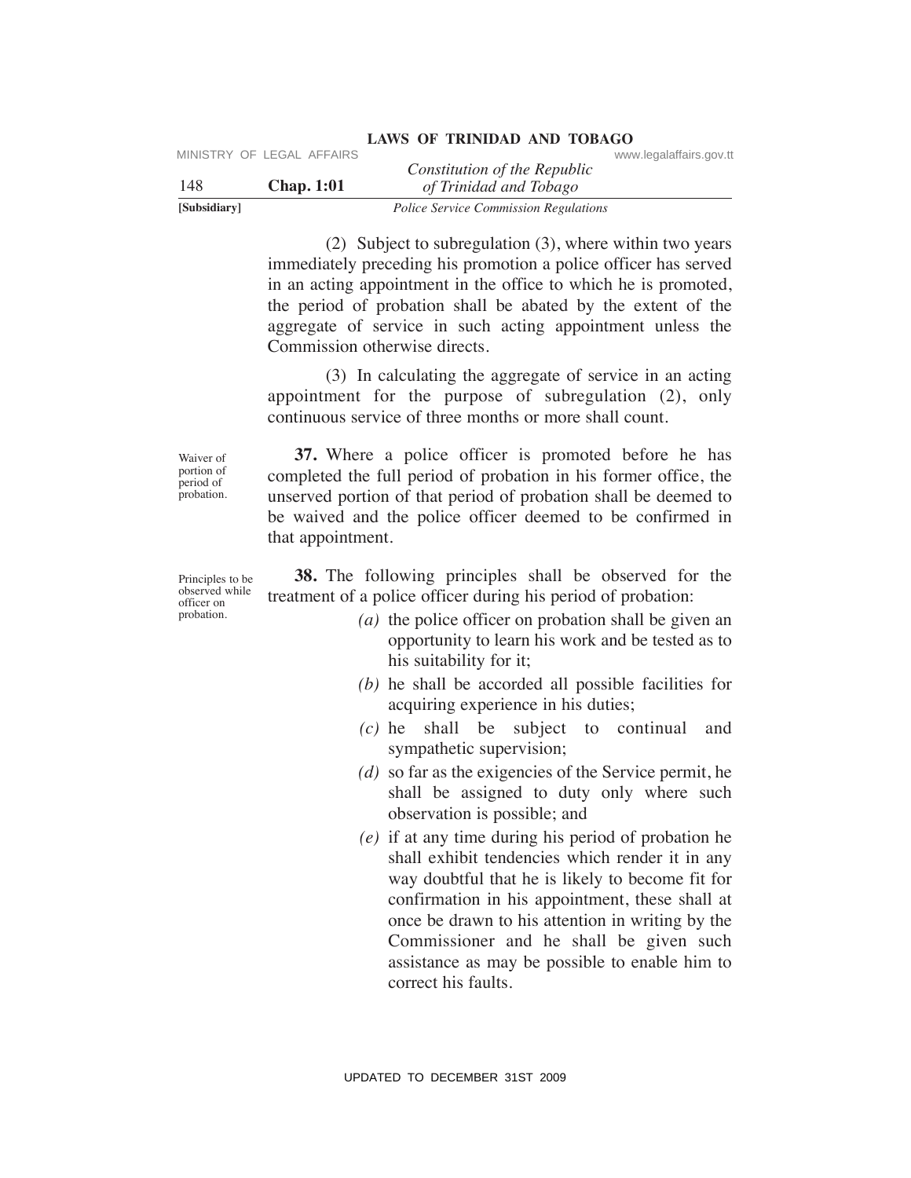(2) Subject to subregulation (3), where within two years immediately preceding his promotion a police officer has served in an acting appointment in the office to which he is promoted, the period of probation shall be abated by the extent of the aggregate of service in such acting appointment unless the Commission otherwise directs.

(3) In calculating the aggregate of service in an acting appointment for the purpose of subregulation (2), only continuous service of three months or more shall count.

Waiver of portion of period of probation.

**37.** Where a police officer is promoted before he has completed the full period of probation in his former office, the unserved portion of that period of probation shall be deemed to be waived and the police officer deemed to be confirmed in that appointment.

Principles to be observed while officer on probation.

**38.** The following principles shall be observed for the treatment of a police officer during his period of probation:

*(a)* the police officer on probation shall be given an opportunity to learn his work and be tested as to his suitability for it;

*(b)* he shall be accorded all possible facilities for acquiring experience in his duties;

*(c)* he shall be subject to continual and sympathetic supervision;

*(d)* so far as the exigencies of the Service permit, he shall be assigned to duty only where such observation is possible; and

*(e)* if at any time during his period of probation he shall exhibit tendencies which render it in any way doubtful that he is likely to become fit for confirmation in his appointment, these shall at once be drawn to his attention in writing by the Commissioner and he shall be given such assistance as may be possible to enable him to correct his faults.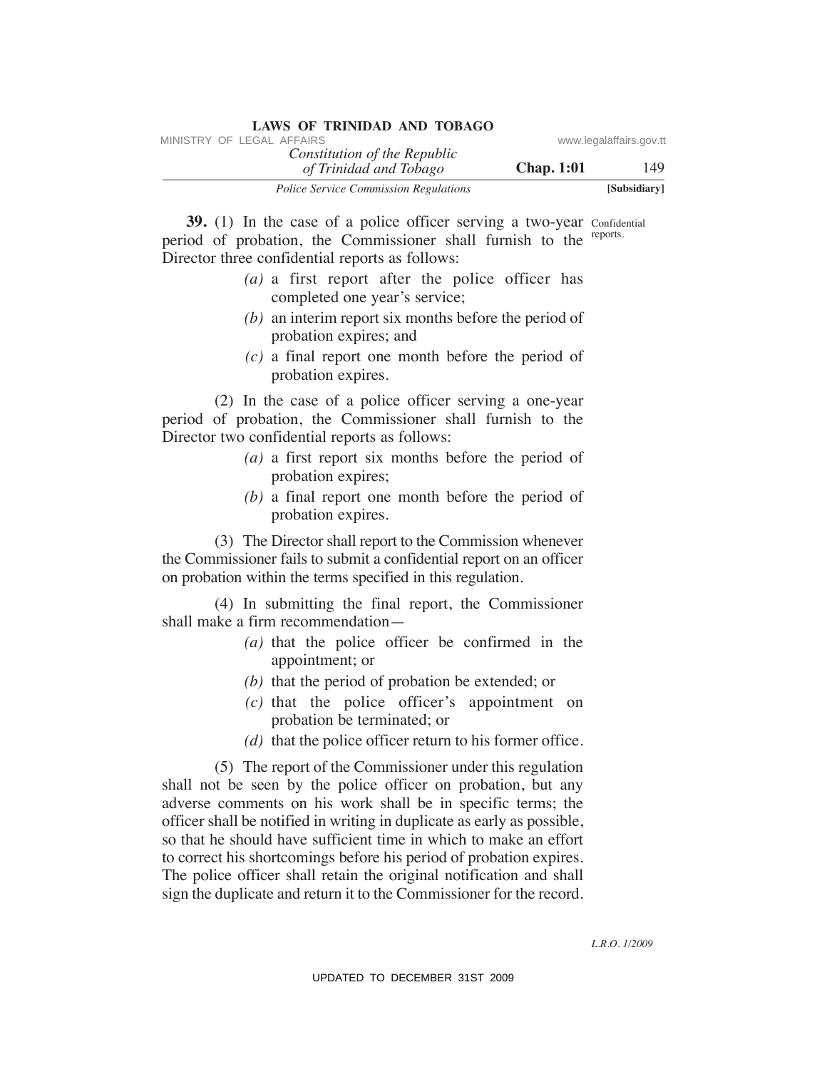**39.** (1) In the case of a police officer serving a two-year period of probation, the Commissioner shall furnish to the Director three confidential reports as follows:

Confidential reports.

*(a)* a first report after the police officer has completed one year's service;

*(b)* an interim report six months before the period of probation expires; and

*(c)* a final report one month before the period of probation expires.

(2) In the case of a police officer serving a one-year period of probation, the Commissioner shall furnish to the Director two confidential reports as follows:

*(a)* a first report six months before the period of probation expires;

*(b)* a final report one month before the period of probation expires.

(3) The Director shall report to the Commission whenever the Commissioner fails to submit a confidential report on an officer on probation within the terms specified in this regulation.

(4) In submitting the final report, the Commissioner shall make a firm recommendation—

*(a)* that the police officer be confirmed in the appointment; or

*(b)* that the period of probation be extended; or

*(c)* that the police officer's appointment on probation be terminated; or

*(d)* that the police officer return to his former office.

(5) The report of the Commissioner under this regulation shall not be seen by the police officer on probation, but any adverse comments on his work shall be in specific terms; the officer shall be notified in writing in duplicate as early as possible, so that he should have sufficient time in which to make an effort to correct his shortcomings before his period of probation expires. The police officer shall retain the original notification and shall sign the duplicate and return it to the Commissioner for the record.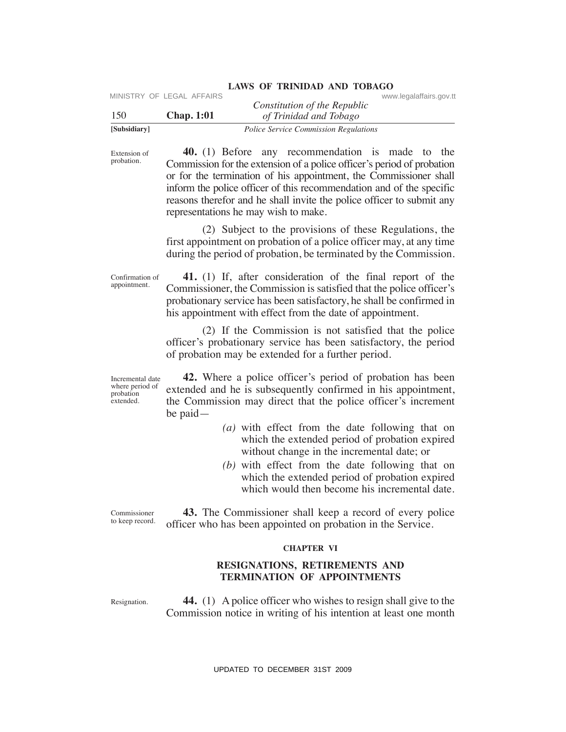**40.** (1) Before any recommendation is made to the Commission for the extension of a police officer's period of probation or for the termination of his appointment, the Commissioner shall inform the police officer of this recommendation and of the specific reasons therefor and he shall invite the police officer to submit any representations he may wish to make.

Extension of probation.

(2) Subject to the provisions of these Regulations, the first appointment on probation of a police officer may, at any time during the period of probation, be terminated by the Commission.

**41.** (1) If, after consideration of the final report of the Commissioner, the Commission is satisfied that the police officer's probationary service has been satisfactory, he shall be confirmed in his appointment with effect from the date of appointment.

Confirmation of appointment.

(2) If the Commission is not satisfied that the police officer's probationary service has been satisfactory, the period of probation may be extended for a further period.

**42.** Where a police officer's period of probation has been extended and he is subsequently confirmed in his appointment, the Commission may direct that the police officer's increment be paid—

Incremental date where period of probation extended.

*(a)* with effect from the date following that on which the extended period of probation expired without change in the incremental date; or

*(b)* with effect from the date following that on which the extended period of probation expired which would then become his incremental date.

**43.** The Commissioner shall keep a record of every police officer who has been appointed on probation in the Service.

Commissioner to keep record.

## CHAPTER VI

## RESIGNATIONS, RETIREMENTS AND TERMINATION OF APPOINTMENTS

**44.** (1) A police officer who wishes to resign shall give to the Commission notice in writing of his intention at least one month

Resignation.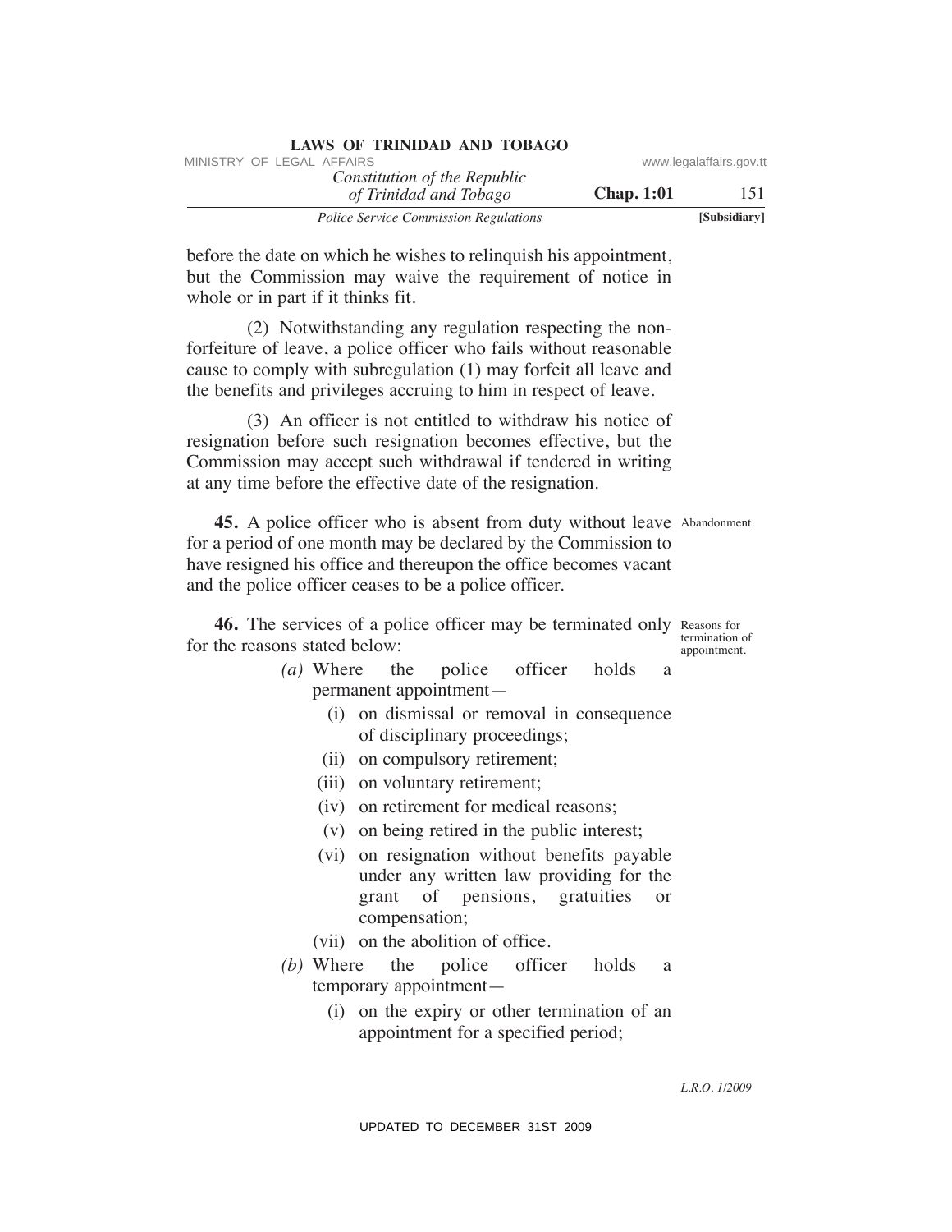before the date on which he wishes to relinquish his appointment, but the Commission may waive the requirement of notice in whole or in part if it thinks fit.

(2) Notwithstanding any regulation respecting the non-forfeiture of leave, a police officer who fails without reasonable cause to comply with subregulation (1) may forfeit all leave and the benefits and privileges accruing to him in respect of leave.

(3) An officer is not entitled to withdraw his notice of resignation before such resignation becomes effective, but the Commission may accept such withdrawal if tendered in writing at any time before the effective date of the resignation.

Abandonment.

**45.** A police officer who is absent from duty without leave for a period of one month may be declared by the Commission to have resigned his office and thereupon the office becomes vacant and the police officer ceases to be a police officer.

Reasons for termination of appointment.

**46.** The services of a police officer may be terminated only for the reasons stated below:

*(a)* Where the police officer holds a permanent appointment—

(i) on dismissal or removal in consequence of disciplinary proceedings;

(ii) on compulsory retirement;

(iii) on voluntary retirement;

(iv) on retirement for medical reasons;

(v) on being retired in the public interest;

(vi) on resignation without benefits payable under any written law providing for the grant of pensions, gratuities or compensation;

(vii) on the abolition of office.

*(b)* Where the police officer holds a temporary appointment—

(i) on the expiry or other termination of an appointment for a specified period;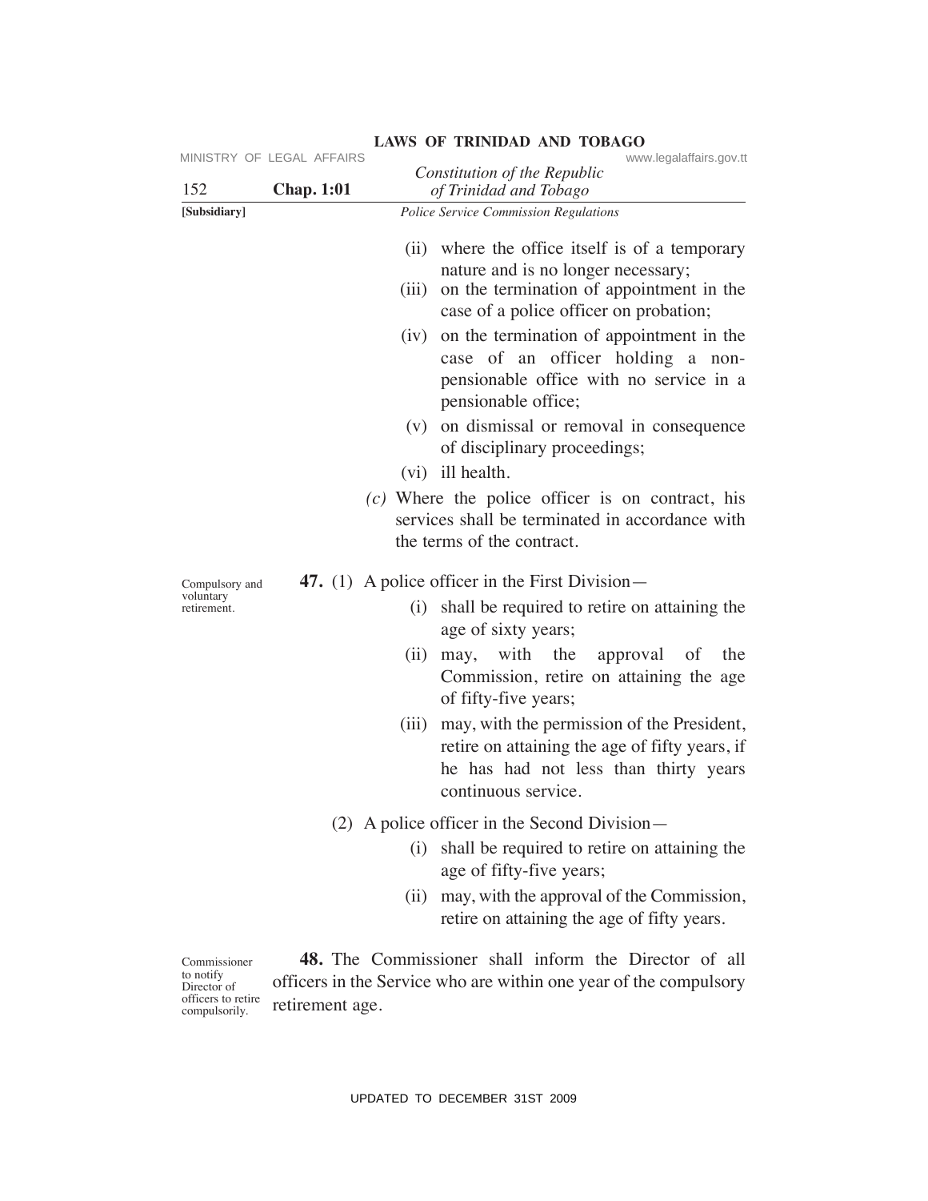(ii) where the office itself is of a temporary nature and is no longer necessary;

(iii) on the termination of appointment in the case of a police officer on probation;

(iv) on the termination of appointment in the case of an officer holding a non-pensionable office with no service in a pensionable office;

(v) on dismissal or removal in consequence of disciplinary proceedings;

(vi) ill health.

*(c)* Where the police officer is on contract, his services shall be terminated in accordance with the terms of the contract.

Compulsory and voluntary retirement.

**47.** (1) A police officer in the First Division—

(i) shall be required to retire on attaining the age of sixty years;

(ii) may, with the approval of the Commission, retire on attaining the age of fifty-five years;

(iii) may, with the permission of the President, retire on attaining the age of fifty years, if he has had not less than thirty years continuous service.

(2) A police officer in the Second Division—

(i) shall be required to retire on attaining the age of fifty-five years;

(ii) may, with the approval of the Commission, retire on attaining the age of fifty years.

Commissioner to notify Director of officers to retire compulsorily.

**48.** The Commissioner shall inform the Director of all officers in the Service who are within one year of the compulsory retirement age.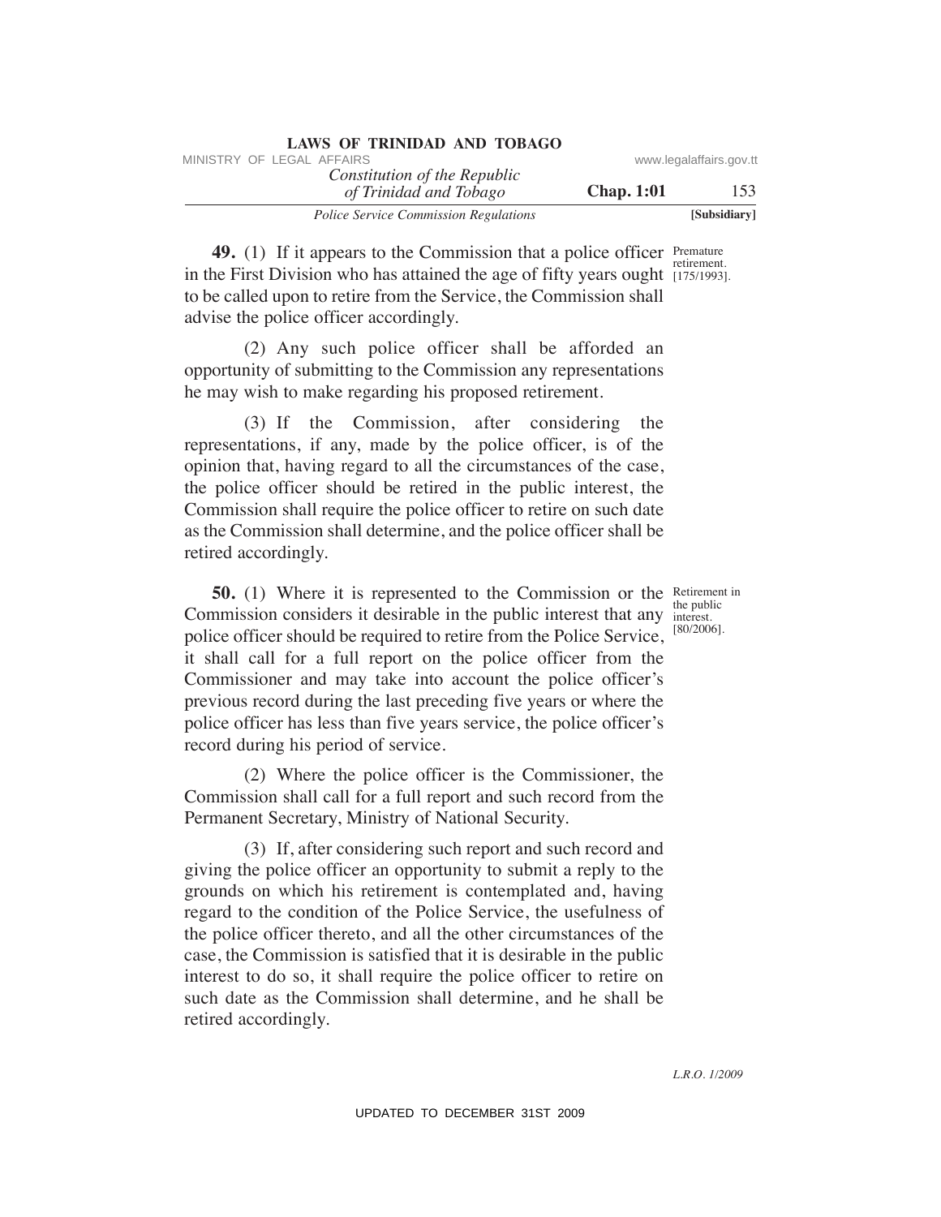**49.** (1) If it appears to the Commission that a police officer in the First Division who has attained the age of fifty years ought to be called upon to retire from the Service, the Commission shall advise the police officer accordingly.

Premature retirement. [175/1993].

(2) Any such police officer shall be afforded an opportunity of submitting to the Commission any representations he may wish to make regarding his proposed retirement.

(3) If the Commission, after considering the representations, if any, made by the police officer, is of the opinion that, having regard to all the circumstances of the case, the police officer should be retired in the public interest, the Commission shall require the police officer to retire on such date as the Commission shall determine, and the police officer shall be retired accordingly.

**50.** (1) Where it is represented to the Commission or the Commission considers it desirable in the public interest that any police officer should be required to retire from the Police Service, it shall call for a full report on the police officer from the Commissioner and may take into account the police officer's previous record during the last preceding five years or where the police officer has less than five years service, the police officer's record during his period of service.

Retirement in the public interest. [80/2006].

(2) Where the police officer is the Commissioner, the Commission shall call for a full report and such record from the Permanent Secretary, Ministry of National Security.

(3) If, after considering such report and such record and giving the police officer an opportunity to submit a reply to the grounds on which his retirement is contemplated and, having regard to the condition of the Police Service, the usefulness of the police officer thereto, and all the other circumstances of the case, the Commission is satisfied that it is desirable in the public interest to do so, it shall require the police officer to retire on such date as the Commission shall determine, and he shall be retired accordingly.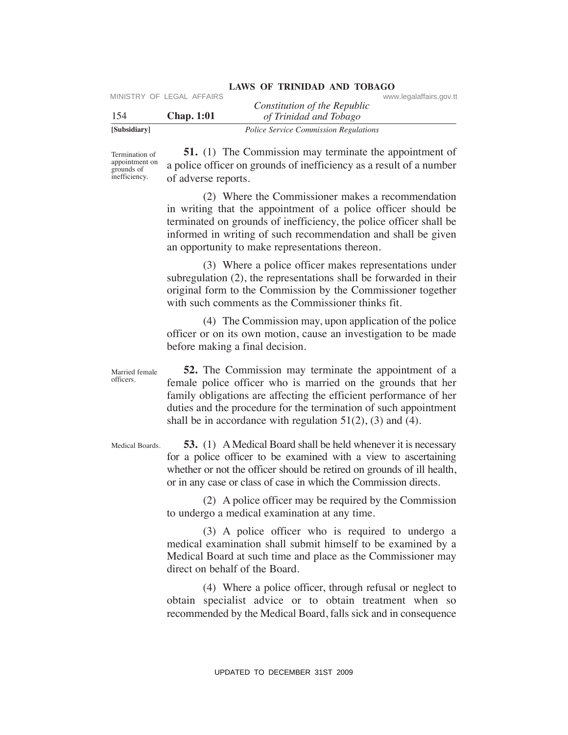**51.** (1) The Commission may terminate the appointment of a police officer on grounds of inefficiency as a result of a number of adverse reports.

Termination of appointment on grounds of inefficiency.

(2) Where the Commissioner makes a recommendation in writing that the appointment of a police officer should be terminated on grounds of inefficiency, the police officer shall be informed in writing of such recommendation and shall be given an opportunity to make representations thereon.

(3) Where a police officer makes representations under subregulation (2), the representations shall be forwarded in their original form to the Commission by the Commissioner together with such comments as the Commissioner thinks fit.

(4) The Commission may, upon application of the police officer or on its own motion, cause an investigation to be made before making a final decision.

Married female officers.

**52.** The Commission may terminate the appointment of a female police officer who is married on the grounds that her family obligations are affecting the efficient performance of her duties and the procedure for the termination of such appointment shall be in accordance with regulation 51(2), (3) and (4).

Medical Boards.

**53.** (1) A Medical Board shall be held whenever it is necessary for a police officer to be examined with a view to ascertaining whether or not the officer should be retired on grounds of ill health, or in any case or class of case in which the Commission directs.

(2) A police officer may be required by the Commission to undergo a medical examination at any time.

(3) A police officer who is required to undergo a medical examination shall submit himself to be examined by a Medical Board at such time and place as the Commissioner may direct on behalf of the Board.

(4) Where a police officer, through refusal or neglect to obtain specialist advice or to obtain treatment when so recommended by the Medical Board, falls sick and in consequence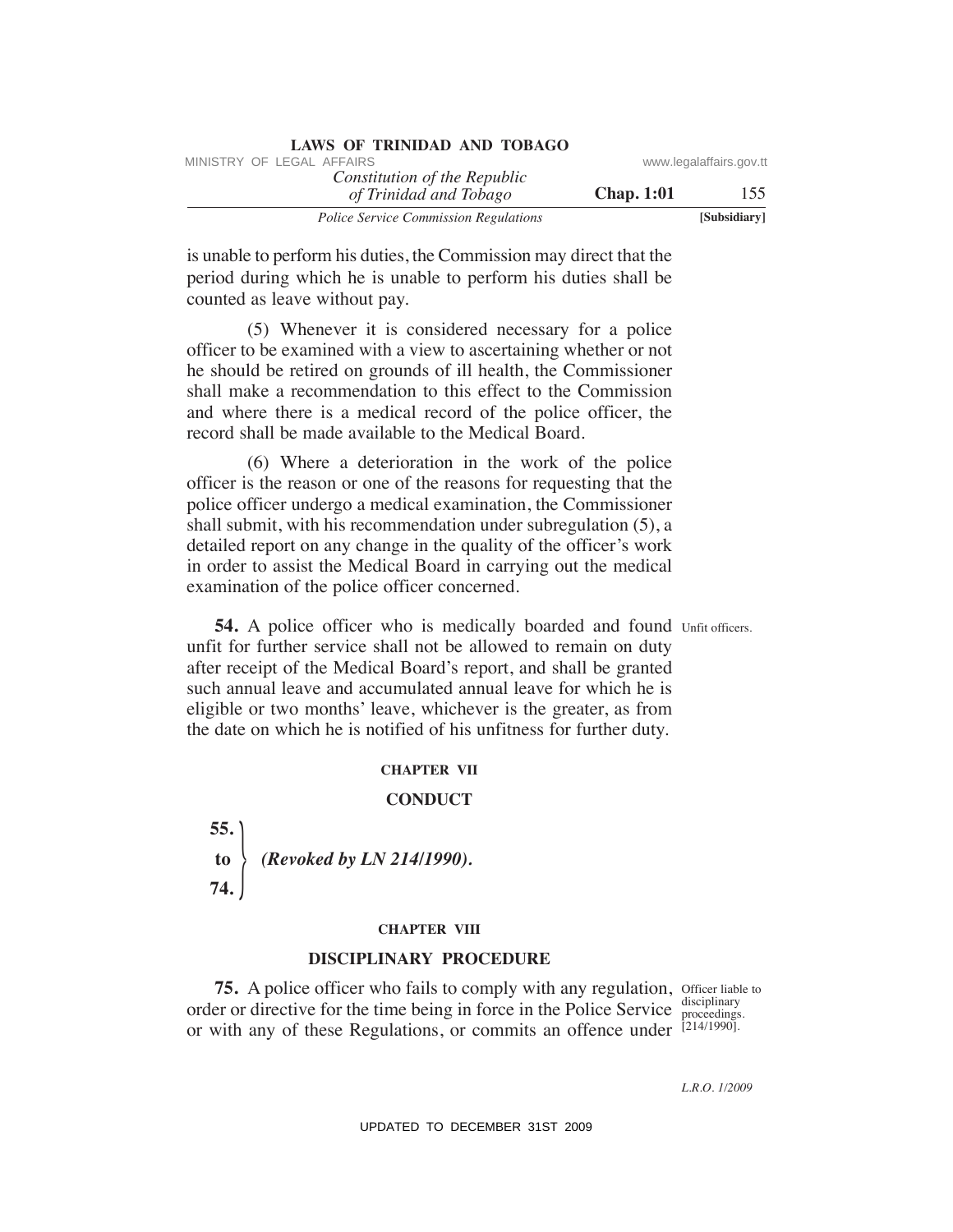is unable to perform his duties, the Commission may direct that the period during which he is unable to perform his duties shall be counted as leave without pay.

(5) Whenever it is considered necessary for a police officer to be examined with a view to ascertaining whether or not he should be retired on grounds of ill health, the Commissioner shall make a recommendation to this effect to the Commission and where there is a medical record of the police officer, the record shall be made available to the Medical Board.

(6) Where a deterioration in the work of the police officer is the reason or one of the reasons for requesting that the police officer undergo a medical examination, the Commissioner shall submit, with his recommendation under subregulation (5), a detailed report on any change in the quality of the officer's work in order to assist the Medical Board in carrying out the medical examination of the police officer concerned.

Unfit officers.

**54.** A police officer who is medically boarded and found unfit for further service shall not be allowed to remain on duty after receipt of the Medical Board's report, and shall be granted such annual leave and accumulated annual leave for which he is eligible or two months' leave, whichever is the greater, as from the date on which he is notified of his unfitness for further duty.

## CHAPTER VII

## CONDUCT

**55. to 74.** *(Revoked by LN 214/1990).*

## CHAPTER VIII

## DISCIPLINARY PROCEDURE

Officer liable to disciplinary proceedings. [214/1990].

**75.** A police officer who fails to comply with any regulation, order or directive for the time being in force in the Police Service or with any of these Regulations, or commits an offence under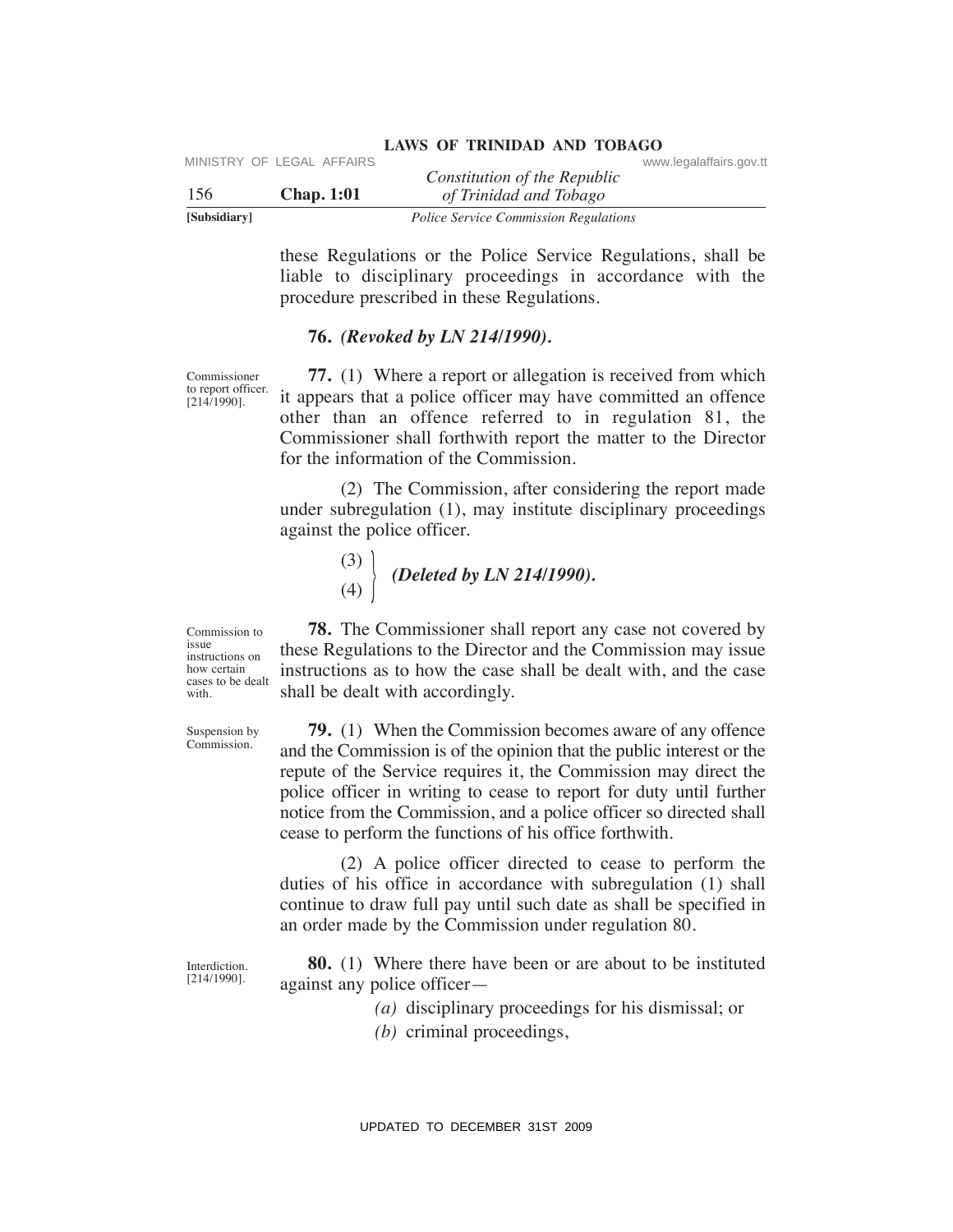these Regulations or the Police Service Regulations, shall be liable to disciplinary proceedings in accordance with the procedure prescribed in these Regulations.

**76.** ***(Revoked by LN 214/1990).***

Commissioner to report officer. [214/1990].

**77.** (1) Where a report or allegation is received from which it appears that a police officer may have committed an offence other than an offence referred to in regulation 81, the Commissioner shall forthwith report the matter to the Director for the information of the Commission.

(2) The Commission, after considering the report made under subregulation (1), may institute disciplinary proceedings against the police officer.

(3)
(4) ***(Deleted by LN 214/1990).***

Commission to issue instructions on how certain cases to be dealt with.

**78.** The Commissioner shall report any case not covered by these Regulations to the Director and the Commission may issue instructions as to how the case shall be dealt with, and the case shall be dealt with accordingly.

Suspension by Commission.

**79.** (1) When the Commission becomes aware of any offence and the Commission is of the opinion that the public interest or the repute of the Service requires it, the Commission may direct the police officer in writing to cease to report for duty until further notice from the Commission, and a police officer so directed shall cease to perform the functions of his office forthwith.

(2) A police officer directed to cease to perform the duties of his office in accordance with subregulation (1) shall continue to draw full pay until such date as shall be specified in an order made by the Commission under regulation 80.

Interdiction. [214/1990].

**80.** (1) Where there have been or are about to be instituted against any police officer—

*(a)* disciplinary proceedings for his dismissal; or

*(b)* criminal proceedings,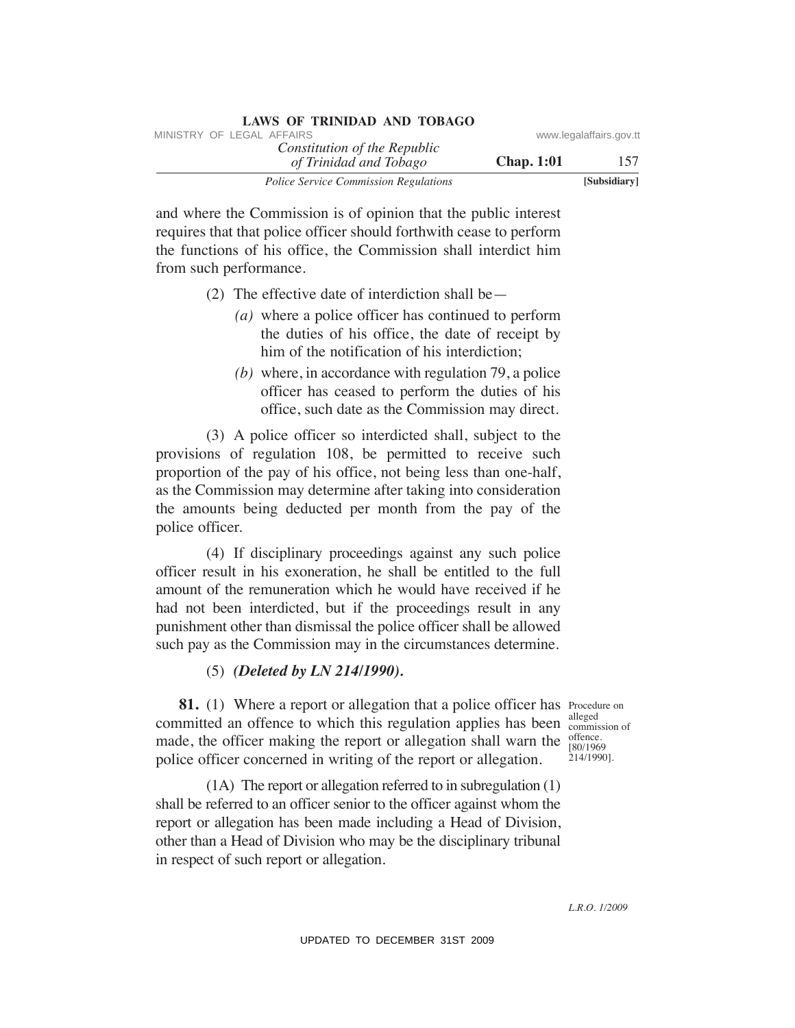and where the Commission is of opinion that the public interest requires that that police officer should forthwith cease to perform the functions of his office, the Commission shall interdict him from such performance.

(2) The effective date of interdiction shall be—

*(a)* where a police officer has continued to perform the duties of his office, the date of receipt by him of the notification of his interdiction;

*(b)* where, in accordance with regulation 79, a police officer has ceased to perform the duties of his office, such date as the Commission may direct.

(3) A police officer so interdicted shall, subject to the provisions of regulation 108, be permitted to receive such proportion of the pay of his office, not being less than one-half, as the Commission may determine after taking into consideration the amounts being deducted per month from the pay of the police officer.

(4) If disciplinary proceedings against any such police officer result in his exoneration, he shall be entitled to the full amount of the remuneration which he would have received if he had not been interdicted, but if the proceedings result in any punishment other than dismissal the police officer shall be allowed such pay as the Commission may in the circumstances determine.

(5) ***(Deleted by LN 214/1990).***

Procedure on alleged commission of offence. [80/1969 214/1990].

**81.** (1) Where a report or allegation that a police officer has committed an offence to which this regulation applies has been made, the officer making the report or allegation shall warn the police officer concerned in writing of the report or allegation.

(1A) The report or allegation referred to in subregulation (1) shall be referred to an officer senior to the officer against whom the report or allegation has been made including a Head of Division, other than a Head of Division who may be the disciplinary tribunal in respect of such report or allegation.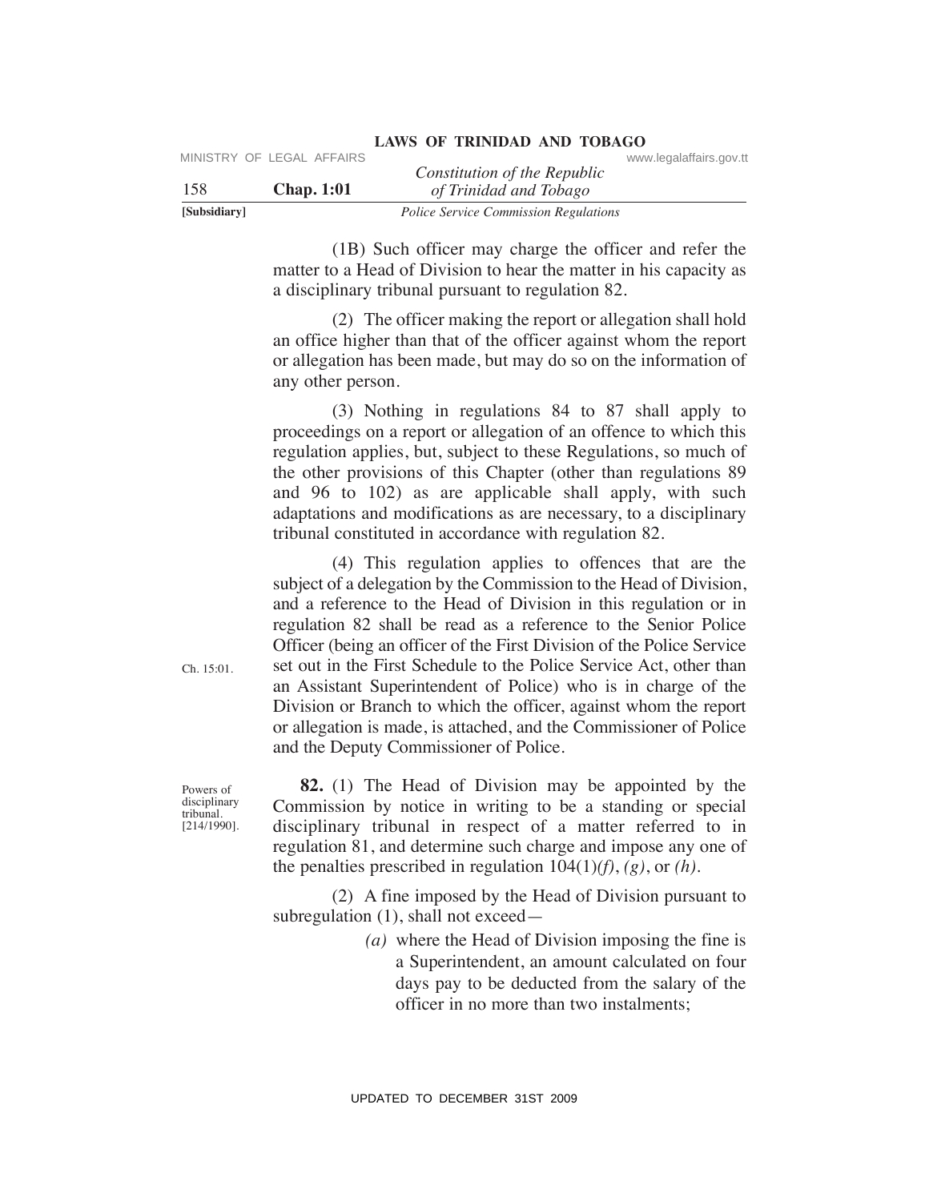(1B) Such officer may charge the officer and refer the matter to a Head of Division to hear the matter in his capacity as a disciplinary tribunal pursuant to regulation 82.

(2) The officer making the report or allegation shall hold an office higher than that of the officer against whom the report or allegation has been made, but may do so on the information of any other person.

(3) Nothing in regulations 84 to 87 shall apply to proceedings on a report or allegation of an offence to which this regulation applies, but, subject to these Regulations, so much of the other provisions of this Chapter (other than regulations 89 and 96 to 102) as are applicable shall apply, with such adaptations and modifications as are necessary, to a disciplinary tribunal constituted in accordance with regulation 82.

(4) This regulation applies to offences that are the subject of a delegation by the Commission to the Head of Division, and a reference to the Head of Division in this regulation or in regulation 82 shall be read as a reference to the Senior Police Officer (being an officer of the First Division of the Police Service set out in the First Schedule to the Police Service Act, other than an Assistant Superintendent of Police) who is in charge of the Division or Branch to which the officer, against whom the report or allegation is made, is attached, and the Commissioner of Police and the Deputy Commissioner of Police.

Ch. 15:01.

Powers of disciplinary tribunal. [214/1990].

**82.** (1) The Head of Division may be appointed by the Commission by notice in writing to be a standing or special disciplinary tribunal in respect of a matter referred to in regulation 81, and determine such charge and impose any one of the penalties prescribed in regulation 104(1)*(f)*, *(g)*, or *(h)*.

(2) A fine imposed by the Head of Division pursuant to subregulation (1), shall not exceed—

*(a)* where the Head of Division imposing the fine is a Superintendent, an amount calculated on four days pay to be deducted from the salary of the officer in no more than two instalments;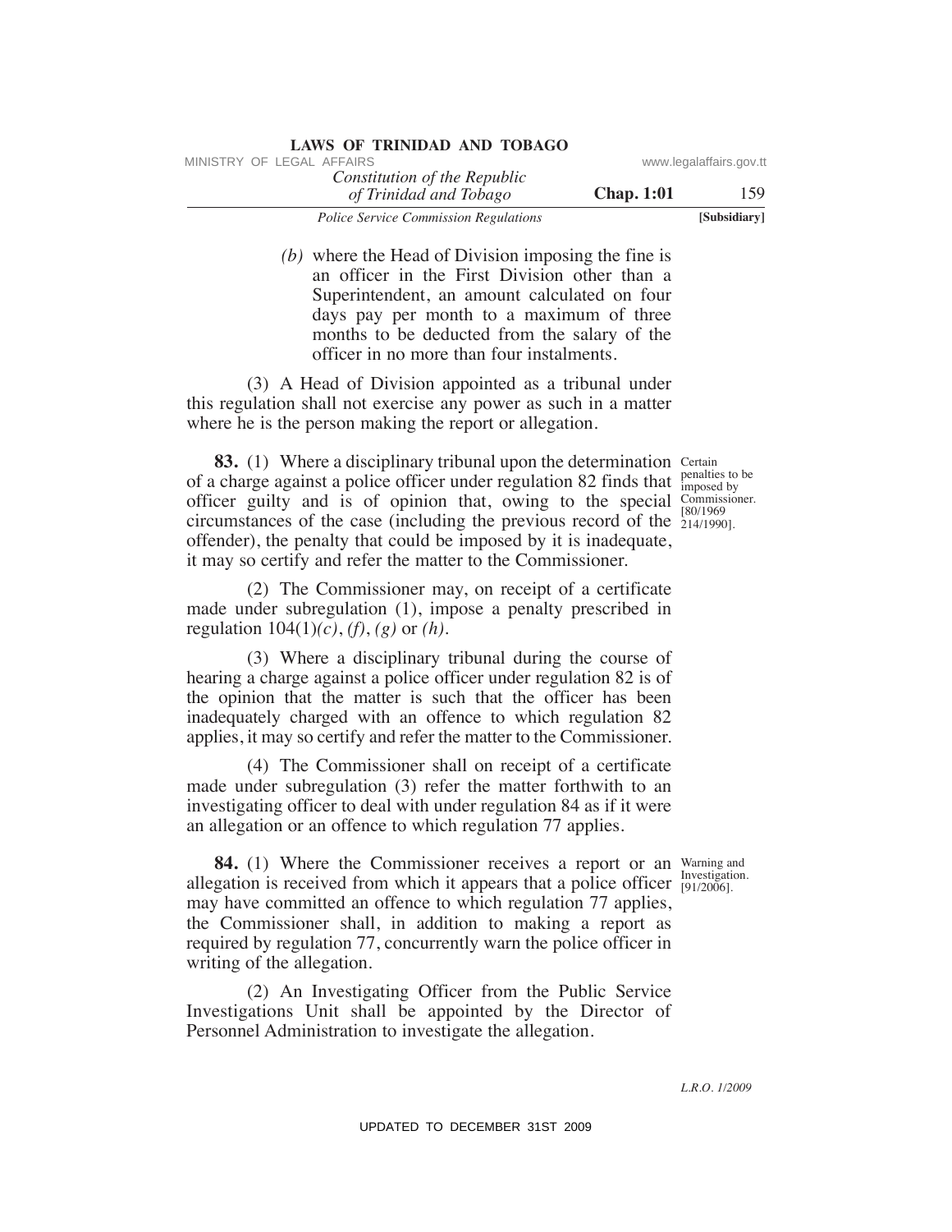*(b)* where the Head of Division imposing the fine is an officer in the First Division other than a Superintendent, an amount calculated on four days pay per month to a maximum of three months to be deducted from the salary of the officer in no more than four instalments.

(3) A Head of Division appointed as a tribunal under this regulation shall not exercise any power as such in a matter where he is the person making the report or allegation.

Certain penalties to be imposed by Commissioner. [80/1969 214/1990].

**83.** (1) Where a disciplinary tribunal upon the determination of a charge against a police officer under regulation 82 finds that officer guilty and is of opinion that, owing to the special circumstances of the case (including the previous record of the offender), the penalty that could be imposed by it is inadequate, it may so certify and refer the matter to the Commissioner.

(2) The Commissioner may, on receipt of a certificate made under subregulation (1), impose a penalty prescribed in regulation 104(1)*(c)*, *(f)*, *(g)* or *(h)*.

(3) Where a disciplinary tribunal during the course of hearing a charge against a police officer under regulation 82 is of the opinion that the matter is such that the officer has been inadequately charged with an offence to which regulation 82 applies, it may so certify and refer the matter to the Commissioner.

(4) The Commissioner shall on receipt of a certificate made under subregulation (3) refer the matter forthwith to an investigating officer to deal with under regulation 84 as if it were an allegation or an offence to which regulation 77 applies.

Warning and Investigation. [91/2006].

**84.** (1) Where the Commissioner receives a report or an allegation is received from which it appears that a police officer may have committed an offence to which regulation 77 applies, the Commissioner shall, in addition to making a report as required by regulation 77, concurrently warn the police officer in writing of the allegation.

(2) An Investigating Officer from the Public Service Investigations Unit shall be appointed by the Director of Personnel Administration to investigate the allegation.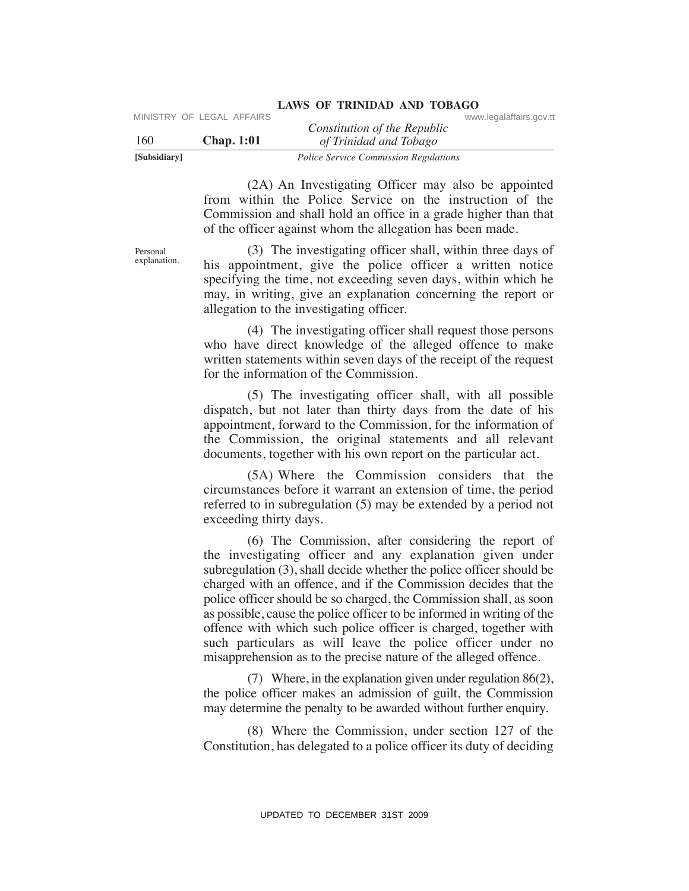(2A) An Investigating Officer may also be appointed from within the Police Service on the instruction of the Commission and shall hold an office in a grade higher than that of the officer against whom the allegation has been made.

Personal explanation.

(3) The investigating officer shall, within three days of his appointment, give the police officer a written notice specifying the time, not exceeding seven days, within which he may, in writing, give an explanation concerning the report or allegation to the investigating officer.

(4) The investigating officer shall request those persons who have direct knowledge of the alleged offence to make written statements within seven days of the receipt of the request for the information of the Commission.

(5) The investigating officer shall, with all possible dispatch, but not later than thirty days from the date of his appointment, forward to the Commission, for the information of the Commission, the original statements and all relevant documents, together with his own report on the particular act.

(5A) Where the Commission considers that the circumstances before it warrant an extension of time, the period referred to in subregulation (5) may be extended by a period not exceeding thirty days.

(6) The Commission, after considering the report of the investigating officer and any explanation given under subregulation (3), shall decide whether the police officer should be charged with an offence, and if the Commission decides that the police officer should be so charged, the Commission shall, as soon as possible, cause the police officer to be informed in writing of the offence with which such police officer is charged, together with such particulars as will leave the police officer under no misapprehension as to the precise nature of the alleged offence.

(7) Where, in the explanation given under regulation 86(2), the police officer makes an admission of guilt, the Commission may determine the penalty to be awarded without further enquiry.

(8) Where the Commission, under section 127 of the Constitution, has delegated to a police officer its duty of deciding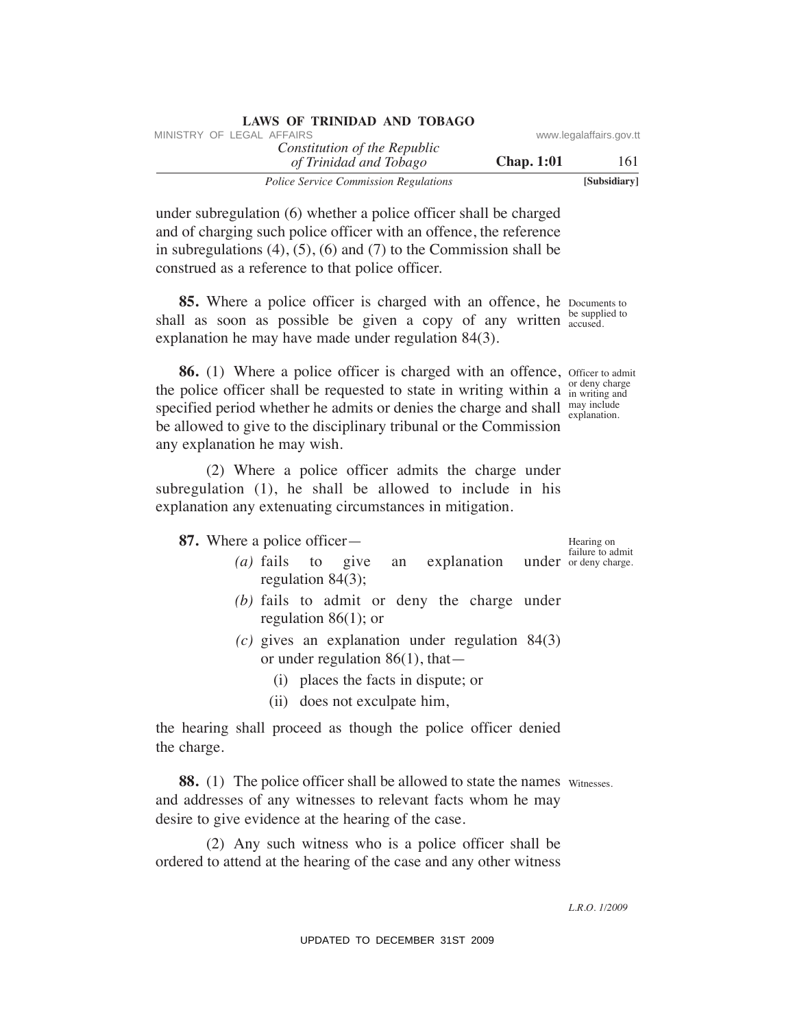under subregulation (6) whether a police officer shall be charged and of charging such police officer with an offence, the reference in subregulations (4), (5), (6) and (7) to the Commission shall be construed as a reference to that police officer.

**85.** Where a police officer is charged with an offence, he shall as soon as possible be given a copy of any written explanation he may have made under regulation 84(3).

Documents to be supplied to accused.

**86.** (1) Where a police officer is charged with an offence, the police officer shall be requested to state in writing within a specified period whether he admits or denies the charge and shall be allowed to give to the disciplinary tribunal or the Commission any explanation he may wish.

Officer to admit or deny charge in writing and may include explanation.

(2) Where a police officer admits the charge under subregulation (1), he shall be allowed to include in his explanation any extenuating circumstances in mitigation.

**87.** Where a police officer—

Hearing on failure to admit or deny charge.

*(a)* fails to give an explanation under regulation 84(3);

*(b)* fails to admit or deny the charge under regulation 86(1); or

*(c)* gives an explanation under regulation 84(3) or under regulation 86(1), that—

(i) places the facts in dispute; or

(ii) does not exculpate him,

the hearing shall proceed as though the police officer denied the charge.

**88.** (1) The police officer shall be allowed to state the names and addresses of any witnesses to relevant facts whom he may desire to give evidence at the hearing of the case.

Witnesses.

(2) Any such witness who is a police officer shall be ordered to attend at the hearing of the case and any other witness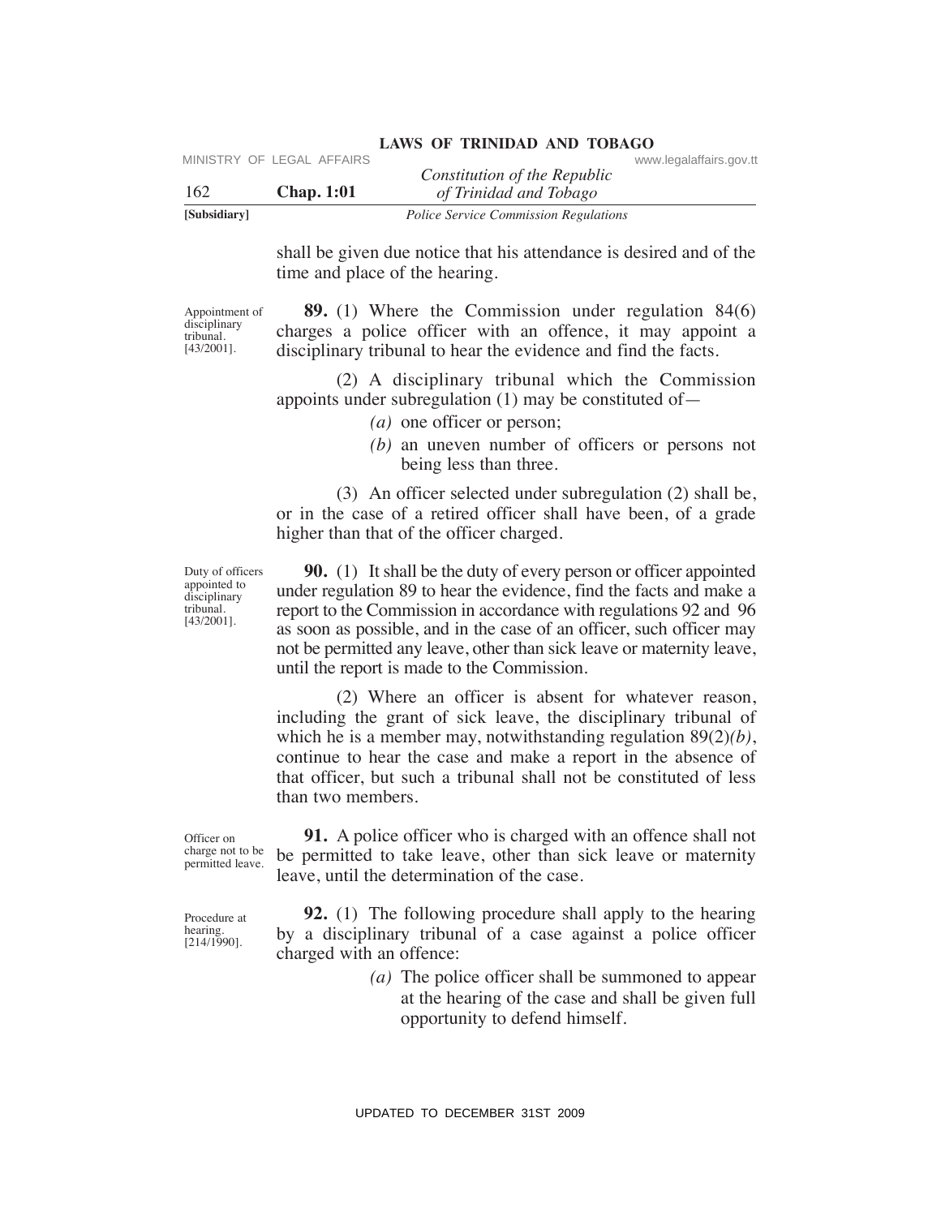shall be given due notice that his attendance is desired and of the time and place of the hearing.

Appointment of disciplinary tribunal. [43/2001].

**89.** (1) Where the Commission under regulation 84(6) charges a police officer with an offence, it may appoint a disciplinary tribunal to hear the evidence and find the facts.

(2) A disciplinary tribunal which the Commission appoints under subregulation (1) may be constituted of—

*(a)* one officer or person;

*(b)* an uneven number of officers or persons not being less than three.

(3) An officer selected under subregulation (2) shall be, or in the case of a retired officer shall have been, of a grade higher than that of the officer charged.

Duty of officers appointed to disciplinary tribunal. [43/2001].

**90.** (1) It shall be the duty of every person or officer appointed under regulation 89 to hear the evidence, find the facts and make a report to the Commission in accordance with regulations 92 and 96 as soon as possible, and in the case of an officer, such officer may not be permitted any leave, other than sick leave or maternity leave, until the report is made to the Commission.

(2) Where an officer is absent for whatever reason, including the grant of sick leave, the disciplinary tribunal of which he is a member may, notwithstanding regulation 89(2)*(b)*, continue to hear the case and make a report in the absence of that officer, but such a tribunal shall not be constituted of less than two members.

Officer on charge not to be permitted leave.

**91.** A police officer who is charged with an offence shall not be permitted to take leave, other than sick leave or maternity leave, until the determination of the case.

Procedure at hearing. [214/1990].

**92.** (1) The following procedure shall apply to the hearing by a disciplinary tribunal of a case against a police officer charged with an offence:

*(a)* The police officer shall be summoned to appear at the hearing of the case and shall be given full opportunity to defend himself.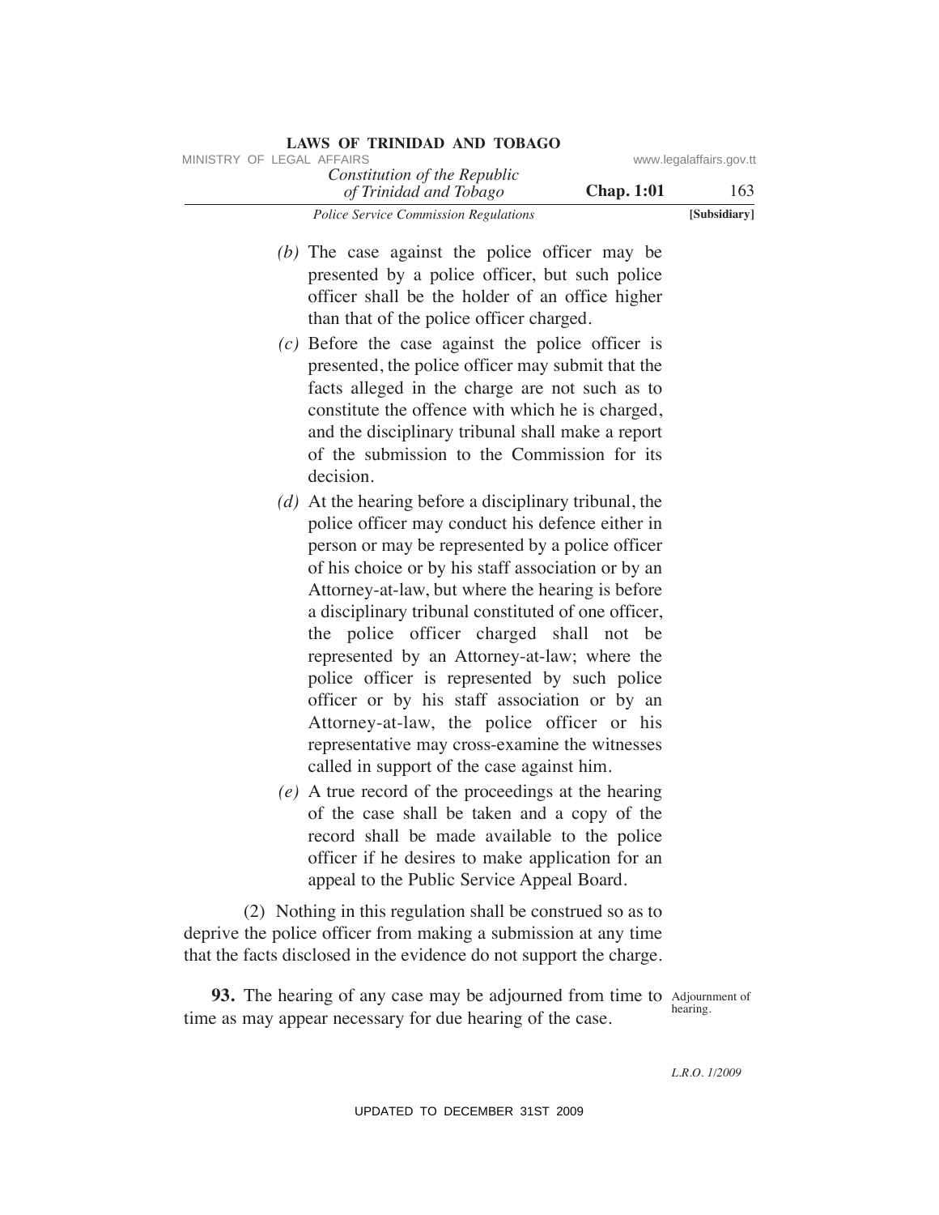*(b)* The case against the police officer may be presented by a police officer, but such police officer shall be the holder of an office higher than that of the police officer charged.

*(c)* Before the case against the police officer is presented, the police officer may submit that the facts alleged in the charge are not such as to constitute the offence with which he is charged, and the disciplinary tribunal shall make a report of the submission to the Commission for its decision.

*(d)* At the hearing before a disciplinary tribunal, the police officer may conduct his defence either in person or may be represented by a police officer of his choice or by his staff association or by an Attorney-at-law, but where the hearing is before a disciplinary tribunal constituted of one officer, the police officer charged shall not be represented by an Attorney-at-law; where the police officer is represented by such police officer or by his staff association or by an Attorney-at-law, the police officer or his representative may cross-examine the witnesses called in support of the case against him.

*(e)* A true record of the proceedings at the hearing of the case shall be taken and a copy of the record shall be made available to the police officer if he desires to make application for an appeal to the Public Service Appeal Board.

(2) Nothing in this regulation shall be construed so as to deprive the police officer from making a submission at any time that the facts disclosed in the evidence do not support the charge.

Adjournment of hearing.

**93.** The hearing of any case may be adjourned from time to time as may appear necessary for due hearing of the case.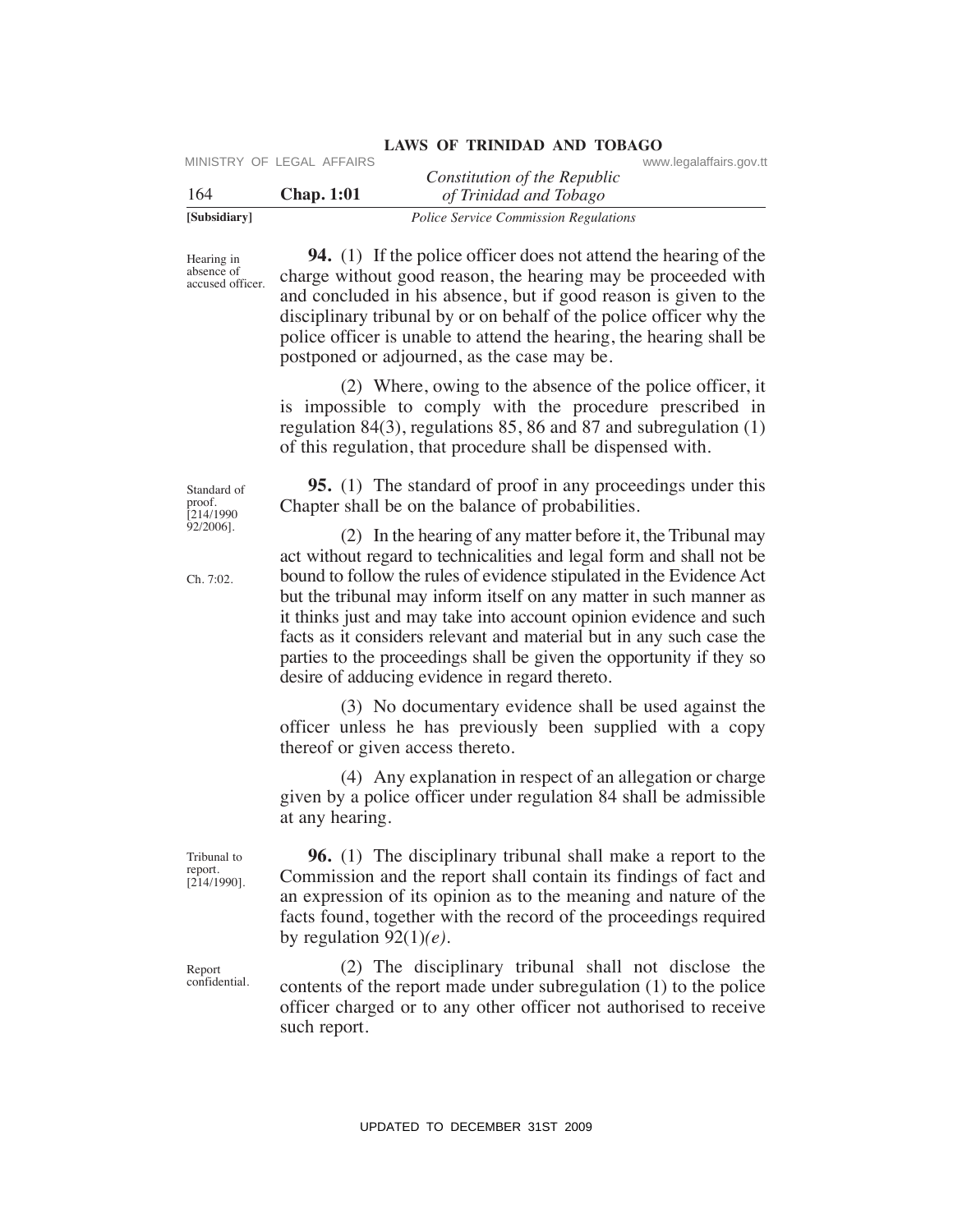Hearing in absence of accused officer.

**94.** (1) If the police officer does not attend the hearing of the charge without good reason, the hearing may be proceeded with and concluded in his absence, but if good reason is given to the disciplinary tribunal by or on behalf of the police officer why the police officer is unable to attend the hearing, the hearing shall be postponed or adjourned, as the case may be.

(2) Where, owing to the absence of the police officer, it is impossible to comply with the procedure prescribed in regulation 84(3), regulations 85, 86 and 87 and subregulation (1) of this regulation, that procedure shall be dispensed with.

Standard of proof. [214/1990 92/2006].

**95.** (1) The standard of proof in any proceedings under this Chapter shall be on the balance of probabilities.

Ch. 7:02.

(2) In the hearing of any matter before it, the Tribunal may act without regard to technicalities and legal form and shall not be bound to follow the rules of evidence stipulated in the Evidence Act but the tribunal may inform itself on any matter in such manner as it thinks just and may take into account opinion evidence and such facts as it considers relevant and material but in any such case the parties to the proceedings shall be given the opportunity if they so desire of adducing evidence in regard thereto.

(3) No documentary evidence shall be used against the officer unless he has previously been supplied with a copy thereof or given access thereto.

(4) Any explanation in respect of an allegation or charge given by a police officer under regulation 84 shall be admissible at any hearing.

Tribunal to report. [214/1990].

**96.** (1) The disciplinary tribunal shall make a report to the Commission and the report shall contain its findings of fact and an expression of its opinion as to the meaning and nature of the facts found, together with the record of the proceedings required by regulation 92(1)*(e)*.

Report confidential.

(2) The disciplinary tribunal shall not disclose the contents of the report made under subregulation (1) to the police officer charged or to any other officer not authorised to receive such report.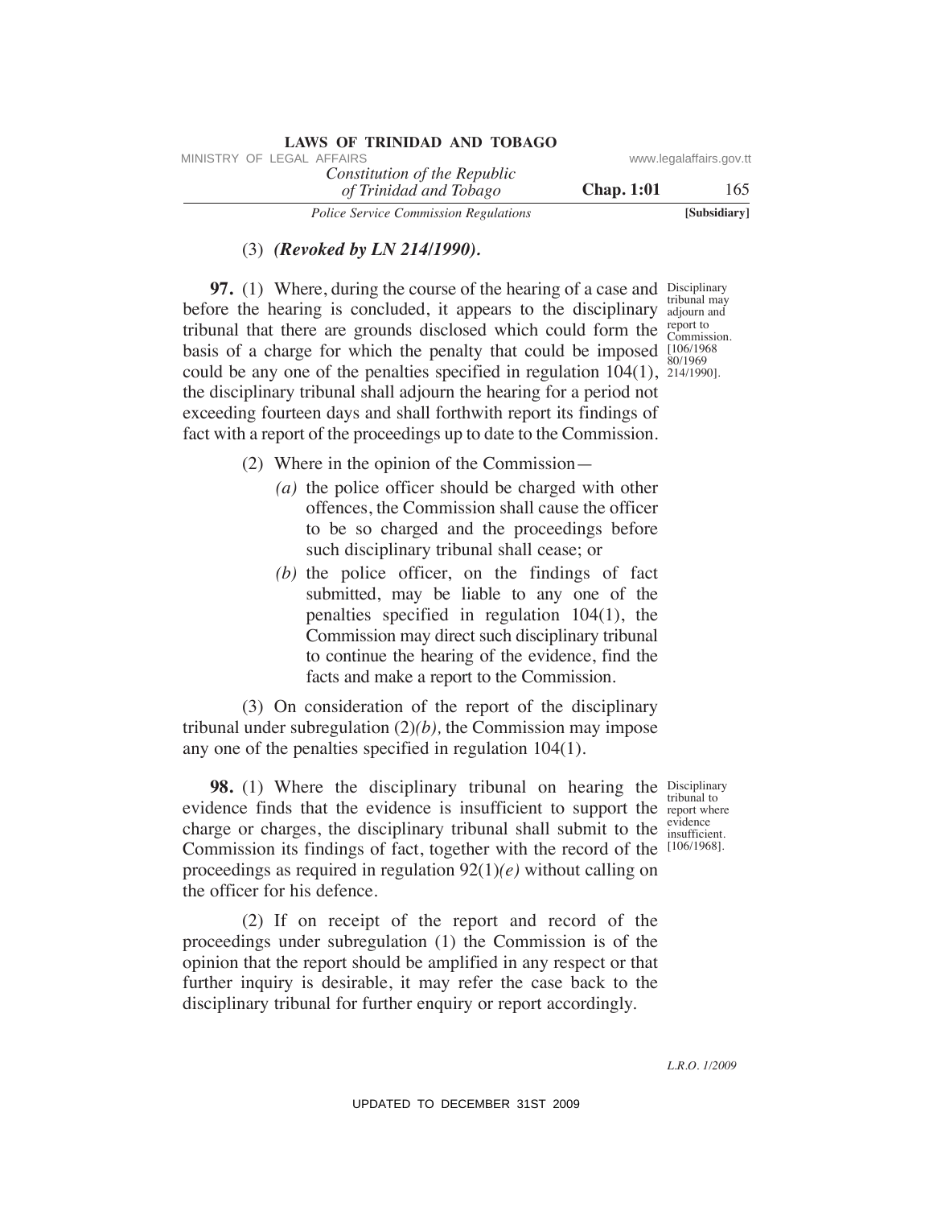(3) ***(Revoked by LN 214/1990).***

Disciplinary tribunal may adjourn and report to Commission. [106/1968 80/1969 214/1990].

**97.** (1) Where, during the course of the hearing of a case and before the hearing is concluded, it appears to the disciplinary tribunal that there are grounds disclosed which could form the basis of a charge for which the penalty that could be imposed could be any one of the penalties specified in regulation 104(1), the disciplinary tribunal shall adjourn the hearing for a period not exceeding fourteen days and shall forthwith report its findings of fact with a report of the proceedings up to date to the Commission.

(2) Where in the opinion of the Commission—

*(a)* the police officer should be charged with other offences, the Commission shall cause the officer to be so charged and the proceedings before such disciplinary tribunal shall cease; or

*(b)* the police officer, on the findings of fact submitted, may be liable to any one of the penalties specified in regulation 104(1), the Commission may direct such disciplinary tribunal to continue the hearing of the evidence, find the facts and make a report to the Commission.

(3) On consideration of the report of the disciplinary tribunal under subregulation (2)*(b),* the Commission may impose any one of the penalties specified in regulation 104(1).

Disciplinary tribunal to report where evidence insufficient. [106/1968].

**98.** (1) Where the disciplinary tribunal on hearing the evidence finds that the evidence is insufficient to support the charge or charges, the disciplinary tribunal shall submit to the Commission its findings of fact, together with the record of the proceedings as required in regulation 92(1)*(e)* without calling on the officer for his defence.

(2) If on receipt of the report and record of the proceedings under subregulation (1) the Commission is of the opinion that the report should be amplified in any respect or that further inquiry is desirable, it may refer the case back to the disciplinary tribunal for further enquiry or report accordingly.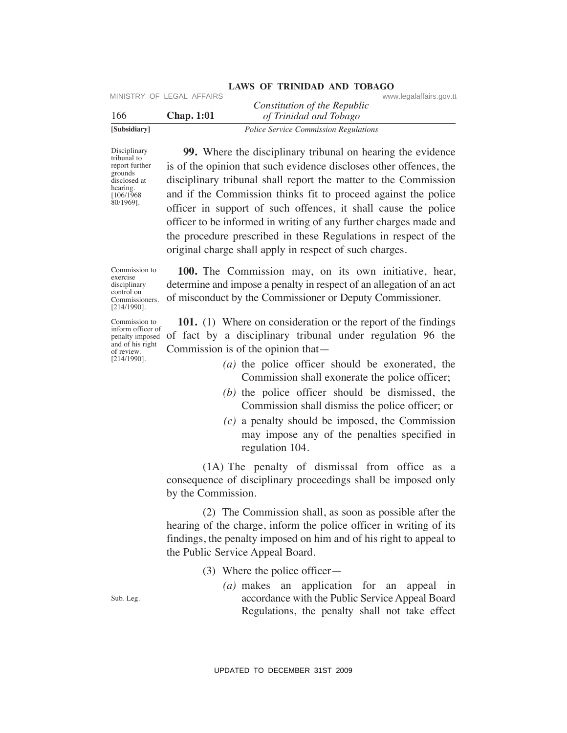**99.** Where the disciplinary tribunal on hearing the evidence is of the opinion that such evidence discloses other offences, the disciplinary tribunal shall report the matter to the Commission and if the Commission thinks fit to proceed against the police officer in support of such offences, it shall cause the police officer to be informed in writing of any further charges made and the procedure prescribed in these Regulations in respect of the original charge shall apply in respect of such charges.

Disciplinary tribunal to report further grounds disclosed at hearing. [106/1968 80/1969].

**100.** The Commission may, on its own initiative, hear, determine and impose a penalty in respect of an allegation of an act of misconduct by the Commissioner or Deputy Commissioner.

Commission to exercise disciplinary control on Commissioners. [214/1990].

**101.** (1) Where on consideration or the report of the findings of fact by a disciplinary tribunal under regulation 96 the Commission is of the opinion that—

Commission to inform officer of penalty imposed and of his right of review. [214/1990].

*(a)* the police officer should be exonerated, the Commission shall exonerate the police officer;

*(b)* the police officer should be dismissed, the Commission shall dismiss the police officer; or

*(c)* a penalty should be imposed, the Commission may impose any of the penalties specified in regulation 104.

(1A) The penalty of dismissal from office as a consequence of disciplinary proceedings shall be imposed only by the Commission.

(2) The Commission shall, as soon as possible after the hearing of the charge, inform the police officer in writing of its findings, the penalty imposed on him and of his right to appeal to the Public Service Appeal Board.

(3) Where the police officer—

*(a)* makes an application for an appeal in accordance with the Public Service Appeal Board Regulations, the penalty shall not take effect

Sub. Leg.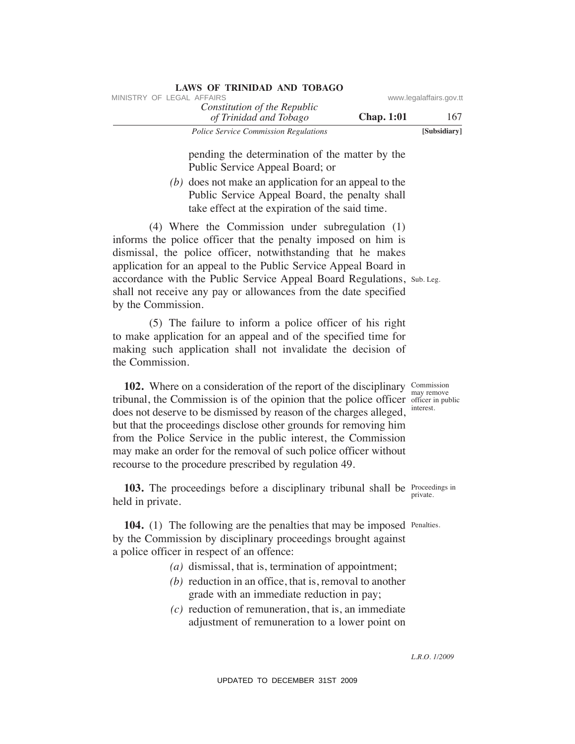pending the determination of the matter by the Public Service Appeal Board; or

*(b)* does not make an application for an appeal to the Public Service Appeal Board, the penalty shall take effect at the expiration of the said time.

(4) Where the Commission under subregulation (1) informs the police officer that the penalty imposed on him is dismissal, the police officer, notwithstanding that he makes application for an appeal to the Public Service Appeal Board in accordance with the Public Service Appeal Board Regulations, shall not receive any pay or allowances from the date specified by the Commission.

Sub. Leg.

(5) The failure to inform a police officer of his right to make application for an appeal and of the specified time for making such application shall not invalidate the decision of the Commission.

Commission may remove officer in public interest.

**102.** Where on a consideration of the report of the disciplinary tribunal, the Commission is of the opinion that the police officer does not deserve to be dismissed by reason of the charges alleged, but that the proceedings disclose other grounds for removing him from the Police Service in the public interest, the Commission may make an order for the removal of such police officer without recourse to the procedure prescribed by regulation 49.

Proceedings in private.

**103.** The proceedings before a disciplinary tribunal shall be held in private.

Penalties.

**104.** (1) The following are the penalties that may be imposed by the Commission by disciplinary proceedings brought against a police officer in respect of an offence:

*(a)* dismissal, that is, termination of appointment;

*(b)* reduction in an office, that is, removal to another grade with an immediate reduction in pay;

*(c)* reduction of remuneration, that is, an immediate adjustment of remuneration to a lower point on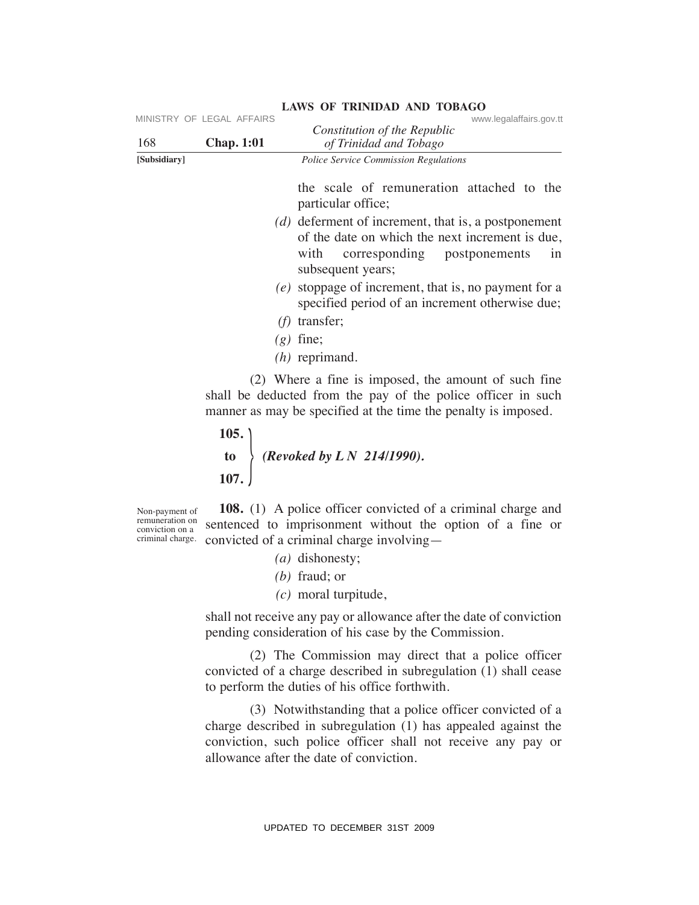the scale of remuneration attached to the particular office;

*(d)* deferment of increment, that is, a postponement of the date on which the next increment is due, with corresponding postponements in subsequent years;

*(e)* stoppage of increment, that is, no payment for a specified period of an increment otherwise due;

*(f)* transfer;

*(g)* fine;

*(h)* reprimand.

(2) Where a fine is imposed, the amount of such fine shall be deducted from the pay of the police officer in such manner as may be specified at the time the penalty is imposed.

**105. to 107.** ***(Revoked by L N 214/1990).***

Non-payment of remuneration on conviction on a criminal charge.

**108.** (1) A police officer convicted of a criminal charge and sentenced to imprisonment without the option of a fine or convicted of a criminal charge involving—

*(a)* dishonesty;

*(b)* fraud; or

*(c)* moral turpitude,

shall not receive any pay or allowance after the date of conviction pending consideration of his case by the Commission.

(2) The Commission may direct that a police officer convicted of a charge described in subregulation (1) shall cease to perform the duties of his office forthwith.

(3) Notwithstanding that a police officer convicted of a charge described in subregulation (1) has appealed against the conviction, such police officer shall not receive any pay or allowance after the date of conviction.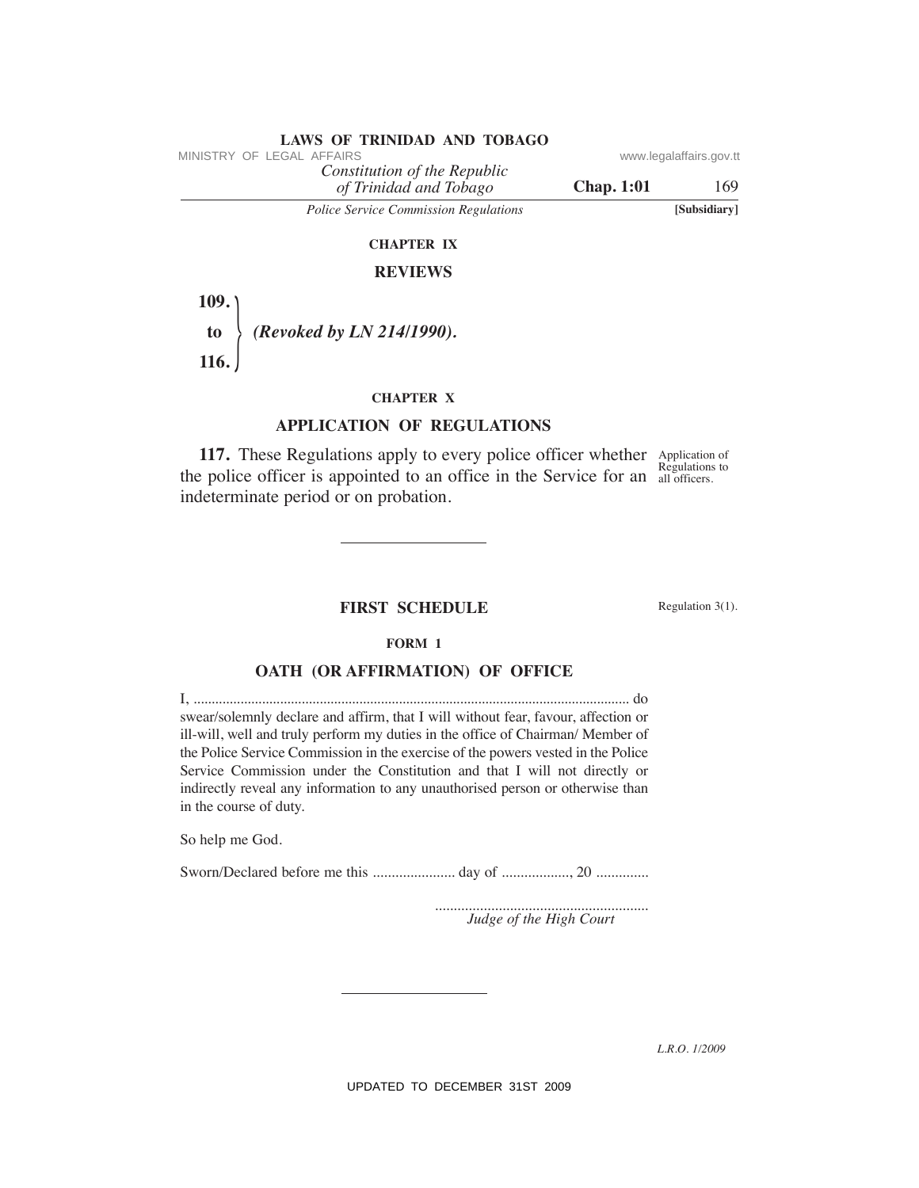CHAPTER IX

## REVIEWS

**109. to 116.** *(Revoked by LN 214/1990).*

CHAPTER X

## APPLICATION OF REGULATIONS

Application of Regulations to all officers.

**117.** These Regulations apply to every police officer whether the police officer is appointed to an office in the Service for an indeterminate period or on probation.

---

## FIRST SCHEDULE

Regulation 3(1).

FORM 1

### OATH (OR AFFIRMATION) OF OFFICE

I, ........................................................................................................................ do swear/solemnly declare and affirm, that I will without fear, favour, affection or ill-will, well and truly perform my duties in the office of Chairman/ Member of the Police Service Commission in the exercise of the powers vested in the Police Service Commission under the Constitution and that I will not directly or indirectly reveal any information to any unauthorised person or otherwise than in the course of duty.

So help me God.

Sworn/Declared before me this ...................... day of .................., 20 ..............

..........................................................
*Judge of the High Court*

---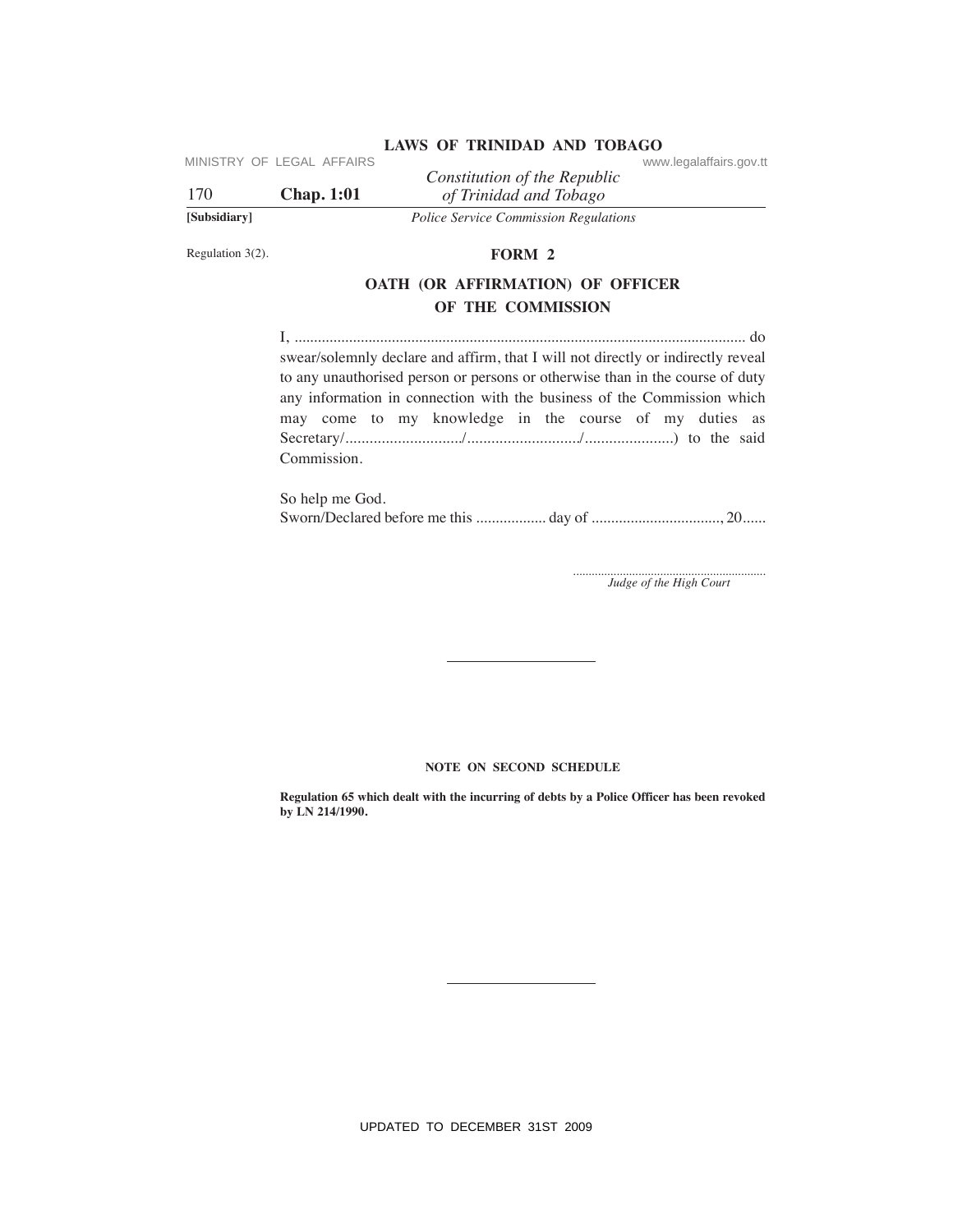Regulation 3(2).

## FORM 2

## OATH (OR AFFIRMATION) OF OFFICER OF THE COMMISSION

I, .................................................................................................................... do swear/solemnly declare and affirm, that I will not directly or indirectly reveal to any unauthorised person or persons or otherwise than in the course of duty any information in connection with the business of the Commission which may come to my knowledge in the course of my duties as Secretary/............................./............................./......................) to the said Commission.

So help me God.
Sworn/Declared before me this .................. day of ................................., 20......

............................................................
*Judge of the High Court*

---

**NOTE ON SECOND SCHEDULE**

**Regulation 65 which dealt with the incurring of debts by a Police Officer has been revoked by LN 214/1990.**

---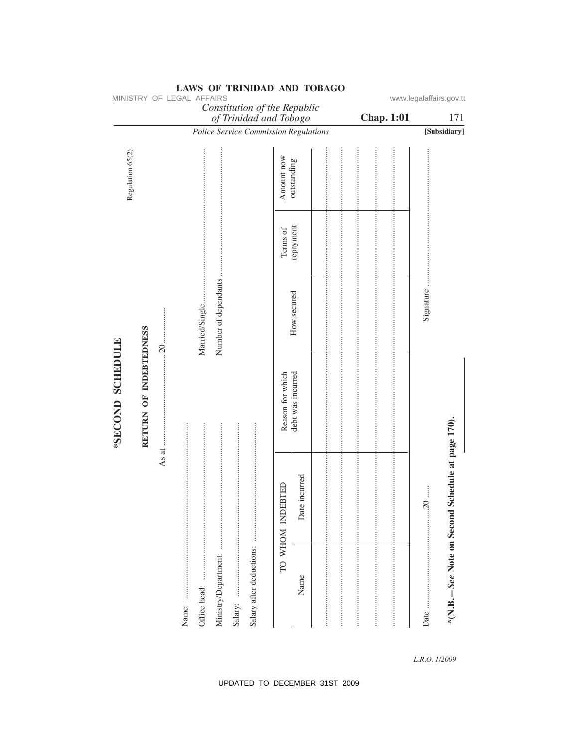# *SECOND SCHEDULE

Regulation 65(2).

## RETURN OF INDEBTEDNESS

As at ................................ 20..............

Name: .......................................................

Office head: .......................................................

Ministry/Department: .......................................................

Salary: .......................................................

Salary after deductions: .......................................................

Married/Single.......................................................

Number of dependants .......................................................

| TO WHOM INDEBTED | | Reason for which debt was incurred | How secured | Terms of repayment | Amount now outstanding |
|---|---|---|---|---|---|
| Name | Date incurred | | | | |
| ............ | ............ | ............ | ............ | ............ | ............ |
| ............ | ............ | ............ | ............ | ............ | ............ |
| ............ | ............ | ............ | ............ | ............ | ............ |
| ............ | ............ | ............ | ............ | ............ | ............ |
| ............ | ............ | ............ | ............ | ............ | ............ |

Date ........................................20 .....

Signature .......................................................

***(N.B.—*See* Note on Second Schedule at page 170).**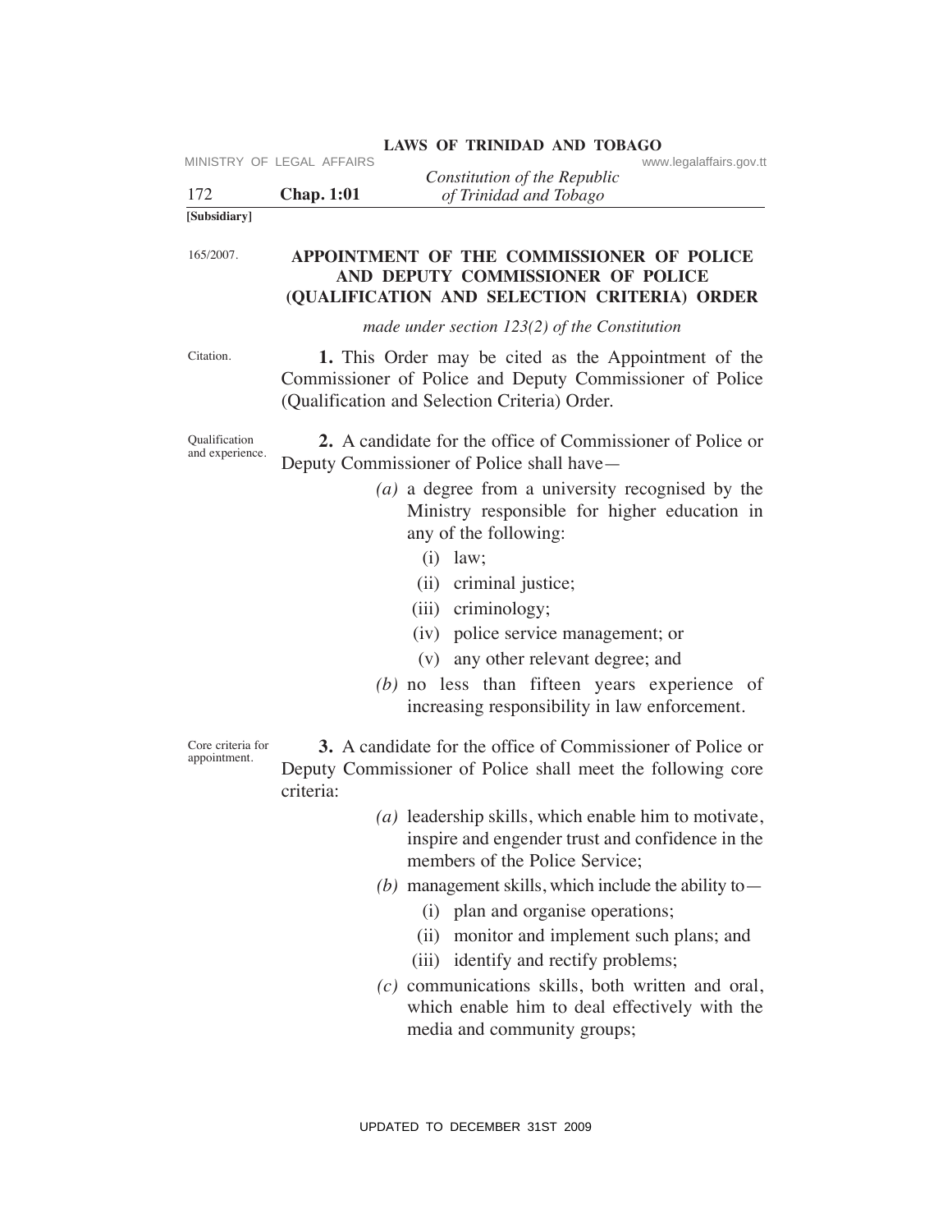[Subsidiary]

165/2007.

## APPOINTMENT OF THE COMMISSIONER OF POLICE AND DEPUTY COMMISSIONER OF POLICE (QUALIFICATION AND SELECTION CRITERIA) ORDER

*made under section 123(2) of the Constitution*

Citation.

**1.** This Order may be cited as the Appointment of the Commissioner of Police and Deputy Commissioner of Police (Qualification and Selection Criteria) Order.

Qualification and experience.

**2.** A candidate for the office of Commissioner of Police or Deputy Commissioner of Police shall have—

*(a)* a degree from a university recognised by the Ministry responsible for higher education in any of the following:

(i) law;

(ii) criminal justice;

(iii) criminology;

(iv) police service management; or

(v) any other relevant degree; and

*(b)* no less than fifteen years experience of increasing responsibility in law enforcement.

Core criteria for appointment.

**3.** A candidate for the office of Commissioner of Police or Deputy Commissioner of Police shall meet the following core criteria:

*(a)* leadership skills, which enable him to motivate, inspire and engender trust and confidence in the members of the Police Service;

*(b)* management skills, which include the ability to—

(i) plan and organise operations;

(ii) monitor and implement such plans; and

(iii) identify and rectify problems;

*(c)* communications skills, both written and oral, which enable him to deal effectively with the media and community groups;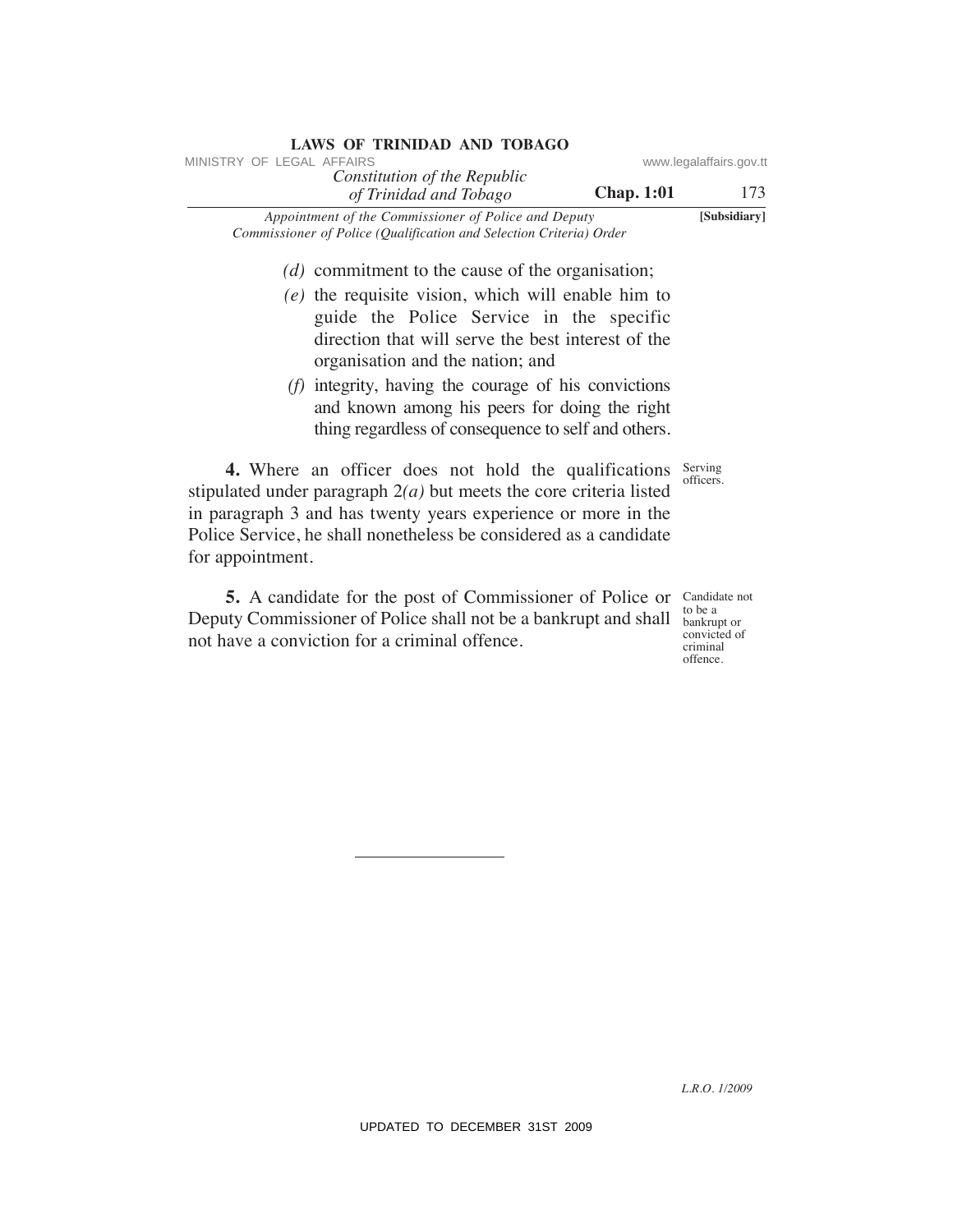*(d)* commitment to the cause of the organisation;

*(e)* the requisite vision, which will enable him to guide the Police Service in the specific direction that will serve the best interest of the organisation and the nation; and

*(f)* integrity, having the courage of his convictions and known among his peers for doing the right thing regardless of consequence to self and others.

Serving officers.

**4.** Where an officer does not hold the qualifications stipulated under paragraph 2*(a)* but meets the core criteria listed in paragraph 3 and has twenty years experience or more in the Police Service, he shall nonetheless be considered as a candidate for appointment.

Candidate not to be a bankrupt or convicted of criminal offence.

**5.** A candidate for the post of Commissioner of Police or Deputy Commissioner of Police shall not be a bankrupt and shall not have a conviction for a criminal offence.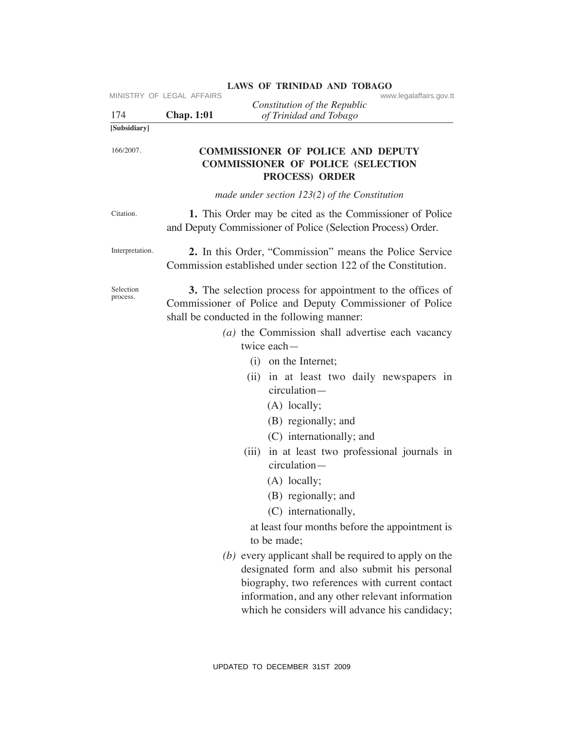[Subsidiary]

166/2007.

## COMMISSIONER OF POLICE AND DEPUTY COMMISSIONER OF POLICE (SELECTION PROCESS) ORDER

*made under section 123(2) of the Constitution*

Citation.

**1.** This Order may be cited as the Commissioner of Police and Deputy Commissioner of Police (Selection Process) Order.

Interpretation.

**2.** In this Order, "Commission" means the Police Service Commission established under section 122 of the Constitution.

Selection process.

**3.** The selection process for appointment to the offices of Commissioner of Police and Deputy Commissioner of Police shall be conducted in the following manner:

*(a)* the Commission shall advertise each vacancy twice each—

(i) on the Internet;

(ii) in at least two daily newspapers in circulation—

(A) locally;

(B) regionally; and

(C) internationally; and

(iii) in at least two professional journals in circulation—

(A) locally;

(B) regionally; and

(C) internationally,

at least four months before the appointment is to be made;

*(b)* every applicant shall be required to apply on the designated form and also submit his personal biography, two references with current contact information, and any other relevant information which he considers will advance his candidacy;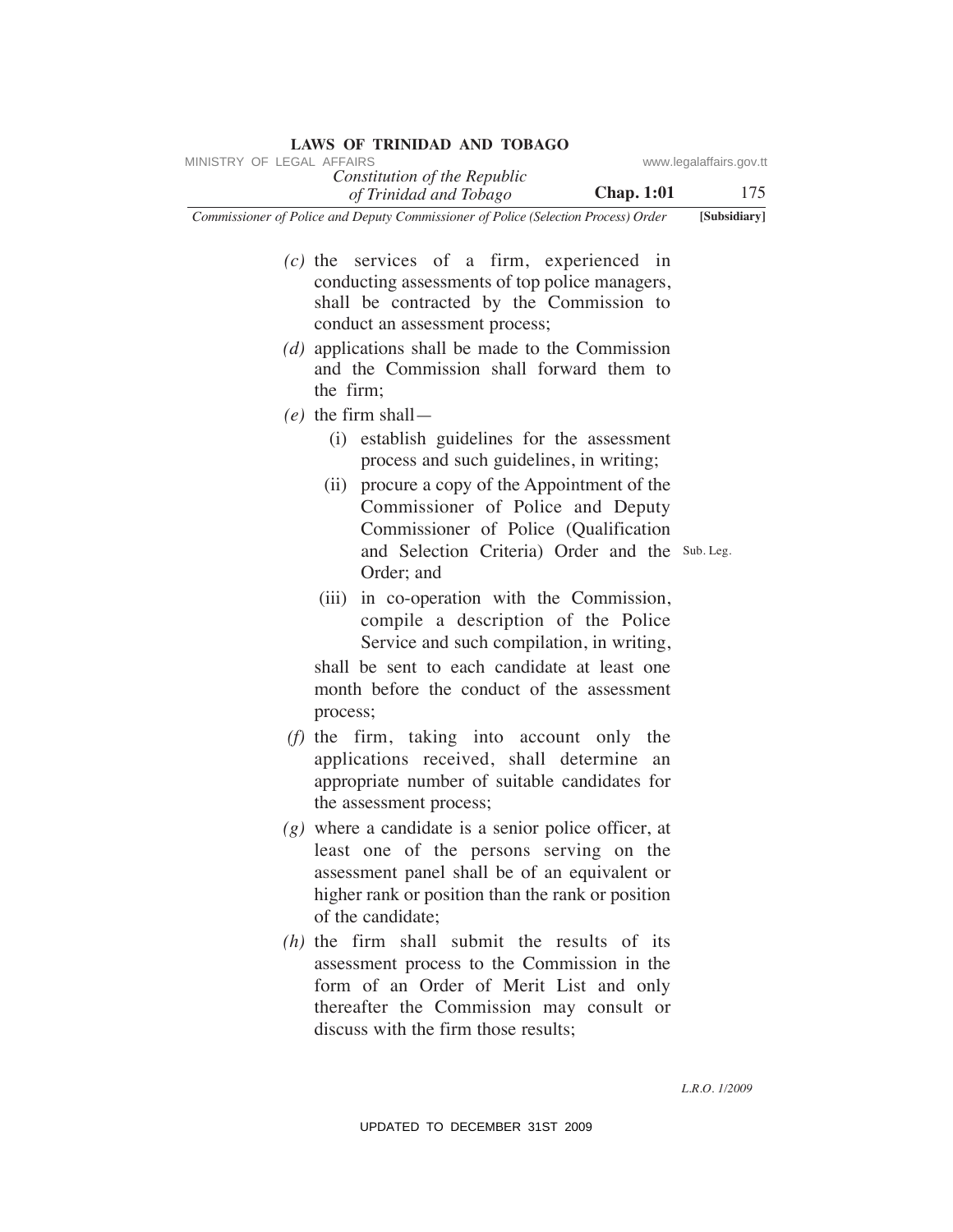(c) the services of a firm, experienced in conducting assessments of top police managers, shall be contracted by the Commission to conduct an assessment process;

(d) applications shall be made to the Commission and the Commission shall forward them to the firm;

(e) the firm shall—

    (i) establish guidelines for the assessment process and such guidelines, in writing;

    (ii) procure a copy of the Appointment of the Commissioner of Police and Deputy Commissioner of Police (Qualification and Selection Criteria) Order and the Order; and

    (iii) in co-operation with the Commission, compile a description of the Police Service and such compilation, in writing,

    shall be sent to each candidate at least one month before the conduct of the assessment process;

Sub. Leg.

(f) the firm, taking into account only the applications received, shall determine an appropriate number of suitable candidates for the assessment process;

(g) where a candidate is a senior police officer, at least one of the persons serving on the assessment panel shall be of an equivalent or higher rank or position than the rank or position of the candidate;

(h) the firm shall submit the results of its assessment process to the Commission in the form of an Order of Merit List and only thereafter the Commission may consult or discuss with the firm those results;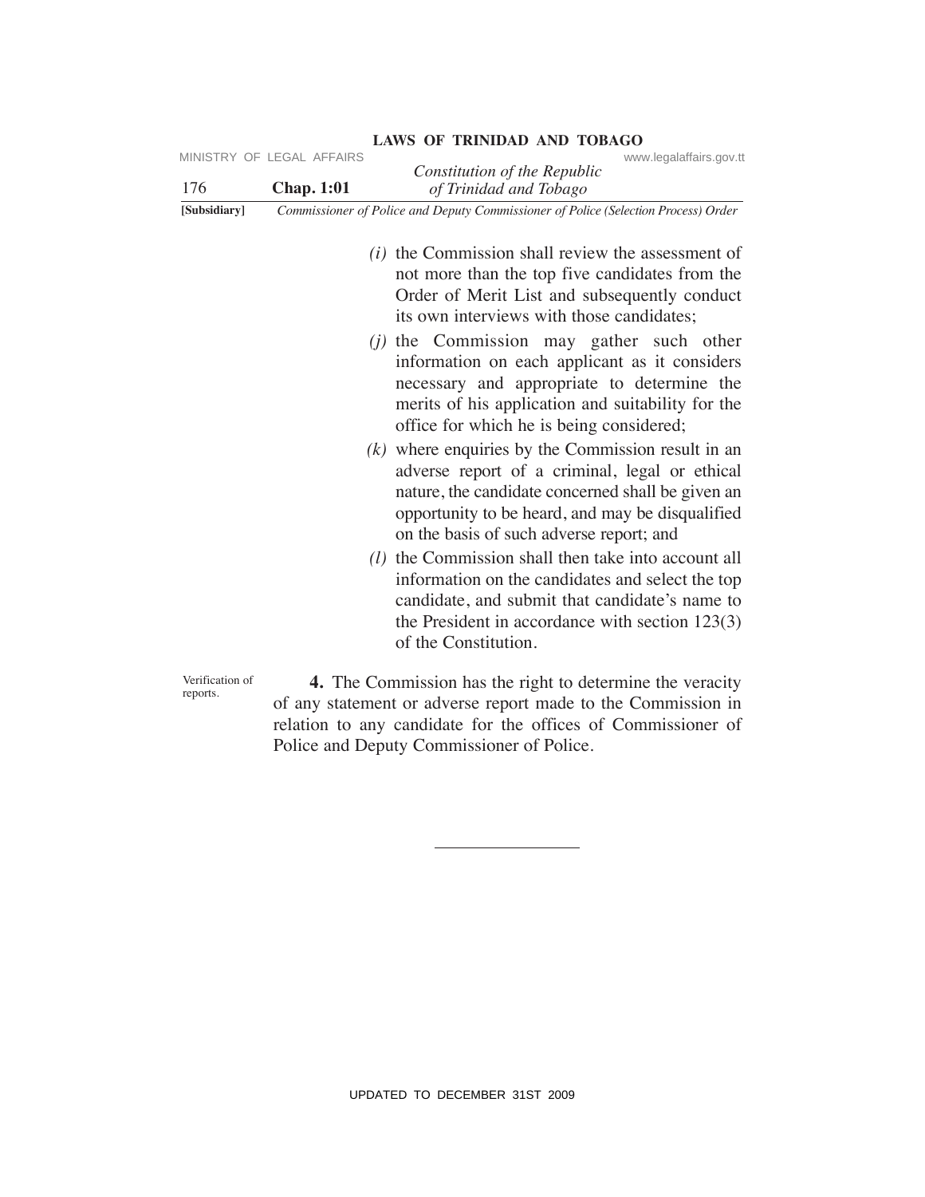*(i)* the Commission shall review the assessment of not more than the top five candidates from the Order of Merit List and subsequently conduct its own interviews with those candidates;

*(j)* the Commission may gather such other information on each applicant as it considers necessary and appropriate to determine the merits of his application and suitability for the office for which he is being considered;

*(k)* where enquiries by the Commission result in an adverse report of a criminal, legal or ethical nature, the candidate concerned shall be given an opportunity to be heard, and may be disqualified on the basis of such adverse report; and

*(l)* the Commission shall then take into account all information on the candidates and select the top candidate, and submit that candidate's name to the President in accordance with section 123(3) of the Constitution.

Verification of reports.

**4.** The Commission has the right to determine the veracity of any statement or adverse report made to the Commission in relation to any candidate for the offices of Commissioner of Police and Deputy Commissioner of Police.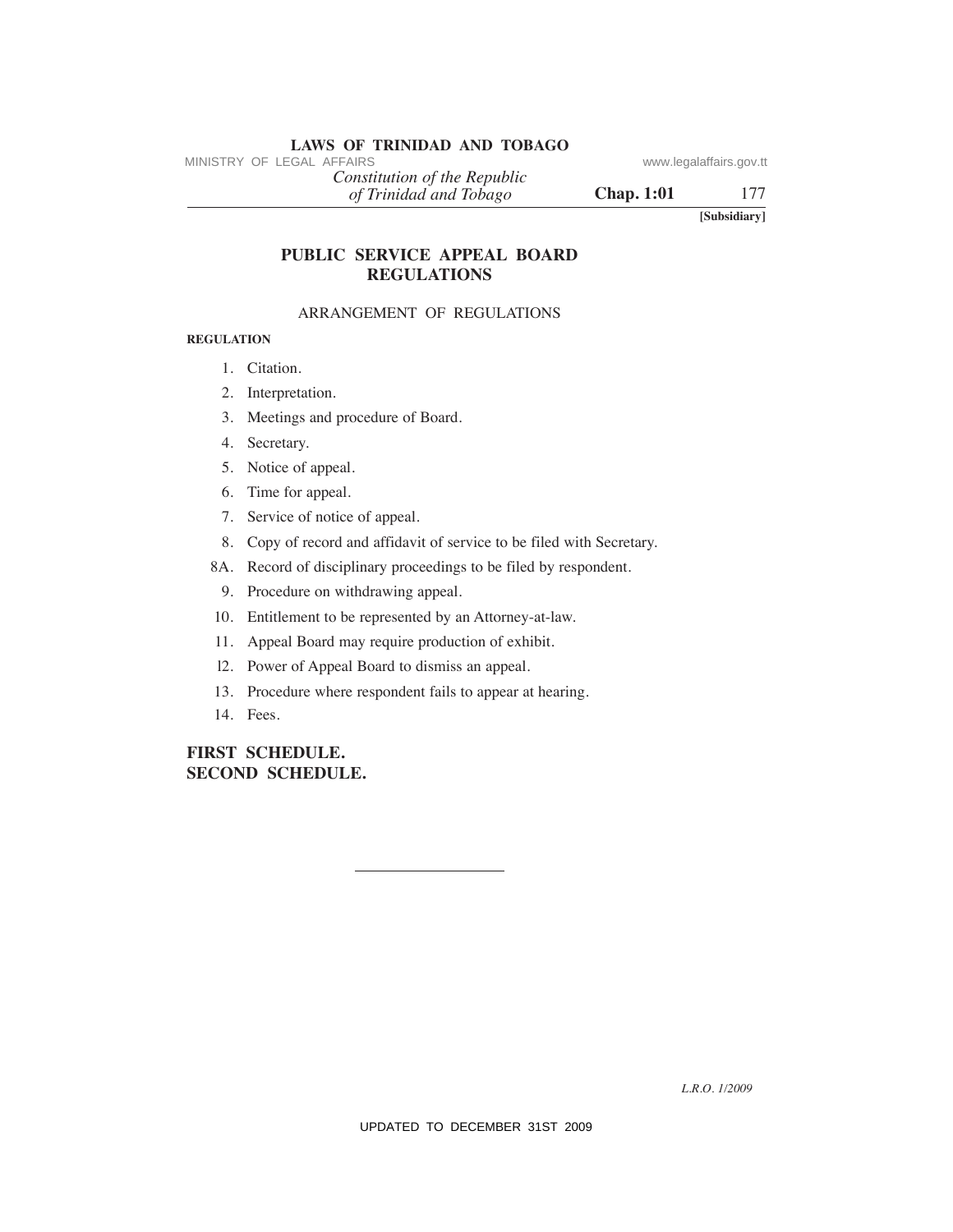[Subsidiary]

# PUBLIC SERVICE APPEAL BOARD REGULATIONS

## ARRANGEMENT OF REGULATIONS

**REGULATION**

1. Citation.
2. Interpretation.
3. Meetings and procedure of Board.
4. Secretary.
5. Notice of appeal.
6. Time for appeal.
7. Service of notice of appeal.
8. Copy of record and affidavit of service to be filed with Secretary.

8A. Record of disciplinary proceedings to be filed by respondent.

9. Procedure on withdrawing appeal.
10. Entitlement to be represented by an Attorney-at-law.
11. Appeal Board may require production of exhibit.
12. Power of Appeal Board to dismiss an appeal.
13. Procedure where respondent fails to appear at hearing.
14. Fees.

**FIRST SCHEDULE.**
**SECOND SCHEDULE.**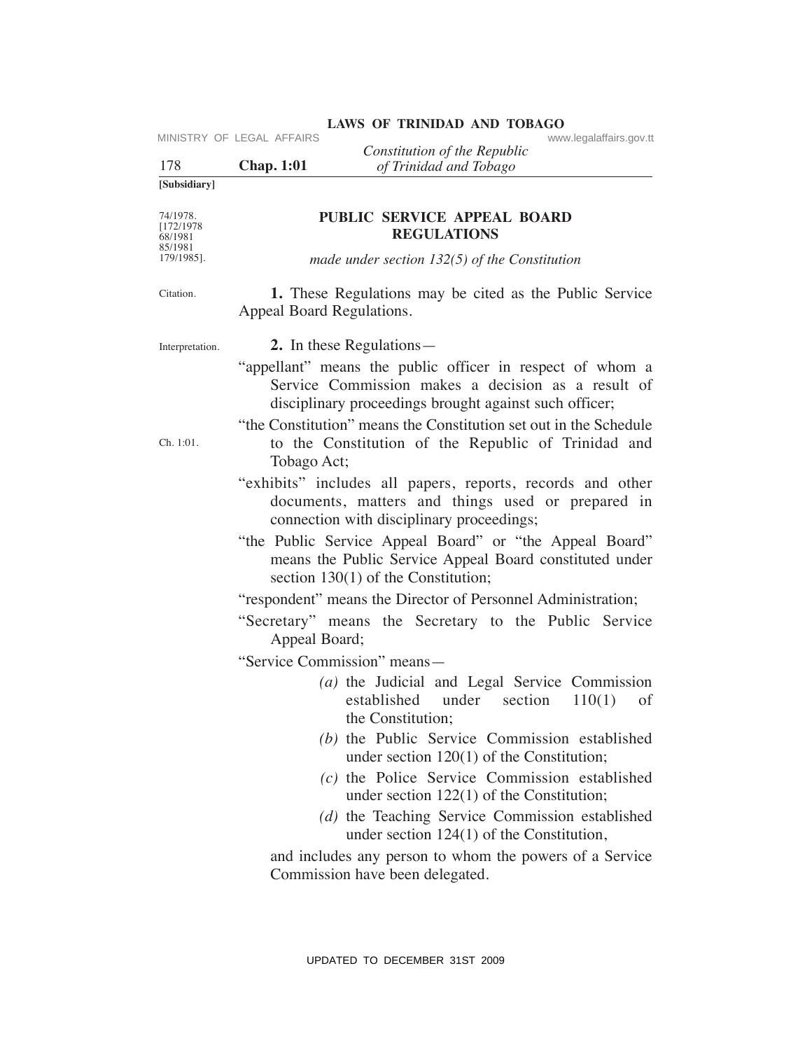[Subsidiary]

74/1978.
[172/1978
68/1981
85/1981
179/1985].

# PUBLIC SERVICE APPEAL BOARD REGULATIONS

*made under section 132(5) of the Constitution*

Citation.

**1.** These Regulations may be cited as the Public Service Appeal Board Regulations.

Interpretation.

**2.** In these Regulations—

"appellant" means the public officer in respect of whom a Service Commission makes a decision as a result of disciplinary proceedings brought against such officer;

"the Constitution" means the Constitution set out in the Schedule to the Constitution of the Republic of Trinidad and Tobago Act; Ch. 1:01.

"exhibits" includes all papers, reports, records and other documents, matters and things used or prepared in connection with disciplinary proceedings;

"the Public Service Appeal Board" or "the Appeal Board" means the Public Service Appeal Board constituted under section 130(1) of the Constitution;

"respondent" means the Director of Personnel Administration;

"Secretary" means the Secretary to the Public Service Appeal Board;

"Service Commission" means—

*(a)* the Judicial and Legal Service Commission established under section 110(1) of the Constitution;

*(b)* the Public Service Commission established under section 120(1) of the Constitution;

*(c)* the Police Service Commission established under section 122(1) of the Constitution;

*(d)* the Teaching Service Commission established under section 124(1) of the Constitution,

and includes any person to whom the powers of a Service Commission have been delegated.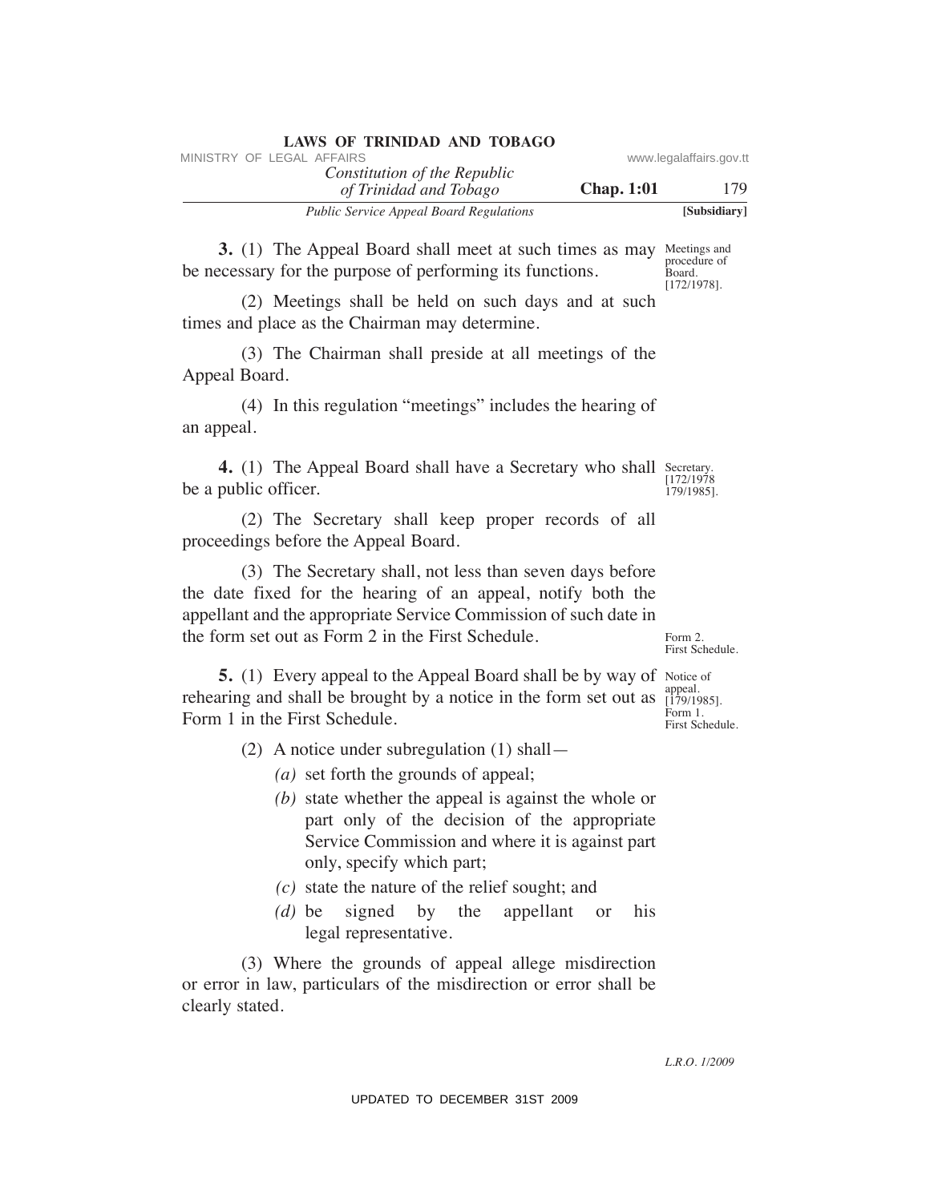**3.** (1) The Appeal Board shall meet at such times as may be necessary for the purpose of performing its functions.

Meetings and procedure of Board. [172/1978].

(2) Meetings shall be held on such days and at such times and place as the Chairman may determine.

(3) The Chairman shall preside at all meetings of the Appeal Board.

(4) In this regulation "meetings" includes the hearing of an appeal.

**4.** (1) The Appeal Board shall have a Secretary who shall be a public officer.

Secretary. [172/1978 179/1985].

(2) The Secretary shall keep proper records of all proceedings before the Appeal Board.

(3) The Secretary shall, not less than seven days before the date fixed for the hearing of an appeal, notify both the appellant and the appropriate Service Commission of such date in the form set out as Form 2 in the First Schedule.

Form 2. First Schedule.

**5.** (1) Every appeal to the Appeal Board shall be by way of rehearing and shall be brought by a notice in the form set out as Form 1 in the First Schedule.

Notice of appeal. [179/1985]. Form 1. First Schedule.

(2) A notice under subregulation (1) shall—

*(a)* set forth the grounds of appeal;

*(b)* state whether the appeal is against the whole or part only of the decision of the appropriate Service Commission and where it is against part only, specify which part;

*(c)* state the nature of the relief sought; and

*(d)* be signed by the appellant or his legal representative.

(3) Where the grounds of appeal allege misdirection or error in law, particulars of the misdirection or error shall be clearly stated.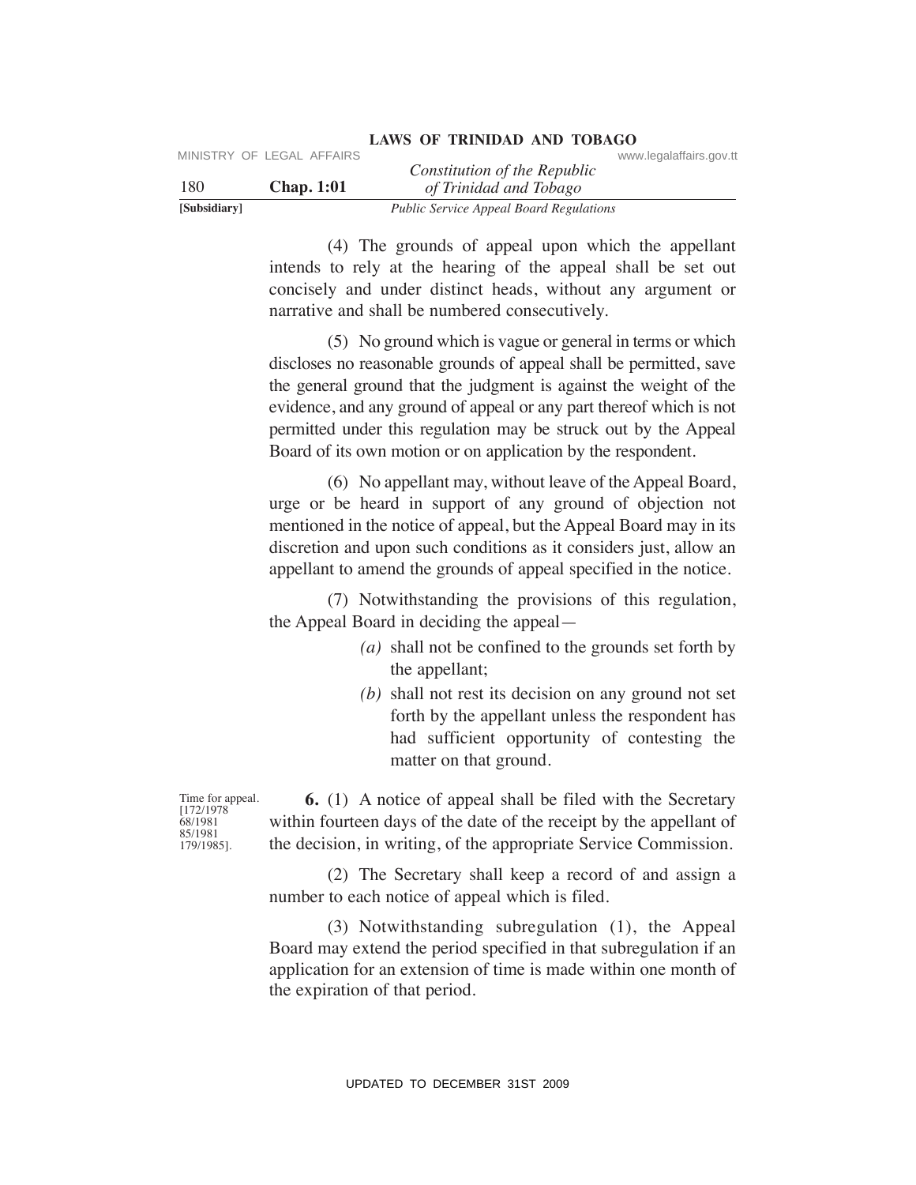(4) The grounds of appeal upon which the appellant intends to rely at the hearing of the appeal shall be set out concisely and under distinct heads, without any argument or narrative and shall be numbered consecutively.

(5) No ground which is vague or general in terms or which discloses no reasonable grounds of appeal shall be permitted, save the general ground that the judgment is against the weight of the evidence, and any ground of appeal or any part thereof which is not permitted under this regulation may be struck out by the Appeal Board of its own motion or on application by the respondent.

(6) No appellant may, without leave of the Appeal Board, urge or be heard in support of any ground of objection not mentioned in the notice of appeal, but the Appeal Board may in its discretion and upon such conditions as it considers just, allow an appellant to amend the grounds of appeal specified in the notice.

(7) Notwithstanding the provisions of this regulation, the Appeal Board in deciding the appeal—

- *(a)* shall not be confined to the grounds set forth by the appellant;
- *(b)* shall not rest its decision on any ground not set forth by the appellant unless the respondent has had sufficient opportunity of contesting the matter on that ground.

Time for appeal. [172/1978 68/1981 85/1981 179/1985].

**6.** (1) A notice of appeal shall be filed with the Secretary within fourteen days of the date of the receipt by the appellant of the decision, in writing, of the appropriate Service Commission.

(2) The Secretary shall keep a record of and assign a number to each notice of appeal which is filed.

(3) Notwithstanding subregulation (1), the Appeal Board may extend the period specified in that subregulation if an application for an extension of time is made within one month of the expiration of that period.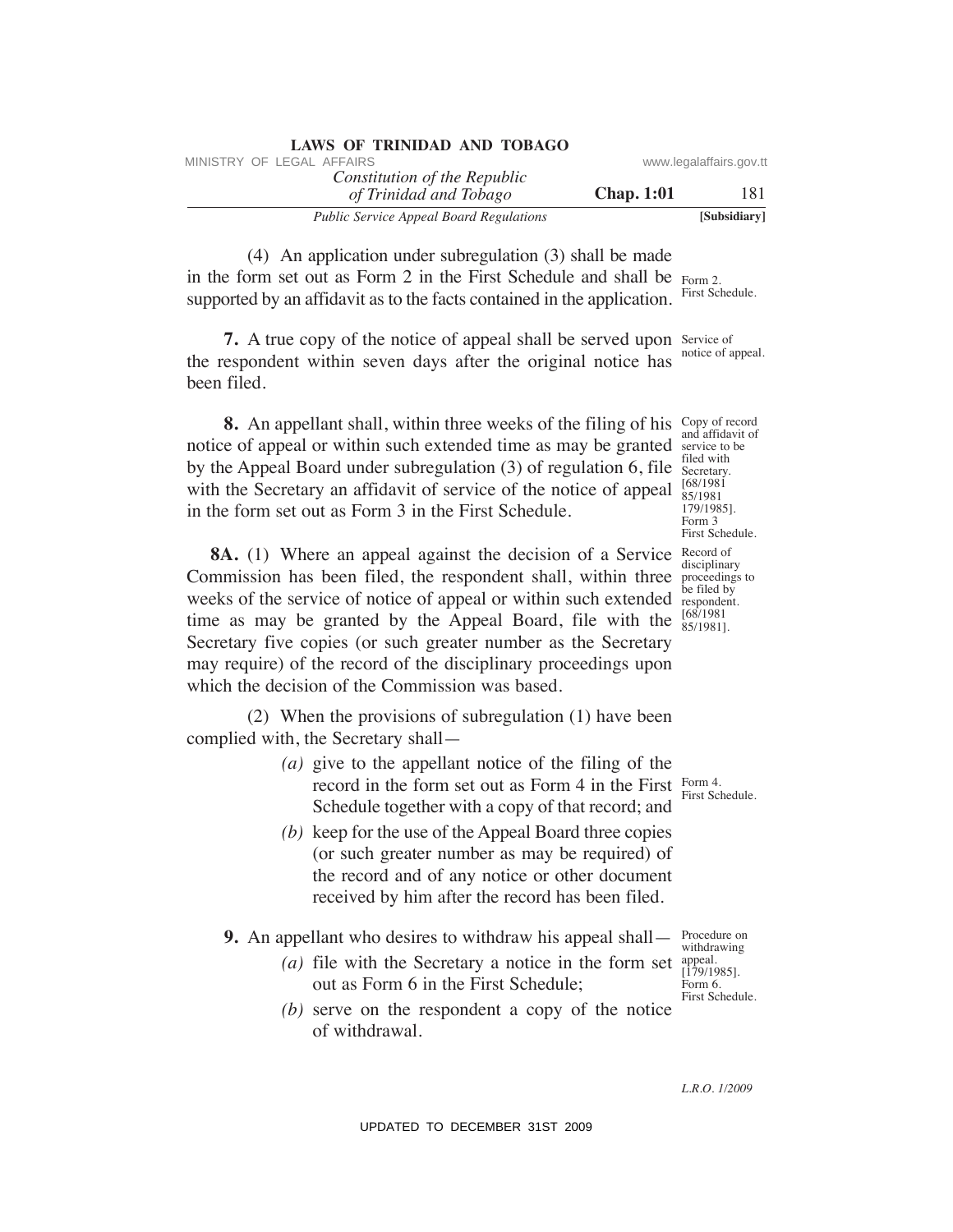(4) An application under subregulation (3) shall be made in the form set out as Form 2 in the First Schedule and shall be supported by an affidavit as to the facts contained in the application.

Form 2. First Schedule.

Service of notice of appeal.

**7.** A true copy of the notice of appeal shall be served upon the respondent within seven days after the original notice has been filed.

Copy of record and affidavit of service to be filed with Secretary. [68/1981 85/1981 179/1985]. Form 3 First Schedule.

**8.** An appellant shall, within three weeks of the filing of his notice of appeal or within such extended time as may be granted by the Appeal Board under subregulation (3) of regulation 6, file with the Secretary an affidavit of service of the notice of appeal in the form set out as Form 3 in the First Schedule.

Record of disciplinary proceedings to be filed by respondent. [68/1981 85/1981].

**8A.** (1) Where an appeal against the decision of a Service Commission has been filed, the respondent shall, within three weeks of the service of notice of appeal or within such extended time as may be granted by the Appeal Board, file with the Secretary five copies (or such greater number as the Secretary may require) of the record of the disciplinary proceedings upon which the decision of the Commission was based.

(2) When the provisions of subregulation (1) have been complied with, the Secretary shall—

*(a)* give to the appellant notice of the filing of the record in the form set out as Form 4 in the First Schedule together with a copy of that record; and

Form 4. First Schedule.

*(b)* keep for the use of the Appeal Board three copies (or such greater number as may be required) of the record and of any notice or other document received by him after the record has been filed.

Procedure on withdrawing appeal. [179/1985]. Form 6. First Schedule.

**9.** An appellant who desires to withdraw his appeal shall—

*(a)* file with the Secretary a notice in the form set out as Form 6 in the First Schedule;

*(b)* serve on the respondent a copy of the notice of withdrawal.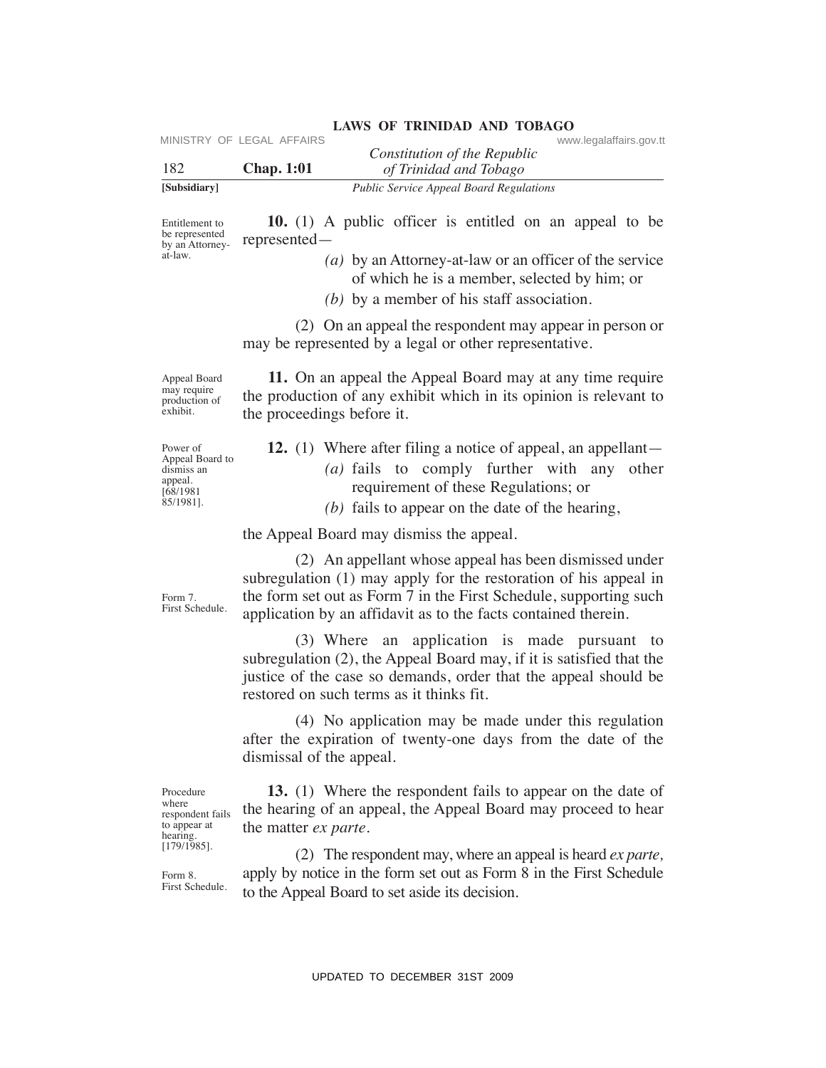Entitlement to be represented by an Attorney-at-law.

**10.** (1) A public officer is entitled on an appeal to be represented—

*(a)* by an Attorney-at-law or an officer of the service of which he is a member, selected by him; or

*(b)* by a member of his staff association.

(2) On an appeal the respondent may appear in person or may be represented by a legal or other representative.

Appeal Board may require production of exhibit.

**11.** On an appeal the Appeal Board may at any time require the production of any exhibit which in its opinion is relevant to the proceedings before it.

Power of Appeal Board to dismiss an appeal. [68/1981 85/1981].

**12.** (1) Where after filing a notice of appeal, an appellant—

*(a)* fails to comply further with any other requirement of these Regulations; or

*(b)* fails to appear on the date of the hearing,

the Appeal Board may dismiss the appeal.

(2) An appellant whose appeal has been dismissed under subregulation (1) may apply for the restoration of his appeal in the form set out as Form 7 in the First Schedule, supporting such application by an affidavit as to the facts contained therein.

Form 7. First Schedule.

(3) Where an application is made pursuant to subregulation (2), the Appeal Board may, if it is satisfied that the justice of the case so demands, order that the appeal should be restored on such terms as it thinks fit.

(4) No application may be made under this regulation after the expiration of twenty-one days from the date of the dismissal of the appeal.

Procedure where respondent fails to appear at hearing. [179/1985].

**13.** (1) Where the respondent fails to appear on the date of the hearing of an appeal, the Appeal Board may proceed to hear the matter *ex parte*.

(2) The respondent may, where an appeal is heard *ex parte,* apply by notice in the form set out as Form 8 in the First Schedule to the Appeal Board to set aside its decision.

Form 8. First Schedule.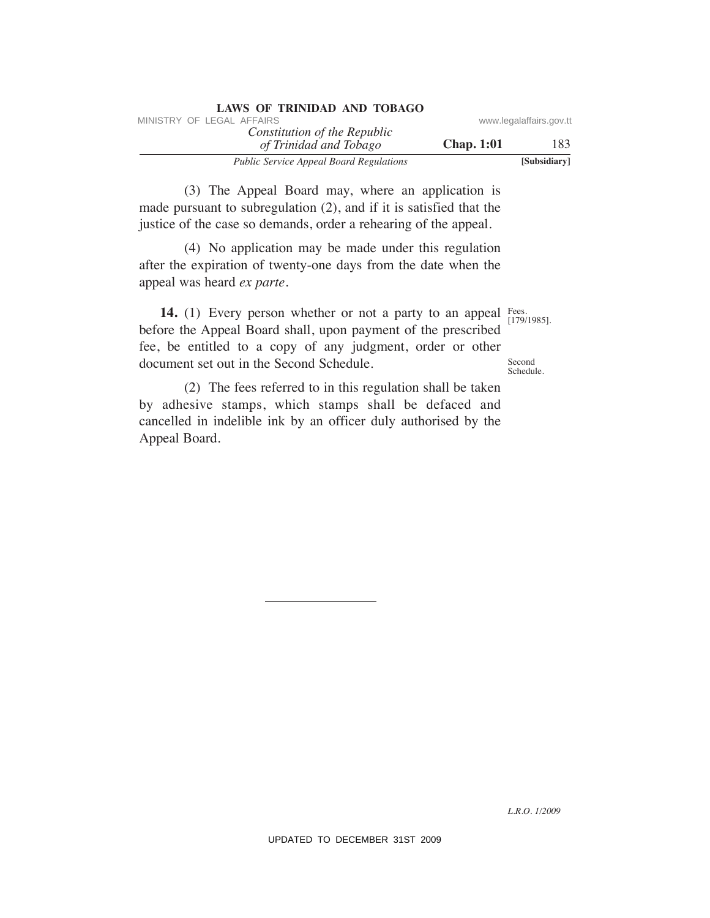(3) The Appeal Board may, where an application is made pursuant to subregulation (2), and if it is satisfied that the justice of the case so demands, order a rehearing of the appeal.

(4) No application may be made under this regulation after the expiration of twenty-one days from the date when the appeal was heard *ex parte*.

Fees. [179/1985].

**14.** (1) Every person whether or not a party to an appeal before the Appeal Board shall, upon payment of the prescribed fee, be entitled to a copy of any judgment, order or other document set out in the Second Schedule.

Second Schedule.

(2) The fees referred to in this regulation shall be taken by adhesive stamps, which stamps shall be defaced and cancelled in indelible ink by an officer duly authorised by the Appeal Board.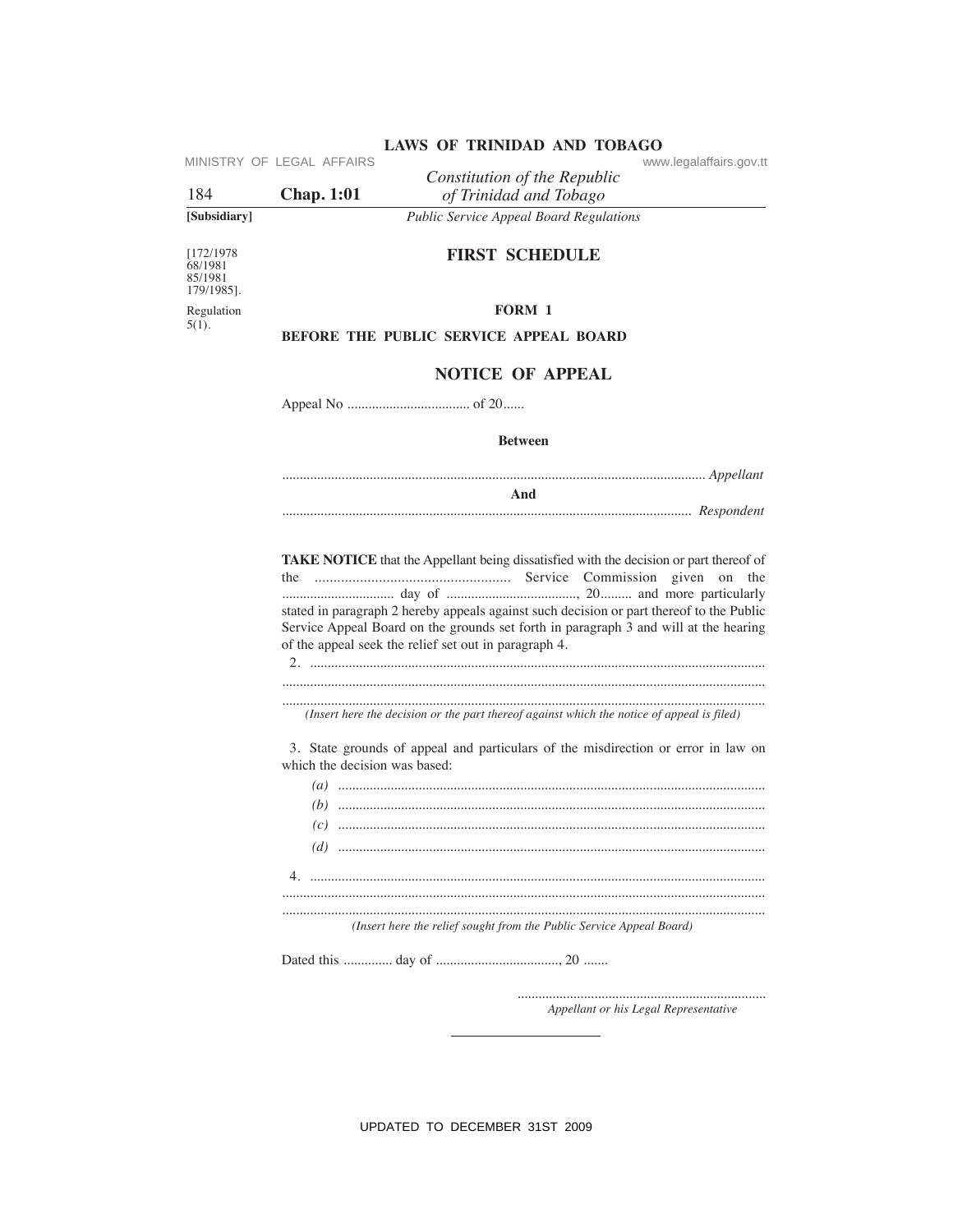[172/1978
68/1981
85/1981
179/1985].

Regulation 5(1).

# FIRST SCHEDULE

## FORM 1

**BEFORE THE PUBLIC SERVICE APPEAL BOARD**

## NOTICE OF APPEAL

Appeal No ................................... of 20......

**Between**

........................................................................................................................ *Appellant*

**And**

.................................................................................................................... *Respondent*

**TAKE NOTICE** that the Appellant being dissatisfied with the decision or part thereof of the .................................................... Service Commission given on the ................................ day of ....................................., 20......... and more particularly stated in paragraph 2 hereby appeals against such decision or part thereof to the Public Service Appeal Board on the grounds set forth in paragraph 3 and will at the hearing of the appeal seek the relief set out in paragraph 4.

2. ..................................................................................................................................
..........................................................................................................................................
..........................................................................................................................................

*(Insert here the decision or the part thereof against which the notice of appeal is filed)*

3. State grounds of appeal and particulars of the misdirection or error in law on which the decision was based:

*(a)* ..........................................................................................................................
*(b)* ..........................................................................................................................
*(c)* ..........................................................................................................................
*(d)* ..........................................................................................................................

4. ..................................................................................................................................
..........................................................................................................................................
..........................................................................................................................................

*(Insert here the relief sought from the Public Service Appeal Board)*

Dated this .............. day of ..................................., 20 .......

......................................................................
*Appellant or his Legal Representative*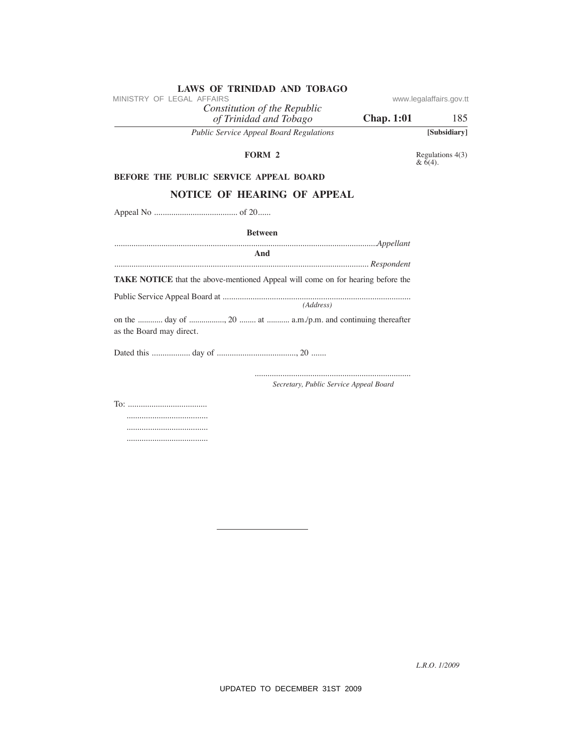## FORM 2

Regulations 4(3) & 6(4).

**BEFORE THE PUBLIC SERVICE APPEAL BOARD**

### NOTICE OF HEARING OF APPEAL

Appeal No ....................................... of 20......

**Between**

..........................................................................................................................*Appellant*

**And**

...................................................................................................................... *Respondent*

**TAKE NOTICE** that the above-mentioned Appeal will come on for hearing before the

Public Service Appeal Board at .......................................................................................
*(Address)*

on the ............ day of ................., 20 ........ at ........... a.m./p.m. and continuing thereafter as the Board may direct.

Dated this .................. day of ....................................., 20 .......

........................................................................
*Secretary, Public Service Appeal Board*

To: .....................................
......................................
......................................
......................................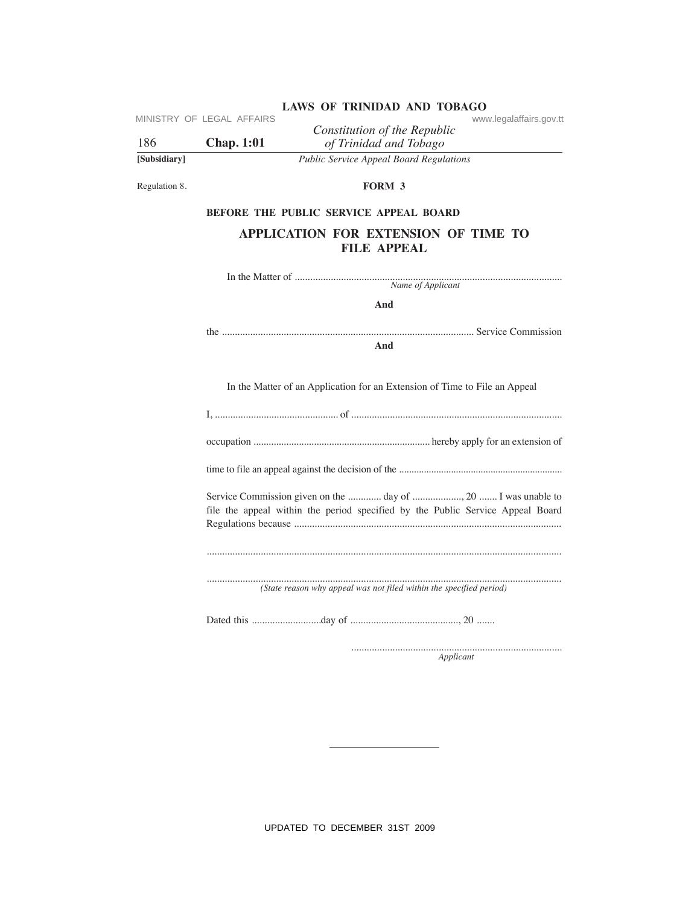Regulation 8.

**FORM 3**

**BEFORE THE PUBLIC SERVICE APPEAL BOARD**

## APPLICATION FOR EXTENSION OF TIME TO FILE APPEAL

In the Matter of .......................................................................................................
*Name of Applicant*

**And**

the ................................................................................................. Service Commission

**And**

In the Matter of an Application for an Extension of Time to File an Appeal

I, ................................................ of .................................................................................

occupation ...................................................................... hereby apply for an extension of

time to file an appeal against the decision of the .................................................................

Service Commission given on the ............. day of ..................., 20 ....... I was unable to file the appeal within the period specified by the Public Service Appeal Board Regulations because .......................................................................................................

...........................................................................................................................................

...........................................................................................................................................
*(State reason why appeal was not filed within the specified period)*

Dated this ...........................day of .........................................., 20 .......

..................................................................................
*Applicant*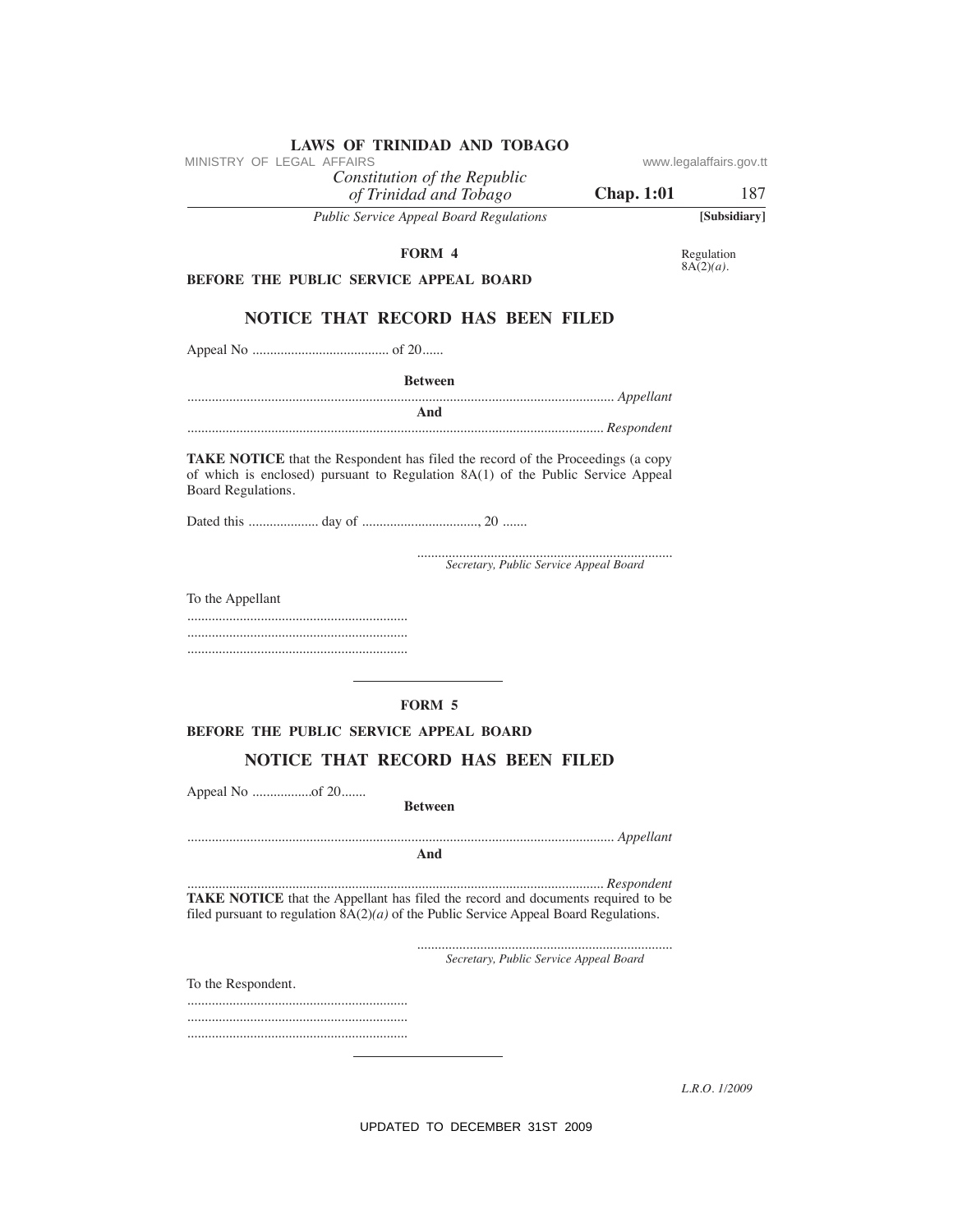## FORM 4

Regulation 8A(2)*(a)*.

**BEFORE THE PUBLIC SERVICE APPEAL BOARD**

### NOTICE THAT RECORD HAS BEEN FILED

Appeal No ....................................... of 20......

**Between**

........................................................................................................................ *Appellant*

**And**

...................................................................................................................... *Respondent*

**TAKE NOTICE** that the Respondent has filed the record of the Proceedings (a copy of which is enclosed) pursuant to Regulation 8A(1) of the Public Service Appeal Board Regulations.

Dated this .................... day of ................................., 20 .......

.........................................................................
*Secretary, Public Service Appeal Board*

To the Appellant

..............................................................
..............................................................
..............................................................

---

## FORM 5

**BEFORE THE PUBLIC SERVICE APPEAL BOARD**

### NOTICE THAT RECORD HAS BEEN FILED

Appeal No .................of 20.......

**Between**

........................................................................................................................ *Appellant*

**And**

...................................................................................................................... *Respondent*

**TAKE NOTICE** that the Appellant has filed the record and documents required to be filed pursuant to regulation 8A(2)*(a)* of the Public Service Appeal Board Regulations.

.........................................................................
*Secretary, Public Service Appeal Board*

To the Respondent.

..............................................................
..............................................................
..............................................................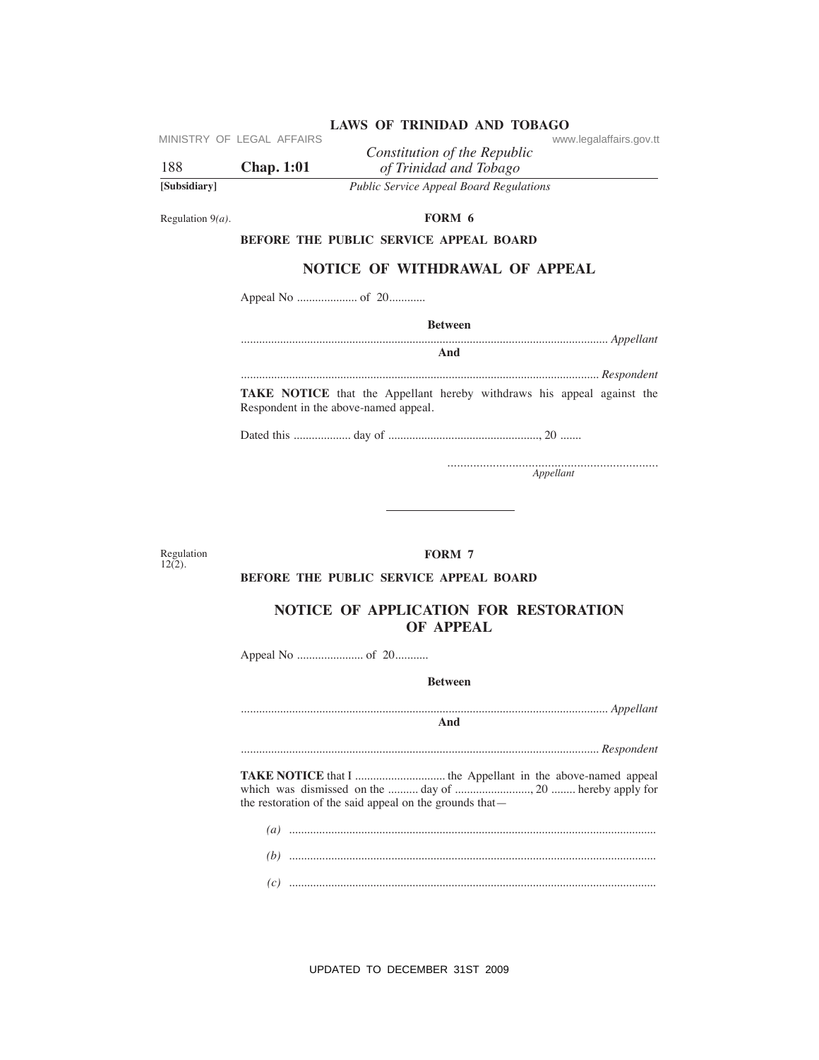Regulation 9*(a)*.

**FORM 6**

**BEFORE THE PUBLIC SERVICE APPEAL BOARD**

## NOTICE OF WITHDRAWAL OF APPEAL

Appeal No .................... of 20............

**Between**

........................................................................................................................ *Appellant*

**And**

...................................................................................................................... *Respondent*

**TAKE NOTICE** that the Appellant hereby withdraws his appeal against the Respondent in the above-named appeal.

Dated this ................... day of .................................................., 20 .......

.................................................................
*Appellant*

---

Regulation 12(2).

**FORM 7**

**BEFORE THE PUBLIC SERVICE APPEAL BOARD**

## NOTICE OF APPLICATION FOR RESTORATION OF APPEAL

Appeal No ...................... of 20...........

**Between**

........................................................................................................................ *Appellant*

**And**

...................................................................................................................... *Respondent*

**TAKE NOTICE** that I .............................. the Appellant in the above-named appeal which was dismissed on the .......... day of ........................., 20 ........ hereby apply for the restoration of the said appeal on the grounds that—

*(a)* .........................................................................................................................

*(b)* .........................................................................................................................

*(c)* .........................................................................................................................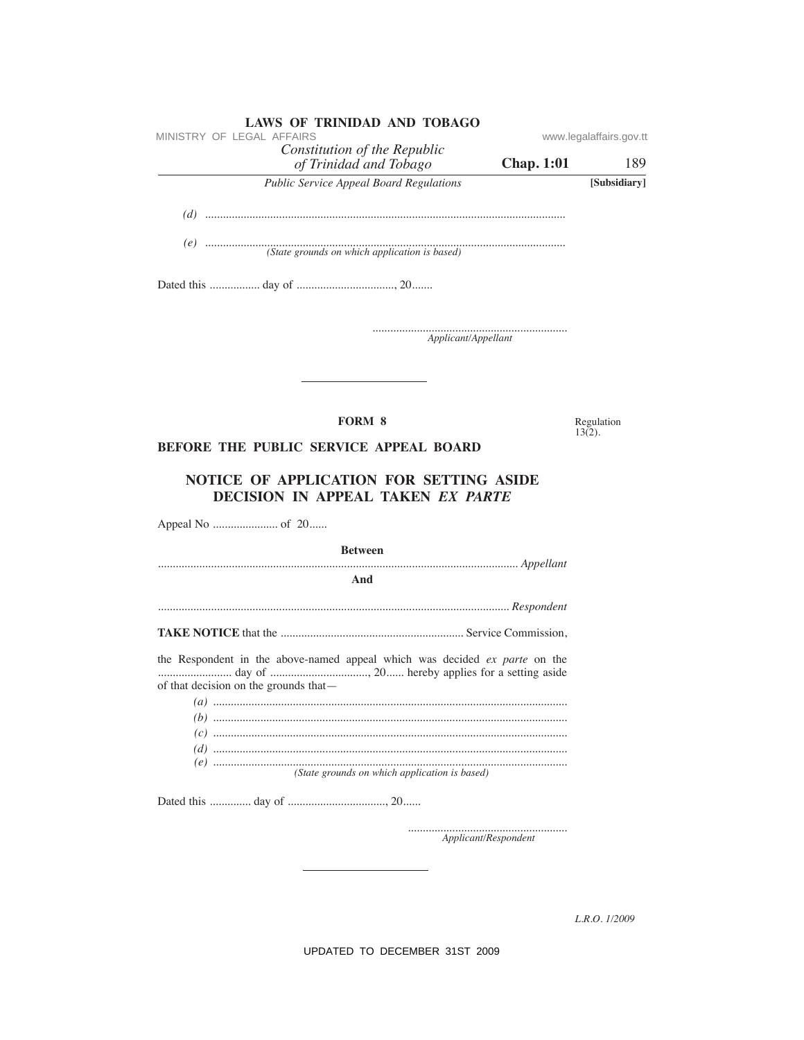*(d)* .........................................................................................................................

*(e)* .........................................................................................................................
*(State grounds on which application is based)*

Dated this ................. day of ................................., 20.......

..................................................................
*Applicant/Appellant*

---

**FORM 8**

Regulation 13(2).

**BEFORE THE PUBLIC SERVICE APPEAL BOARD**

**NOTICE OF APPLICATION FOR SETTING ASIDE DECISION IN APPEAL TAKEN *EX PARTE***

Appeal No ...................... of 20......

**Between**

......................................................................................................................... *Appellant*

**And**

......................................................................................................................... *Respondent*

**TAKE NOTICE** that the ............................................................. Service Commission,

the Respondent in the above-named appeal which was decided *ex parte* on the ......................... day of ................................., 20...... hereby applies for a setting aside of that decision on the grounds that—

*(a)* .......................................................................................................................
*(b)* .......................................................................................................................
*(c)* .......................................................................................................................
*(d)* .......................................................................................................................
*(e)* .......................................................................................................................
*(State grounds on which application is based)*

Dated this .............. day of ................................., 20......

......................................................
*Applicant/Respondent*

---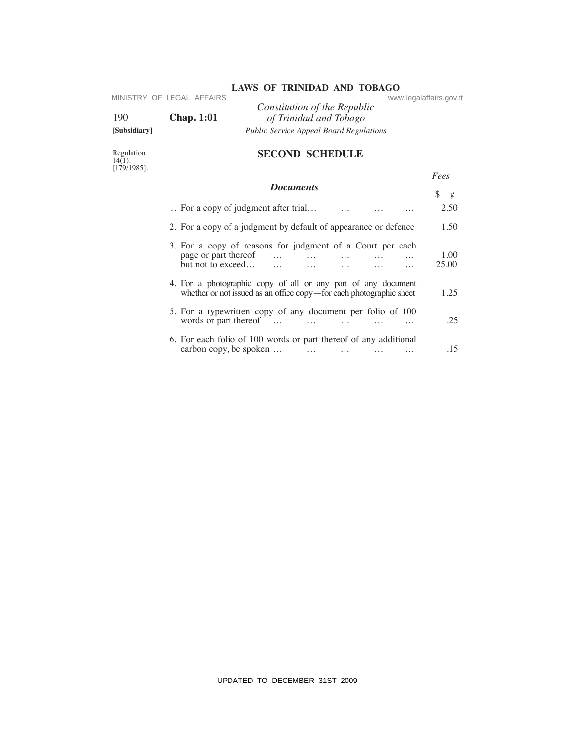[Subsidiary]

*Public Service Appeal Board Regulations*

Regulation 14(1). [179/1985].

## SECOND SCHEDULE

| *Documents* | *Fees* $ ¢ |
|---|---|
| 1. For a copy of judgment after trial… … … … | 2.50 |
| 2. For a copy of a judgment by default of appearance or defence | 1.50 |
| 3. For a copy of reasons for judgment of a Court per each page or part thereof … … … … … | 1.00 |
| but not to exceed… … … … … … | 25.00 |
| 4. For a photographic copy of all or any part of any document whether or not issued as an office copy—for each photographic sheet | 1.25 |
| 5. For a typewritten copy of any document per folio of 100 words or part thereof … … … … … | .25 |
| 6. For each folio of 100 words or part thereof of any additional carbon copy, be spoken … … … … … | .15 |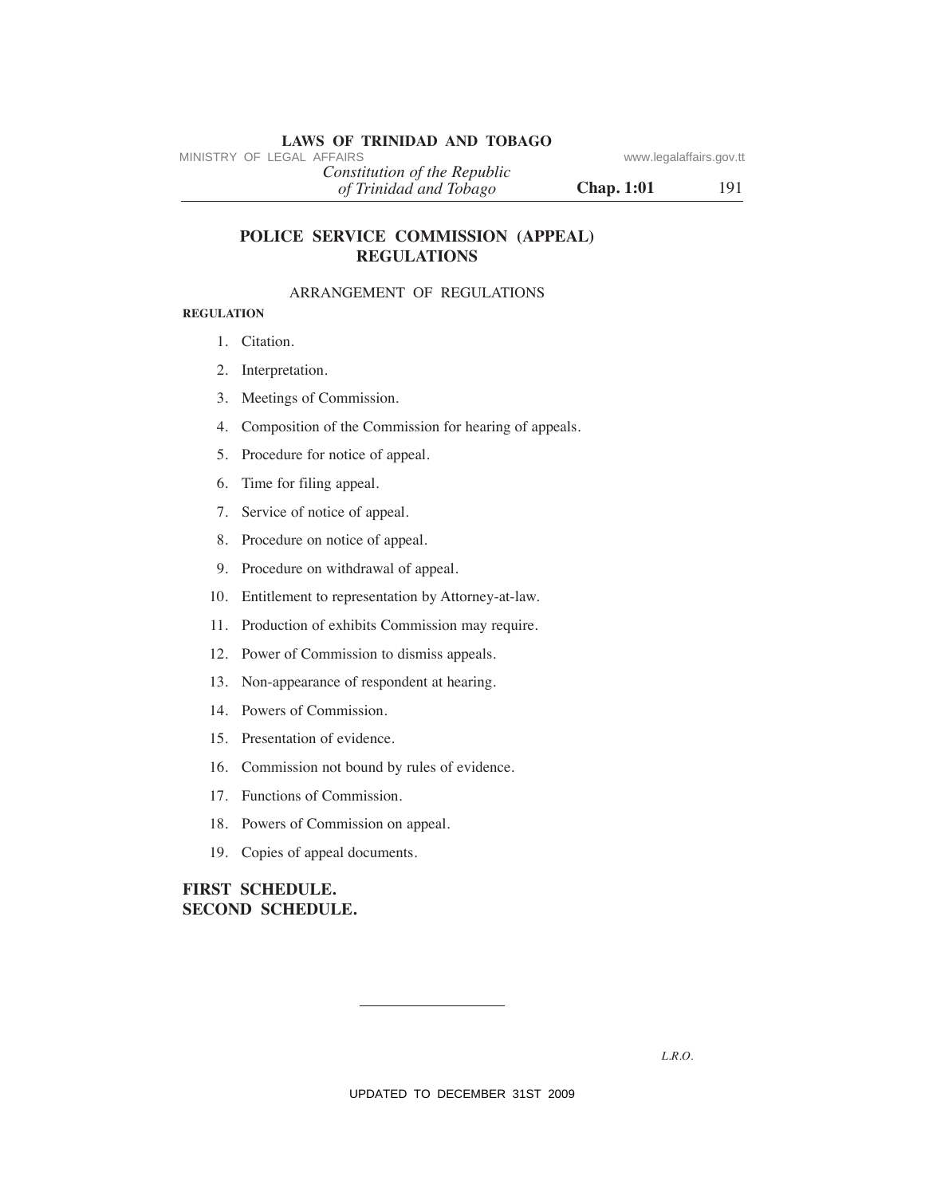## POLICE SERVICE COMMISSION (APPEAL) REGULATIONS

ARRANGEMENT OF REGULATIONS

**REGULATION**

1. Citation.
2. Interpretation.
3. Meetings of Commission.
4. Composition of the Commission for hearing of appeals.
5. Procedure for notice of appeal.
6. Time for filing appeal.
7. Service of notice of appeal.
8. Procedure on notice of appeal.
9. Procedure on withdrawal of appeal.
10. Entitlement to representation by Attorney-at-law.
11. Production of exhibits Commission may require.
12. Power of Commission to dismiss appeals.
13. Non-appearance of respondent at hearing.
14. Powers of Commission.
15. Presentation of evidence.
16. Commission not bound by rules of evidence.
17. Functions of Commission.
18. Powers of Commission on appeal.
19. Copies of appeal documents.

**FIRST SCHEDULE.**
**SECOND SCHEDULE.**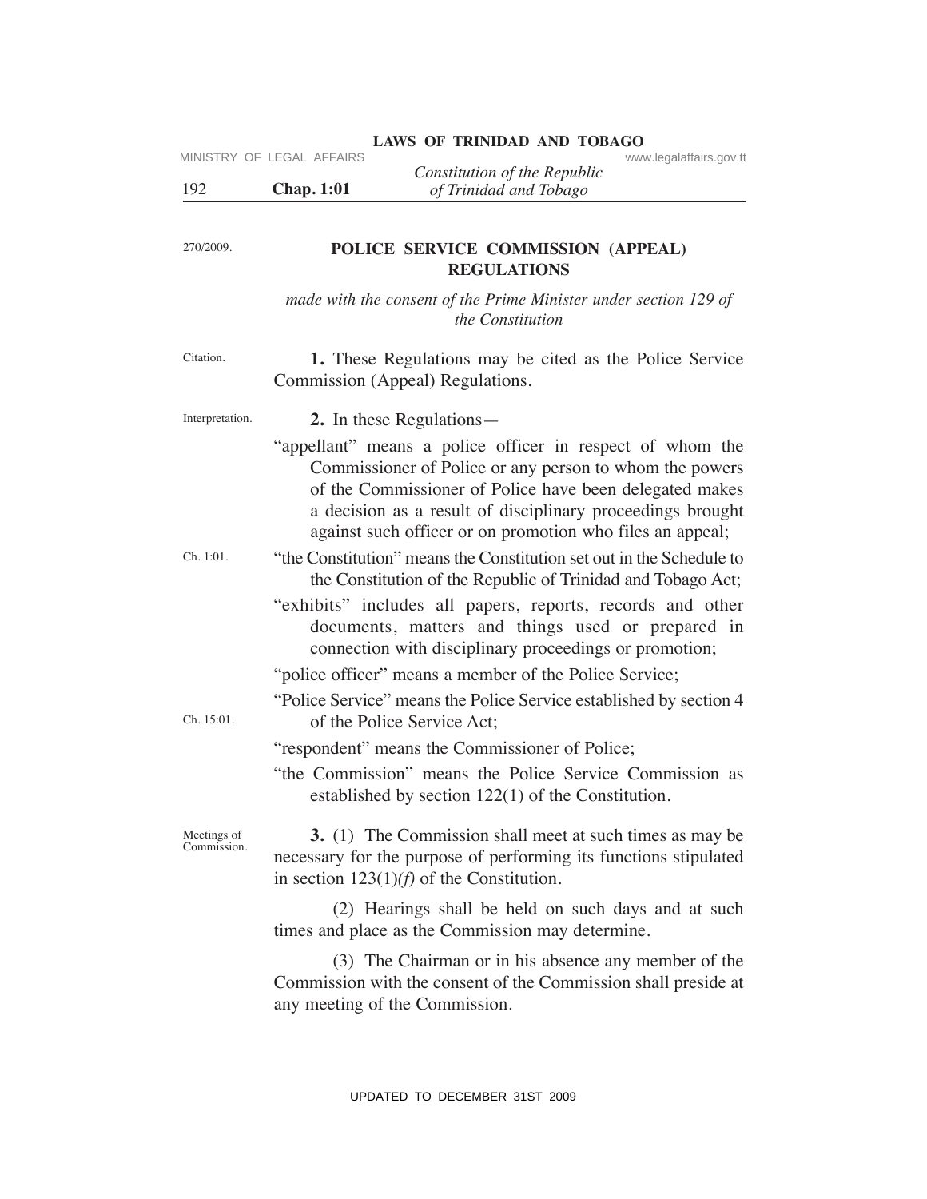270/2009.

## POLICE SERVICE COMMISSION (APPEAL) REGULATIONS

*made with the consent of the Prime Minister under section 129 of the Constitution*

Citation.

**1.** These Regulations may be cited as the Police Service Commission (Appeal) Regulations.

Interpretation.

**2.** In these Regulations—

"appellant" means a police officer in respect of whom the Commissioner of Police or any person to whom the powers of the Commissioner of Police have been delegated makes a decision as a result of disciplinary proceedings brought against such officer or on promotion who files an appeal;

Ch. 1:01.

"the Constitution" means the Constitution set out in the Schedule to the Constitution of the Republic of Trinidad and Tobago Act;

"exhibits" includes all papers, reports, records and other documents, matters and things used or prepared in connection with disciplinary proceedings or promotion;

"police officer" means a member of the Police Service;

Ch. 15:01.

"Police Service" means the Police Service established by section 4 of the Police Service Act;

"respondent" means the Commissioner of Police;

"the Commission" means the Police Service Commission as established by section 122(1) of the Constitution.

Meetings of Commission.

**3.** (1) The Commission shall meet at such times as may be necessary for the purpose of performing its functions stipulated in section 123(1)*(f)* of the Constitution.

(2) Hearings shall be held on such days and at such times and place as the Commission may determine.

(3) The Chairman or in his absence any member of the Commission with the consent of the Commission shall preside at any meeting of the Commission.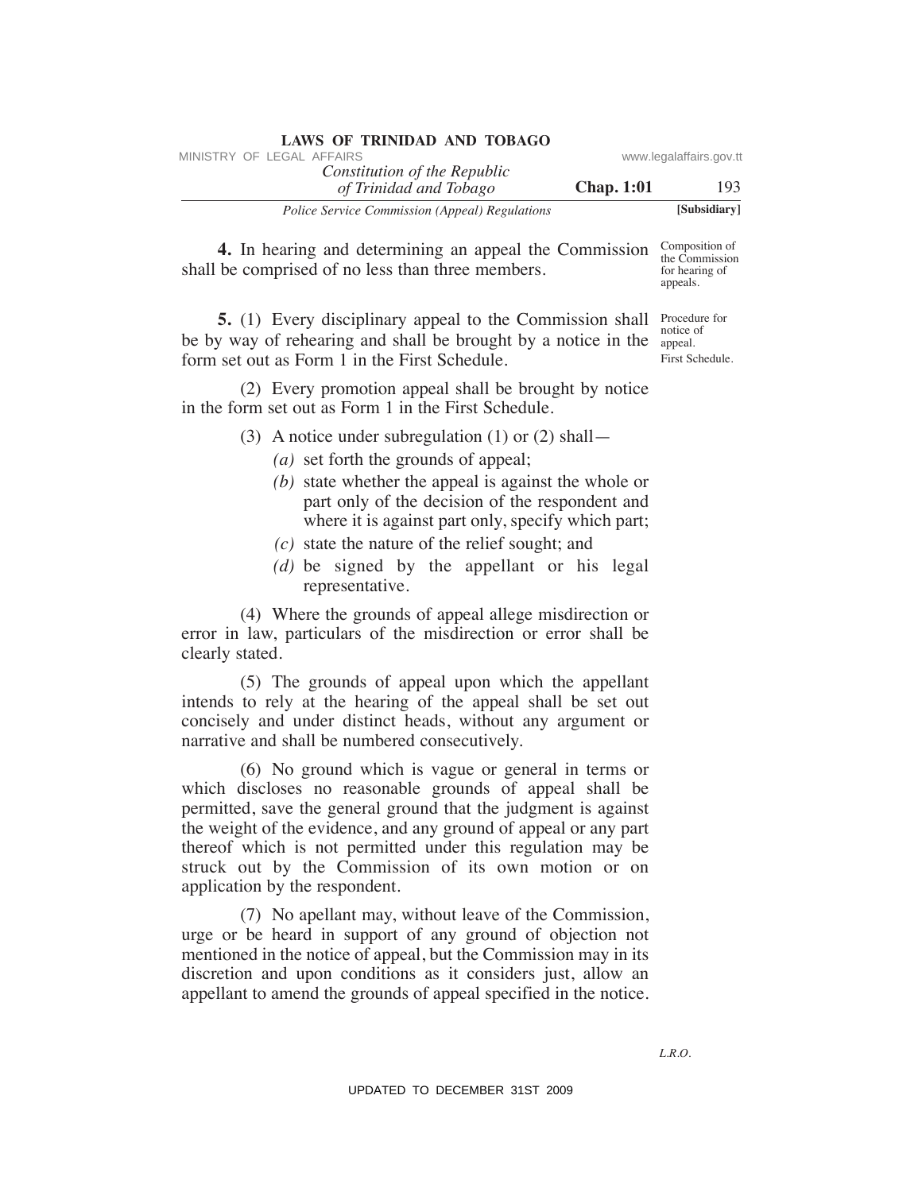**4.** In hearing and determining an appeal the Commission shall be comprised of no less than three members.

Composition of the Commission for hearing of appeals.

**5.** (1) Every disciplinary appeal to the Commission shall be by way of rehearing and shall be brought by a notice in the form set out as Form 1 in the First Schedule.

Procedure for notice of appeal. First Schedule.

(2) Every promotion appeal shall be brought by notice in the form set out as Form 1 in the First Schedule.

(3) A notice under subregulation (1) or (2) shall—

*(a)* set forth the grounds of appeal;

*(b)* state whether the appeal is against the whole or part only of the decision of the respondent and where it is against part only, specify which part;

*(c)* state the nature of the relief sought; and

*(d)* be signed by the appellant or his legal representative.

(4) Where the grounds of appeal allege misdirection or error in law, particulars of the misdirection or error shall be clearly stated.

(5) The grounds of appeal upon which the appellant intends to rely at the hearing of the appeal shall be set out concisely and under distinct heads, without any argument or narrative and shall be numbered consecutively.

(6) No ground which is vague or general in terms or which discloses no reasonable grounds of appeal shall be permitted, save the general ground that the judgment is against the weight of the evidence, and any ground of appeal or any part thereof which is not permitted under this regulation may be struck out by the Commission of its own motion or on application by the respondent.

(7) No apellant may, without leave of the Commission, urge or be heard in support of any ground of objection not mentioned in the notice of appeal, but the Commission may in its discretion and upon conditions as it considers just, allow an appellant to amend the grounds of appeal specified in the notice.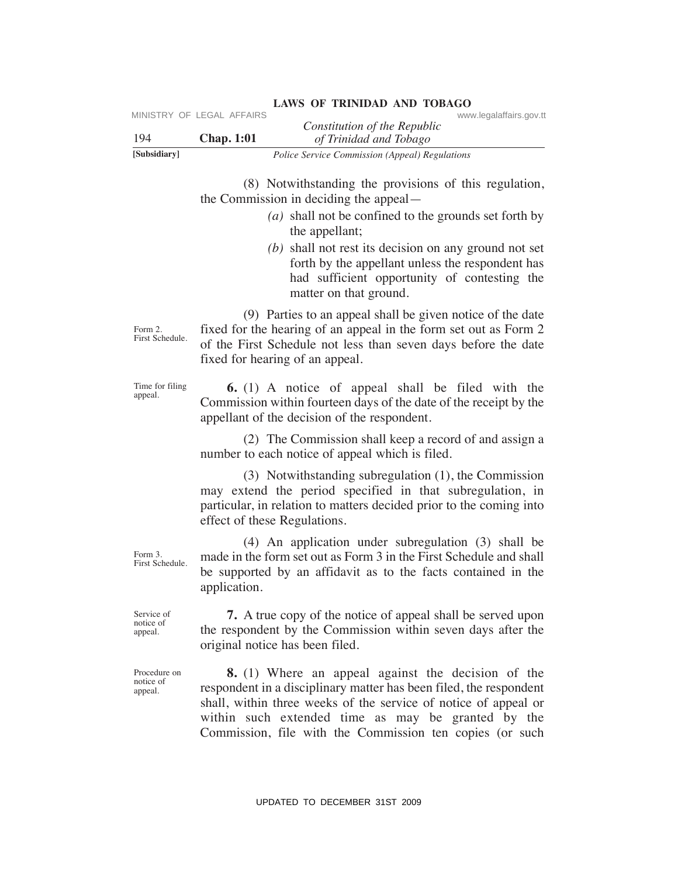(8) Notwithstanding the provisions of this regulation, the Commission in deciding the appeal—

*(a)* shall not be confined to the grounds set forth by the appellant;

*(b)* shall not rest its decision on any ground not set forth by the appellant unless the respondent has had sufficient opportunity of contesting the matter on that ground.

(9) Parties to an appeal shall be given notice of the date fixed for the hearing of an appeal in the form set out as Form 2 of the First Schedule not less than seven days before the date fixed for hearing of an appeal.

Form 2. First Schedule.

Time for filing appeal.

**6.** (1) A notice of appeal shall be filed with the Commission within fourteen days of the date of the receipt by the appellant of the decision of the respondent.

(2) The Commission shall keep a record of and assign a number to each notice of appeal which is filed.

(3) Notwithstanding subregulation (1), the Commission may extend the period specified in that subregulation, in particular, in relation to matters decided prior to the coming into effect of these Regulations.

(4) An application under subregulation (3) shall be made in the form set out as Form 3 in the First Schedule and shall be supported by an affidavit as to the facts contained in the application.

Form 3. First Schedule.

Service of notice of appeal.

**7.** A true copy of the notice of appeal shall be served upon the respondent by the Commission within seven days after the original notice has been filed.

Procedure on notice of appeal.

**8.** (1) Where an appeal against the decision of the respondent in a disciplinary matter has been filed, the respondent shall, within three weeks of the service of notice of appeal or within such extended time as may be granted by the Commission, file with the Commission ten copies (or such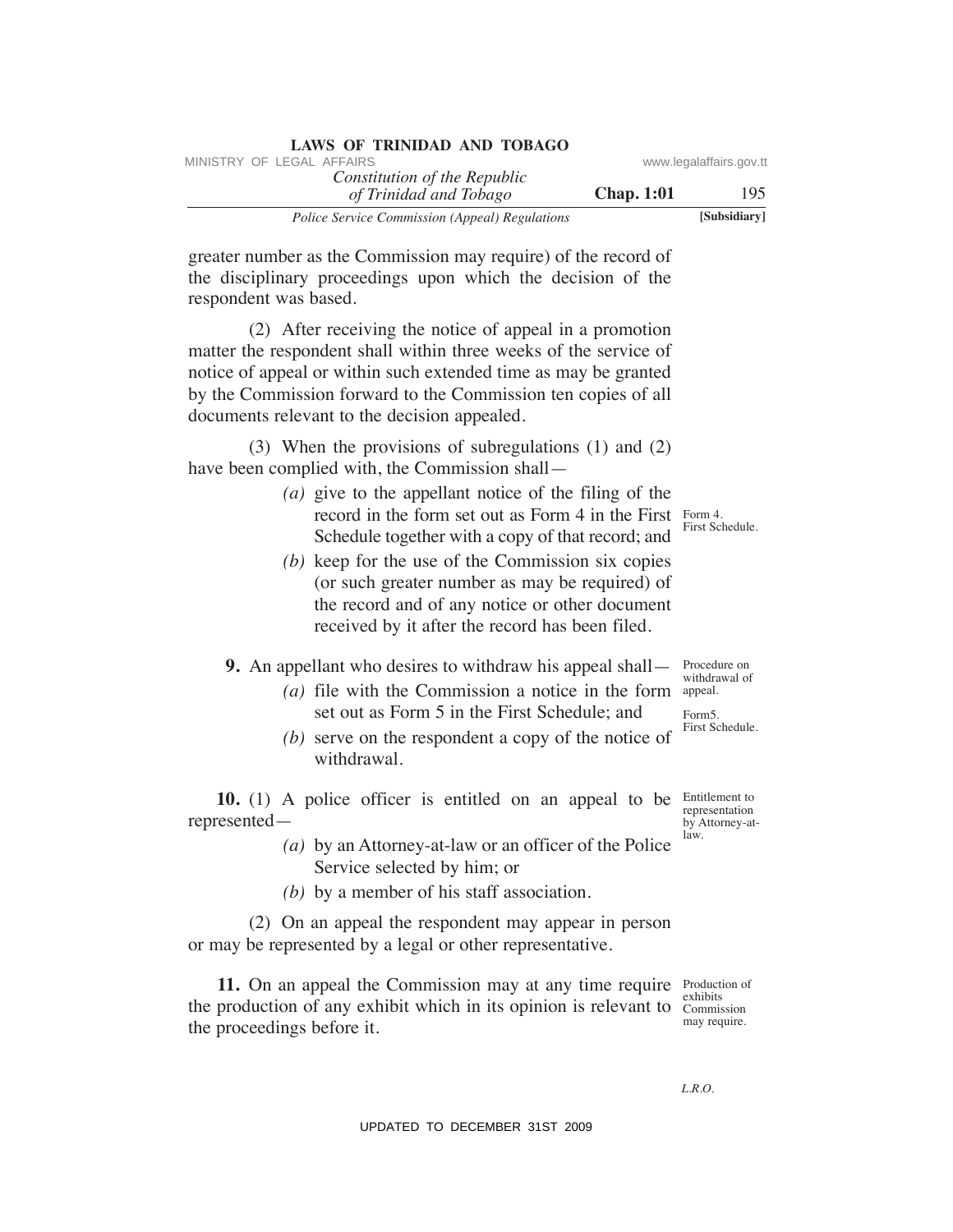greater number as the Commission may require) of the record of the disciplinary proceedings upon which the decision of the respondent was based.

(2) After receiving the notice of appeal in a promotion matter the respondent shall within three weeks of the service of notice of appeal or within such extended time as may be granted by the Commission forward to the Commission ten copies of all documents relevant to the decision appealed.

(3) When the provisions of subregulations (1) and (2) have been complied with, the Commission shall—

*(a)* give to the appellant notice of the filing of the record in the form set out as Form 4 in the First Schedule together with a copy of that record; and

*(b)* keep for the use of the Commission six copies (or such greater number as may be required) of the record and of any notice or other document received by it after the record has been filed.

Form 4. First Schedule.

Procedure on withdrawal of appeal.

**9.** An appellant who desires to withdraw his appeal shall—

*(a)* file with the Commission a notice in the form set out as Form 5 in the First Schedule; and

*(b)* serve on the respondent a copy of the notice of withdrawal.

Form5. First Schedule.

Entitlement to representation by Attorney-at-law.

**10.** (1) A police officer is entitled on an appeal to be represented—

*(a)* by an Attorney-at-law or an officer of the Police Service selected by him; or

*(b)* by a member of his staff association.

(2) On an appeal the respondent may appear in person or may be represented by a legal or other representative.

Production of exhibits Commission may require.

**11.** On an appeal the Commission may at any time require the production of any exhibit which in its opinion is relevant to the proceedings before it.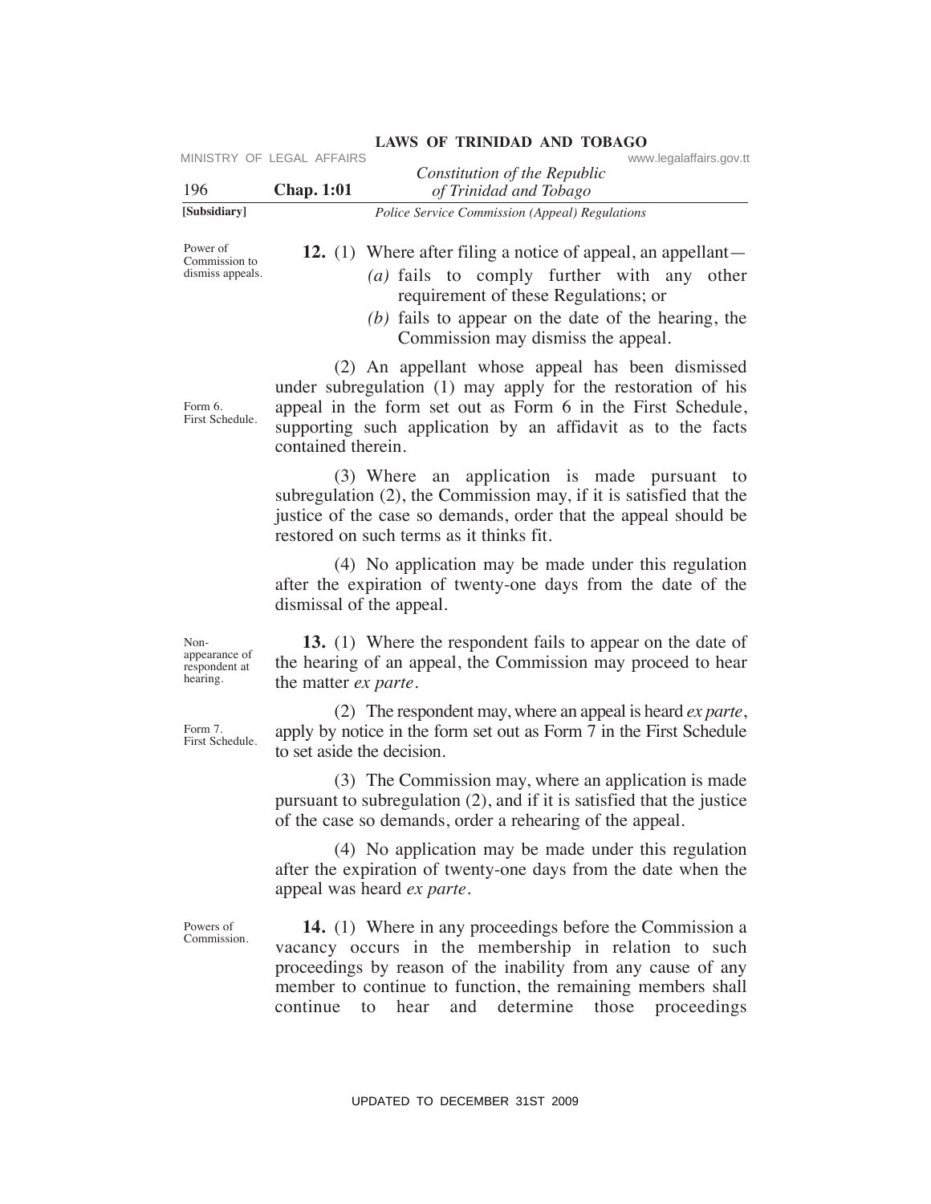Power of Commission to dismiss appeals.

**12.** (1) Where after filing a notice of appeal, an appellant—

*(a)* fails to comply further with any other requirement of these Regulations; or

*(b)* fails to appear on the date of the hearing, the Commission may dismiss the appeal.

Form 6. First Schedule.

(2) An appellant whose appeal has been dismissed under subregulation (1) may apply for the restoration of his appeal in the form set out as Form 6 in the First Schedule, supporting such application by an affidavit as to the facts contained therein.

(3) Where an application is made pursuant to subregulation (2), the Commission may, if it is satisfied that the justice of the case so demands, order that the appeal should be restored on such terms as it thinks fit.

(4) No application may be made under this regulation after the expiration of twenty-one days from the date of the dismissal of the appeal.

Non-appearance of respondent at hearing.

**13.** (1) Where the respondent fails to appear on the date of the hearing of an appeal, the Commission may proceed to hear the matter *ex parte*.

Form 7. First Schedule.

(2) The respondent may, where an appeal is heard *ex parte*, apply by notice in the form set out as Form 7 in the First Schedule to set aside the decision.

(3) The Commission may, where an application is made pursuant to subregulation (2), and if it is satisfied that the justice of the case so demands, order a rehearing of the appeal.

(4) No application may be made under this regulation after the expiration of twenty-one days from the date when the appeal was heard *ex parte*.

Powers of Commission.

**14.** (1) Where in any proceedings before the Commission a vacancy occurs in the membership in relation to such proceedings by reason of the inability from any cause of any member to continue to function, the remaining members shall continue to hear and determine those proceedings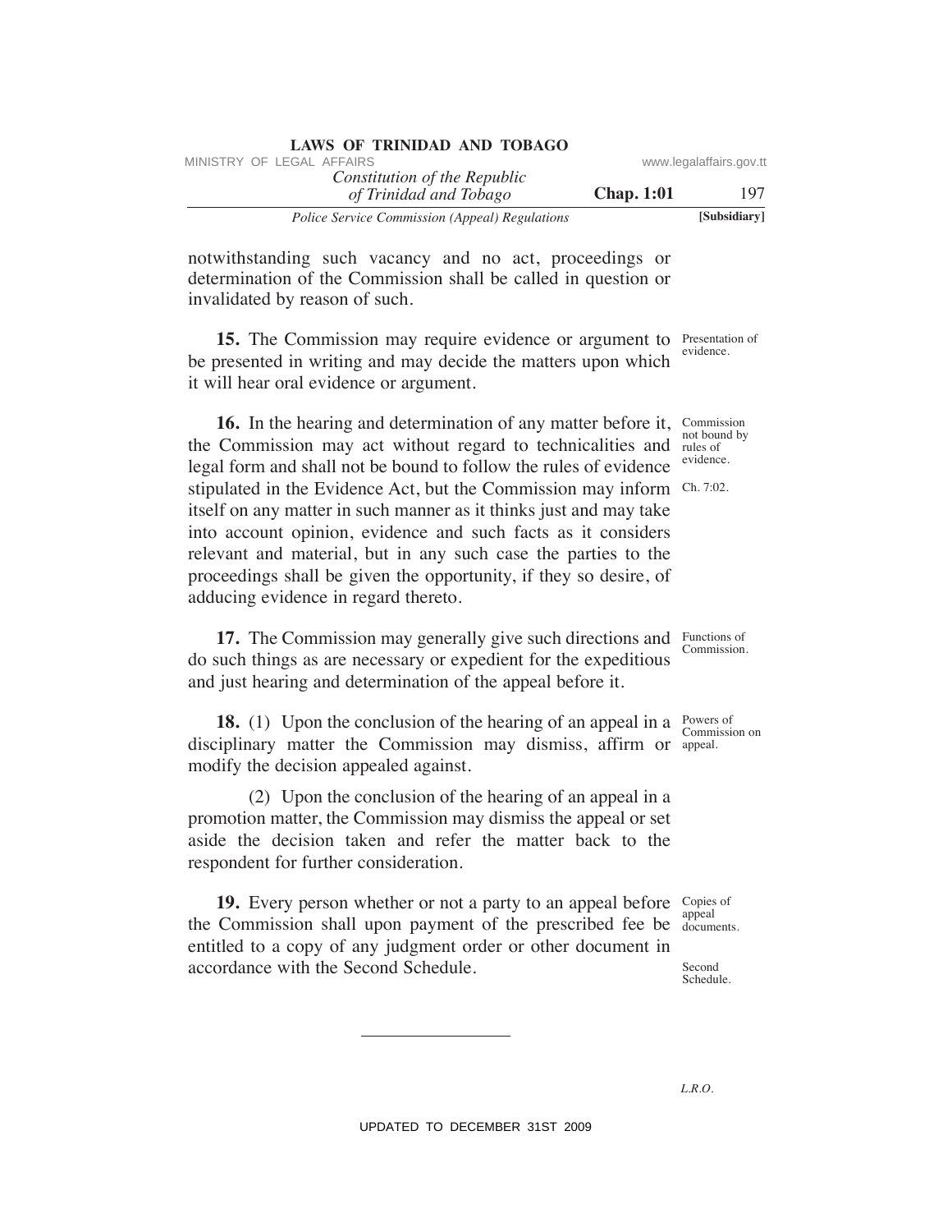notwithstanding such vacancy and no act, proceedings or determination of the Commission shall be called in question or invalidated by reason of such.

Presentation of evidence.

**15.** The Commission may require evidence or argument to be presented in writing and may decide the matters upon which it will hear oral evidence or argument.

Commission not bound by rules of evidence.

Ch. 7:02.

**16.** In the hearing and determination of any matter before it, the Commission may act without regard to technicalities and legal form and shall not be bound to follow the rules of evidence stipulated in the Evidence Act, but the Commission may inform itself on any matter in such manner as it thinks just and may take into account opinion, evidence and such facts as it considers relevant and material, but in any such case the parties to the proceedings shall be given the opportunity, if they so desire, of adducing evidence in regard thereto.

Functions of Commission.

**17.** The Commission may generally give such directions and do such things as are necessary or expedient for the expeditious and just hearing and determination of the appeal before it.

Powers of Commission on appeal.

**18.** (1) Upon the conclusion of the hearing of an appeal in a disciplinary matter the Commission may dismiss, affirm or modify the decision appealed against.

(2) Upon the conclusion of the hearing of an appeal in a promotion matter, the Commission may dismiss the appeal or set aside the decision taken and refer the matter back to the respondent for further consideration.

Copies of appeal documents.

Second Schedule.

**19.** Every person whether or not a party to an appeal before the Commission shall upon payment of the prescribed fee be entitled to a copy of any judgment order or other document in accordance with the Second Schedule.

---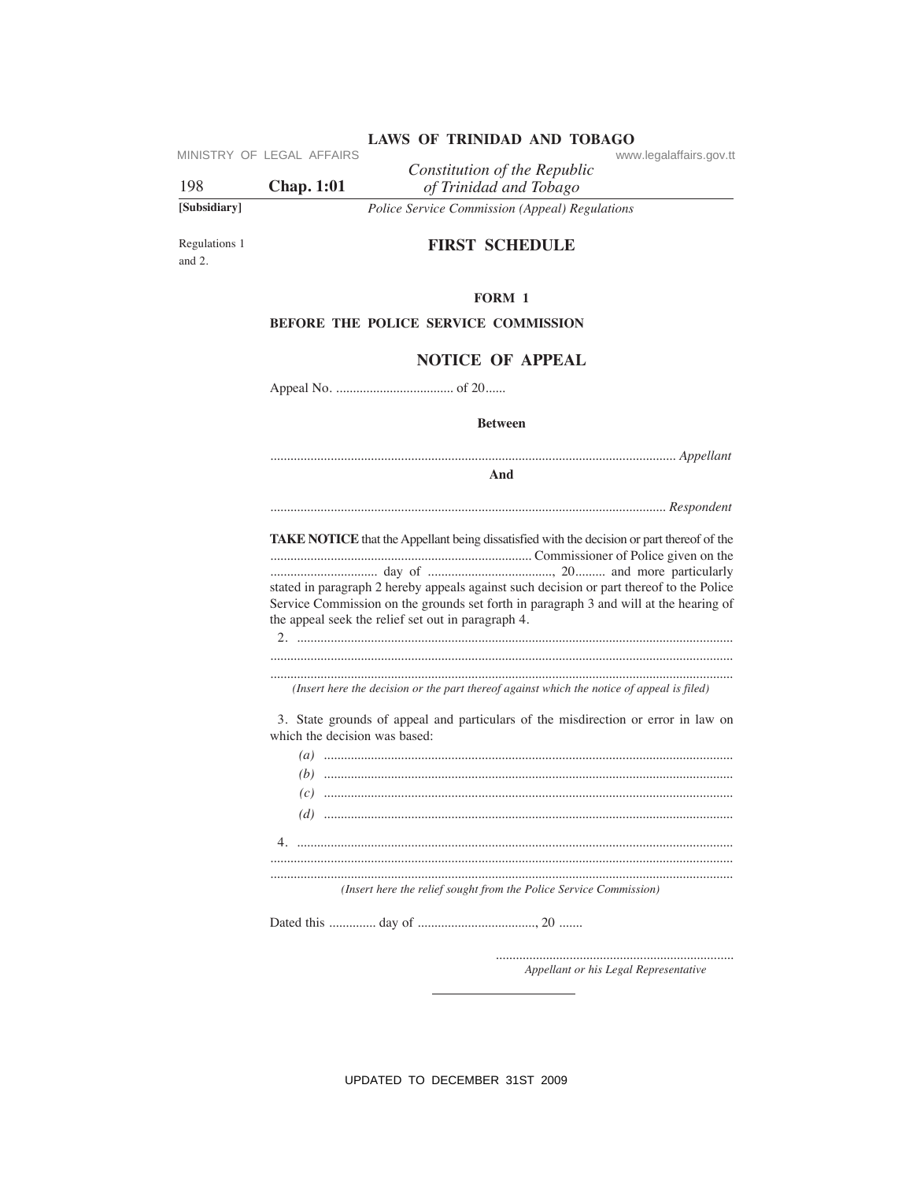[Subsidiary]

*Police Service Commission (Appeal) Regulations*

Regulations 1 and 2.

# FIRST SCHEDULE

### FORM 1

**BEFORE THE POLICE SERVICE COMMISSION**

## NOTICE OF APPEAL

Appeal No. .................................. of 20......

**Between**

........................................................................................................................ *Appellant*

**And**

..................................................................................................................... *Respondent*

**TAKE NOTICE** that the Appellant being dissatisfied with the decision or part thereof of the ............................................................................ Commissioner of Police given on the ................................ day of ....................................., 20......... and more particularly stated in paragraph 2 hereby appeals against such decision or part thereof to the Police Service Commission on the grounds set forth in paragraph 3 and will at the hearing of the appeal seek the relief set out in paragraph 4.

2. ..................................................................................................................................
........................................................................................................................................
........................................................................................................................................

*(Insert here the decision or the part thereof against which the notice of appeal is filed)*

3. State grounds of appeal and particulars of the misdirection or error in law on which the decision was based:

*(a)* ........................................................................................................................
*(b)* ........................................................................................................................
*(c)* ........................................................................................................................
*(d)* ........................................................................................................................

4. ..................................................................................................................................
........................................................................................................................................
........................................................................................................................................

*(Insert here the relief sought from the Police Service Commission)*

Dated this .............. day of ..................................., 20 .......

......................................................................
*Appellant or his Legal Representative*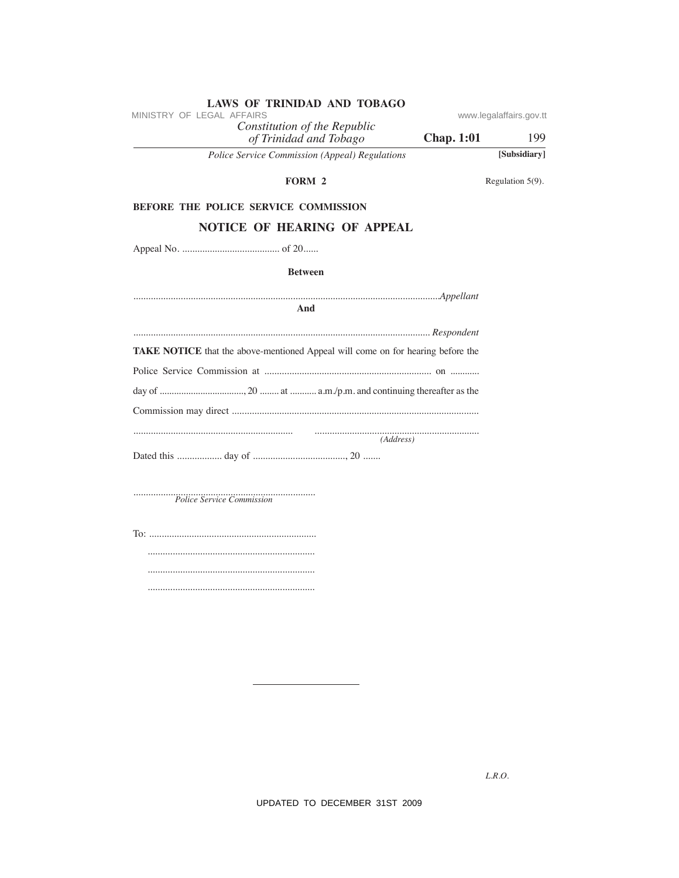**FORM 2**

Regulation 5(9).

**BEFORE THE POLICE SERVICE COMMISSION**

## NOTICE OF HEARING OF APPEAL

Appeal No. ....................................... of 20......

**Between**

..........................................................................................................................*Appellant*

**And**

...................................................................................................................... *Respondent*

**TAKE NOTICE** that the above-mentioned Appeal will come on for hearing before the Police Service Commission at .................................................................... on ............ day of ..................................., 20 ........ at ........... a.m./p.m. and continuing thereafter as the Commission may direct ...................................................................................................

............................................................... ..................................................................
*(Address)*

Dated this .................. day of ....................................., 20 .......

.........................................................................
*Police Service Commission*

To: ...................................................................
...................................................................
...................................................................
...................................................................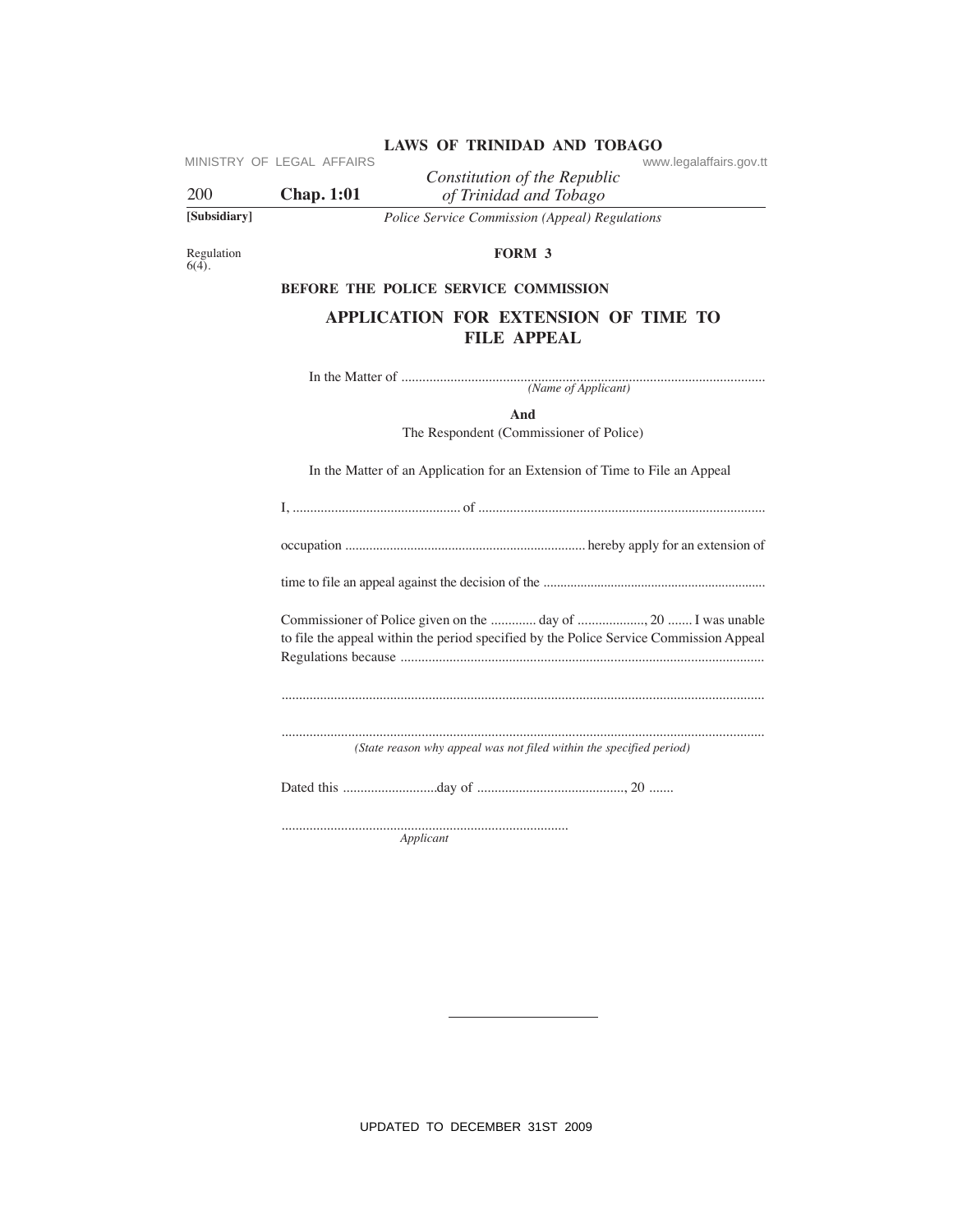Regulation 6(4).

## FORM 3

**BEFORE THE POLICE SERVICE COMMISSION**

### APPLICATION FOR EXTENSION OF TIME TO FILE APPEAL

In the Matter of .......................................................................................................
*(Name of Applicant)*

**And**

The Respondent (Commissioner of Police)

In the Matter of an Application for an Extension of Time to File an Appeal

I, ................................................ of .................................................................................

occupation ..................................................................... hereby apply for an extension of

time to file an appeal against the decision of the ................................................................

Commissioner of Police given on the ............ day of ..................., 20 ....... I was unable to file the appeal within the period specified by the Police Service Commission Appeal Regulations because .......................................................................................................

.........................................................................................................................................

.........................................................................................................................................
*(State reason why appeal was not filed within the specified period)*

Dated this ..........................day of .........................................., 20 .......

.................................................................................
*Applicant*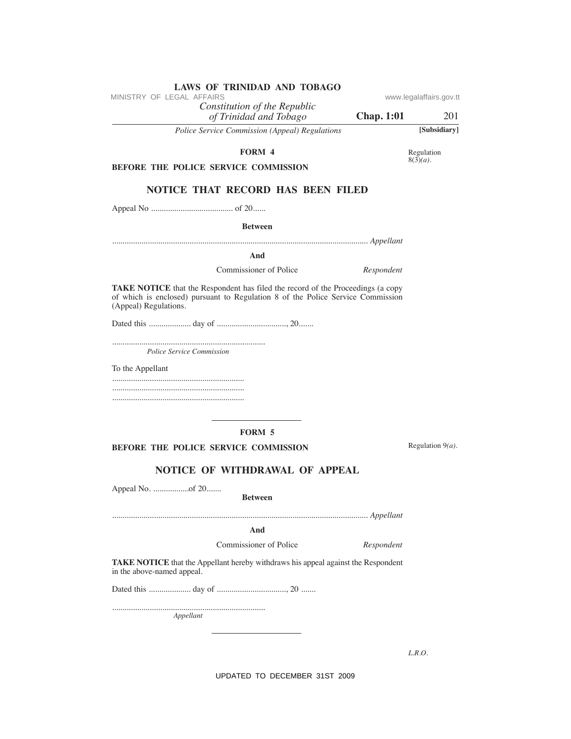### FORM 4

Regulation 8(3)*(a)*.

**BEFORE THE POLICE SERVICE COMMISSION**

## NOTICE THAT RECORD HAS BEEN FILED

Appeal No ....................................... of 20......

**Between**

.......................................................................................................................... *Appellant*

**And**

Commissioner of Police *Respondent*

**TAKE NOTICE** that the Respondent has filed the record of the Proceedings (a copy of which is enclosed) pursuant to Regulation 8 of the Police Service Commission (Appeal) Regulations.

Dated this .................... day of ................................., 20.......

........................................................................
*Police Service Commission*

To the Appellant
..............................................................
..............................................................
..............................................................

---

### FORM 5

Regulation 9*(a)*.

**BEFORE THE POLICE SERVICE COMMISSION**

## NOTICE OF WITHDRAWAL OF APPEAL

Appeal No. .................of 20.......

**Between**

.......................................................................................................................... *Appellant*

**And**

Commissioner of Police *Respondent*

**TAKE NOTICE** that the Appellant hereby withdraws his appeal against the Respondent in the above-named appeal.

Dated this .................... day of ................................., 20 .......

........................................................................
*Appellant*

---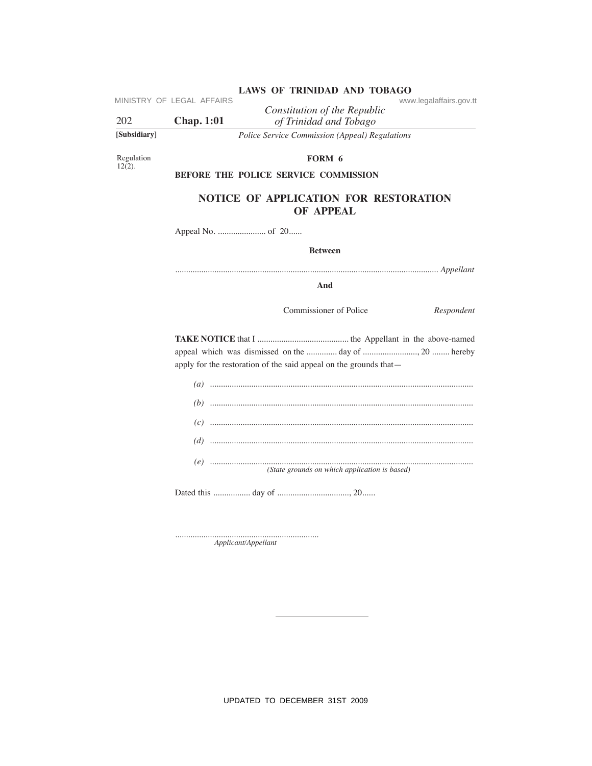Regulation 12(2).

## FORM 6

**BEFORE THE POLICE SERVICE COMMISSION**

### NOTICE OF APPLICATION FOR RESTORATION OF APPEAL

Appeal No. ...................... of 20......

**Between**

........................................................................................................................ *Appellant*

**And**

Commissioner of Police *Respondent*

**TAKE NOTICE** that I .......................................... the Appellant in the above-named appeal which was dismissed on the ............. day of ........................., 20 ........ hereby apply for the restoration of the said appeal on the grounds that—

*(a)* ........................................................................................................................

*(b)* ........................................................................................................................

*(c)* ........................................................................................................................

*(d)* ........................................................................................................................

*(e)* ........................................................................................................................
*(State grounds on which application is based)*

Dated this ................. day of ................................., 20......

..................................................................
*Applicant/Appellant*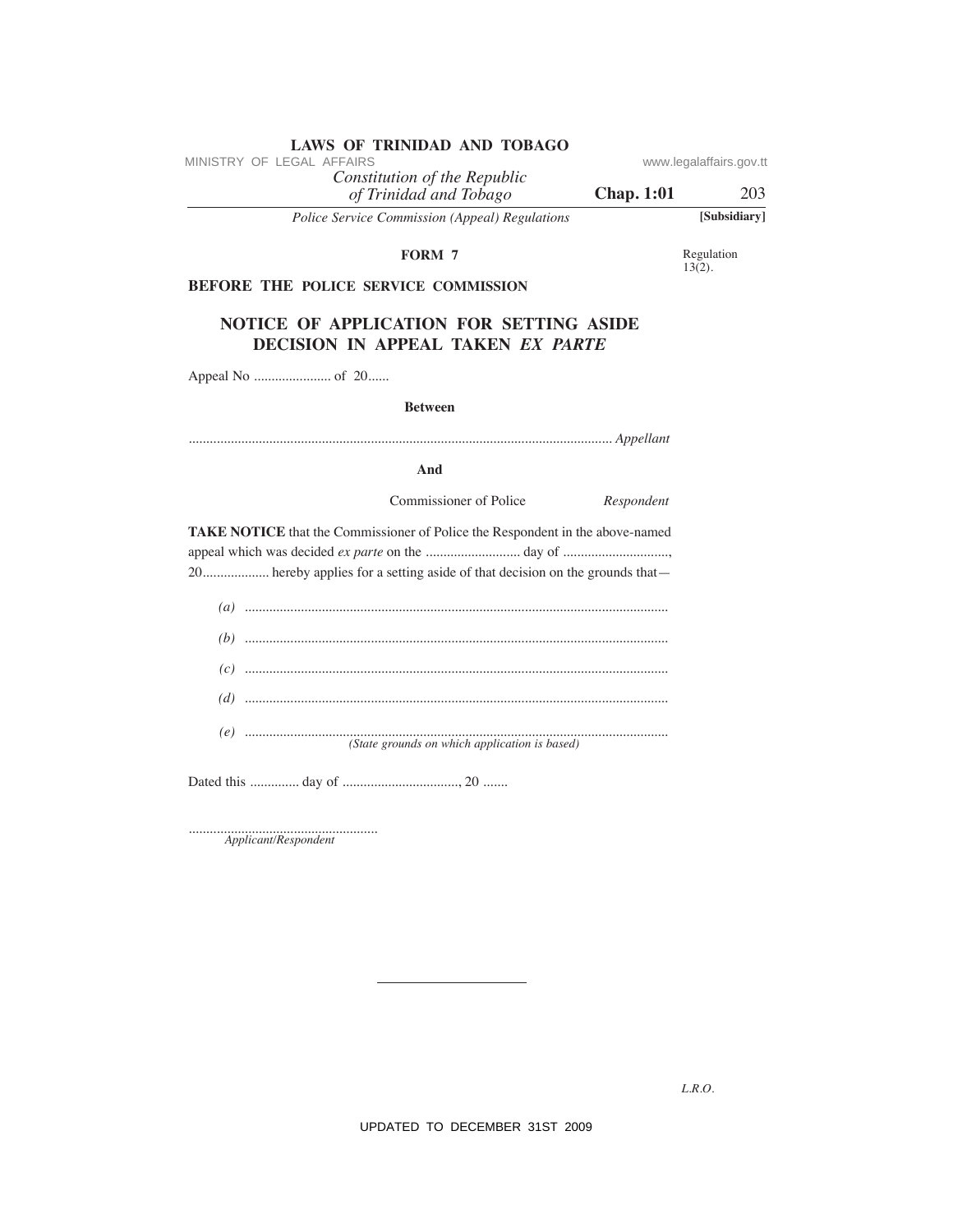FORM 7

Regulation 13(2).

**BEFORE THE POLICE SERVICE COMMISSION**

## NOTICE OF APPLICATION FOR SETTING ASIDE DECISION IN APPEAL TAKEN *EX PARTE*

Appeal No ..................... of 20......

**Between**

........................................................................................................................ *Appellant*

**And**

Commissioner of Police *Respondent*

**TAKE NOTICE** that the Commissioner of Police the Respondent in the above-named appeal which was decided *ex parte* on the .......................... day of .............................., 20.................. hereby applies for a setting aside of that decision on the grounds that—

*(a)* ........................................................................................................................

*(b)* ........................................................................................................................

*(c)* ........................................................................................................................

*(d)* ........................................................................................................................

*(e)* ........................................................................................................................

*(State grounds on which application is based)*

Dated this ............. day of ................................, 20 .......

......................................................
*Applicant/Respondent*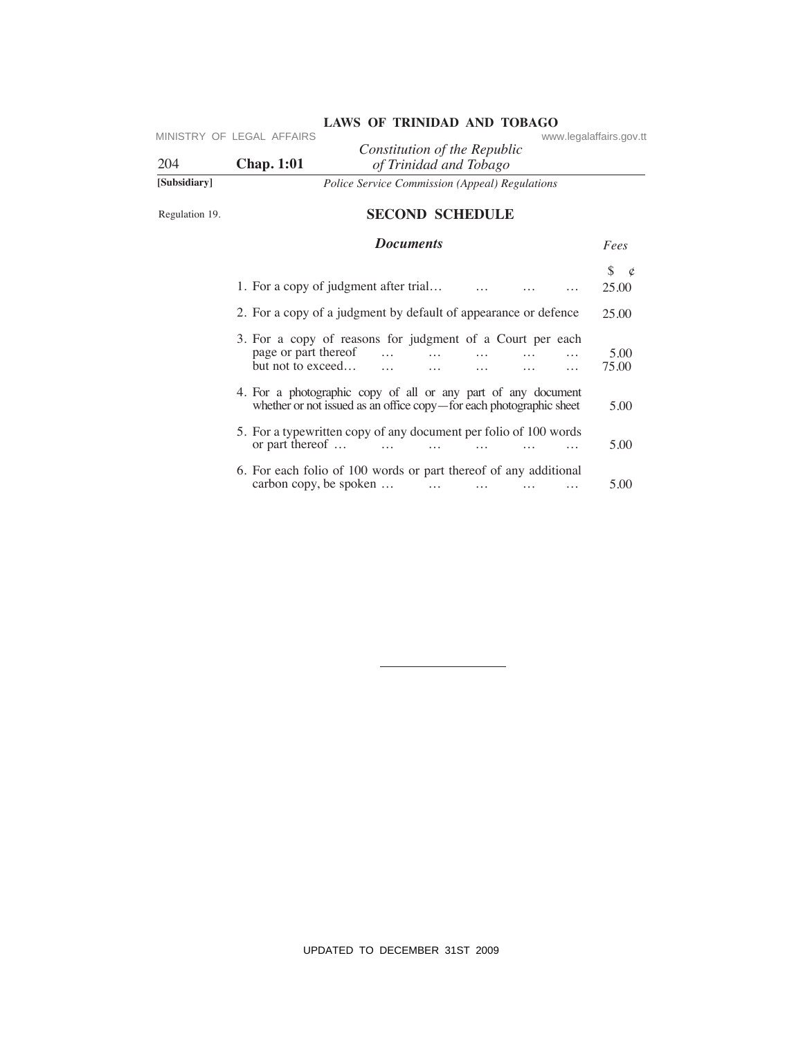Regulation 19.

## SECOND SCHEDULE

| *Documents* | *Fees* |
|---|---|
| | $ ¢ |
| 1. For a copy of judgment after trial… … … … | 25.00 |
| 2. For a copy of a judgment by default of appearance or defence | 25.00 |
| 3. For a copy of reasons for judgment of a Court per each page or part thereof … … … … … | 5.00 |
| but not to exceed… … … … … … | 75.00 |
| 4. For a photographic copy of all or any part of any document whether or not issued as an office copy—for each photographic sheet | 5.00 |
| 5. For a typewritten copy of any document per folio of 100 words or part thereof … … … … … … | 5.00 |
| 6. For each folio of 100 words or part thereof of any additional carbon copy, be spoken … … … … … | 5.00 |